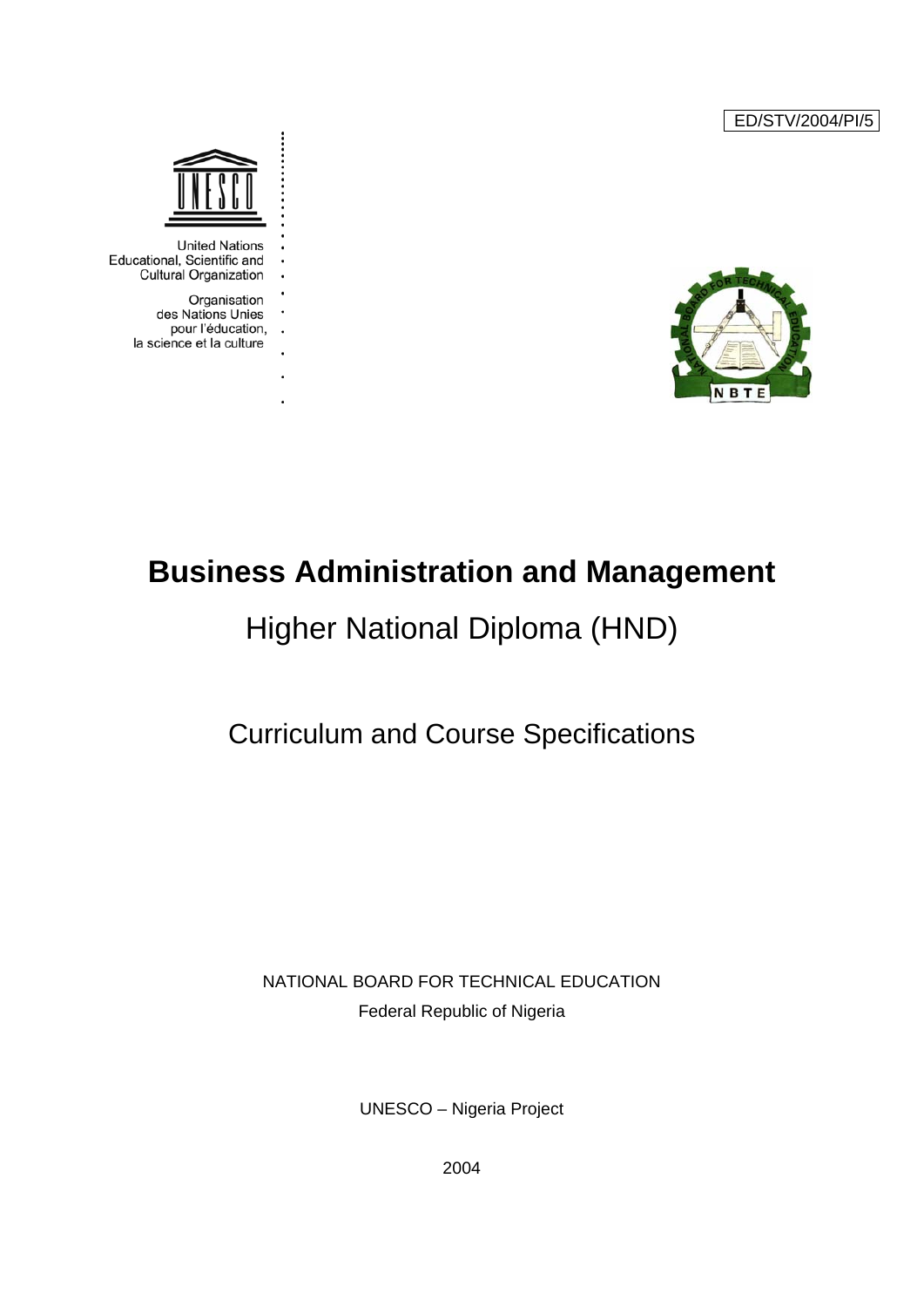ED/STV/2004/PI/5

United Nations
Educational, Scientific and
Cultural Organization

Organisation
des Nations Unies
pour l'éducation,
la science et la culture

# Business Administration and Management

## Higher National Diploma (HND)

## Curriculum and Course Specifications

NATIONAL BOARD FOR TECHNICAL EDUCATION

Federal Republic of Nigeria

UNESCO – Nigeria Project

2004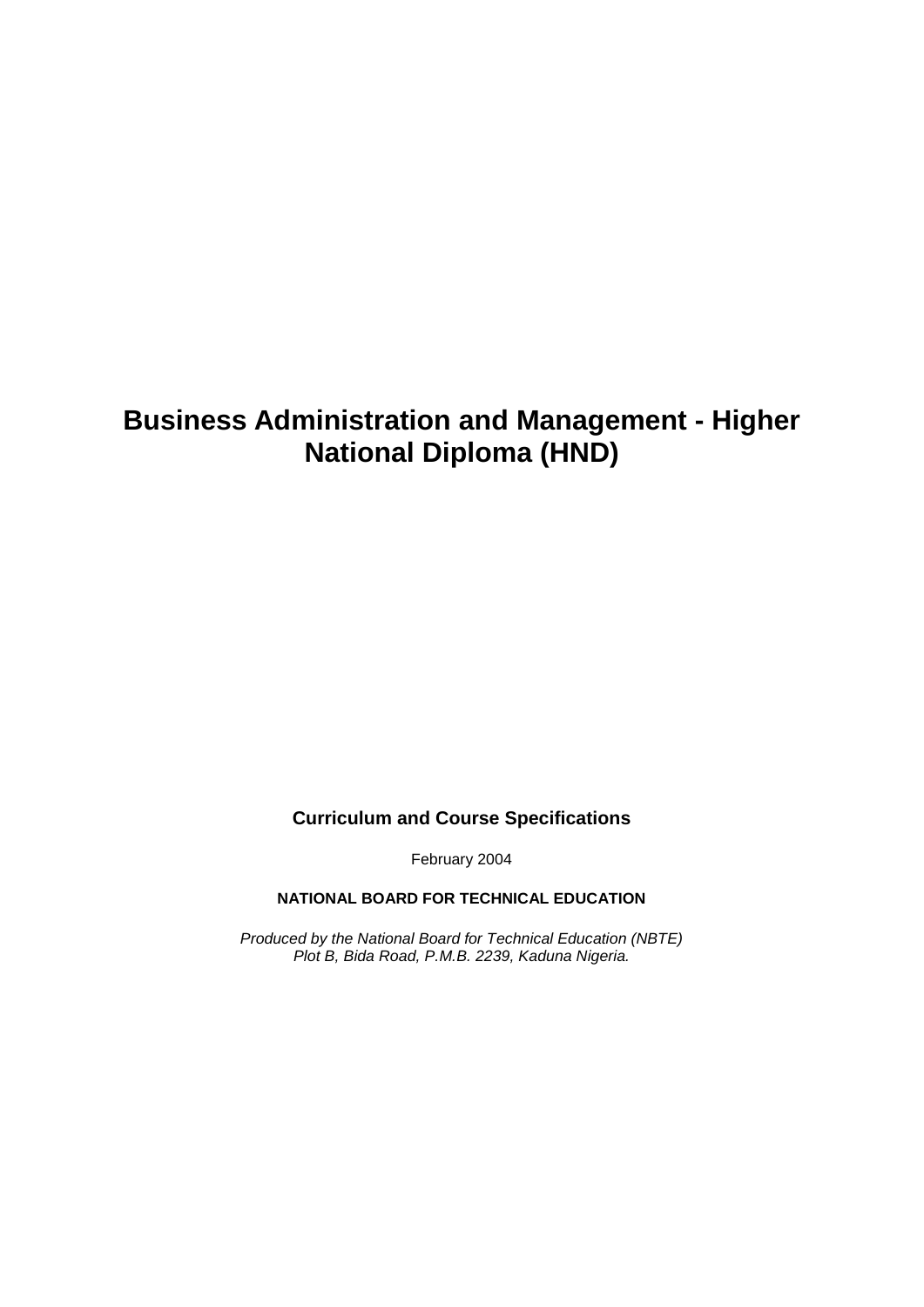# Business Administration and Management - Higher National Diploma (HND)

**Curriculum and Course Specifications**

February 2004

**NATIONAL BOARD FOR TECHNICAL EDUCATION**

*Produced by the National Board for Technical Education (NBTE)*
*Plot B, Bida Road, P.M.B. 2239, Kaduna Nigeria.*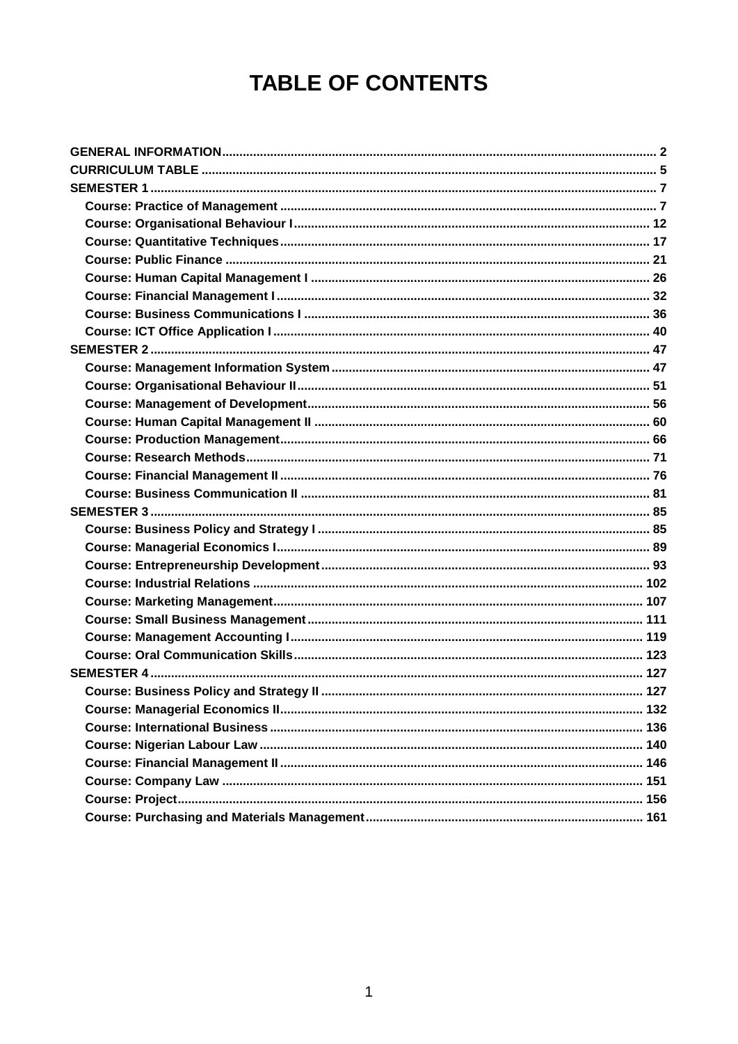# TABLE OF CONTENTS

GENERAL INFORMATION ........ 2
CURRICULUM TABLE ........ 5
SEMESTER 1 ........ 7
- Course: Practice of Management ........ 7
- Course: Organisational Behaviour I ........ 12
- Course: Quantitative Techniques ........ 17
- Course: Public Finance ........ 21
- Course: Human Capital Management I ........ 26
- Course: Financial Management I ........ 32
- Course: Business Communications I ........ 36
- Course: ICT Office Application I ........ 40

SEMESTER 2 ........ 47
- Course: Management Information System ........ 47
- Course: Organisational Behaviour II ........ 51
- Course: Management of Development ........ 56
- Course: Human Capital Management II ........ 60
- Course: Production Management ........ 66
- Course: Research Methods ........ 71
- Course: Financial Management II ........ 76
- Course: Business Communication II ........ 81

SEMESTER 3 ........ 85
- Course: Business Policy and Strategy I ........ 85
- Course: Managerial Economics I ........ 89
- Course: Entrepreneurship Development ........ 93
- Course: Industrial Relations ........ 102
- Course: Marketing Management ........ 107
- Course: Small Business Management ........ 111
- Course: Management Accounting I ........ 119
- Course: Oral Communication Skills ........ 123

SEMESTER 4 ........ 127
- Course: Business Policy and Strategy II ........ 127
- Course: Managerial Economics II ........ 132
- Course: International Business ........ 136
- Course: Nigerian Labour Law ........ 140
- Course: Financial Management II ........ 146
- Course: Company Law ........ 151
- Course: Project ........ 156
- Course: Purchasing and Materials Management ........ 161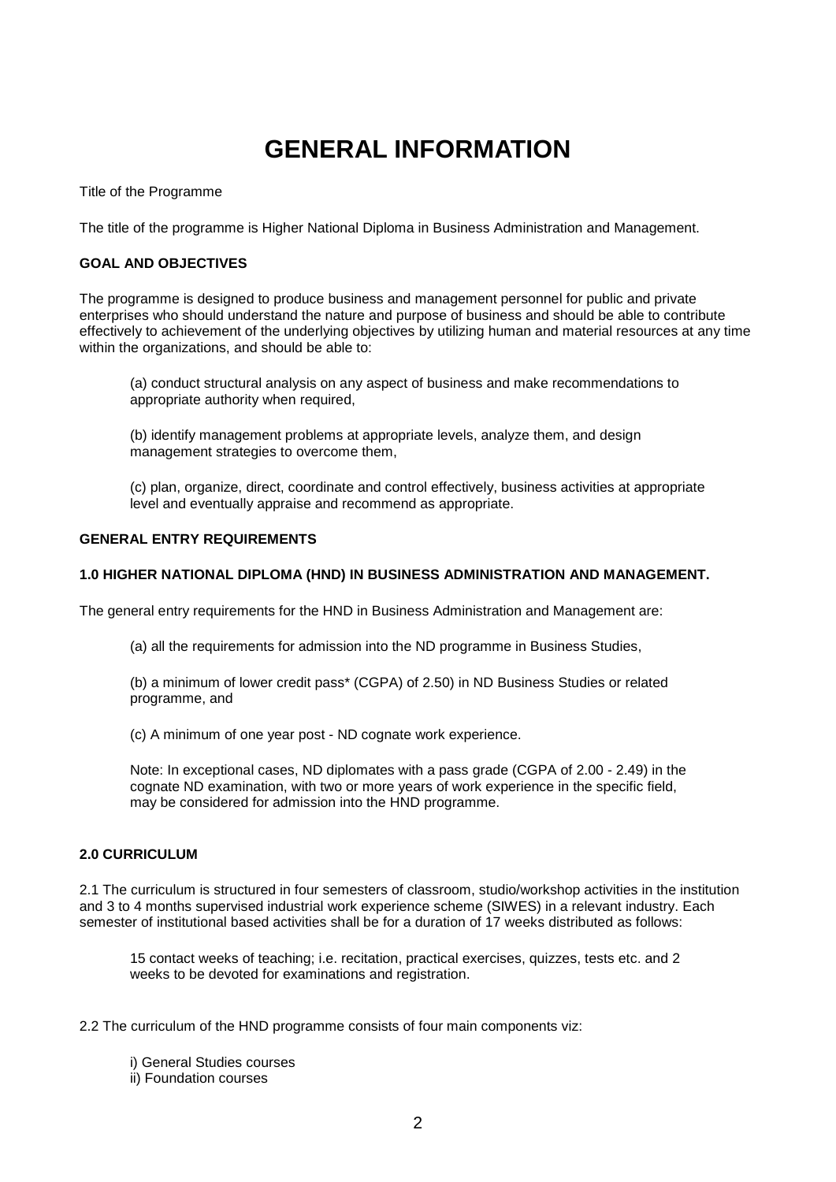# GENERAL INFORMATION

Title of the Programme

The title of the programme is Higher National Diploma in Business Administration and Management.

**GOAL AND OBJECTIVES**

The programme is designed to produce business and management personnel for public and private enterprises who should understand the nature and purpose of business and should be able to contribute effectively to achievement of the underlying objectives by utilizing human and material resources at any time within the organizations, and should be able to:

(a) conduct structural analysis on any aspect of business and make recommendations to appropriate authority when required,

(b) identify management problems at appropriate levels, analyze them, and design management strategies to overcome them,

(c) plan, organize, direct, coordinate and control effectively, business activities at appropriate level and eventually appraise and recommend as appropriate.

**GENERAL ENTRY REQUIREMENTS**

**1.0 HIGHER NATIONAL DIPLOMA (HND) IN BUSINESS ADMINISTRATION AND MANAGEMENT.**

The general entry requirements for the HND in Business Administration and Management are:

(a) all the requirements for admission into the ND programme in Business Studies,

(b) a minimum of lower credit pass* (CGPA) of 2.50) in ND Business Studies or related programme, and

(c) A minimum of one year post - ND cognate work experience.

Note: In exceptional cases, ND diplomates with a pass grade (CGPA of 2.00 - 2.49) in the cognate ND examination, with two or more years of work experience in the specific field, may be considered for admission into the HND programme.

**2.0 CURRICULUM**

2.1 The curriculum is structured in four semesters of classroom, studio/workshop activities in the institution and 3 to 4 months supervised industrial work experience scheme (SIWES) in a relevant industry. Each semester of institutional based activities shall be for a duration of 17 weeks distributed as follows:

15 contact weeks of teaching; i.e. recitation, practical exercises, quizzes, tests etc. and 2 weeks to be devoted for examinations and registration.

2.2 The curriculum of the HND programme consists of four main components viz:

i) General Studies courses
ii) Foundation courses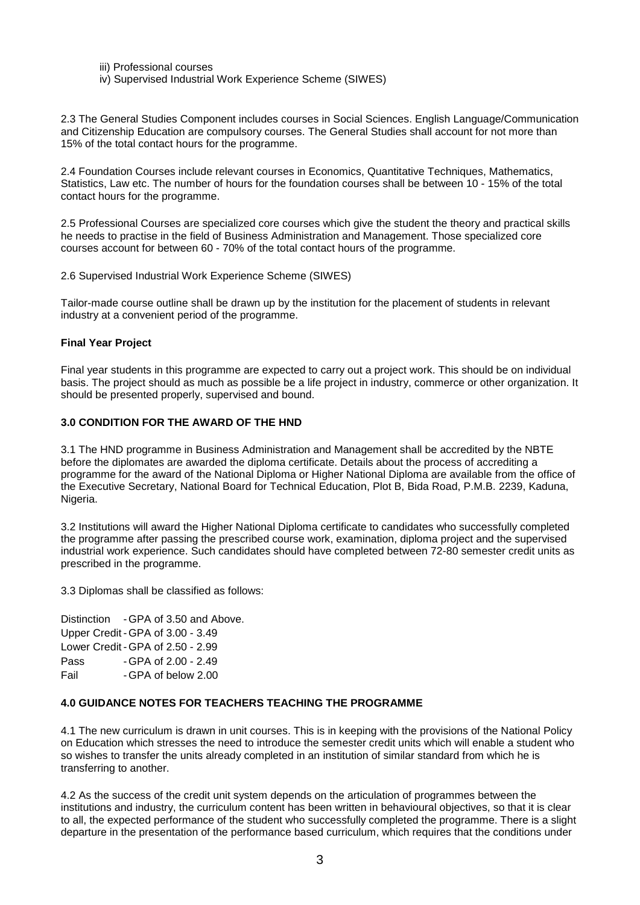iii) Professional courses

iv) Supervised Industrial Work Experience Scheme (SIWES)

2.3 The General Studies Component includes courses in Social Sciences. English Language/Communication and Citizenship Education are compulsory courses. The General Studies shall account for not more than 15% of the total contact hours for the programme.

2.4 Foundation Courses include relevant courses in Economics, Quantitative Techniques, Mathematics, Statistics, Law etc. The number of hours for the foundation courses shall be between 10 - 15% of the total contact hours for the programme.

2.5 Professional Courses are specialized core courses which give the student the theory and practical skills he needs to practise in the field of Business Administration and Management. Those specialized core courses account for between 60 - 70% of the total contact hours of the programme.

2.6 Supervised Industrial Work Experience Scheme (SIWES)

Tailor-made course outline shall be drawn up by the institution for the placement of students in relevant industry at a convenient period of the programme.

**Final Year Project**

Final year students in this programme are expected to carry out a project work. This should be on individual basis. The project should as much as possible be a life project in industry, commerce or other organization. It should be presented properly, supervised and bound.

**3.0 CONDITION FOR THE AWARD OF THE HND**

3.1 The HND programme in Business Administration and Management shall be accredited by the NBTE before the diplomates are awarded the diploma certificate. Details about the process of accrediting a programme for the award of the National Diploma or Higher National Diploma are available from the office of the Executive Secretary, National Board for Technical Education, Plot B, Bida Road, P.M.B. 2239, Kaduna, Nigeria.

3.2 Institutions will award the Higher National Diploma certificate to candidates who successfully completed the programme after passing the prescribed course work, examination, diploma project and the supervised industrial work experience. Such candidates should have completed between 72-80 semester credit units as prescribed in the programme.

3.3 Diplomas shall be classified as follows:

Distinction - GPA of 3.50 and Above.
Upper Credit - GPA of 3.00 - 3.49
Lower Credit - GPA of 2.50 - 2.99
Pass - GPA of 2.00 - 2.49
Fail - GPA of below 2.00

**4.0 GUIDANCE NOTES FOR TEACHERS TEACHING THE PROGRAMME**

4.1 The new curriculum is drawn in unit courses. This is in keeping with the provisions of the National Policy on Education which stresses the need to introduce the semester credit units which will enable a student who so wishes to transfer the units already completed in an institution of similar standard from which he is transferring to another.

4.2 As the success of the credit unit system depends on the articulation of programmes between the institutions and industry, the curriculum content has been written in behavioural objectives, so that it is clear to all, the expected performance of the student who successfully completed the programme. There is a slight departure in the presentation of the performance based curriculum, which requires that the conditions under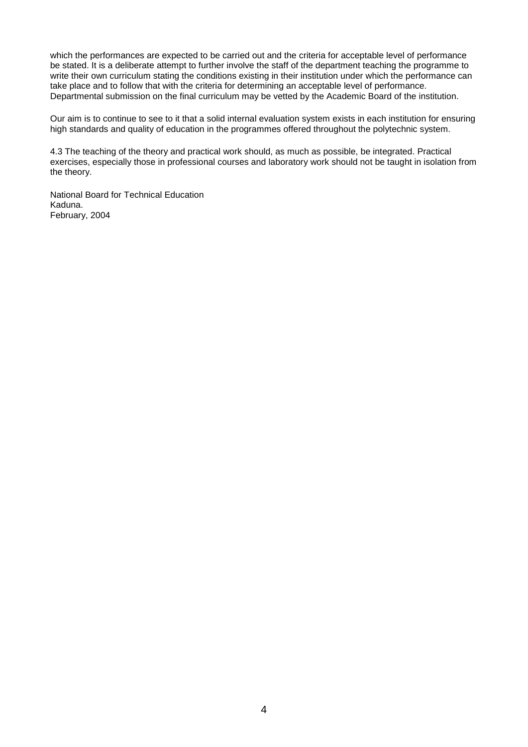which the performances are expected to be carried out and the criteria for acceptable level of performance be stated. It is a deliberate attempt to further involve the staff of the department teaching the programme to write their own curriculum stating the conditions existing in their institution under which the performance can take place and to follow that with the criteria for determining an acceptable level of performance. Departmental submission on the final curriculum may be vetted by the Academic Board of the institution.

Our aim is to continue to see to it that a solid internal evaluation system exists in each institution for ensuring high standards and quality of education in the programmes offered throughout the polytechnic system.

4.3 The teaching of the theory and practical work should, as much as possible, be integrated. Practical exercises, especially those in professional courses and laboratory work should not be taught in isolation from the theory.

National Board for Technical Education
Kaduna.
February, 2004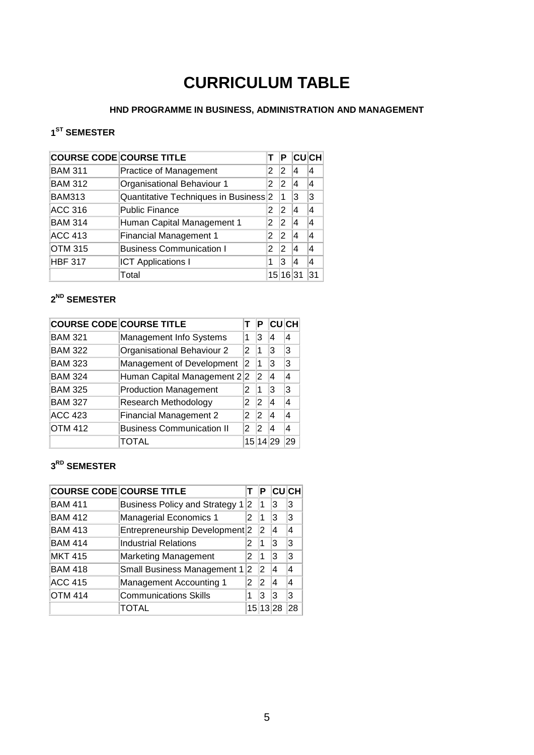# CURRICULUM TABLE

**HND PROGRAMME IN BUSINESS, ADMINISTRATION AND MANAGEMENT**

### 1ST SEMESTER

| COURSE CODE | COURSE TITLE | T | P | CU | CH |
|---|---|---|---|---|---|
| BAM 311 | Practice of Management | 2 | 2 | 4 | 4 |
| BAM 312 | Organisational Behaviour 1 | 2 | 2 | 4 | 4 |
| BAM313 | Quantitative Techniques in Business | 2 | 1 | 3 | 3 |
| ACC 316 | Public Finance | 2 | 2 | 4 | 4 |
| BAM 314 | Human Capital Management 1 | 2 | 2 | 4 | 4 |
| ACC 413 | Financial Management 1 | 2 | 2 | 4 | 4 |
| OTM 315 | Business Communication I | 2 | 2 | 4 | 4 |
| HBF 317 | ICT Applications I | 1 | 3 | 4 | 4 |
| | Total | 15 | 16 | 31 | 31 |

### 2ND SEMESTER

| COURSE CODE | COURSE TITLE | T | P | CU | CH |
|---|---|---|---|---|---|
| BAM 321 | Management Info Systems | 1 | 3 | 4 | 4 |
| BAM 322 | Organisational Behaviour 2 | 2 | 1 | 3 | 3 |
| BAM 323 | Management of Development | 2 | 1 | 3 | 3 |
| BAM 324 | Human Capital Management 2 | 2 | 2 | 4 | 4 |
| BAM 325 | Production Management | 2 | 1 | 3 | 3 |
| BAM 327 | Research Methodology | 2 | 2 | 4 | 4 |
| ACC 423 | Financial Management 2 | 2 | 2 | 4 | 4 |
| OTM 412 | Business Communication II | 2 | 2 | 4 | 4 |
| | TOTAL | 15 | 14 | 29 | 29 |

### 3RD SEMESTER

| COURSE CODE | COURSE TITLE | T | P | CU | CH |
|---|---|---|---|---|---|
| BAM 411 | Business Policy and Strategy 1 | 2 | 1 | 3 | 3 |
| BAM 412 | Managerial Economics 1 | 2 | 1 | 3 | 3 |
| BAM 413 | Entrepreneurship Development | 2 | 2 | 4 | 4 |
| BAM 414 | Industrial Relations | 2 | 1 | 3 | 3 |
| MKT 415 | Marketing Management | 2 | 1 | 3 | 3 |
| BAM 418 | Small Business Management 1 | 2 | 2 | 4 | 4 |
| ACC 415 | Management Accounting 1 | 2 | 2 | 4 | 4 |
| OTM 414 | Communications Skills | 1 | 3 | 3 | 3 |
| | TOTAL | 15 | 13 | 28 | 28 |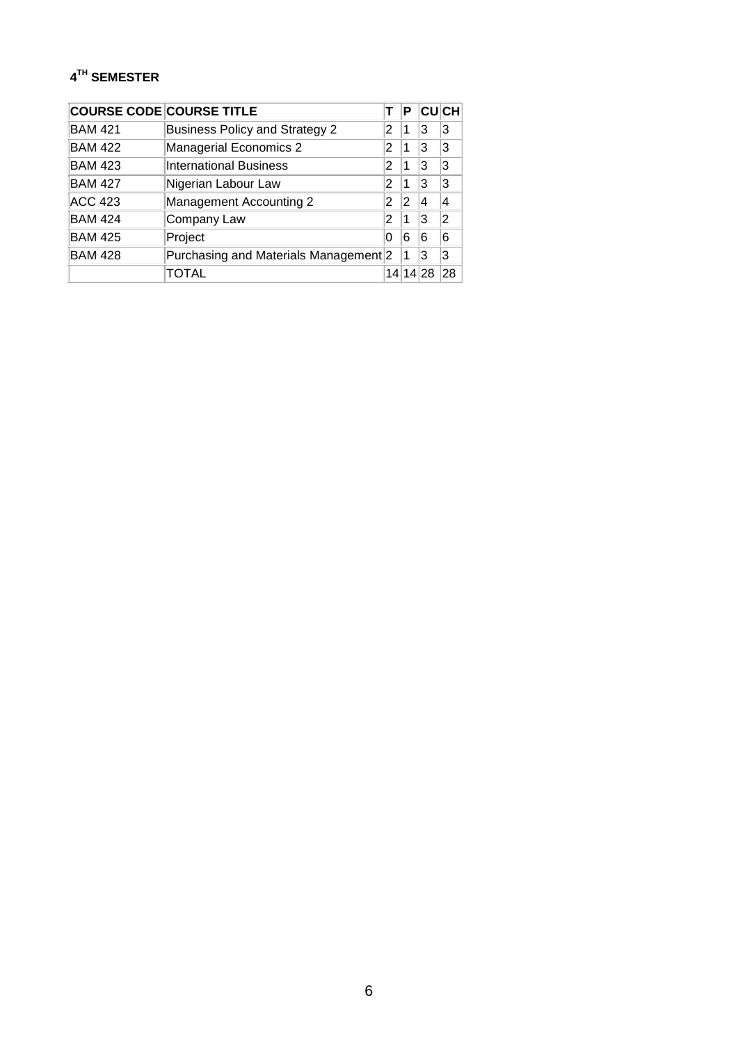## $4^{TH}$ SEMESTER

| COURSE CODE | COURSE TITLE | T | P | CU | CH |
|---|---|---|---|---|---|
| BAM 421 | Business Policy and Strategy 2 | 2 | 1 | 3 | 3 |
| BAM 422 | Managerial Economics 2 | 2 | 1 | 3 | 3 |
| BAM 423 | International Business | 2 | 1 | 3 | 3 |
| BAM 427 | Nigerian Labour Law | 2 | 1 | 3 | 3 |
| ACC 423 | Management Accounting 2 | 2 | 2 | 4 | 4 |
| BAM 424 | Company Law | 2 | 1 | 3 | 2 |
| BAM 425 | Project | 0 | 6 | 6 | 6 |
| BAM 428 | Purchasing and Materials Management | 2 | 1 | 3 | 3 |
| | TOTAL | 14 | 14 | 28 | 28 |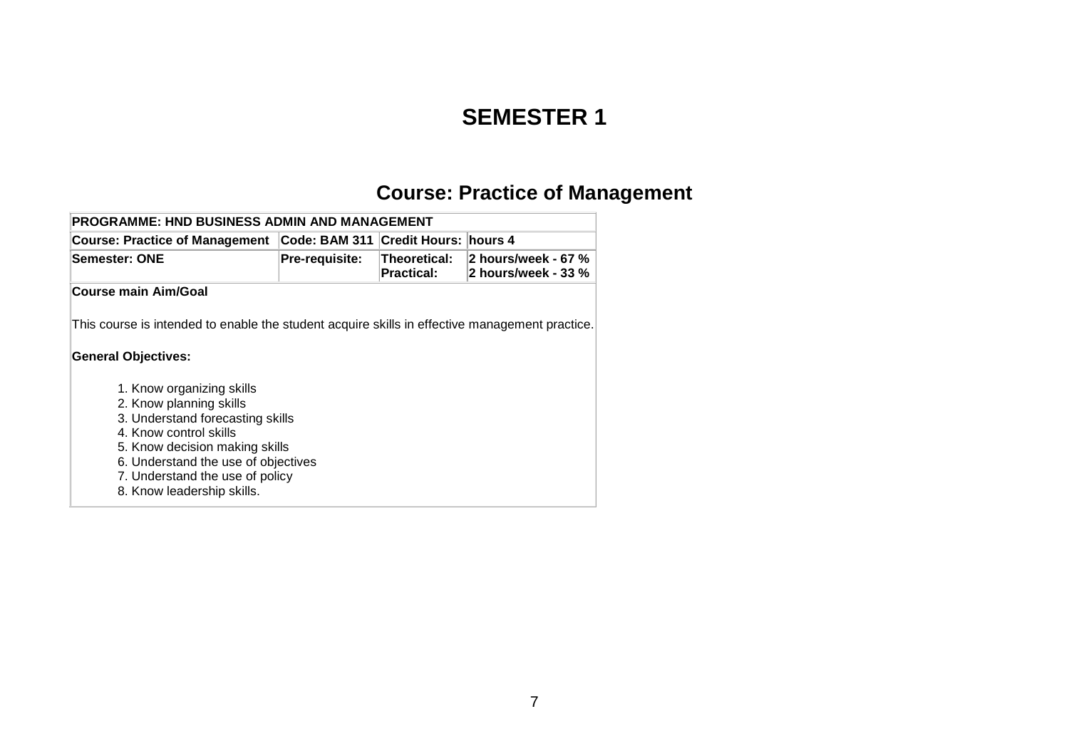# SEMESTER 1

## Course: Practice of Management

| PROGRAMME: HND BUSINESS ADMIN AND MANAGEMENT | | | |
|---|---|---|---|
| **Course: Practice of Management** | **Code: BAM 311** | **Credit Hours:** | **hours 4** |
| **Semester: ONE** | **Pre-requisite:** | **Theoretical:**<br>**Practical:** | **2 hours/week - 67 %**<br>**2 hours/week - 33 %** |

**Course main Aim/Goal**

This course is intended to enable the student acquire skills in effective management practice.

**General Objectives:**

1. Know organizing skills
2. Know planning skills
3. Understand forecasting skills
4. Know control skills
5. Know decision making skills
6. Understand the use of objectives
7. Understand the use of policy
8. Know leadership skills.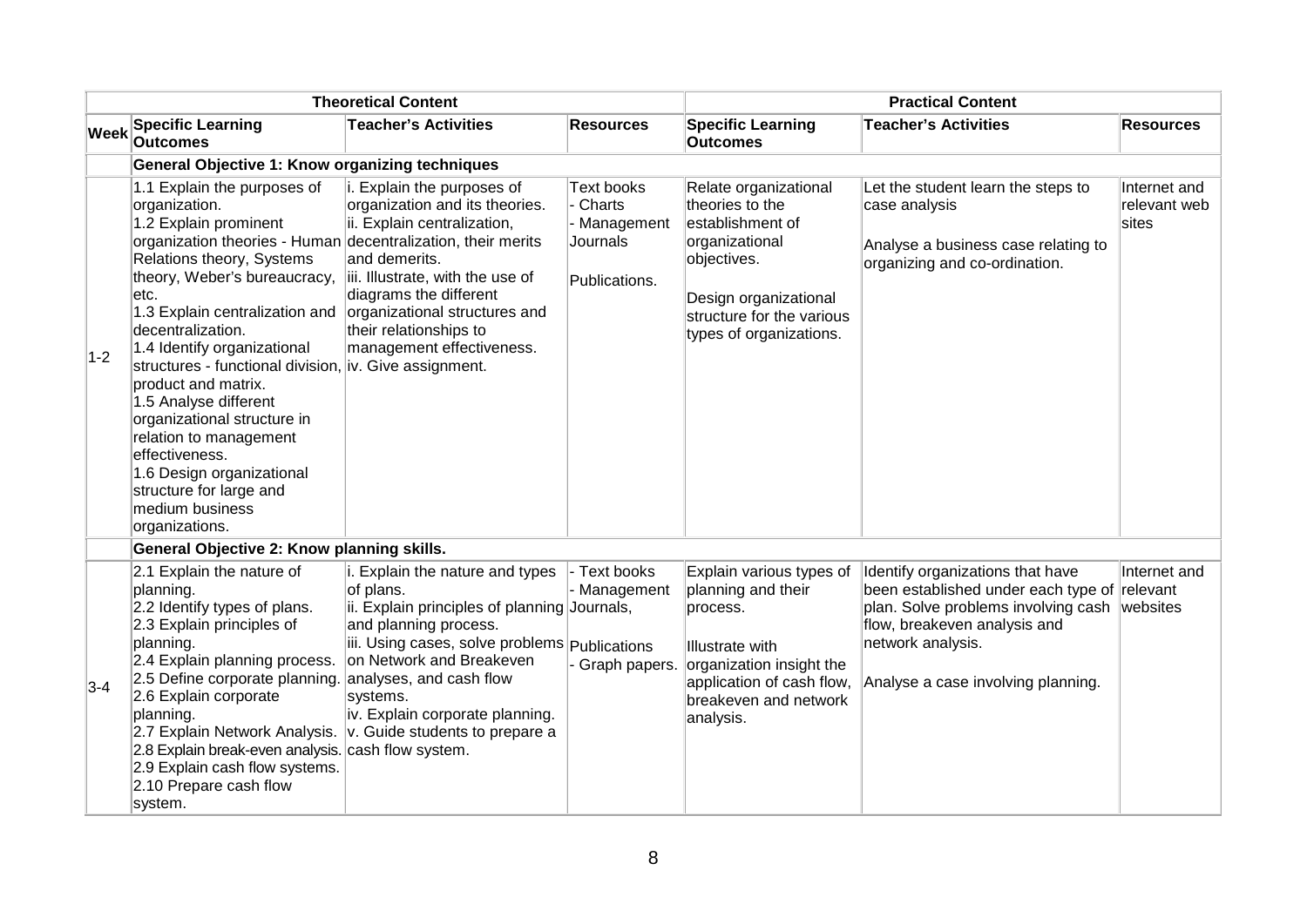| | Theoretical Content | | | Practical Content | | |
|---|---|---|---|---|---|---|
| **Week** | **Specific Learning Outcomes** | **Teacher's Activities** | **Resources** | **Specific Learning Outcomes** | **Teacher's Activities** | **Resources** |
| | **General Objective 1: Know organizing techniques** | | | | | |
| 1-2 | 1.1 Explain the purposes of organization.<br>1.2 Explain prominent organization theories - Human Relations theory, Systems theory, Weber's bureaucracy, etc.<br>1.3 Explain centralization and decentralization.<br>1.4 Identify organizational structures - functional division, product and matrix.<br>1.5 Analyse different organizational structure in relation to management effectiveness.<br>1.6 Design organizational structure for large and medium business organizations. | i. Explain the purposes of organization and its theories.<br>ii. Explain centralization, decentralization, their merits and demerits.<br>iii. Illustrate, with the use of diagrams the different organizational structures and their relationships to management effectiveness.<br>iv. Give assignment. | Text books<br>- Charts<br>- Management Journals<br><br>Publications. | Relate organizational theories to the establishment of organizational objectives.<br><br>Design organizational structure for the various types of organizations. | Let the student learn the steps to case analysis<br><br>Analyse a business case relating to organizing and co-ordination. | Internet and relevant web sites |
| | **General Objective 2: Know planning skills.** | | | | | |
| 3-4 | 2.1 Explain the nature of planning.<br>2.2 Identify types of plans.<br>2.3 Explain principles of planning.<br>2.4 Explain planning process.<br>2.5 Define corporate planning.<br>2.6 Explain corporate planning.<br>2.7 Explain Network Analysis.<br>2.8 Explain break-even analysis.<br>2.9 Explain cash flow systems.<br>2.10 Prepare cash flow system. | i. Explain the nature and types of plans.<br>ii. Explain principles of planning and planning process.<br>iii. Using cases, solve problems on Network and Breakeven analyses, and cash flow systems.<br>iv. Explain corporate planning.<br>v. Guide students to prepare a cash flow system. | - Text books<br>- Management Journals,<br>Publications<br>- Graph papers. | Explain various types of planning and their process.<br><br>Illustrate with organization insight the application of cash flow, breakeven and network analysis. | Identify organizations that have been established under each type of plan. Solve problems involving cash flow, breakeven analysis and network analysis.<br><br>Analyse a case involving planning. | Internet and relevant websites |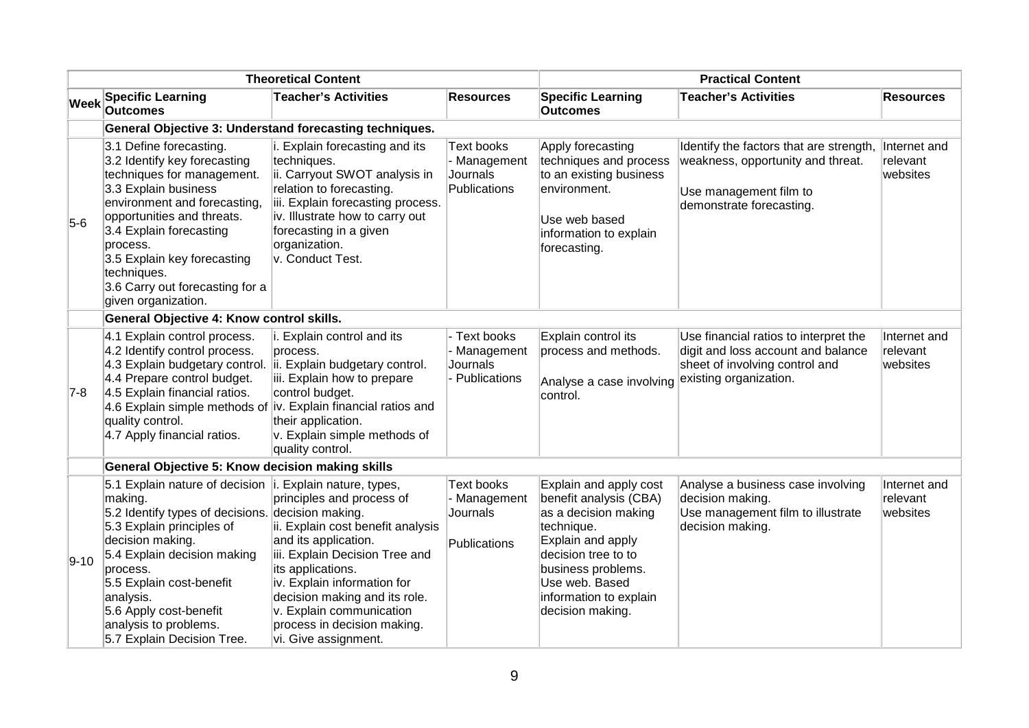| | Theoretical Content | | | Practical Content | | |
|---|---|---|---|---|---|---|
| **Week** | **Specific Learning Outcomes** | **Teacher's Activities** | **Resources** | **Specific Learning Outcomes** | **Teacher's Activities** | **Resources** |
| | **General Objective 3: Understand forecasting techniques.** | | | | | |
| 5-6 | 3.1 Define forecasting.<br>3.2 Identify key forecasting techniques for management.<br>3.3 Explain business environment and forecasting, opportunities and threats.<br>3.4 Explain forecasting process.<br>3.5 Explain key forecasting techniques.<br>3.6 Carry out forecasting for a given organization. | i. Explain forecasting and its techniques.<br>ii. Carryout SWOT analysis in relation to forecasting.<br>iii. Explain forecasting process.<br>iv. Illustrate how to carry out forecasting in a given organization.<br>v. Conduct Test. | Text books<br>- Management Journals<br>Publications | Apply forecasting techniques and process to an existing business environment.<br><br>Use web based information to explain forecasting. | Identify the factors that are strength, weakness, opportunity and threat.<br><br>Use management film to demonstrate forecasting. | Internet and relevant websites |
| | **General Objective 4: Know control skills.** | | | | | |
| 7-8 | 4.1 Explain control process.<br>4.2 Identify control process.<br>4.3 Explain budgetary control.<br>4.4 Prepare control budget.<br>4.5 Explain financial ratios.<br>4.6 Explain simple methods of quality control.<br>4.7 Apply financial ratios. | i. Explain control and its process.<br>ii. Explain budgetary control.<br>iii. Explain how to prepare control budget.<br>iv. Explain financial ratios and their application.<br>v. Explain simple methods of quality control. | - Text books<br>- Management Journals<br>- Publications | Explain control its process and methods.<br><br>Analyse a case involving control. | Use financial ratios to interpret the digit and loss account and balance sheet of involving control and existing organization. | Internet and relevant websites |
| | **General Objective 5: Know decision making skills** | | | | | |
| 9-10 | 5.1 Explain nature of decision making.<br>5.2 Identify types of decisions.<br>5.3 Explain principles of decision making.<br>5.4 Explain decision making process.<br>5.5 Explain cost-benefit analysis.<br>5.6 Apply cost-benefit analysis to problems.<br>5.7 Explain Decision Tree. | i. Explain nature, types, principles and process of decision making.<br>ii. Explain cost benefit analysis and its application.<br>iii. Explain Decision Tree and its applications.<br>iv. Explain information for decision making and its role.<br>v. Explain communication process in decision making.<br>vi. Give assignment. | Text books<br>- Management Journals<br><br>Publications | Explain and apply cost benefit analysis (CBA) as a decision making technique.<br>Explain and apply decision tree to to business problems.<br>Use web. Based information to explain decision making. | Analyse a business case involving decision making.<br>Use management film to illustrate decision making. | Internet and relevant websites |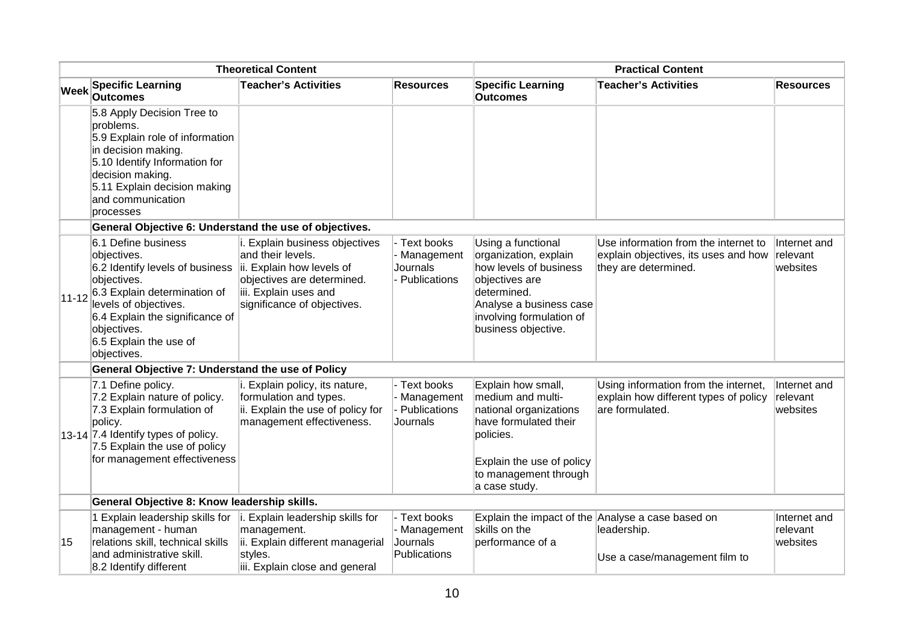| Theoretical Content | | | | Practical Content | | |
|---|---|---|---|---|---|---|
| **Week** | **Specific Learning Outcomes** | **Teacher's Activities** | **Resources** | **Specific Learning Outcomes** | **Teacher's Activities** | **Resources** |
| | 5.8 Apply Decision Tree to problems.<br>5.9 Explain role of information in decision making.<br>5.10 Identify Information for decision making.<br>5.11 Explain decision making and communication processes | | | | | |
| | **General Objective 6: Understand the use of objectives.** | | | | | |
| 11-12 | 6.1 Define business objectives.<br>6.2 Identify levels of business objectives.<br>6.3 Explain determination of levels of objectives.<br>6.4 Explain the significance of objectives.<br>6.5 Explain the use of objectives. | i. Explain business objectives and their levels.<br>ii. Explain how levels of objectives are determined.<br>iii. Explain uses and significance of objectives. | - Text books<br>- Management Journals<br>- Publications | Using a functional organization, explain how levels of business objectives are determined.<br>Analyse a business case involving formulation of business objective. | Use information from the internet to explain objectives, its uses and how they are determined. | Internet and relevant websites |
| | **General Objective 7: Understand the use of Policy** | | | | | |
| 13-14 | 7.1 Define policy.<br>7.2 Explain nature of policy.<br>7.3 Explain formulation of policy.<br>7.4 Identify types of policy.<br>7.5 Explain the use of policy for management effectiveness | i. Explain policy, its nature, formulation and types.<br>ii. Explain the use of policy for management effectiveness. | - Text books<br>- Management<br>- Publications<br>Journals | Explain how small, medium and multi-national organizations have formulated their policies.<br><br>Explain the use of policy to management through a case study. | Using information from the internet, explain how different types of policy are formulated. | Internet and relevant websites |
| | **General Objective 8: Know leadership skills.** | | | | | |
| 15 | 1 Explain leadership skills for management - human relations skill, technical skills and administrative skill.<br>8.2 Identify different | i. Explain leadership skills for management.<br>ii. Explain different managerial styles.<br>iii. Explain close and general | - Text books<br>- Management Journals<br>Publications | Explain the impact of the skills on the performance of a | Analyse a case based on leadership.<br><br>Use a case/management film to | Internet and relevant websites |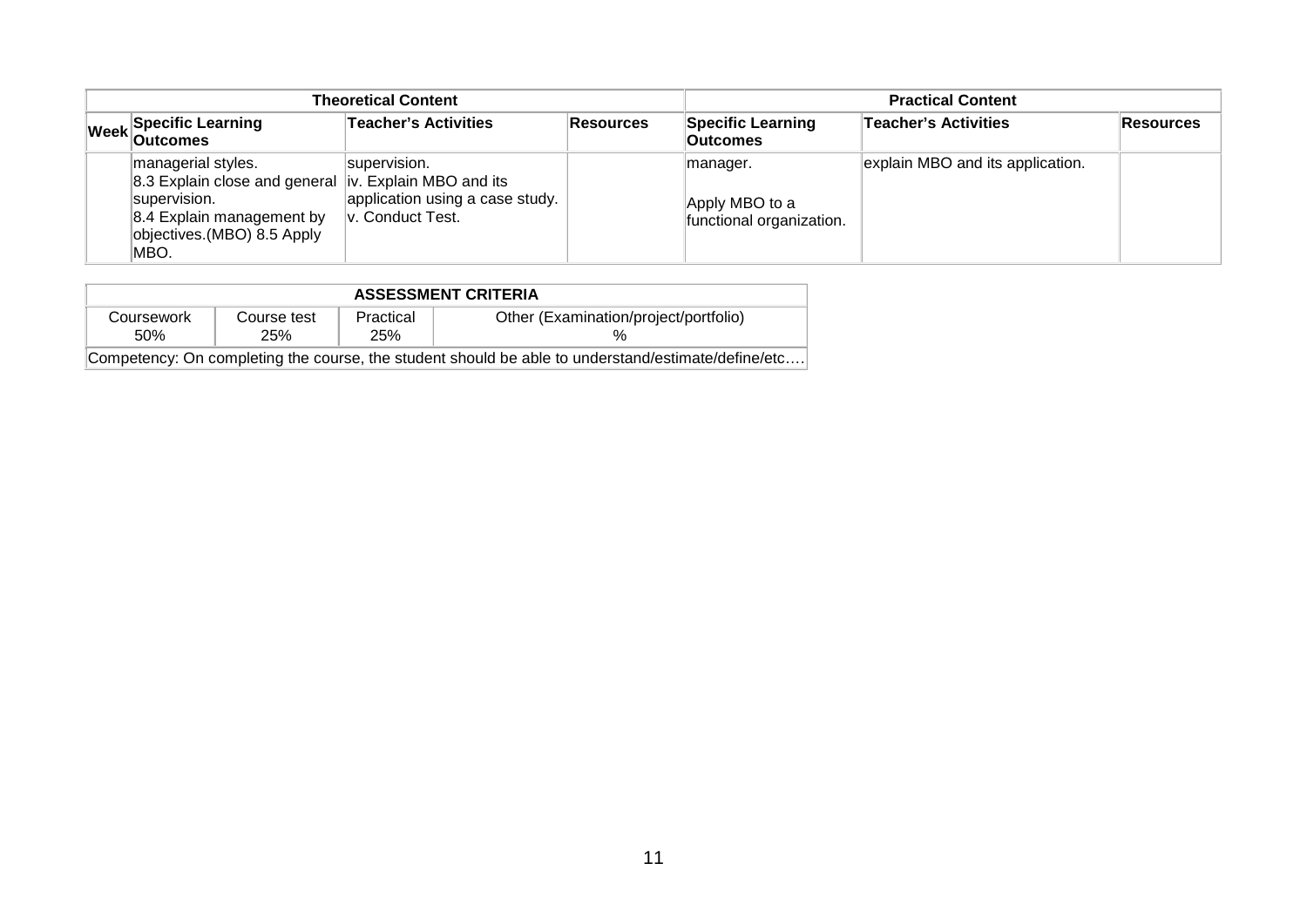| Theoretical Content | | | | Practical Content | | |
|---|---|---|---|---|---|---|
| Week | Specific Learning Outcomes | Teacher's Activities | Resources | Specific Learning Outcomes | Teacher's Activities | Resources |
| | managerial styles.<br>8.3 Explain close and general supervision.<br>8.4 Explain management by objectives.(MBO) 8.5 Apply MBO. | supervision.<br>iv. Explain MBO and its application using a case study.<br>v. Conduct Test. | | manager.<br><br>Apply MBO to a functional organization. | explain MBO and its application. | |

| ASSESSMENT CRITERIA | | | |
|---|---|---|---|
| Coursework 50% | Course test 25% | Practical 25% | Other (Examination/project/portfolio) % |
| Competency: On completing the course, the student should be able to understand/estimate/define/etc…. | | | |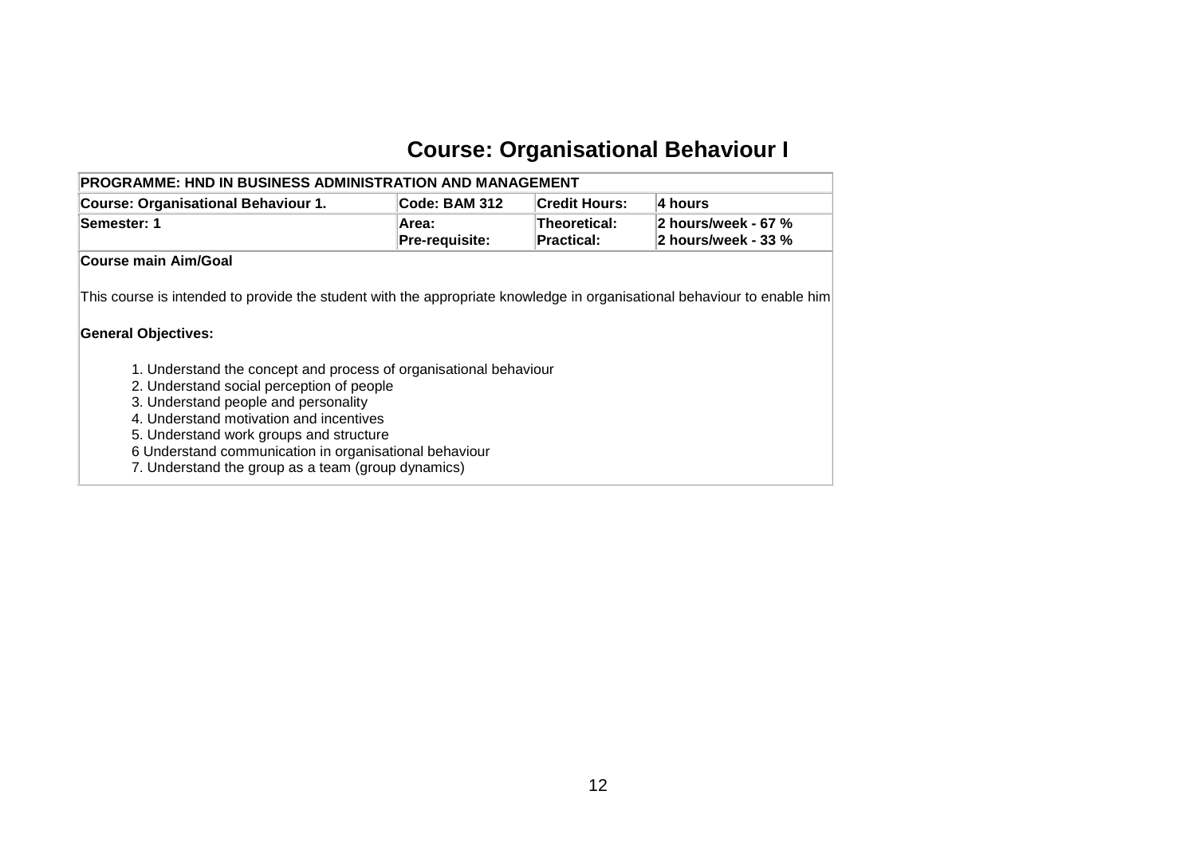# Course: Organisational Behaviour I

| PROGRAMME: HND IN BUSINESS ADMINISTRATION AND MANAGEMENT | | | |
|---|---|---|---|
| **Course: Organisational Behaviour 1.** | **Code: BAM 312** | **Credit Hours:** | **4 hours** |
| **Semester: 1** | **Area:**<br>**Pre-requisite:** | **Theoretical:**<br>**Practical:** | **2 hours/week - 67 %**<br>**2 hours/week - 33 %** |

**Course main Aim/Goal**

This course is intended to provide the student with the appropriate knowledge in organisational behaviour to enable him

**General Objectives:**

1. Understand the concept and process of organisational behaviour
2. Understand social perception of people
3. Understand people and personality
4. Understand motivation and incentives
5. Understand work groups and structure
6 Understand communication in organisational behaviour
7. Understand the group as a team (group dynamics)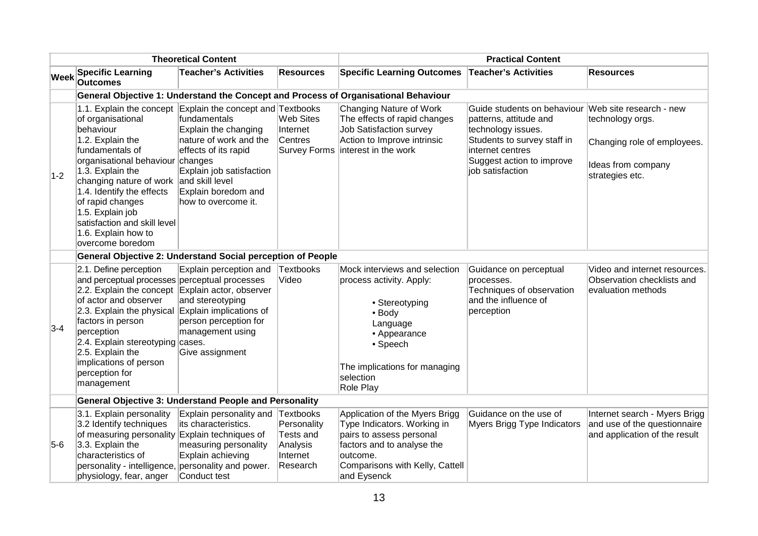| | Theoretical Content | | | Practical Content | | |
|---|---|---|---|---|---|---|
| **Week** | **Specific Learning Outcomes** | **Teacher's Activities** | **Resources** | **Specific Learning Outcomes** | **Teacher's Activities** | **Resources** |
| | **General Objective 1: Understand the Concept and Process of Organisational Behaviour** | | | | | |
| 1-2 | 1.1. Explain the concept of organisational behaviour<br>1.2. Explain the fundamentals of organisational behaviour<br>1.3. Explain the changing nature of work<br>1.4. Identify the effects of rapid changes<br>1.5. Explain job satisfaction and skill level<br>1.6. Explain how to overcome boredom | Explain the concept and fundamentals<br>Explain the changing nature of work and the effects of its rapid changes<br>Explain job satisfaction and skill level<br>Explain boredom and how to overcome it. | Textbooks<br>Web Sites<br>Internet Centres<br>Survey Forms | Changing Nature of Work<br>The effects of rapid changes<br>Job Satisfaction survey<br>Action to Improve intrinsic interest in the work | Guide students on behaviour patterns, attitude and technology issues.<br>Students to survey staff in internet centres<br>Suggest action to improve job satisfaction | Web site research - new technology orgs.<br><br>Changing role of employees.<br><br>Ideas from company strategies etc. |
| | **General Objective 2: Understand Social perception of People** | | | | | |
| 3-4 | 2.1. Define perception and perceptual processes<br>2.2. Explain the concept of actor and observer<br>2.3. Explain the physical factors in person perception<br>2.4. Explain stereotyping<br>2.5. Explain the implications of person perception for management | Explain perception and perceptual processes<br>Explain actor, observer and stereotyping<br>Explain implications of person perception for management using cases.<br>Give assignment | Textbooks<br>Video | Mock interviews and selection process activity. Apply:<br><br>• Stereotyping<br>• Body Language<br>• Appearance<br>• Speech<br><br>The implications for managing selection<br>Role Play | Guidance on perceptual processes.<br>Techniques of observation and the influence of perception | Video and internet resources.<br>Observation checklists and evaluation methods |
| | **General Objective 3: Understand People and Personality** | | | | | |
| 5-6 | 3.1. Explain personality<br>3.2 Identify techniques of measuring personality<br>3.3. Explain the characteristics of personality - intelligence, physiology, fear, anger | Explain personality and its characteristics.<br>Explain techniques of measuring personality<br>Explain achieving personality and power.<br>Conduct test | Textbooks<br>Personality Tests and Analysis<br>Internet Research | Application of the Myers Brigg Type Indicators. Working in pairs to assess personal factors and to analyse the outcome.<br>Comparisons with Kelly, Cattell and Eysenck | Guidance on the use of Myers Brigg Type Indicators | Internet search - Myers Brigg and use of the questionnaire and application of the result |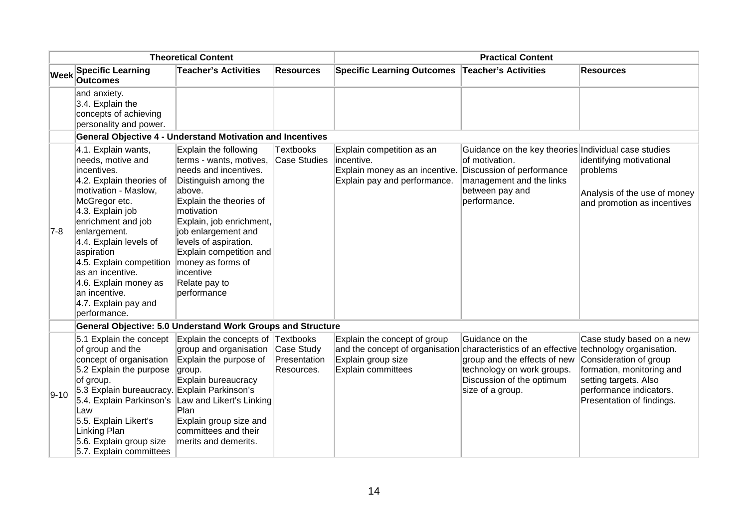| | Theoretical Content | | | Practical Content | | |
|---|---|---|---|---|---|---|
| Week | Specific Learning Outcomes | Teacher's Activities | Resources | Specific Learning Outcomes | Teacher's Activities | Resources |
| | and anxiety.<br>3.4. Explain the concepts of achieving personality and power. | | | | | |
| | **General Objective 4 - Understand Motivation and Incentives** | | | | | |
| 7-8 | 4.1. Explain wants, needs, motive and incentives.<br>4.2. Explain theories of motivation - Maslow, McGregor etc.<br>4.3. Explain job enrichment and job enlargement.<br>4.4. Explain levels of aspiration<br>4.5. Explain competition as an incentive.<br>4.6. Explain money as an incentive.<br>4.7. Explain pay and performance. | Explain the following terms - wants, motives, needs and incentives.<br>Distinguish among the above.<br>Explain the theories of motivation<br>Explain, job enrichment, job enlargement and levels of aspiration.<br>Explain competition and money as forms of incentive<br>Relate pay to performance | Textbooks<br>Case Studies | Explain competition as an incentive.<br>Explain money as an incentive.<br>Explain pay and performance. | Guidance on the key theories of motivation.<br>Discussion of performance management and the links between pay and performance. | Individual case studies identifying motivational problems<br><br>Analysis of the use of money and promotion as incentives |
| | **General Objective: 5.0 Understand Work Groups and Structure** | | | | | |
| 9-10 | 5.1 Explain the concept of group and the concept of organisation<br>5.2 Explain the purpose of group.<br>5.3 Explain bureaucracy.<br>5.4. Explain Parkinson's Law<br>5.5. Explain Likert's Linking Plan<br>5.6. Explain group size<br>5.7. Explain committees | Explain the concepts of group and organisation<br>Explain the purpose of group.<br>Explain bureaucracy<br>Explain Parkinson's Law and Likert's Linking Plan<br>Explain group size and committees and their merits and demerits. | Textbooks<br>Case Study<br>Presentation Resources. | Explain the concept of group and the concept of organisation<br>Explain group size<br>Explain committees | Guidance on the characteristics of an effective group and the effects of new technology on work groups.<br>Discussion of the optimum size of a group. | Case study based on a new technology organisation.<br>Consideration of group formation, monitoring and setting targets. Also performance indicators.<br>Presentation of findings. |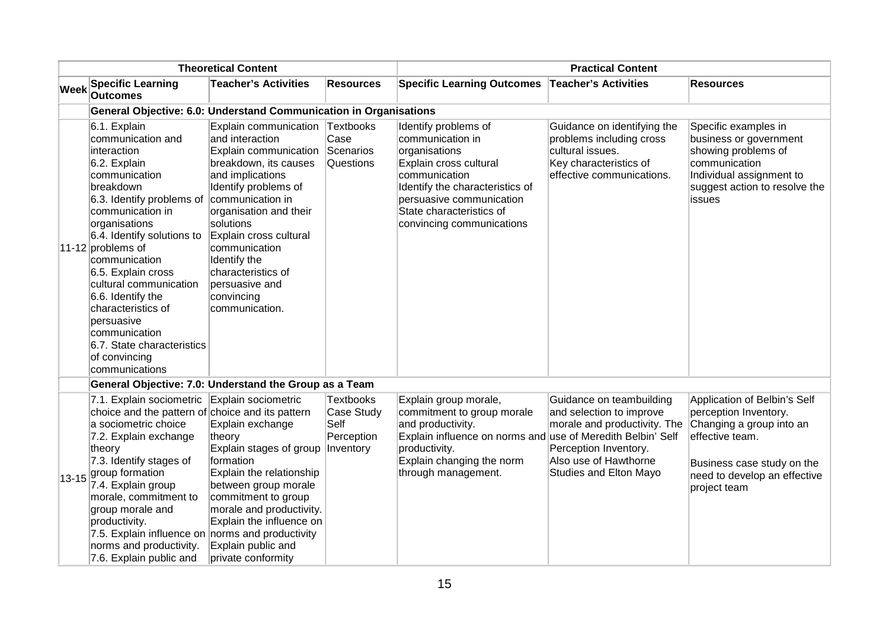| | Theoretical Content | | | Practical Content | | |
|---|---|---|---|---|---|---|
| Week | Specific Learning Outcomes | Teacher's Activities | Resources | Specific Learning Outcomes | Teacher's Activities | Resources |
| | **General Objective: 6.0: Understand Communication in Organisations** | | | | | |
| 11-12 | 6.1. Explain communication and interaction<br>6.2. Explain communication breakdown<br>6.3. Identify problems of communication in organisations<br>6.4. Identify solutions to problems of communication<br>6.5. Explain cross cultural communication<br>6.6. Identify the characteristics of persuasive communication<br>6.7. State characteristics of convincing communications | Explain communication and interaction<br>Explain communication breakdown, its causes and implications<br>Identify problems of communication in organisation and their solutions<br>Explain cross cultural communication<br>Identify the characteristics of persuasive and convincing communication. | Textbooks<br>Case Scenarios<br>Questions | Identify problems of communication in organisations<br>Explain cross cultural communication<br>Identify the characteristics of persuasive communication<br>State characteristics of convincing communications | Guidance on identifying the problems including cross cultural issues.<br>Key characteristics of effective communications. | Specific examples in business or government showing problems of communication<br>Individual assignment to suggest action to resolve the issues |
| | **General Objective: 7.0: Understand the Group as a Team** | | | | | |
| 13-15 | 7.1. Explain sociometric choice and the pattern of a sociometric choice<br>7.2. Explain exchange theory<br>7.3. Identify stages of group formation<br>7.4. Explain group morale, commitment to group morale and productivity.<br>7.5. Explain influence on norms and productivity.<br>7.6. Explain public and | Explain sociometric choice and its pattern<br>Explain exchange theory<br>Explain stages of group formation<br>Explain the relationship between group morale commitment to group morale and productivity.<br>Explain the influence on norms and productivity<br>Explain public and private conformity | Textbooks<br>Case Study<br>Self Perception Inventory | Explain group morale, commitment to group morale and productivity.<br>Explain influence on norms and productivity.<br>Explain changing the norm through management. | Guidance on teambuilding and selection to improve morale and productivity. The use of Meredith Belbin' Self Perception Inventory.<br>Also use of Hawthorne Studies and Elton Mayo | Application of Belbin's Self perception Inventory.<br>Changing a group into an effective team.<br><br>Business case study on the need to develop an effective project team |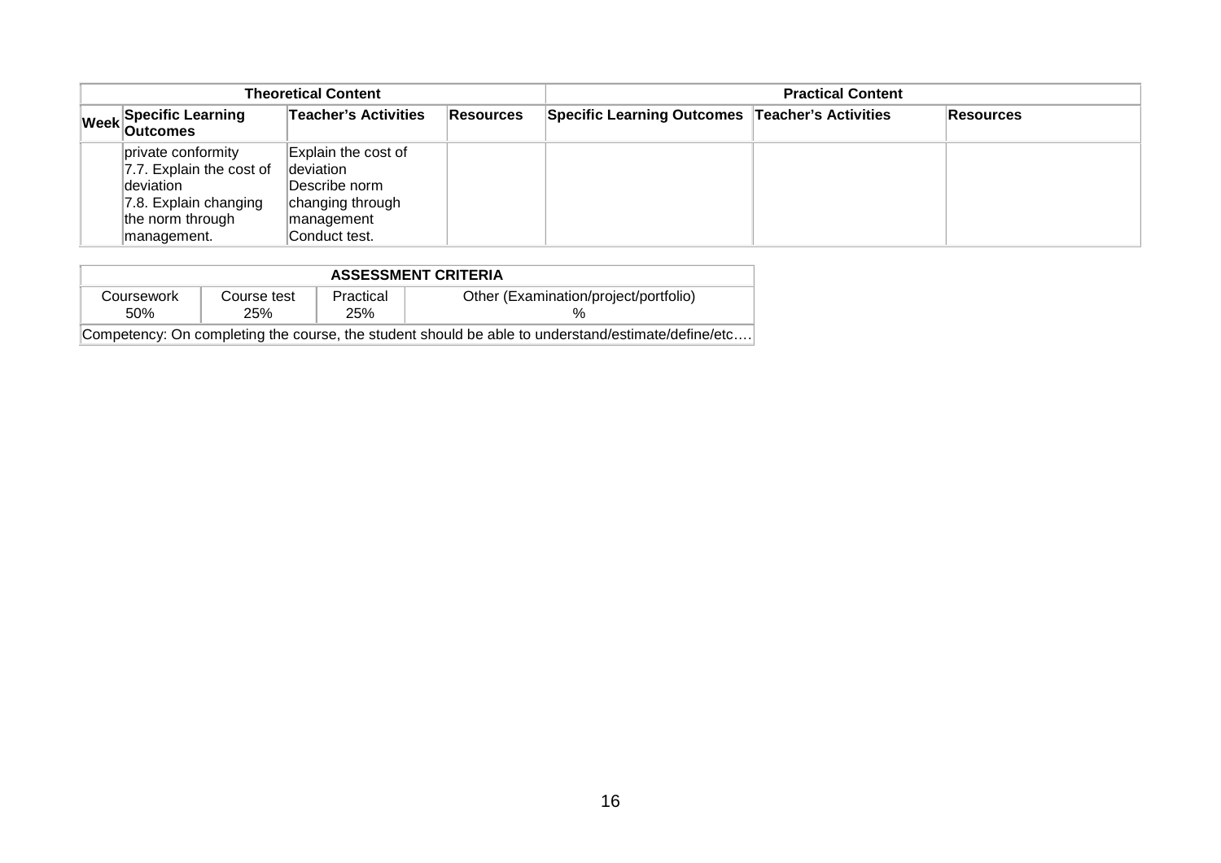| Theoretical Content | | | | Practical Content | | |
|---|---|---|---|---|---|---|
| Week | Specific Learning Outcomes | Teacher's Activities | Resources | Specific Learning Outcomes | Teacher's Activities | Resources |
| | private conformity<br>7.7. Explain the cost of deviation<br>7.8. Explain changing the norm through management. | Explain the cost of deviation<br>Describe norm changing through management<br>Conduct test. | | | | |

| ASSESSMENT CRITERIA | | | |
|---|---|---|---|
| Coursework<br>50% | Course test<br>25% | Practical<br>25% | Other (Examination/project/portfolio)<br>% |
| Competency: On completing the course, the student should be able to understand/estimate/define/etc…. | | | |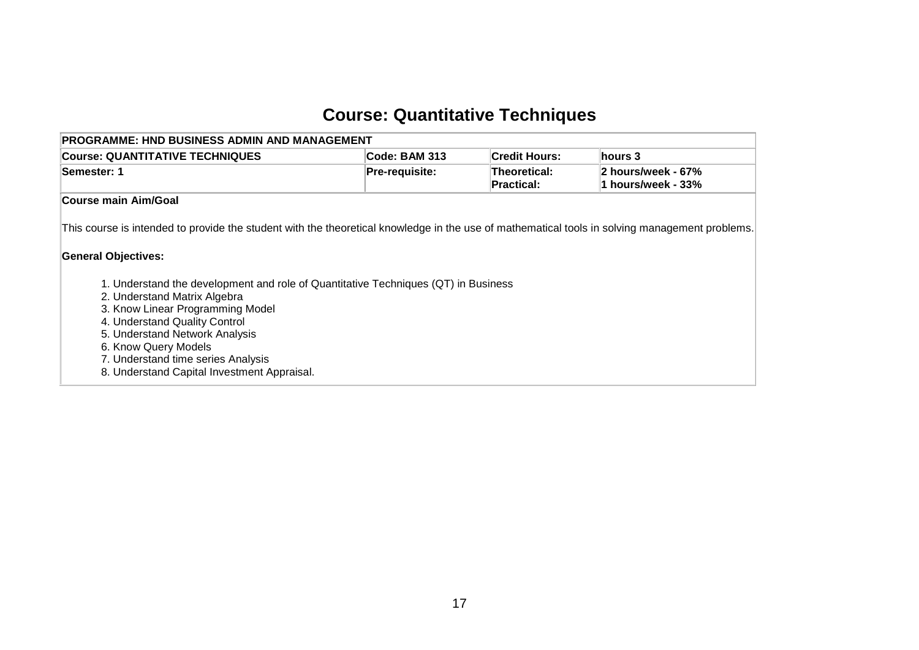# Course: Quantitative Techniques

| PROGRAMME: HND BUSINESS ADMIN AND MANAGEMENT | | | |
|---|---|---|---|
| **Course: QUANTITATIVE TECHNIQUES** | **Code: BAM 313** | **Credit Hours:** | **hours 3** |
| **Semester: 1** | **Pre-requisite:** | **Theoretical:** <br> **Practical:** | **2 hours/week - 67%** <br> **1 hours/week - 33%** |

**Course main Aim/Goal**

This course is intended to provide the student with the theoretical knowledge in the use of mathematical tools in solving management problems.

**General Objectives:**

1. Understand the development and role of Quantitative Techniques (QT) in Business
2. Understand Matrix Algebra
3. Know Linear Programming Model
4. Understand Quality Control
5. Understand Network Analysis
6. Know Query Models
7. Understand time series Analysis
8. Understand Capital Investment Appraisal.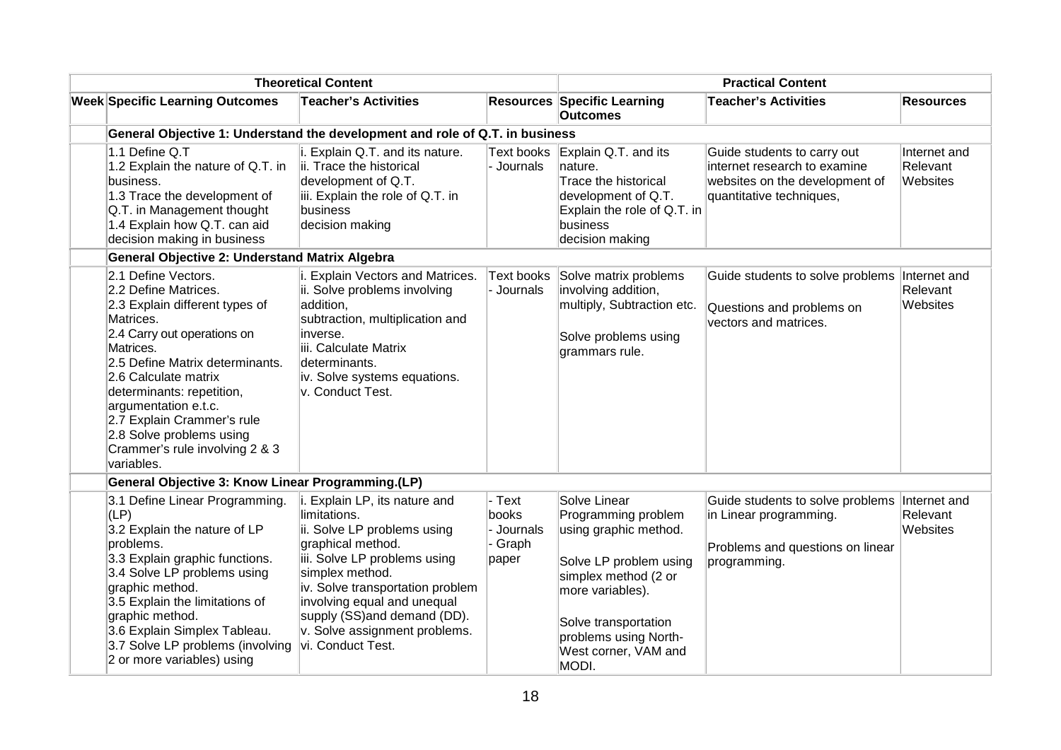| | Theoretical Content | | | Practical Content | | |
|---|---|---|---|---|---|---|
| **Week** | **Specific Learning Outcomes** | **Teacher's Activities** | **Resources** | **Specific Learning Outcomes** | **Teacher's Activities** | **Resources** |
| | **General Objective 1: Understand the development and role of Q.T. in business** | | | | | |
| | 1.1 Define Q.T<br>1.2 Explain the nature of Q.T. in business.<br>1.3 Trace the development of Q.T. in Management thought<br>1.4 Explain how Q.T. can aid decision making in business | i. Explain Q.T. and its nature.<br>ii. Trace the historical development of Q.T.<br>iii. Explain the role of Q.T. in business decision making | Text books - Journals | Explain Q.T. and its nature.<br>Trace the historical development of Q.T.<br>Explain the role of Q.T. in business decision making | Guide students to carry out internet research to examine websites on the development of quantitative techniques, | Internet and Relevant Websites |
| | **General Objective 2: Understand Matrix Algebra** | | | | | |
| | 2.1 Define Vectors.<br>2.2 Define Matrices.<br>2.3 Explain different types of Matrices.<br>2.4 Carry out operations on Matrices.<br>2.5 Define Matrix determinants.<br>2.6 Calculate matrix determinants: repetition, argumentation e.t.c.<br>2.7 Explain Crammer's rule<br>2.8 Solve problems using Crammer's rule involving 2 & 3 variables. | i. Explain Vectors and Matrices.<br>ii. Solve problems involving addition, subtraction, multiplication and inverse.<br>iii. Calculate Matrix determinants.<br>iv. Solve systems equations.<br>v. Conduct Test. | Text books - Journals | Solve matrix problems involving addition, multiply, Subtraction etc.<br><br>Solve problems using grammars rule. | Guide students to solve problems<br><br>Questions and problems on vectors and matrices. | Internet and Relevant Websites |
| | **General Objective 3: Know Linear Programming.(LP)** | | | | | |
| | 3.1 Define Linear Programming. (LP)<br>3.2 Explain the nature of LP problems.<br>3.3 Explain graphic functions.<br>3.4 Solve LP problems using graphic method.<br>3.5 Explain the limitations of graphic method.<br>3.6 Explain Simplex Tableau.<br>3.7 Solve LP problems (involving 2 or more variables) using | i. Explain LP, its nature and limitations.<br>ii. Solve LP problems using graphical method.<br>iii. Solve LP problems using simplex method.<br>iv. Solve transportation problem involving equal and unequal supply (SS)and demand (DD).<br>v. Solve assignment problems.<br>vi. Conduct Test. | - Text books<br>- Journals<br>- Graph paper | Solve Linear Programming problem using graphic method.<br><br>Solve LP problem using simplex method (2 or more variables).<br><br>Solve transportation problems using North-West corner, VAM and MODI. | Guide students to solve problems in Linear programming.<br><br>Problems and questions on linear programming. | Internet and Relevant Websites |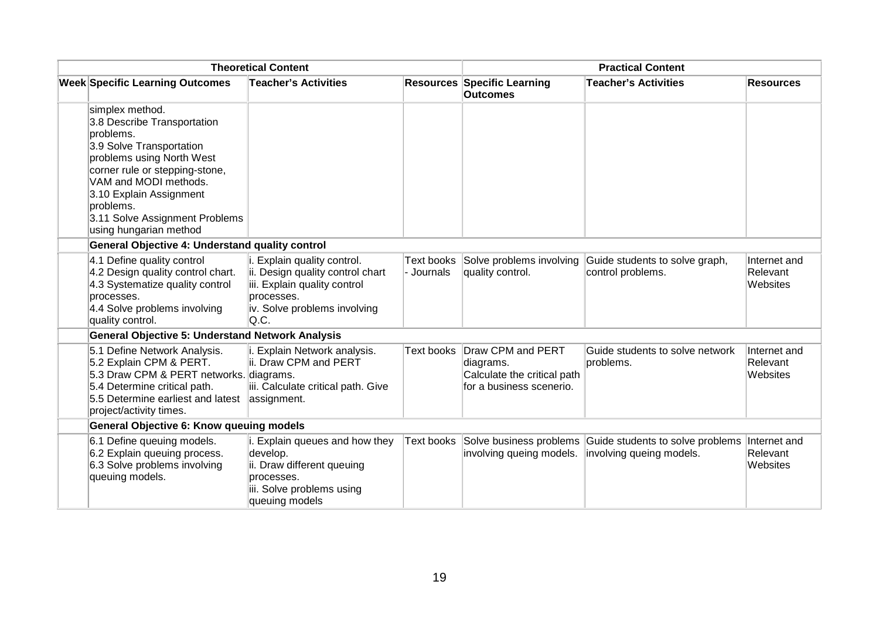| Theoretical Content | | | | Practical Content | | |
|---|---|---|---|---|---|---|
| **Week** | **Specific Learning Outcomes** | **Teacher's Activities** | **Resources** | **Specific Learning Outcomes** | **Teacher's Activities** | **Resources** |
| | simplex method.<br>3.8 Describe Transportation problems.<br>3.9 Solve Transportation problems using North West corner rule or stepping-stone, VAM and MODI methods.<br>3.10 Explain Assignment problems.<br>3.11 Solve Assignment Problems using hungarian method | | | | | |
| | **General Objective 4: Understand quality control** | | | | | |
| | 4.1 Define quality control<br>4.2 Design quality control chart.<br>4.3 Systematize quality control processes.<br>4.4 Solve problems involving quality control. | i. Explain quality control.<br>ii. Design quality control chart<br>iii. Explain quality control processes.<br>iv. Solve problems involving Q.C. | Text books - Journals | Solve problems involving quality control. | Guide students to solve graph, control problems. | Internet and Relevant Websites |
| | **General Objective 5: Understand Network Analysis** | | | | | |
| | 5.1 Define Network Analysis.<br>5.2 Explain CPM & PERT.<br>5.3 Draw CPM & PERT networks.<br>5.4 Determine critical path.<br>5.5 Determine earliest and latest project/activity times. | i. Explain Network analysis.<br>ii. Draw CPM and PERT diagrams.<br>iii. Calculate critical path. Give assignment. | Text books | Draw CPM and PERT diagrams.<br>Calculate the critical path for a business scenerio. | Guide students to solve network problems. | Internet and Relevant Websites |
| | **General Objective 6: Know queuing models** | | | | | |
| | 6.1 Define queuing models.<br>6.2 Explain queuing process.<br>6.3 Solve problems involving queuing models. | i. Explain queues and how they develop.<br>ii. Draw different queuing processes.<br>iii. Solve problems using queuing models | Text books | Solve business problems involving queing models. | Guide students to solve problems involving queing models. | Internet and Relevant Websites |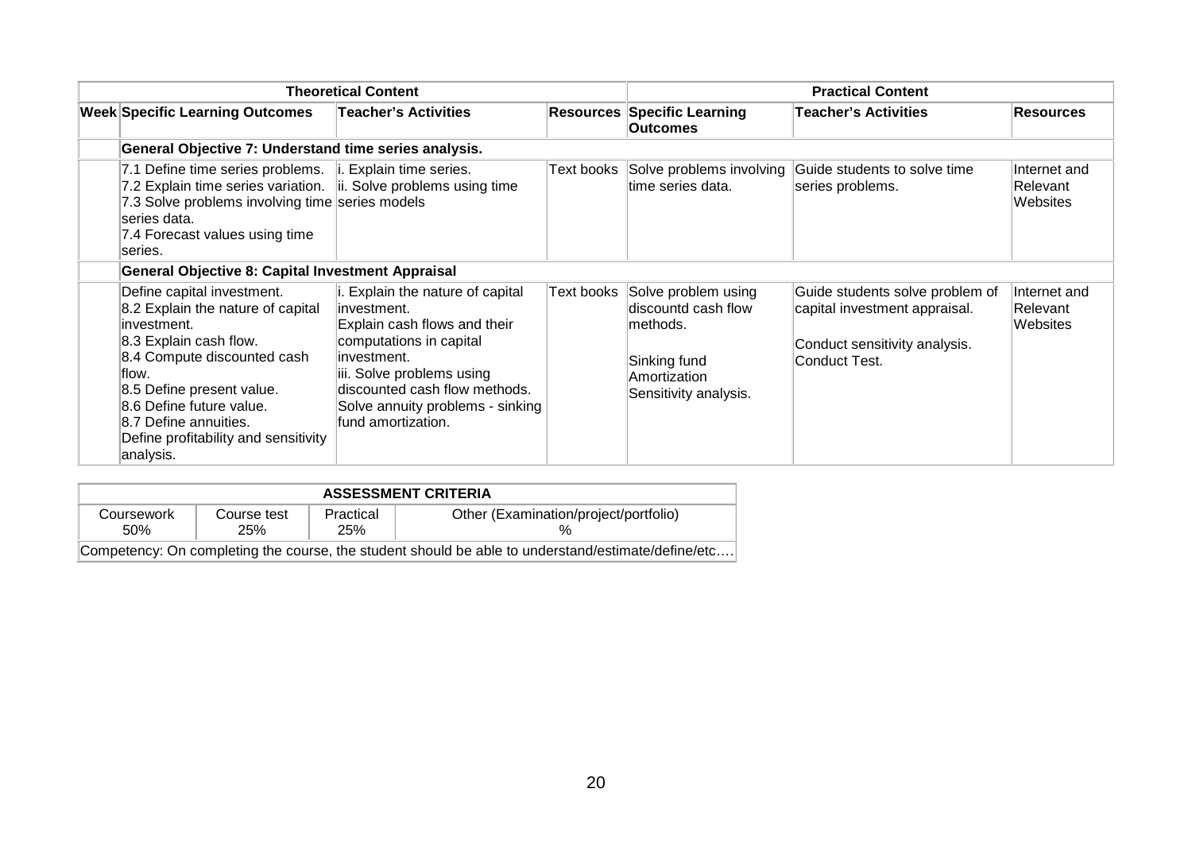| Theoretical Content | | | | Practical Content | | |
|---|---|---|---|---|---|---|
| **Week** | **Specific Learning Outcomes** | **Teacher's Activities** | **Resources** | **Specific Learning Outcomes** | **Teacher's Activities** | **Resources** |
| | **General Objective 7: Understand time series analysis.** | | | | | |
| | 7.1 Define time series problems.<br>7.2 Explain time series variation.<br>7.3 Solve problems involving time series data.<br>7.4 Forecast values using time series. | i. Explain time series.<br>ii. Solve problems using time series models | Text books | Solve problems involving time series data. | Guide students to solve time series problems. | Internet and Relevant Websites |
| | **General Objective 8: Capital Investment Appraisal** | | | | | |
| | Define capital investment.<br>8.2 Explain the nature of capital investment.<br>8.3 Explain cash flow.<br>8.4 Compute discounted cash flow.<br>8.5 Define present value.<br>8.6 Define future value.<br>8.7 Define annuities.<br>Define profitability and sensitivity analysis. | i. Explain the nature of capital investment.<br>Explain cash flows and their computations in capital investment.<br>iii. Solve problems using discounted cash flow methods.<br>Solve annuity problems - sinking fund amortization. | Text books | Solve problem using discountd cash flow methods.<br><br>Sinking fund<br>Amortization<br>Sensitivity analysis. | Guide students solve problem of capital investment appraisal.<br><br>Conduct sensitivity analysis.<br>Conduct Test. | Internet and Relevant Websites |

| ASSESSMENT CRITERIA | | | |
|---|---|---|---|
| Coursework<br>50% | Course test<br>25% | Practical<br>25% | Other (Examination/project/portfolio)<br>% |
| Competency: On completing the course, the student should be able to understand/estimate/define/etc…. | | | |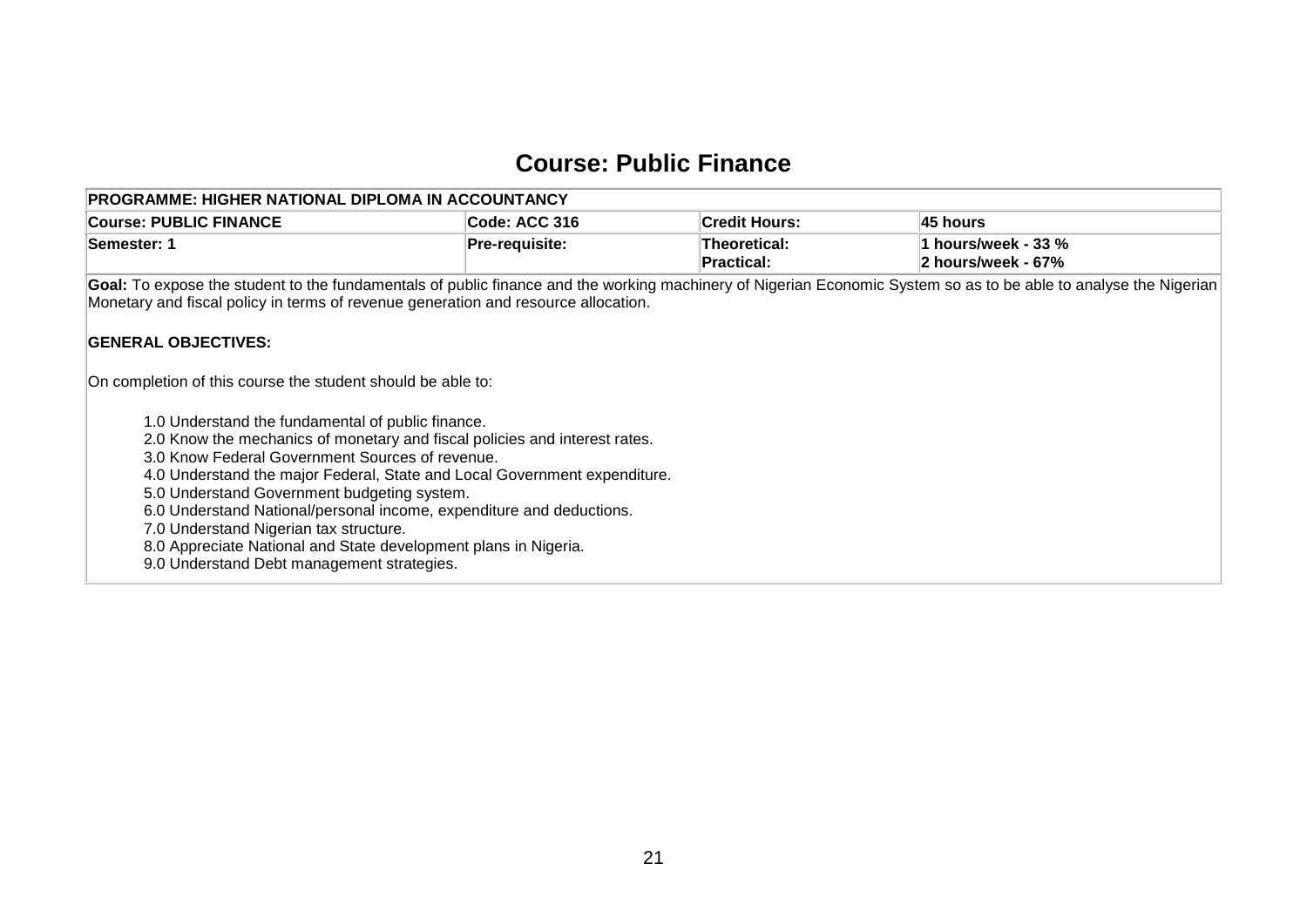# Course: Public Finance

| PROGRAMME: HIGHER NATIONAL DIPLOMA IN ACCOUNTANCY | | | |
|---|---|---|---|
| **Course: PUBLIC FINANCE** | **Code: ACC 316** | **Credit Hours:** | **45 hours** |
| **Semester: 1** | **Pre-requisite:** | **Theoretical:**<br>**Practical:** | **1 hours/week - 33 %**<br>**2 hours/week - 67%** |

**Goal:** To expose the student to the fundamentals of public finance and the working machinery of Nigerian Economic System so as to be able to analyse the Nigerian Monetary and fiscal policy in terms of revenue generation and resource allocation.

**GENERAL OBJECTIVES:**

On completion of this course the student should be able to:

1.0 Understand the fundamental of public finance.
2.0 Know the mechanics of monetary and fiscal policies and interest rates.
3.0 Know Federal Government Sources of revenue.
4.0 Understand the major Federal, State and Local Government expenditure.
5.0 Understand Government budgeting system.
6.0 Understand National/personal income, expenditure and deductions.
7.0 Understand Nigerian tax structure.
8.0 Appreciate National and State development plans in Nigeria.
9.0 Understand Debt management strategies.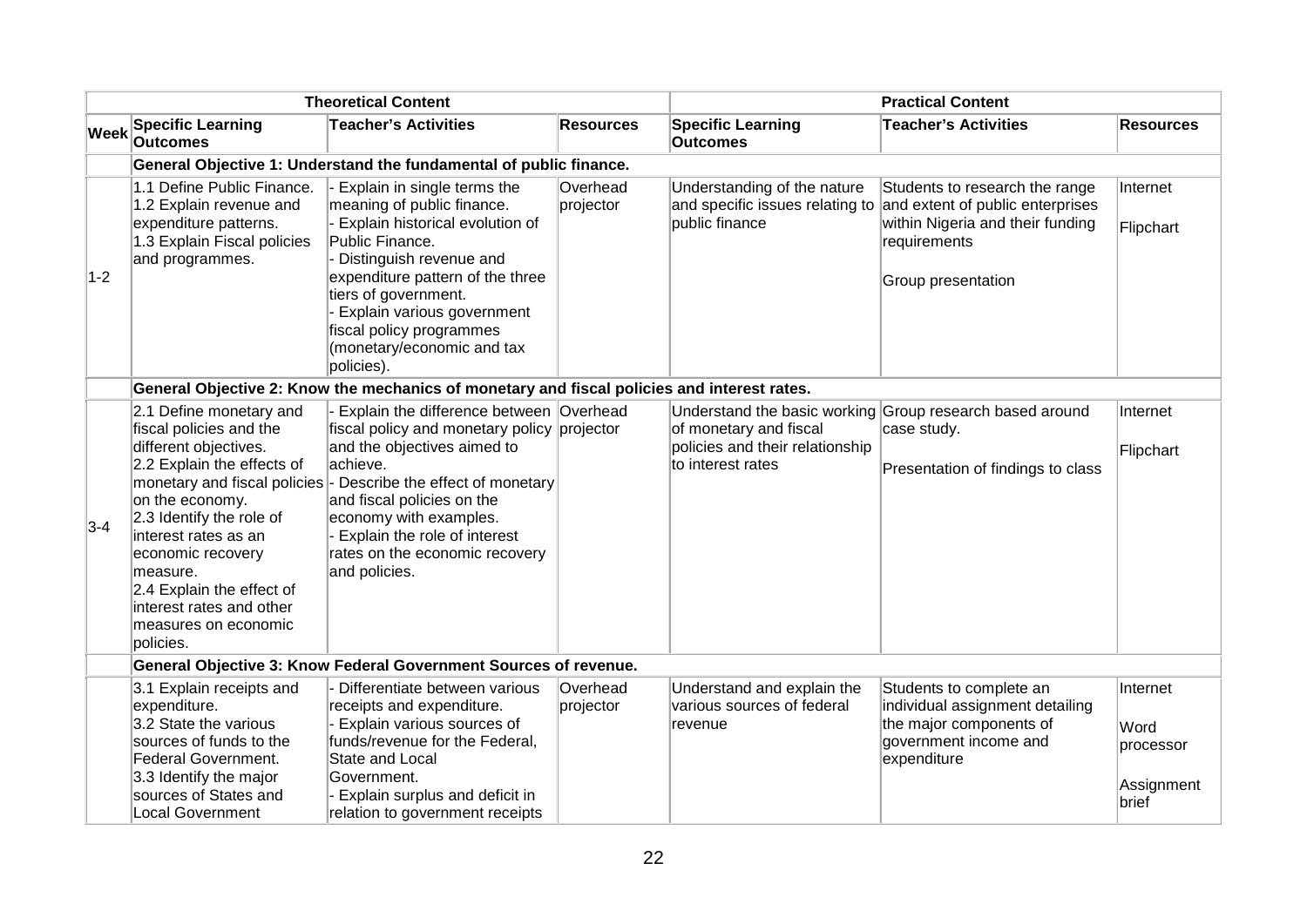| | Theoretical Content | | | Practical Content | | |
|---|---|---|---|---|---|---|
| **Week** | **Specific Learning Outcomes** | **Teacher's Activities** | **Resources** | **Specific Learning Outcomes** | **Teacher's Activities** | **Resources** |
| | **General Objective 1: Understand the fundamental of public finance.** | | | | | |
| 1-2 | 1.1 Define Public Finance.<br>1.2 Explain revenue and expenditure patterns.<br>1.3 Explain Fiscal policies and programmes. | - Explain in single terms the meaning of public finance.<br>- Explain historical evolution of Public Finance.<br>- Distinguish revenue and expenditure pattern of the three tiers of government.<br>- Explain various government fiscal policy programmes (monetary/economic and tax policies). | Overhead projector | Understanding of the nature and specific issues relating to public finance | Students to research the range and extent of public enterprises within Nigeria and their funding requirements<br><br>Group presentation | Internet<br><br>Flipchart |
| | **General Objective 2: Know the mechanics of monetary and fiscal policies and interest rates.** | | | | | |
| 3-4 | 2.1 Define monetary and fiscal policies and the different objectives.<br>2.2 Explain the effects of monetary and fiscal policies on the economy.<br>2.3 Identify the role of interest rates as an economic recovery measure.<br>2.4 Explain the effect of interest rates and other measures on economic policies. | - Explain the difference between fiscal policy and monetary policy and the objectives aimed to achieve.<br>- Describe the effect of monetary and fiscal policies on the economy with examples.<br>- Explain the role of interest rates on the economic recovery and policies. | Overhead projector | Understand the basic working of monetary and fiscal policies and their relationship to interest rates | Group research based around case study.<br><br>Presentation of findings to class | Internet<br><br>Flipchart |
| | **General Objective 3: Know Federal Government Sources of revenue.** | | | | | |
| | 3.1 Explain receipts and expenditure.<br>3.2 State the various sources of funds to the Federal Government.<br>3.3 Identify the major sources of States and Local Government | - Differentiate between various receipts and expenditure.<br>- Explain various sources of funds/revenue for the Federal, State and Local Government.<br>- Explain surplus and deficit in relation to government receipts | Overhead projector | Understand and explain the various sources of federal revenue | Students to complete an individual assignment detailing the major components of government income and expenditure | Internet<br><br>Word processor<br><br>Assignment brief |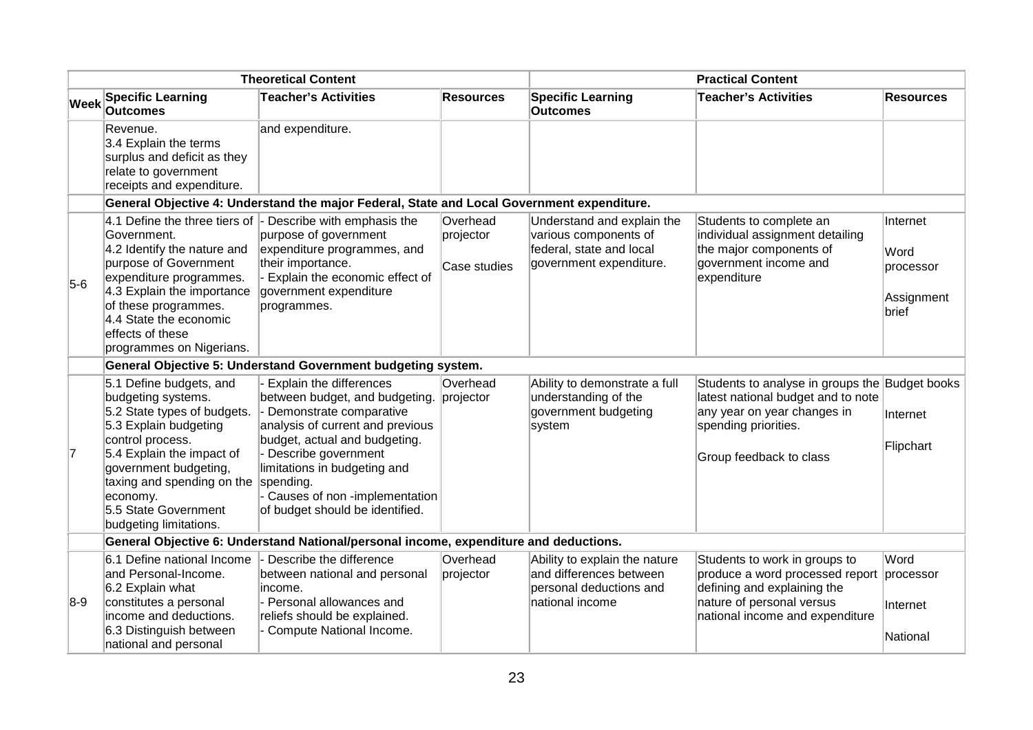| Theoretical Content | | | | Practical Content | | |
|---|---|---|---|---|---|---|
| **Week** | **Specific Learning Outcomes** | **Teacher's Activities** | **Resources** | **Specific Learning Outcomes** | **Teacher's Activities** | **Resources** |
| | Revenue.<br>3.4 Explain the terms surplus and deficit as they relate to government receipts and expenditure. | and expenditure. | | | | |
| | **General Objective 4: Understand the major Federal, State and Local Government expenditure.** | | | | | |
| 5-6 | 4.1 Define the three tiers of Government.<br>4.2 Identify the nature and purpose of Government expenditure programmes.<br>4.3 Explain the importance of these programmes.<br>4.4 State the economic effects of these programmes on Nigerians. | - Describe with emphasis the purpose of government expenditure programmes, and their importance.<br>- Explain the economic effect of government expenditure programmes. | Overhead projector<br><br>Case studies | Understand and explain the various components of federal, state and local government expenditure. | Students to complete an individual assignment detailing the major components of government income and expenditure | Internet<br><br>Word processor<br><br>Assignment brief |
| | **General Objective 5: Understand Government budgeting system.** | | | | | |
| 7 | 5.1 Define budgets, and budgeting systems.<br>5.2 State types of budgets.<br>5.3 Explain budgeting control process.<br>5.4 Explain the impact of government budgeting, taxing and spending on the economy.<br>5.5 State Government budgeting limitations. | - Explain the differences between budget, and budgeting.<br>- Demonstrate comparative analysis of current and previous budget, actual and budgeting.<br>- Describe government limitations in budgeting and spending.<br>- Causes of non -implementation of budget should be identified. | Overhead projector | Ability to demonstrate a full understanding of the government budgeting system | Students to analyse in groups the latest national budget and to note any year on year changes in spending priorities.<br><br>Group feedback to class | Budget books<br><br>Internet<br><br>Flipchart |
| | **General Objective 6: Understand National/personal income, expenditure and deductions.** | | | | | |
| 8-9 | 6.1 Define national Income and Personal-Income.<br>6.2 Explain what constitutes a personal income and deductions.<br>6.3 Distinguish between national and personal | - Describe the difference between national and personal income.<br>- Personal allowances and reliefs should be explained.<br>- Compute National Income. | Overhead projector | Ability to explain the nature and differences between personal deductions and national income | Students to work in groups to produce a word processed report defining and explaining the nature of personal versus national income and expenditure | Word processor<br><br>Internet<br><br>National |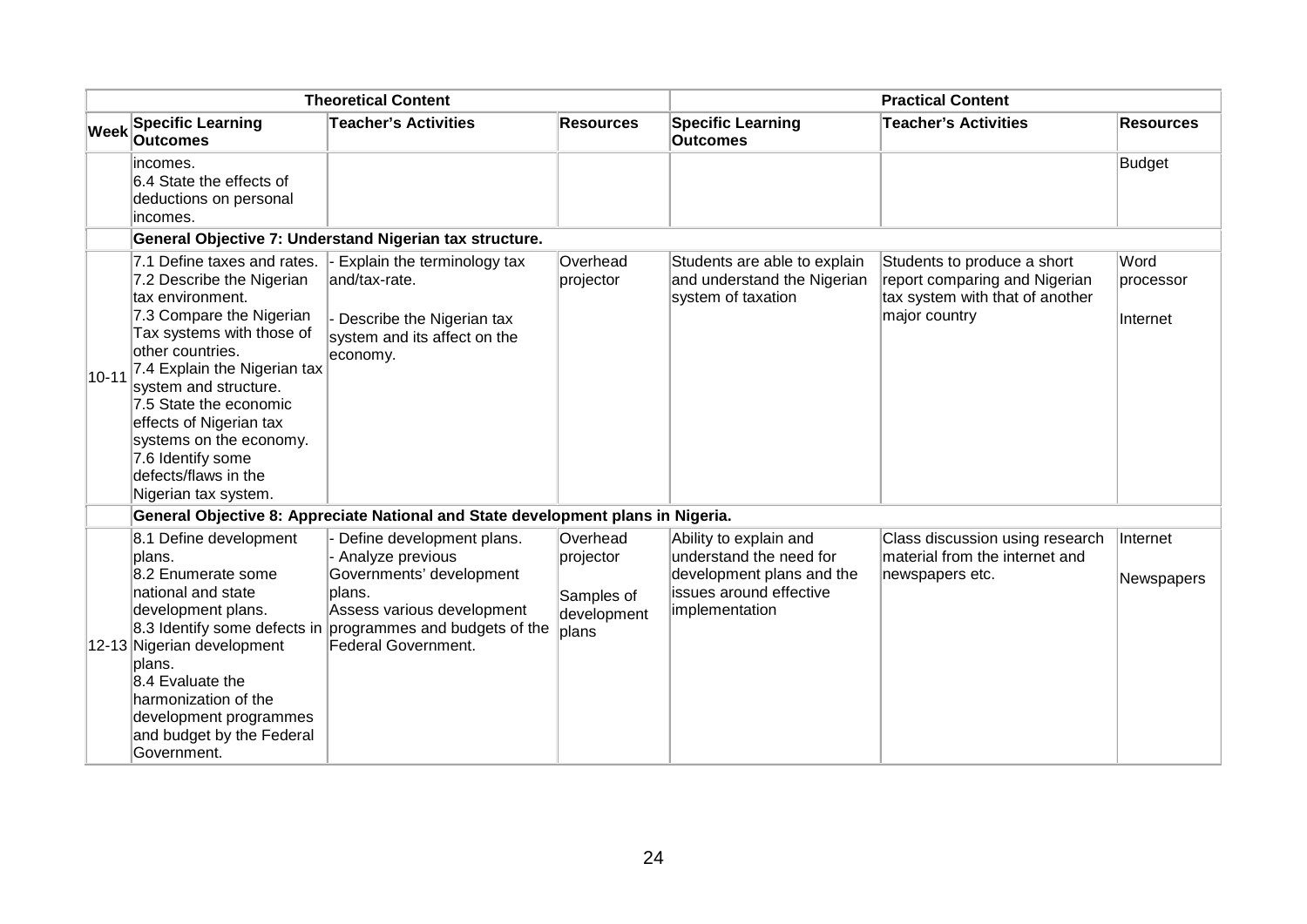| | Theoretical Content | | | Practical Content | | |
|---|---|---|---|---|---|---|
| **Week** | **Specific Learning Outcomes** | **Teacher's Activities** | **Resources** | **Specific Learning Outcomes** | **Teacher's Activities** | **Resources** |
| | incomes.<br>6.4 State the effects of deductions on personal incomes. | | | | | Budget |
| | **General Objective 7: Understand Nigerian tax structure.** | | | | | |
| 10-11 | 7.1 Define taxes and rates.<br>7.2 Describe the Nigerian tax environment.<br>7.3 Compare the Nigerian Tax systems with those of other countries.<br>7.4 Explain the Nigerian tax system and structure.<br>7.5 State the economic effects of Nigerian tax systems on the economy.<br>7.6 Identify some defects/flaws in the Nigerian tax system. | - Explain the terminology tax and/tax-rate.<br><br>- Describe the Nigerian tax system and its affect on the economy. | Overhead projector | Students are able to explain and understand the Nigerian system of taxation | Students to produce a short report comparing and Nigerian tax system with that of another major country | Word processor<br><br>Internet |
| | **General Objective 8: Appreciate National and State development plans in Nigeria.** | | | | | |
| 12-13 | 8.1 Define development plans.<br>8.2 Enumerate some national and state development plans.<br>8.3 Identify some defects in Nigerian development plans.<br>8.4 Evaluate the harmonization of the development programmes and budget by the Federal Government. | - Define development plans.<br>- Analyze previous Governments' development plans.<br>Assess various development programmes and budgets of the Federal Government. | Overhead projector<br><br>Samples of development plans | Ability to explain and understand the need for development plans and the issues around effective implementation | Class discussion using research material from the internet and newspapers etc. | Internet<br><br>Newspapers |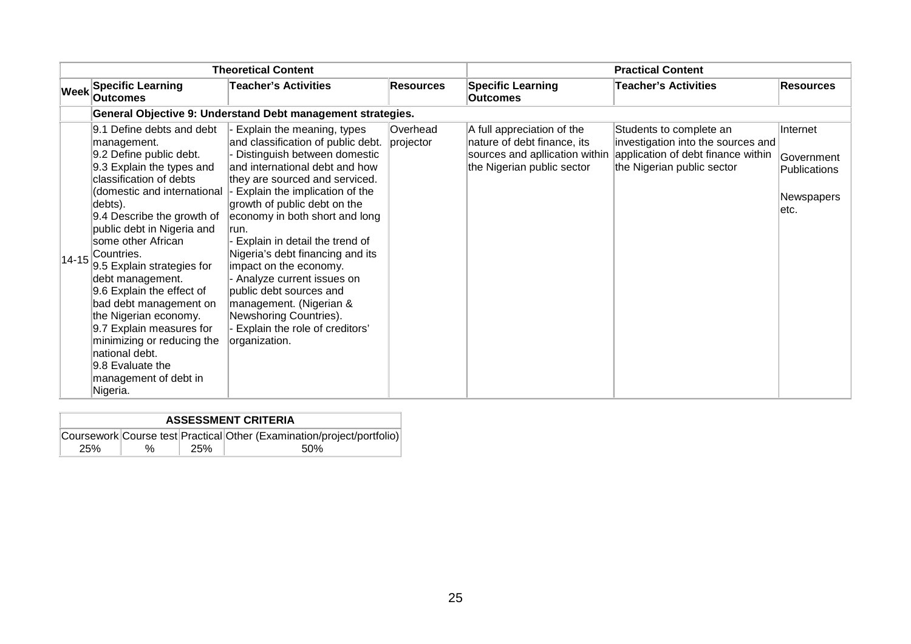| | Theoretical Content | | | Practical Content | | |
|---|---|---|---|---|---|---|
| **Week** | **Specific Learning Outcomes** | **Teacher's Activities** | **Resources** | **Specific Learning Outcomes** | **Teacher's Activities** | **Resources** |
| | **General Objective 9: Understand Debt management strategies.** | | | | | |
| 14-15 | 9.1 Define debts and debt management.<br>9.2 Define public debt.<br>9.3 Explain the types and classification of debts (domestic and international debts).<br>9.4 Describe the growth of public debt in Nigeria and some other African Countries.<br>9.5 Explain strategies for debt management.<br>9.6 Explain the effect of bad debt management on the Nigerian economy.<br>9.7 Explain measures for minimizing or reducing the national debt.<br>9.8 Evaluate the management of debt in Nigeria. | - Explain the meaning, types and classification of public debt.<br>- Distinguish between domestic and international debt and how they are sourced and serviced.<br>- Explain the implication of the growth of public debt on the economy in both short and long run.<br>- Explain in detail the trend of Nigeria's debt financing and its impact on the economy.<br>- Analyze current issues on public debt sources and management. (Nigerian & Newshoring Countries).<br>- Explain the role of creditors' organization. | Overhead projector | A full appreciation of the nature of debt finance, its sources and apllication within the Nigerian public sector | Students to complete an investigation into the sources and application of debt finance within the Nigerian public sector | Internet<br><br>Government Publications<br><br>Newspapers etc. |

| ASSESSMENT CRITERIA | | | |
|---|---|---|---|
| Coursework | Course test | Practical | Other (Examination/project/portfolio) |
| 25% | % | 25% | 50% |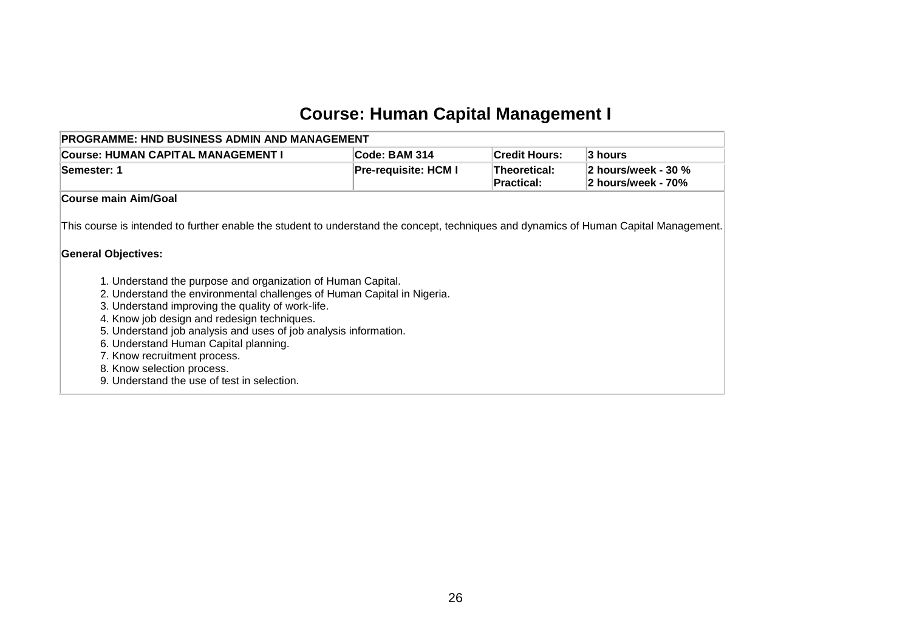# Course: Human Capital Management I

| PROGRAMME: HND BUSINESS ADMIN AND MANAGEMENT | | | |
|---|---|---|---|
| **Course: HUMAN CAPITAL MANAGEMENT I** | **Code: BAM 314** | **Credit Hours:** | **3 hours** |
| **Semester: 1** | **Pre-requisite: HCM I** | **Theoretical:**<br>**Practical:** | **2 hours/week - 30 %**<br>**2 hours/week - 70%** |

**Course main Aim/Goal**

This course is intended to further enable the student to understand the concept, techniques and dynamics of Human Capital Management.

**General Objectives:**

1. Understand the purpose and organization of Human Capital.
2. Understand the environmental challenges of Human Capital in Nigeria.
3. Understand improving the quality of work-life.
4. Know job design and redesign techniques.
5. Understand job analysis and uses of job analysis information.
6. Understand Human Capital planning.
7. Know recruitment process.
8. Know selection process.
9. Understand the use of test in selection.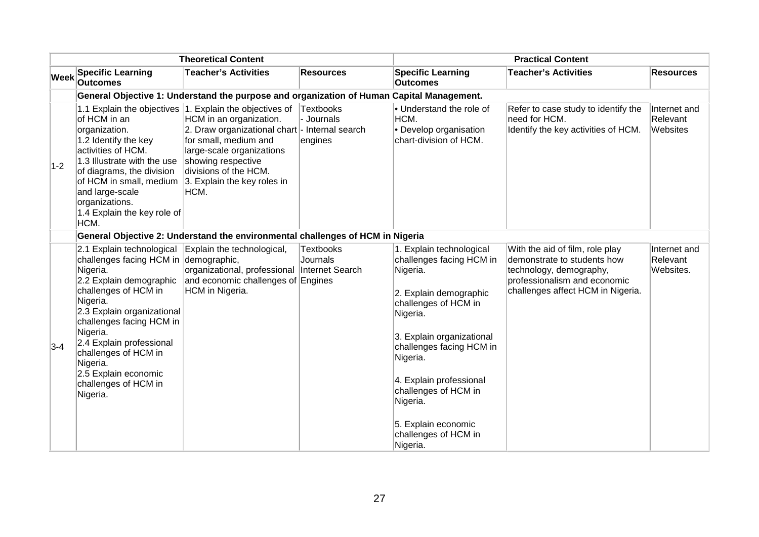| | Theoretical Content | | | Practical Content | | |
|---|---|---|---|---|---|---|
| **Week** | **Specific Learning Outcomes** | **Teacher's Activities** | **Resources** | **Specific Learning Outcomes** | **Teacher's Activities** | **Resources** |
| | **General Objective 1: Understand the purpose and organization of Human Capital Management.** | | | | | |
| 1-2 | 1.1 Explain the objectives of HCM in an organization.<br>1.2 Identify the key activities of HCM.<br>1.3 Illustrate with the use of diagrams, the division of HCM in small, medium and large-scale organizations.<br>1.4 Explain the key role of HCM. | 1. Explain the objectives of HCM in an organization.<br>2. Draw organizational chart for small, medium and large-scale organizations showing respective divisions of the HCM.<br>3. Explain the key roles in HCM. | Textbooks<br>- Journals<br>- Internal search engines | • Understand the role of HCM.<br>• Develop organisation chart-division of HCM. | Refer to case study to identify the need for HCM.<br>Identify the key activities of HCM. | Internet and Relevant Websites |
| | **General Objective 2: Understand the environmental challenges of HCM in Nigeria** | | | | | |
| 3-4 | 2.1 Explain technological challenges facing HCM in Nigeria.<br>2.2 Explain demographic challenges of HCM in Nigeria.<br>2.3 Explain organizational challenges facing HCM in Nigeria.<br>2.4 Explain professional challenges of HCM in Nigeria.<br>2.5 Explain economic challenges of HCM in Nigeria. | Explain the technological, demographic, organizational, professional and economic challenges of HCM in Nigeria. | Textbooks<br>Journals<br>Internet Search Engines | 1. Explain technological challenges facing HCM in Nigeria.<br>2. Explain demographic challenges of HCM in Nigeria.<br>3. Explain organizational challenges facing HCM in Nigeria.<br>4. Explain professional challenges of HCM in Nigeria.<br>5. Explain economic challenges of HCM in Nigeria. | With the aid of film, role play demonstrate to students how technology, demography, professionalism and economic challenges affect HCM in Nigeria. | Internet and Relevant Websites. |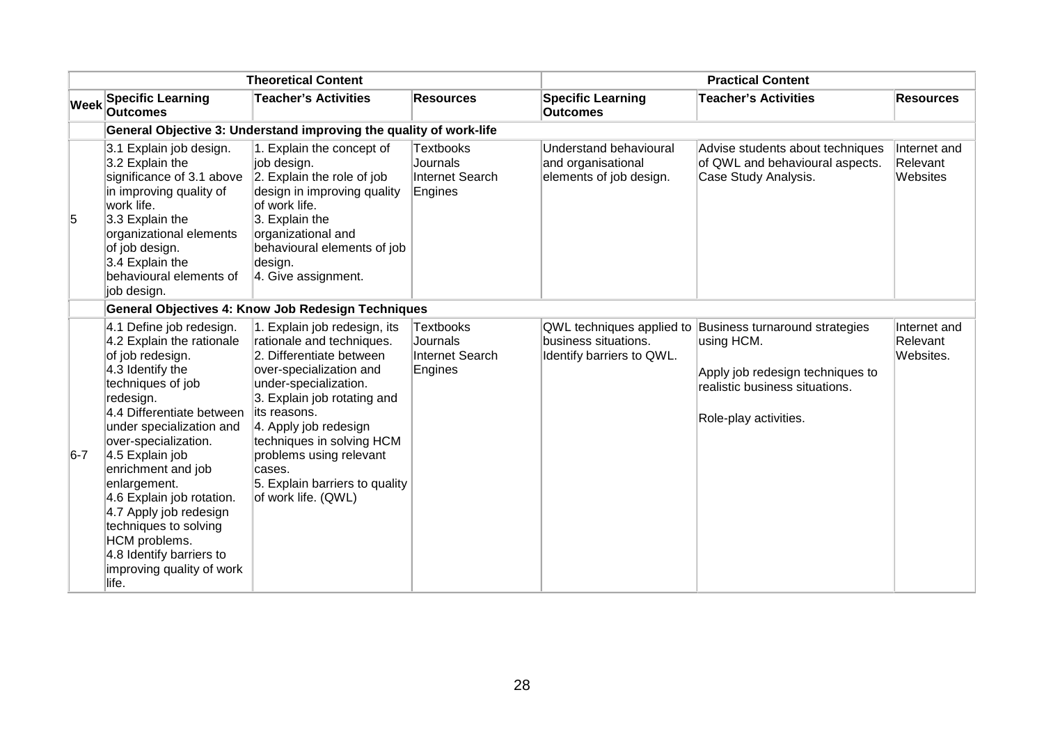| | Theoretical Content | | | Practical Content | | |
|---|---|---|---|---|---|---|
| **Week** | **Specific Learning Outcomes** | **Teacher's Activities** | **Resources** | **Specific Learning Outcomes** | **Teacher's Activities** | **Resources** |
| | **General Objective 3: Understand improving the quality of work-life** | | | | | |
| 5 | 3.1 Explain job design.<br>3.2 Explain the significance of 3.1 above in improving quality of work life.<br>3.3 Explain the organizational elements of job design.<br>3.4 Explain the behavioural elements of job design. | 1. Explain the concept of job design.<br>2. Explain the role of job design in improving quality of work life.<br>3. Explain the organizational and behavioural elements of job design.<br>4. Give assignment. | Textbooks<br>Journals<br>Internet Search Engines | Understand behavioural and organisational elements of job design. | Advise students about techniques of QWL and behavioural aspects. Case Study Analysis. | Internet and Relevant Websites |
| | **General Objectives 4: Know Job Redesign Techniques** | | | | | |
| 6-7 | 4.1 Define job redesign.<br>4.2 Explain the rationale of job redesign.<br>4.3 Identify the techniques of job redesign.<br>4.4 Differentiate between under specialization and over-specialization.<br>4.5 Explain job enrichment and job enlargement.<br>4.6 Explain job rotation.<br>4.7 Apply job redesign techniques to solving HCM problems.<br>4.8 Identify barriers to improving quality of work life. | 1. Explain job redesign, its rationale and techniques.<br>2. Differentiate between over-specialization and under-specialization.<br>3. Explain job rotating and its reasons.<br>4. Apply job redesign techniques in solving HCM problems using relevant cases.<br>5. Explain barriers to quality of work life. (QWL) | Textbooks<br>Journals<br>Internet Search Engines | QWL techniques applied to business situations.<br>Identify barriers to QWL. | Business turnaround strategies using HCM.<br><br>Apply job redesign techniques to realistic business situations.<br><br>Role-play activities. | Internet and Relevant Websites. |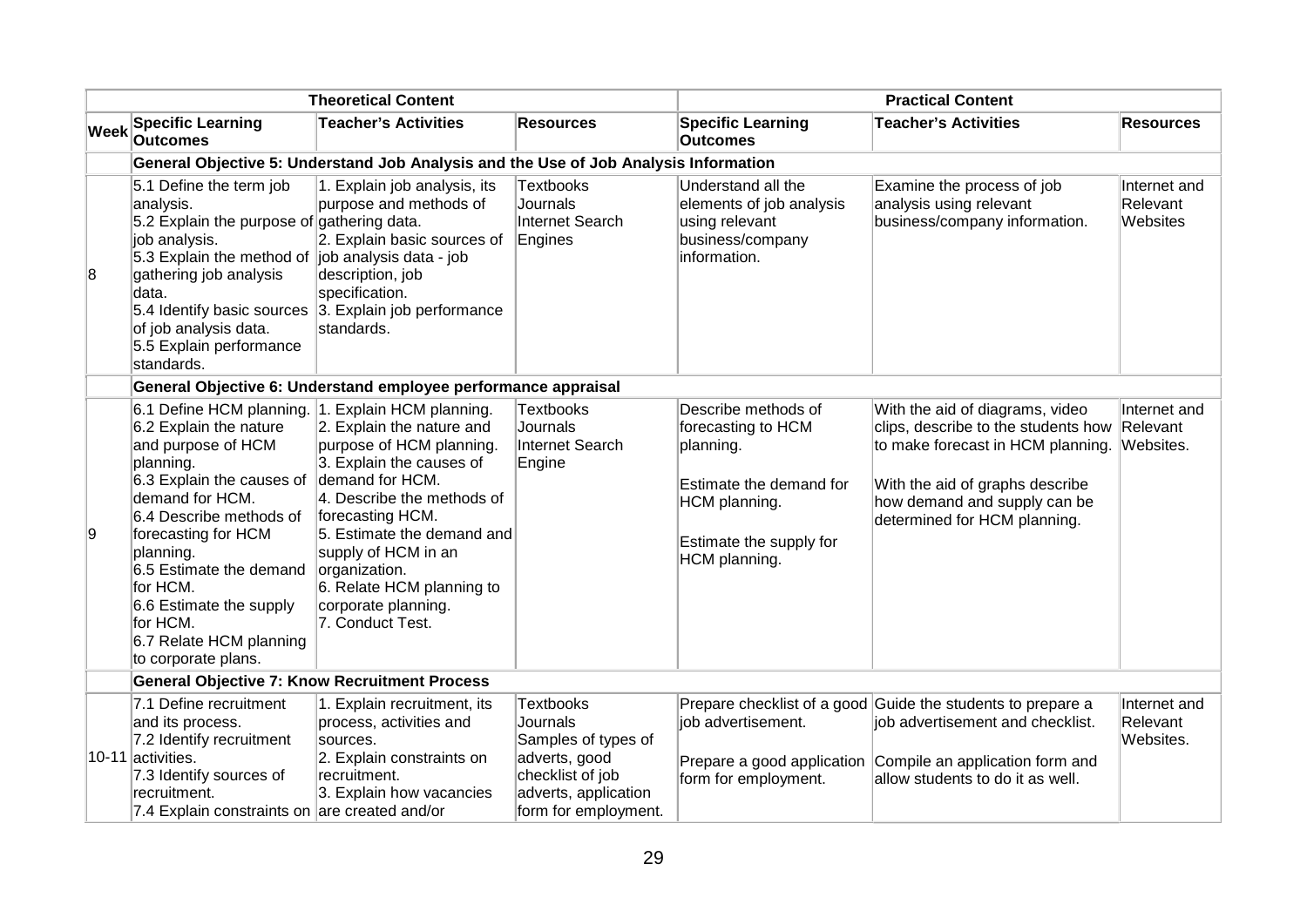| | Theoretical Content | | | Practical Content | | |
|---|---|---|---|---|---|---|
| Week | Specific Learning Outcomes | Teacher's Activities | Resources | Specific Learning Outcomes | Teacher's Activities | Resources |
| | **General Objective 5: Understand Job Analysis and the Use of Job Analysis Information** | | | | | |
| 8 | 5.1 Define the term job analysis.<br>5.2 Explain the purpose of job analysis.<br>5.3 Explain the method of gathering job analysis data.<br>5.4 Identify basic sources of job analysis data.<br>5.5 Explain performance standards. | 1. Explain job analysis, its purpose and methods of gathering data.<br>2. Explain basic sources of job analysis data - job description, job specification.<br>3. Explain job performance standards. | Textbooks<br>Journals<br>Internet Search Engines | Understand all the elements of job analysis using relevant business/company information. | Examine the process of job analysis using relevant business/company information. | Internet and Relevant Websites |
| | **General Objective 6: Understand employee performance appraisal** | | | | | |
| 9 | 6.1 Define HCM planning.<br>6.2 Explain the nature and purpose of HCM planning.<br>6.3 Explain the causes of demand for HCM.<br>6.4 Describe methods of forecasting for HCM planning.<br>6.5 Estimate the demand for HCM.<br>6.6 Estimate the supply for HCM.<br>6.7 Relate HCM planning to corporate plans. | 1. Explain HCM planning.<br>2. Explain the nature and purpose of HCM planning.<br>3. Explain the causes of demand for HCM.<br>4. Describe the methods of forecasting HCM.<br>5. Estimate the demand and supply of HCM in an organization.<br>6. Relate HCM planning to corporate planning.<br>7. Conduct Test. | Textbooks<br>Journals<br>Internet Search Engine | Describe methods of forecasting to HCM planning.<br><br>Estimate the demand for HCM planning.<br><br>Estimate the supply for HCM planning. | With the aid of diagrams, video clips, describe to the students how to make forecast in HCM planning.<br><br>With the aid of graphs describe how demand and supply can be determined for HCM planning. | Internet and Relevant Websites. |
| | **General Objective 7: Know Recruitment Process** | | | | | |
| 10-11 | 7.1 Define recruitment and its process.<br>7.2 Identify recruitment activities.<br>7.3 Identify sources of recruitment.<br>7.4 Explain constraints on | 1. Explain recruitment, its process, activities and sources.<br>2. Explain constraints on recruitment.<br>3. Explain how vacancies are created and/or | Textbooks<br>Journals<br>Samples of types of adverts, good checklist of job adverts, application form for employment. | Prepare checklist of a good job advertisement.<br><br>Prepare a good application form for employment. | Guide the students to prepare a job advertisement and checklist.<br><br>Compile an application form and allow students to do it as well. | Internet and Relevant Websites. |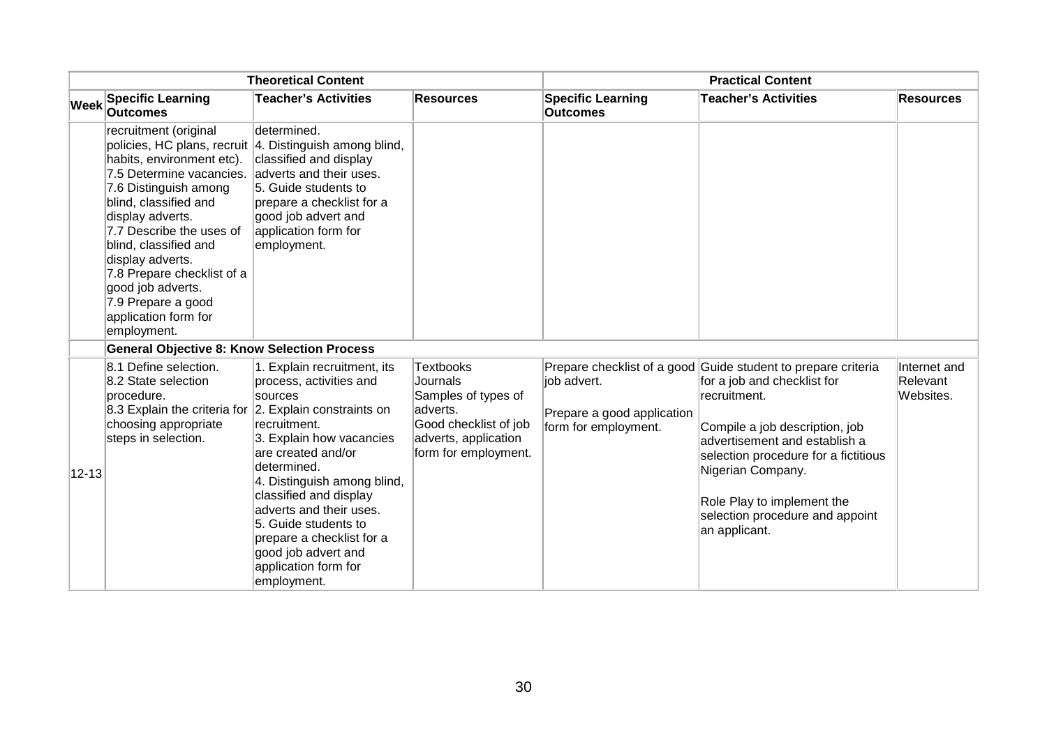| Theoretical Content | | | | Practical Content | | |
|---|---|---|---|---|---|---|
| **Week** | **Specific Learning Outcomes** | **Teacher's Activities** | **Resources** | **Specific Learning Outcomes** | **Teacher's Activities** | **Resources** |
| | recruitment (original policies, HC plans, recruit habits, environment etc).<br>7.5 Determine vacancies.<br>7.6 Distinguish among blind, classified and display adverts.<br>7.7 Describe the uses of blind, classified and display adverts.<br>7.8 Prepare checklist of a good job adverts.<br>7.9 Prepare a good application form for employment. | determined.<br>4. Distinguish among blind, classified and display adverts and their uses.<br>5. Guide students to prepare a checklist for a good job advert and application form for employment. | | | | |
| | **General Objective 8: Know Selection Process** | | | | | |
| 12-13 | 8.1 Define selection.<br>8.2 State selection procedure.<br>8.3 Explain the criteria for choosing appropriate steps in selection. | 1. Explain recruitment, its process, activities and sources<br>2. Explain constraints on recruitment.<br>3. Explain how vacancies are created and/or determined.<br>4. Distinguish among blind, classified and display adverts and their uses.<br>5. Guide students to prepare a checklist for a good job advert and application form for employment. | Textbooks<br>Journals<br>Samples of types of adverts.<br>Good checklist of job adverts, application form for employment. | Prepare checklist of a good job advert.<br><br>Prepare a good application form for employment. | Guide student to prepare criteria for a job and checklist for recruitment.<br><br>Compile a job description, job advertisement and establish a selection procedure for a fictitious Nigerian Company.<br><br>Role Play to implement the selection procedure and appoint an applicant. | Internet and Relevant Websites. |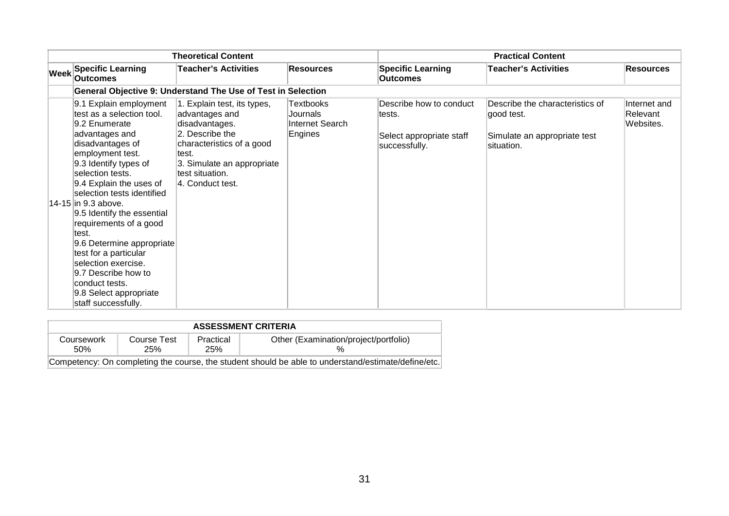| | Theoretical Content | | | Practical Content | | |
|---|---|---|---|---|---|---|
| **Week** | **Specific Learning Outcomes** | **Teacher's Activities** | **Resources** | **Specific Learning Outcomes** | **Teacher's Activities** | **Resources** |
| | **General Objective 9: Understand The Use of Test in Selection** | | | | | |
| 14-15 | 9.1 Explain employment test as a selection tool.<br>9.2 Enumerate advantages and disadvantages of employment test.<br>9.3 Identify types of selection tests.<br>9.4 Explain the uses of selection tests identified in 9.3 above.<br>9.5 Identify the essential requirements of a good test.<br>9.6 Determine appropriate test for a particular selection exercise.<br>9.7 Describe how to conduct tests.<br>9.8 Select appropriate staff successfully. | 1. Explain test, its types, advantages and disadvantages.<br>2. Describe the characteristics of a good test.<br>3. Simulate an appropriate test situation.<br>4. Conduct test. | Textbooks<br>Journals<br>Internet Search Engines | Describe how to conduct tests.<br><br>Select appropriate staff successfully. | Describe the characteristics of good test.<br><br>Simulate an appropriate test situation. | Internet and Relevant Websites. |

| ASSESSMENT CRITERIA | | | |
|---|---|---|---|
| Coursework<br>50% | Course Test<br>25% | Practical<br>25% | Other (Examination/project/portfolio)<br>% |
| Competency: On completing the course, the student should be able to understand/estimate/define/etc. | | | |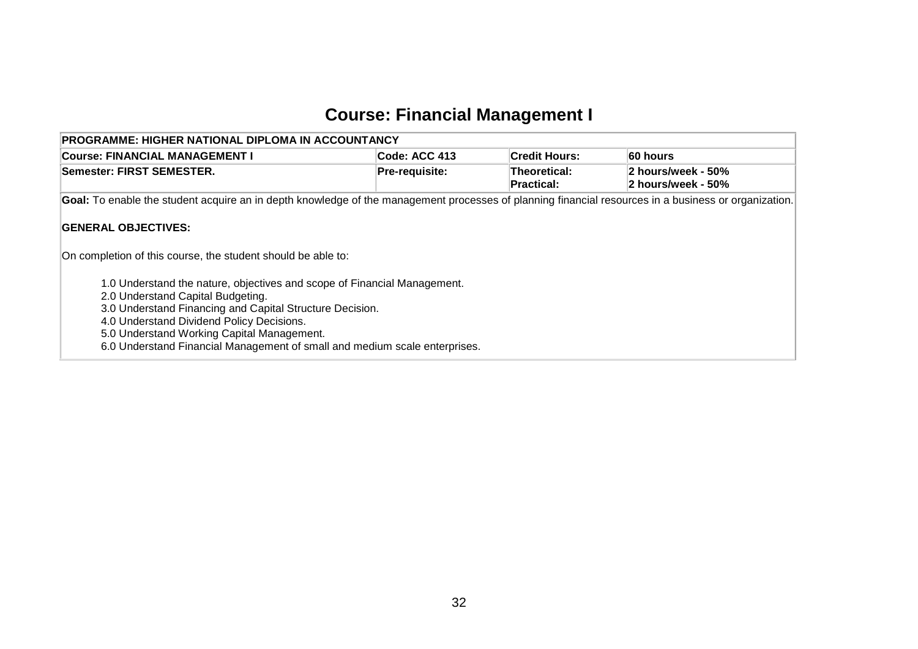# Course: Financial Management I

| PROGRAMME: HIGHER NATIONAL DIPLOMA IN ACCOUNTANCY | | | |
|---|---|---|---|
| **Course: FINANCIAL MANAGEMENT I** | **Code: ACC 413** | **Credit Hours:** | **60 hours** |
| **Semester: FIRST SEMESTER.** | **Pre-requisite:** | **Theoretical:**<br>**Practical:** | **2 hours/week - 50%**<br>**2 hours/week - 50%** |

**Goal:** To enable the student acquire an in depth knowledge of the management processes of planning financial resources in a business or organization.

**GENERAL OBJECTIVES:**

On completion of this course, the student should be able to:

1.0 Understand the nature, objectives and scope of Financial Management.
2.0 Understand Capital Budgeting.
3.0 Understand Financing and Capital Structure Decision.
4.0 Understand Dividend Policy Decisions.
5.0 Understand Working Capital Management.
6.0 Understand Financial Management of small and medium scale enterprises.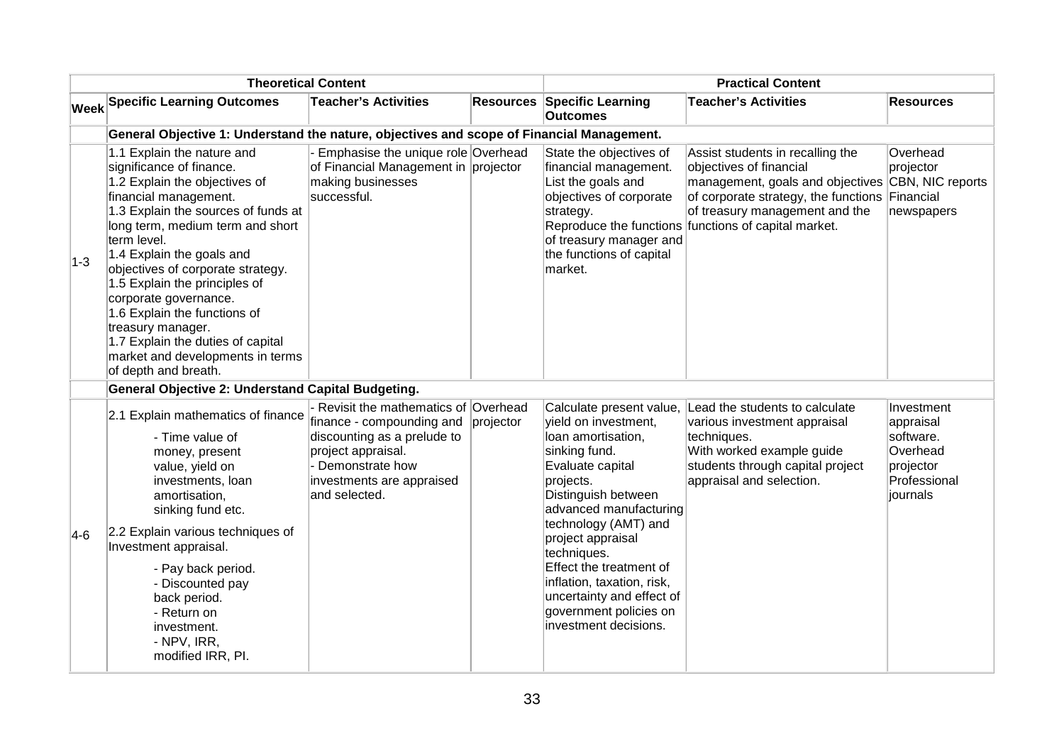| | Theoretical Content | | | Practical Content | | |
|---|---|---|---|---|---|---|
| **Week** | **Specific Learning Outcomes** | **Teacher's Activities** | **Resources** | **Specific Learning Outcomes** | **Teacher's Activities** | **Resources** |
| | **General Objective 1: Understand the nature, objectives and scope of Financial Management.** | | | | | |
| 1-3 | 1.1 Explain the nature and significance of finance.<br>1.2 Explain the objectives of financial management.<br>1.3 Explain the sources of funds at long term, medium term and short term level.<br>1.4 Explain the goals and objectives of corporate strategy.<br>1.5 Explain the principles of corporate governance.<br>1.6 Explain the functions of treasury manager.<br>1.7 Explain the duties of capital market and developments in terms of depth and breath. | - Emphasise the unique role of Financial Management in making businesses successful. | Overhead projector | State the objectives of financial management.<br>List the goals and objectives of corporate strategy.<br>Reproduce the functions of treasury manager and the functions of capital market. | Assist students in recalling the objectives of financial management, goals and objectives of corporate strategy, the functions of treasury management and the functions of capital market. | Overhead projector<br>CBN, NIC reports<br>Financial newspapers |
| | **General Objective 2: Understand Capital Budgeting.** | | | | | |
| 4-6 | 2.1 Explain mathematics of finance<br>- Time value of money, present value, yield on investments, loan amortisation, sinking fund etc.<br>2.2 Explain various techniques of Investment appraisal.<br>- Pay back period.<br>- Discounted pay back period.<br>- Return on investment.<br>- NPV, IRR, modified IRR, PI. | - Revisit the mathematics of finance - compounding and discounting as a prelude to project appraisal.<br>- Demonstrate how investments are appraised and selected. | Overhead projector | Calculate present value, yield on investment, loan amortisation, sinking fund.<br>Evaluate capital projects.<br>Distinguish between advanced manufacturing technology (AMT) and project appraisal techniques.<br>Effect the treatment of inflation, taxation, risk, uncertainty and effect of government policies on investment decisions. | Lead the students to calculate various investment appraisal techniques.<br>With worked example guide students through capital project appraisal and selection. | Investment appraisal software.<br>Overhead projector<br>Professional journals |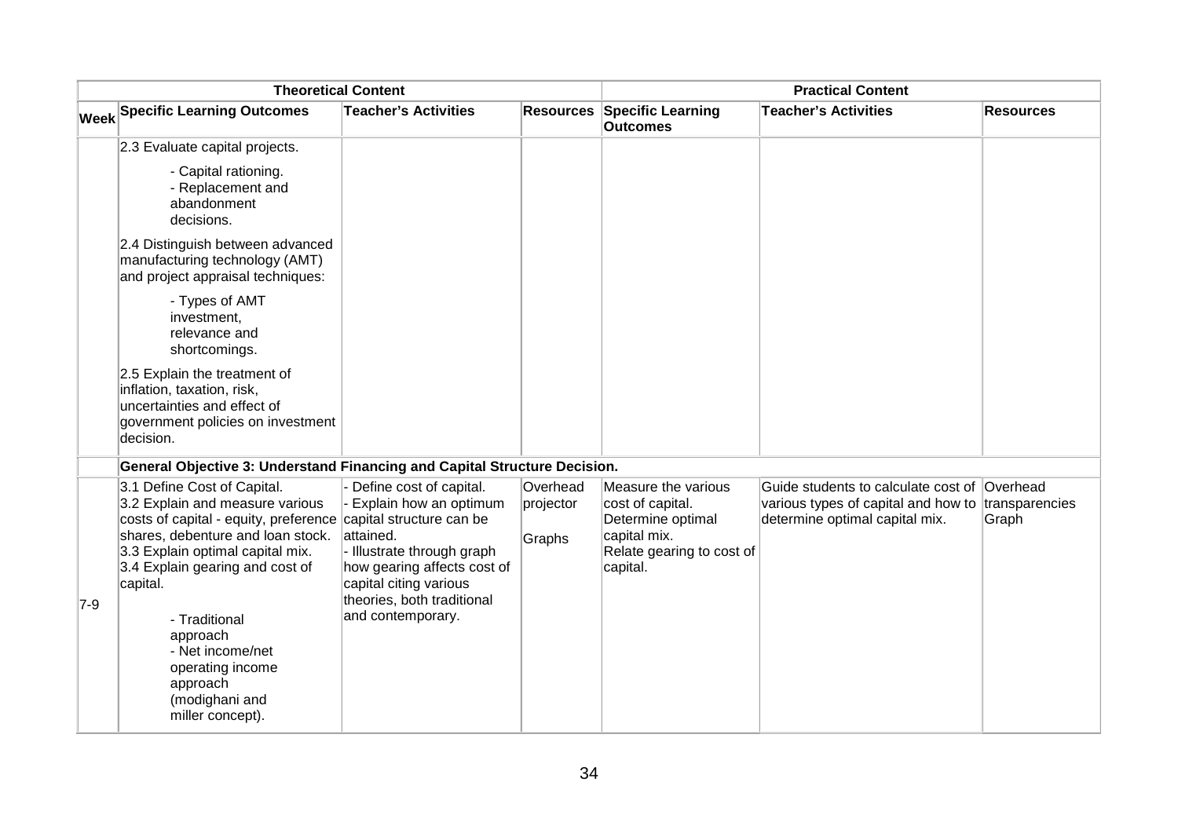| Theoretical Content | | | | Practical Content | | |
|---|---|---|---|---|---|---|
| **Week** | **Specific Learning Outcomes** | **Teacher's Activities** | **Resources** | **Specific Learning Outcomes** | **Teacher's Activities** | **Resources** |
| | 2.3 Evaluate capital projects.<br>- Capital rationing.<br>- Replacement and abandonment decisions.<br>2.4 Distinguish between advanced manufacturing technology (AMT) and project appraisal techniques:<br>- Types of AMT investment, relevance and shortcomings.<br>2.5 Explain the treatment of inflation, taxation, risk, uncertainties and effect of government policies on investment decision. | | | | | |
| | **General Objective 3: Understand Financing and Capital Structure Decision.** | | | | | |
| 7-9 | 3.1 Define Cost of Capital.<br>3.2 Explain and measure various costs of capital - equity, preference shares, debenture and loan stock.<br>3.3 Explain optimal capital mix.<br>3.4 Explain gearing and cost of capital.<br>- Traditional approach<br>- Net income/net operating income approach (modighani and miller concept). | - Define cost of capital.<br>- Explain how an optimum capital structure can be attained.<br>- Illustrate through graph how gearing affects cost of capital citing various theories, both traditional and contemporary. | Overhead projector<br>Graphs | Measure the various cost of capital.<br>Determine optimal capital mix.<br>Relate gearing to cost of capital. | Guide students to calculate cost of various types of capital and how to determine optimal capital mix. | Overhead transparencies<br>Graph |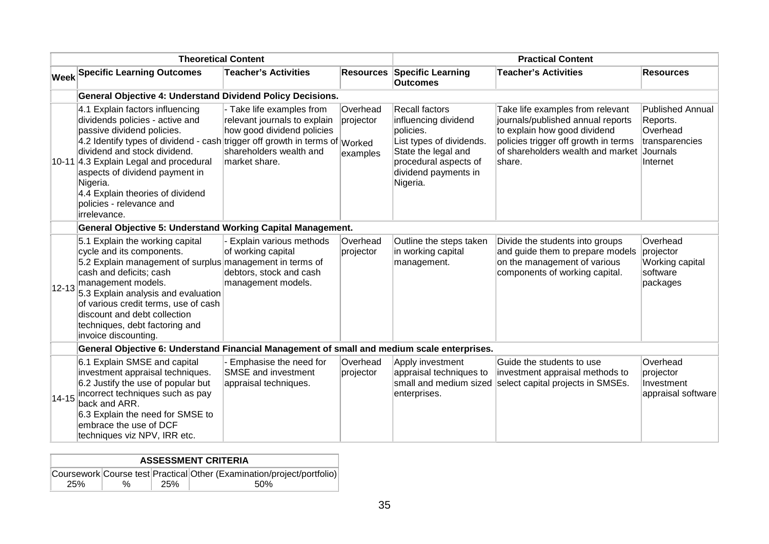| | Theoretical Content | | | Practical Content | | |
|---|---|---|---|---|---|---|
| **Week** | **Specific Learning Outcomes** | **Teacher's Activities** | **Resources** | **Specific Learning Outcomes** | **Teacher's Activities** | **Resources** |
| | **General Objective 4: Understand Dividend Policy Decisions.** | | | | | |
| 10-11 | 4.1 Explain factors influencing dividends policies - active and passive dividend policies.<br>4.2 Identify types of dividend - cash dividend and stock dividend.<br>4.3 Explain Legal and procedural aspects of dividend payment in Nigeria.<br>4.4 Explain theories of dividend policies - relevance and irrelevance. | - Take life examples from relevant journals to explain how good dividend policies trigger off growth in terms of shareholders wealth and market share. | Overhead projector<br>Worked examples | Recall factors influencing dividend policies.<br>List types of dividends.<br>State the legal and procedural aspects of dividend payments in Nigeria. | Take life examples from relevant journals/published annual reports to explain how good dividend policies trigger off growth in terms of shareholders wealth and market share. | Published Annual Reports.<br>Overhead transparencies<br>Journals<br>Internet |
| | **General Objective 5: Understand Working Capital Management.** | | | | | |
| 12-13 | 5.1 Explain the working capital cycle and its components.<br>5.2 Explain management of surplus cash and deficits; cash management models.<br>5.3 Explain analysis and evaluation of various credit terms, use of cash discount and debt collection techniques, debt factoring and invoice discounting. | - Explain various methods of working capital management in terms of debtors, stock and cash management models. | Overhead projector | Outline the steps taken in working capital management. | Divide the students into groups and guide them to prepare models on the management of various components of working capital. | Overhead projector<br>Working capital software packages |
| | **General Objective 6: Understand Financial Management of small and medium scale enterprises.** | | | | | |
| 14-15 | 6.1 Explain SMSE and capital investment appraisal techniques.<br>6.2 Justify the use of popular but incorrect techniques such as pay back and ARR.<br>6.3 Explain the need for SMSE to embrace the use of DCF techniques viz NPV, IRR etc. | - Emphasise the need for SMSE and investment appraisal techniques. | Overhead projector | Apply investment appraisal techniques to small and medium sized enterprises. | Guide the students to use investment appraisal methods to select capital projects in SMSEs. | Overhead projector<br>Investment appraisal software |

| ASSESSMENT CRITERIA | | | |
|---|---|---|---|
| Coursework | Course test | Practical | Other (Examination/project/portfolio) |
| 25% | % | 25% | 50% |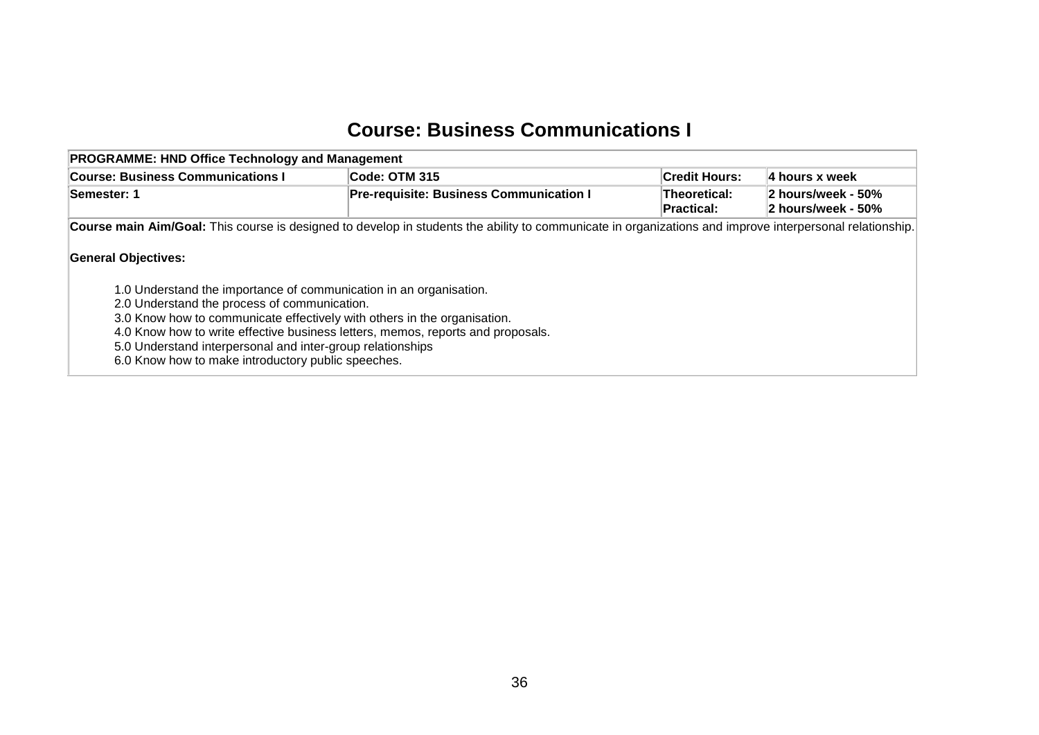# Course: Business Communications I

| PROGRAMME: HND Office Technology and Management | | | |
|---|---|---|---|
| **Course: Business Communications I** | **Code: OTM 315** | **Credit Hours:** | **4 hours x week** |
| **Semester: 1** | **Pre-requisite: Business Communication I** | **Theoretical:**<br>**Practical:** | **2 hours/week - 50%**<br>**2 hours/week - 50%** |

**Course main Aim/Goal:** This course is designed to develop in students the ability to communicate in organizations and improve interpersonal relationship.

**General Objectives:**

1.0 Understand the importance of communication in an organisation.
2.0 Understand the process of communication.
3.0 Know how to communicate effectively with others in the organisation.
4.0 Know how to write effective business letters, memos, reports and proposals.
5.0 Understand interpersonal and inter-group relationships
6.0 Know how to make introductory public speeches.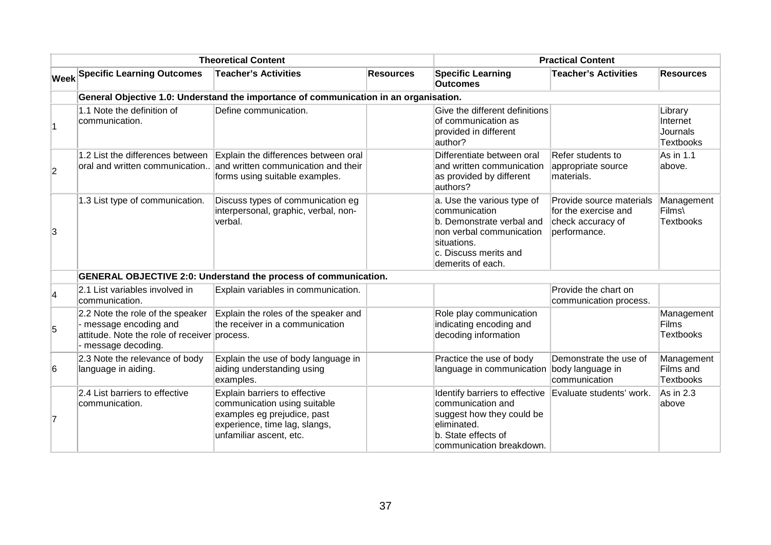| | Theoretical Content | | | Practical Content | | |
|---|---|---|---|---|---|---|
| **Week** | **Specific Learning Outcomes** | **Teacher's Activities** | **Resources** | **Specific Learning Outcomes** | **Teacher's Activities** | **Resources** |
| | **General Objective 1.0: Understand the importance of communication in an organisation.** | | | | | |
| 1 | 1.1 Note the definition of communication. | Define communication. | | Give the different definitions of communication as provided in different author? | | Library Internet Journals Textbooks |
| 2 | 1.2 List the differences between oral and written communication.. | Explain the differences between oral and written communication and their forms using suitable examples. | | Differentiate between oral and written communication as provided by different authors? | Refer students to appropriate source materials. | As in 1.1 above. |
| 3 | 1.3 List type of communication. | Discuss types of communication eg interpersonal, graphic, verbal, non-verbal. | | a. Use the various type of communication b. Demonstrate verbal and non verbal communication situations. c. Discuss merits and demerits of each. | Provide source materials for the exercise and check accuracy of performance. | Management Films\ Textbooks |
| | **GENERAL OBJECTIVE 2:0: Understand the process of communication.** | | | | | |
| 4 | 2.1 List variables involved in communication. | Explain variables in communication. | | | Provide the chart on communication process. | |
| 5 | 2.2 Note the role of the speaker - message encoding and attitude. Note the role of receiver - message decoding. | Explain the roles of the speaker and the receiver in a communication process. | | Role play communication indicating encoding and decoding information | | Management Films Textbooks |
| 6 | 2.3 Note the relevance of body language in aiding. | Explain the use of body language in aiding understanding using examples. | | Practice the use of body language in communication | Demonstrate the use of body language in communication | Management Films and Textbooks |
| 7 | 2.4 List barriers to effective communication. | Explain barriers to effective communication using suitable examples eg prejudice, past experience, time lag, slangs, unfamiliar ascent, etc. | | Identify barriers to effective communication and suggest how they could be eliminated. b. State effects of communication breakdown. | Evaluate students' work. | As in 2.3 above |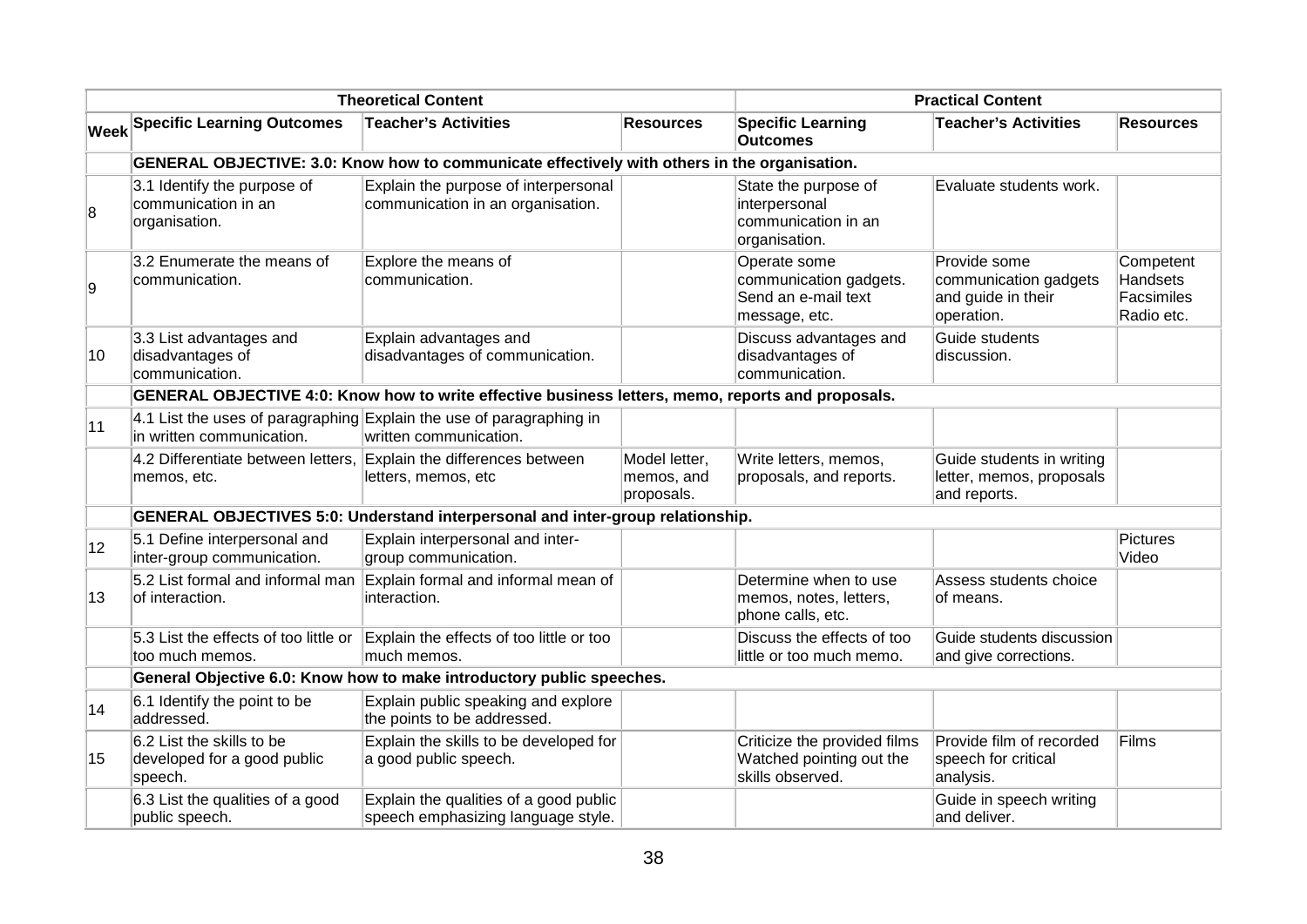| | Theoretical Content | | | Practical Content | | |
|---|---|---|---|---|---|---|
| **Week** | **Specific Learning Outcomes** | **Teacher's Activities** | **Resources** | **Specific Learning Outcomes** | **Teacher's Activities** | **Resources** |
| | **GENERAL OBJECTIVE: 3.0: Know how to communicate effectively with others in the organisation.** | | | | | |
| 8 | 3.1 Identify the purpose of communication in an organisation. | Explain the purpose of interpersonal communication in an organisation. | | State the purpose of interpersonal communication in an organisation. | Evaluate students work. | |
| 9 | 3.2 Enumerate the means of communication. | Explore the means of communication. | | Operate some communication gadgets. Send an e-mail text message, etc. | Provide some communication gadgets and guide in their operation. | Competent Handsets Facsimiles Radio etc. |
| 10 | 3.3 List advantages and disadvantages of communication. | Explain advantages and disadvantages of communication. | | Discuss advantages and disadvantages of communication. | Guide students discussion. | |
| | **GENERAL OBJECTIVE 4:0: Know how to write effective business letters, memo, reports and proposals.** | | | | | |
| 11 | 4.1 List the uses of paragraphing in written communication. | Explain the use of paragraphing in written communication. | | | | |
| | 4.2 Differentiate between letters, memos, etc. | Explain the differences between letters, memos, etc | Model letter, memos, and proposals. | Write letters, memos, proposals, and reports. | Guide students in writing letter, memos, proposals and reports. | |
| | **GENERAL OBJECTIVES 5:0: Understand interpersonal and inter-group relationship.** | | | | | |
| 12 | 5.1 Define interpersonal and inter-group communication. | Explain interpersonal and inter-group communication. | | | | Pictures Video |
| 13 | 5.2 List formal and informal man of interaction. | Explain formal and informal mean of interaction. | | Determine when to use memos, notes, letters, phone calls, etc. | Assess students choice of means. | |
| | 5.3 List the effects of too little or too much memos. | Explain the effects of too little or too much memos. | | Discuss the effects of too little or too much memo. | Guide students discussion and give corrections. | |
| | **General Objective 6.0: Know how to make introductory public speeches.** | | | | | |
| 14 | 6.1 Identify the point to be addressed. | Explain public speaking and explore the points to be addressed. | | | | |
| 15 | 6.2 List the skills to be developed for a good public speech. | Explain the skills to be developed for a good public speech. | | Criticize the provided films Watched pointing out the skills observed. | Provide film of recorded speech for critical analysis. | Films |
| | 6.3 List the qualities of a good public speech. | Explain the qualities of a good public speech emphasizing language style. | | | Guide in speech writing and deliver. | |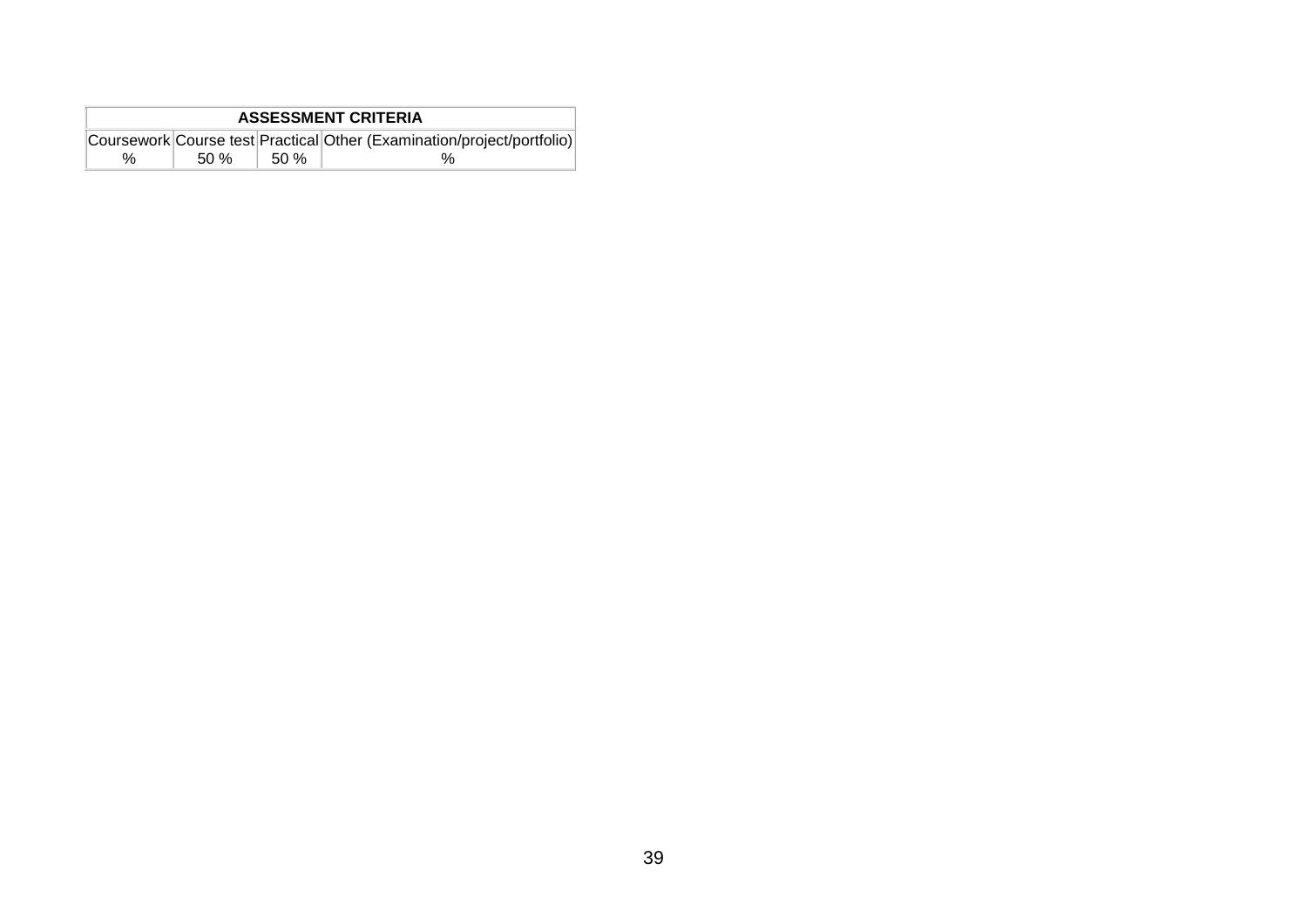| ASSESSMENT CRITERIA | | | |
|---|---|---|---|
| Coursework | Course test | Practical | Other (Examination/project/portfolio) |
| % | 50 % | 50 % | % |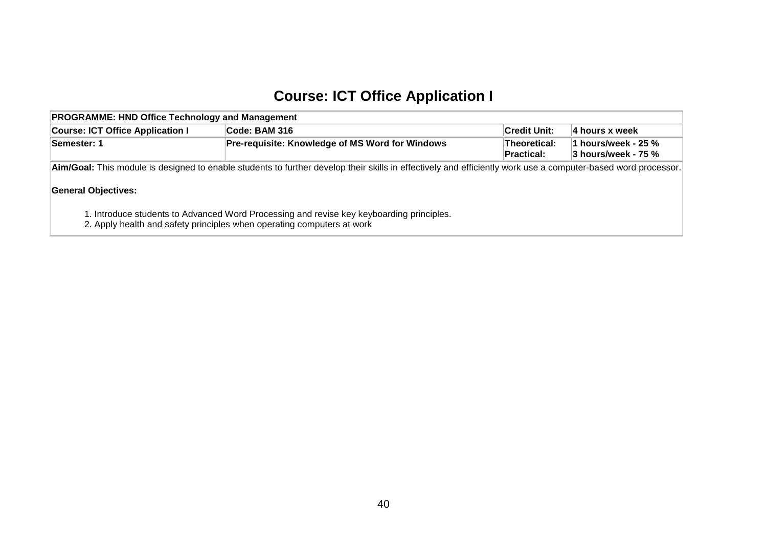# Course: ICT Office Application I

| PROGRAMME: HND Office Technology and Management | | | |
|---|---|---|---|
| **Course: ICT Office Application I** | **Code: BAM 316** | **Credit Unit:** | **4 hours x week** |
| **Semester: 1** | **Pre-requisite: Knowledge of MS Word for Windows** | **Theoretical:** <br> **Practical:** | **1 hours/week - 25 %** <br> **3 hours/week - 75 %** |

**Aim/Goal:** This module is designed to enable students to further develop their skills in effectively and efficiently work use a computer-based word processor.

**General Objectives:**

1. Introduce students to Advanced Word Processing and revise key keyboarding principles.
2. Apply health and safety principles when operating computers at work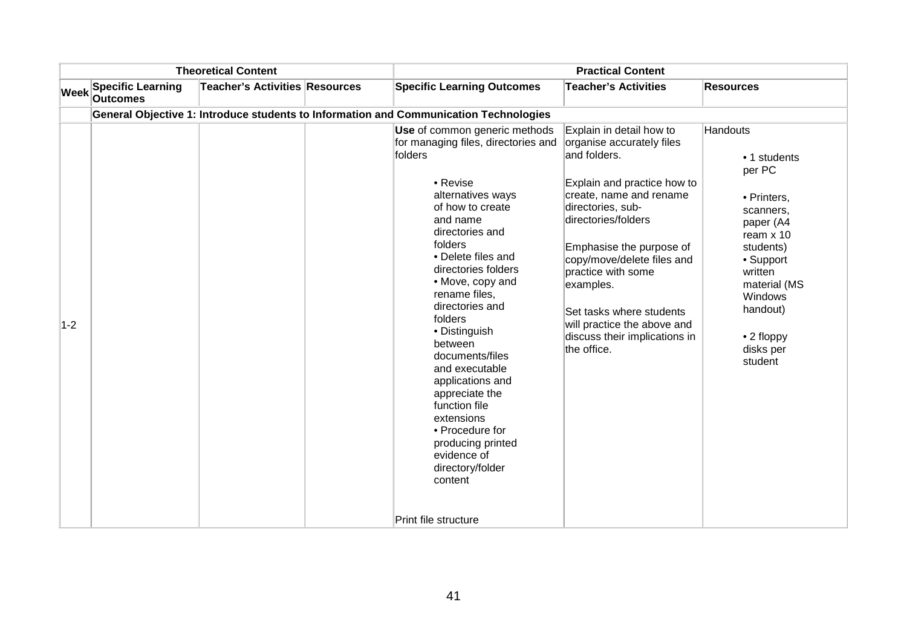| | Theoretical Content | | | Practical Content | | |
|---|---|---|---|---|---|---|
| **Week** | **Specific Learning Outcomes** | **Teacher's Activities** | **Resources** | **Specific Learning Outcomes** | **Teacher's Activities** | **Resources** |
| | **General Objective 1: Introduce students to Information and Communication Technologies** | | | | | |
| 1-2 | | | | **Use** of common generic methods for managing files, directories and folders<br><br>• Revise alternatives ways of how to create and name directories and folders<br>• Delete files and directories folders<br>• Move, copy and rename files, directories and folders<br>• Distinguish between documents/files and executable applications and appreciate the function file extensions<br>• Procedure for producing printed evidence of directory/folder content<br><br>Print file structure | Explain in detail how to organise accurately files and folders.<br><br>Explain and practice how to create, name and rename directories, sub-directories/folders<br><br>Emphasise the purpose of copy/move/delete files and practice with some examples.<br><br>Set tasks where students will practice the above and discuss their implications in the office. | Handouts<br><br>• 1 students per PC<br><br>• Printers, scanners, paper (A4 ream x 10 students)<br>• Support written material (MS Windows handout)<br><br>• 2 floppy disks per student |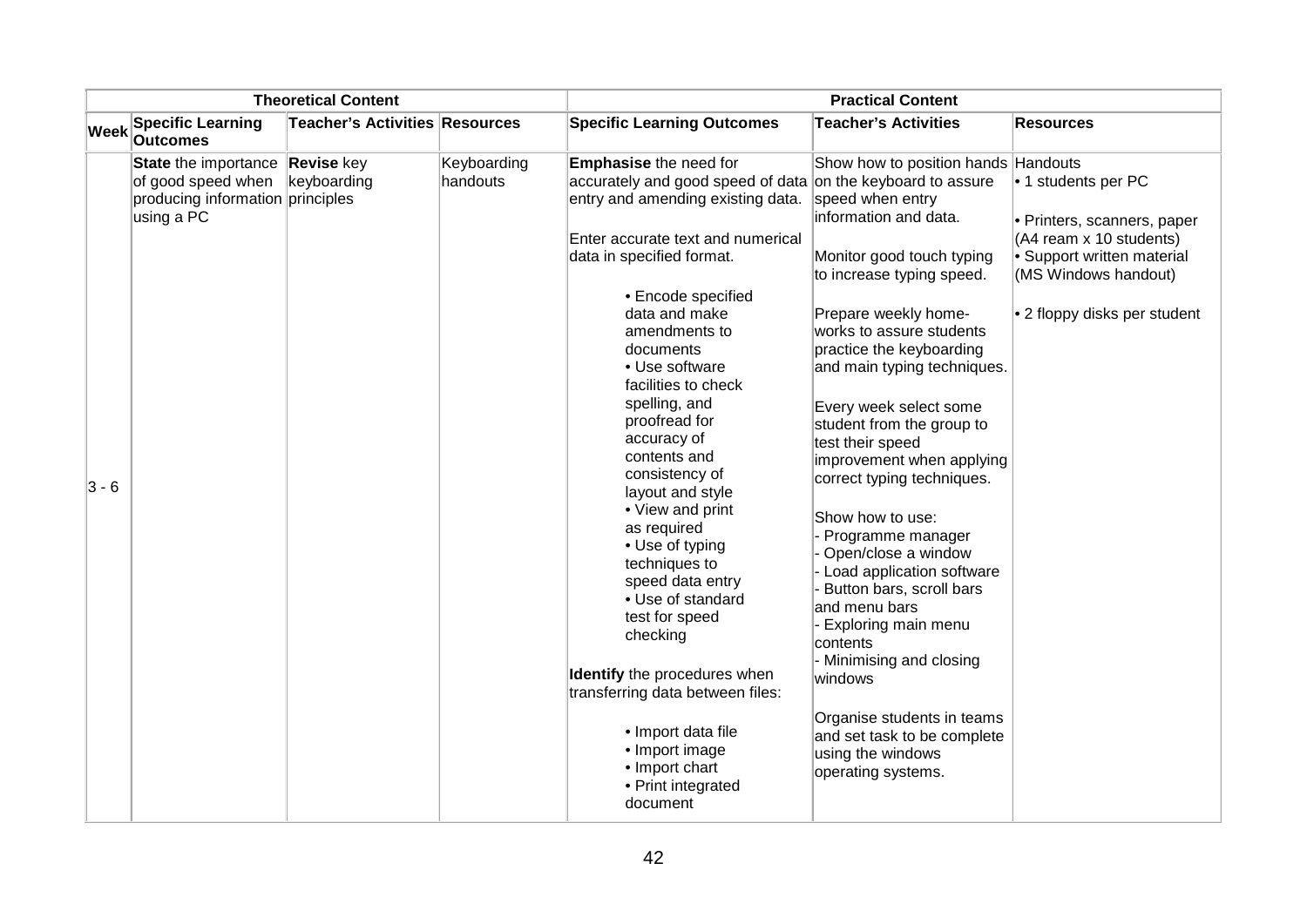| Theoretical Content | | | | Practical Content | | |
|---|---|---|---|---|---|---|
| **Week** | **Specific Learning Outcomes** | **Teacher's Activities** | **Resources** | **Specific Learning Outcomes** | **Teacher's Activities** | **Resources** |
| 3 - 6 | **State** the importance of good speed when producing information using a PC | **Revise** key keyboarding principles | Keyboarding handouts | **Emphasise** the need for accurately and good speed of data entry and amending existing data.<br><br>Enter accurate text and numerical data in specified format.<br><br>• Encode specified data and make amendments to documents<br>• Use software facilities to check spelling, and proofread for accuracy of contents and consistency of layout and style<br>• View and print as required<br>• Use of typing techniques to speed data entry<br>• Use of standard test for speed checking<br><br>**Identify** the procedures when transferring data between files:<br><br>• Import data file<br>• Import image<br>• Import chart<br>• Print integrated document | Show how to position hands on the keyboard to assure speed when entry information and data.<br><br>Monitor good touch typing to increase typing speed.<br><br>Prepare weekly home-works to assure students practice the keyboarding and main typing techniques.<br><br>Every week select some student from the group to test their speed improvement when applying correct typing techniques.<br><br>Show how to use:<br>- Programme manager<br>- Open/close a window<br>- Load application software<br>- Button bars, scroll bars and menu bars<br>- Exploring main menu contents<br>- Minimising and closing windows<br><br>Organise students in teams and set task to be complete using the windows operating systems. | Handouts<br>• 1 students per PC<br><br>• Printers, scanners, paper (A4 ream x 10 students)<br>• Support written material (MS Windows handout)<br><br>• 2 floppy disks per student |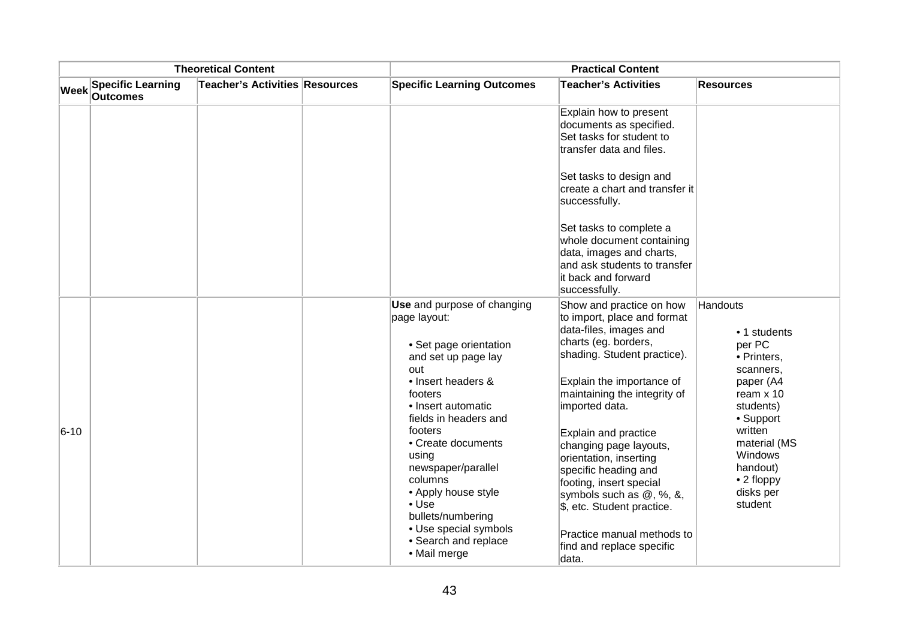| Theoretical Content | | | | Practical Content | | |
|---|---|---|---|---|---|---|
| Week | Specific Learning Outcomes | Teacher's Activities | Resources | Specific Learning Outcomes | Teacher's Activities | Resources |
| | | | | | Explain how to present documents as specified. Set tasks for student to transfer data and files.<br><br>Set tasks to design and create a chart and transfer it successfully.<br><br>Set tasks to complete a whole document containing data, images and charts, and ask students to transfer it back and forward successfully. | |
| 6-10 | | | | **Use** and purpose of changing page layout:<br><br>• Set page orientation and set up page lay out<br>• Insert headers & footers<br>• Insert automatic fields in headers and footers<br>• Create documents using newspaper/parallel columns<br>• Apply house style<br>• Use bullets/numbering<br>• Use special symbols<br>• Search and replace<br>• Mail merge | Show and practice on how to import, place and format data-files, images and charts (eg. borders, shading. Student practice).<br><br>Explain the importance of maintaining the integrity of imported data.<br><br>Explain and practice changing page layouts, orientation, inserting specific heading and footing, insert special symbols such as @, %, &, $, etc. Student practice.<br><br>Practice manual methods to find and replace specific data. | Handouts<br><br>• 1 students per PC<br>• Printers, scanners, paper (A4 ream x 10 students)<br>• Support written material (MS Windows handout)<br>• 2 floppy disks per student |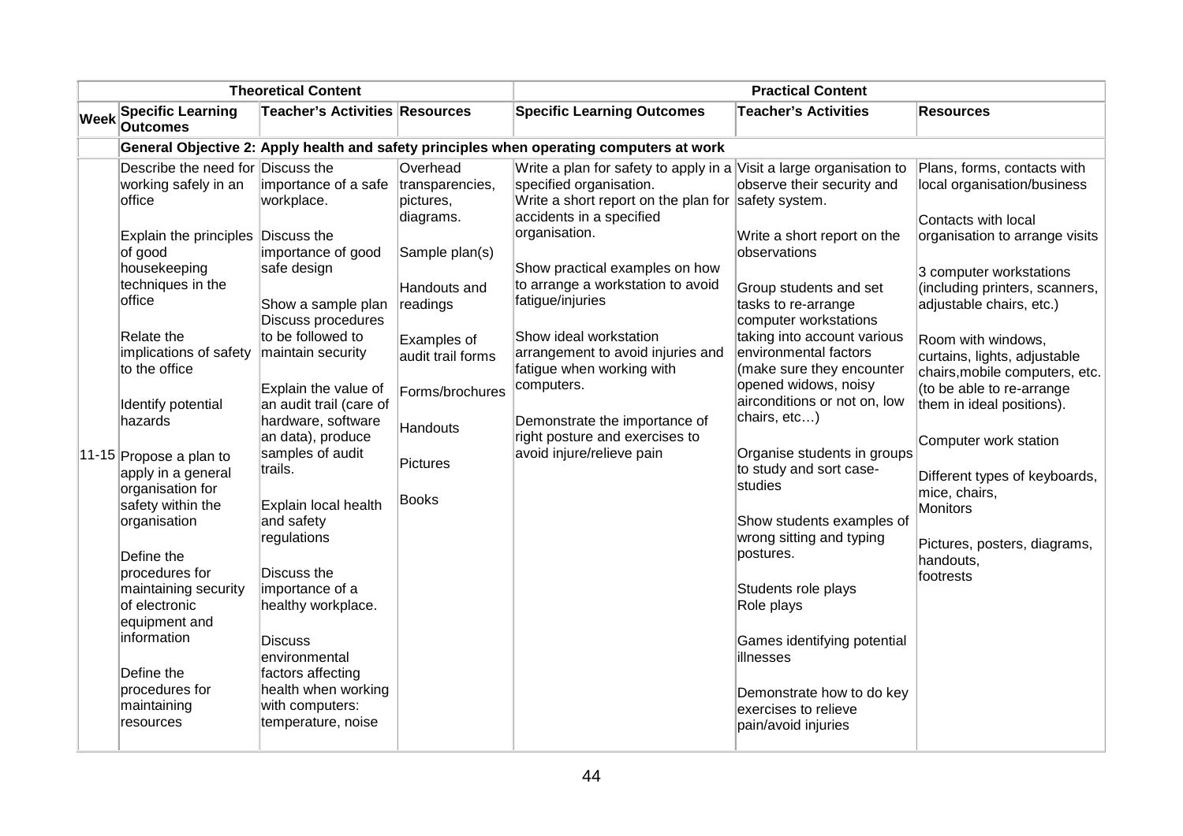| | Theoretical Content | | | Practical Content | | |
|---|---|---|---|---|---|---|
| **Week** | **Specific Learning Outcomes** | **Teacher's Activities** | **Resources** | **Specific Learning Outcomes** | **Teacher's Activities** | **Resources** |
| | **General Objective 2: Apply health and safety principles when operating computers at work** | | | | | |
| 11-15 | Describe the need for working safely in an office<br><br>Explain the principles of good housekeeping techniques in the office<br><br>Relate the implications of safety to the office<br><br>Identify potential hazards<br><br>Propose a plan to apply in a general organisation for safety within the organisation<br><br>Define the procedures for maintaining security of electronic equipment and information<br><br>Define the procedures for maintaining resources | Discuss the importance of a safe workplace.<br><br>Discuss the importance of good safe design<br><br>Show a sample plan<br>Discuss procedures to be followed to maintain security<br><br>Explain the value of an audit trail (care of hardware, software an data), produce samples of audit trails.<br><br>Explain local health and safety regulations<br><br>Discuss the importance of a healthy workplace.<br><br>Discuss environmental factors affecting health when working with computers: temperature, noise | Overhead transparencies, pictures, diagrams.<br><br>Sample plan(s)<br><br>Handouts and readings<br><br>Examples of audit trail forms<br><br>Forms/brochures<br><br>Handouts<br><br>Pictures<br><br>Books | Write a plan for safety to apply in a specified organisation.<br>Write a short report on the plan for accidents in a specified organisation.<br><br>Show practical examples on how to arrange a workstation to avoid fatigue/injuries<br><br>Show ideal workstation arrangement to avoid injuries and fatigue when working with computers.<br><br>Demonstrate the importance of right posture and exercises to avoid injure/relieve pain | Visit a large organisation to observe their security and safety system.<br><br>Write a short report on the observations<br><br>Group students and set tasks to re-arrange computer workstations taking into account various environmental factors (make sure they encounter opened widows, noisy airconditions or not on, low chairs, etc…)<br><br>Organise students in groups to study and sort case-studies<br><br>Show students examples of wrong sitting and typing postures.<br><br>Students role plays<br>Role plays<br><br>Games identifying potential illnesses<br><br>Demonstrate how to do key exercises to relieve pain/avoid injuries | Plans, forms, contacts with local organisation/business<br><br>Contacts with local organisation to arrange visits<br><br>3 computer workstations (including printers, scanners, adjustable chairs, etc.)<br><br>Room with windows, curtains, lights, adjustable chairs,mobile computers, etc. (to be able to re-arrange them in ideal positions).<br><br>Computer work station<br><br>Different types of keyboards, mice, chairs,<br>Monitors<br><br>Pictures, posters, diagrams, handouts,<br>footrests |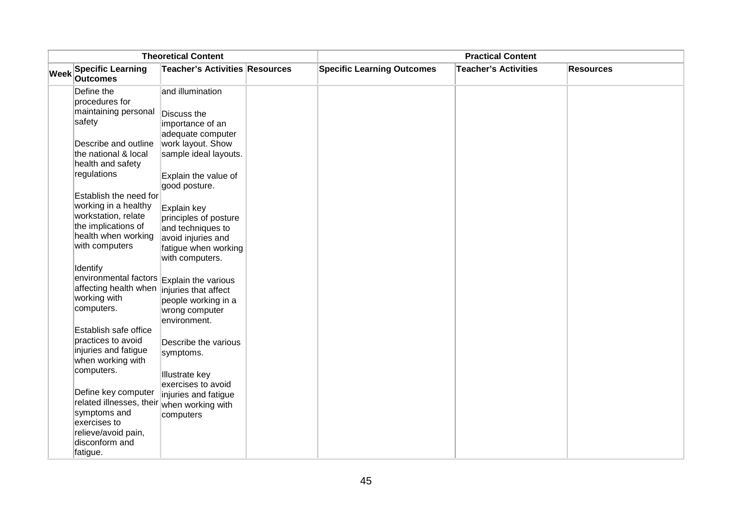| Theoretical Content | | | | Practical Content | | |
|---|---|---|---|---|---|---|
| **Week** | **Specific Learning Outcomes** | **Teacher's Activities** | **Resources** | **Specific Learning Outcomes** | **Teacher's Activities** | **Resources** |
| | Define the procedures for maintaining personal safety<br><br>Describe and outline the national & local health and safety regulations<br><br>Establish the need for working in a healthy workstation, relate the implications of health when working with computers<br><br>Identify environmental factors affecting health when working with computers.<br><br>Establish safe office practices to avoid injuries and fatigue when working with computers.<br><br>Define key computer related illnesses, their symptoms and exercises to relieve/avoid pain, disconform and fatigue. | and illumination<br><br>Discuss the importance of an adequate computer work layout. Show sample ideal layouts.<br><br>Explain the value of good posture.<br><br>Explain key principles of posture and techniques to avoid injuries and fatigue when working with computers.<br><br>Explain the various injuries that affect people working in a wrong computer environment.<br><br>Describe the various symptoms.<br><br>Illustrate key exercises to avoid injuries and fatigue when working with computers | | | | |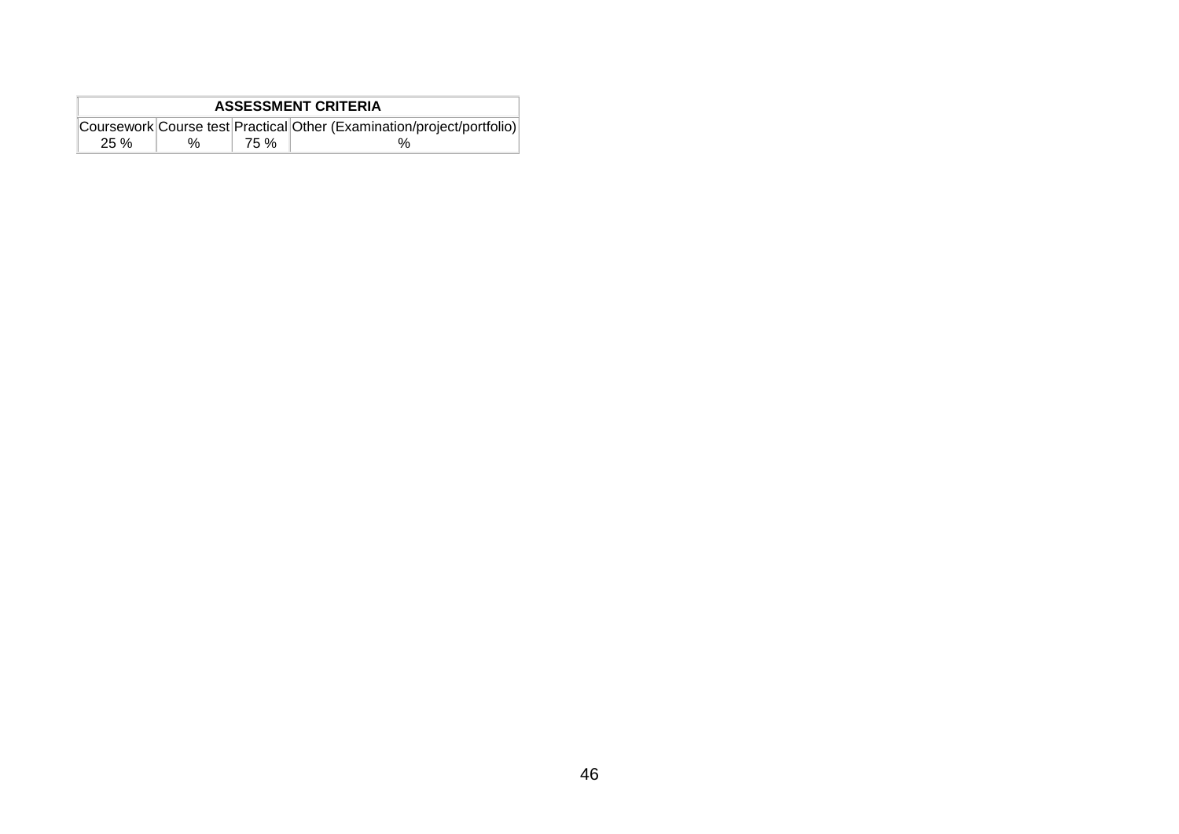| ASSESSMENT CRITERIA | | | |
|---|---|---|---|
| Coursework | Course test | Practical | Other (Examination/project/portfolio) |
| 25 % | % | 75 % | % |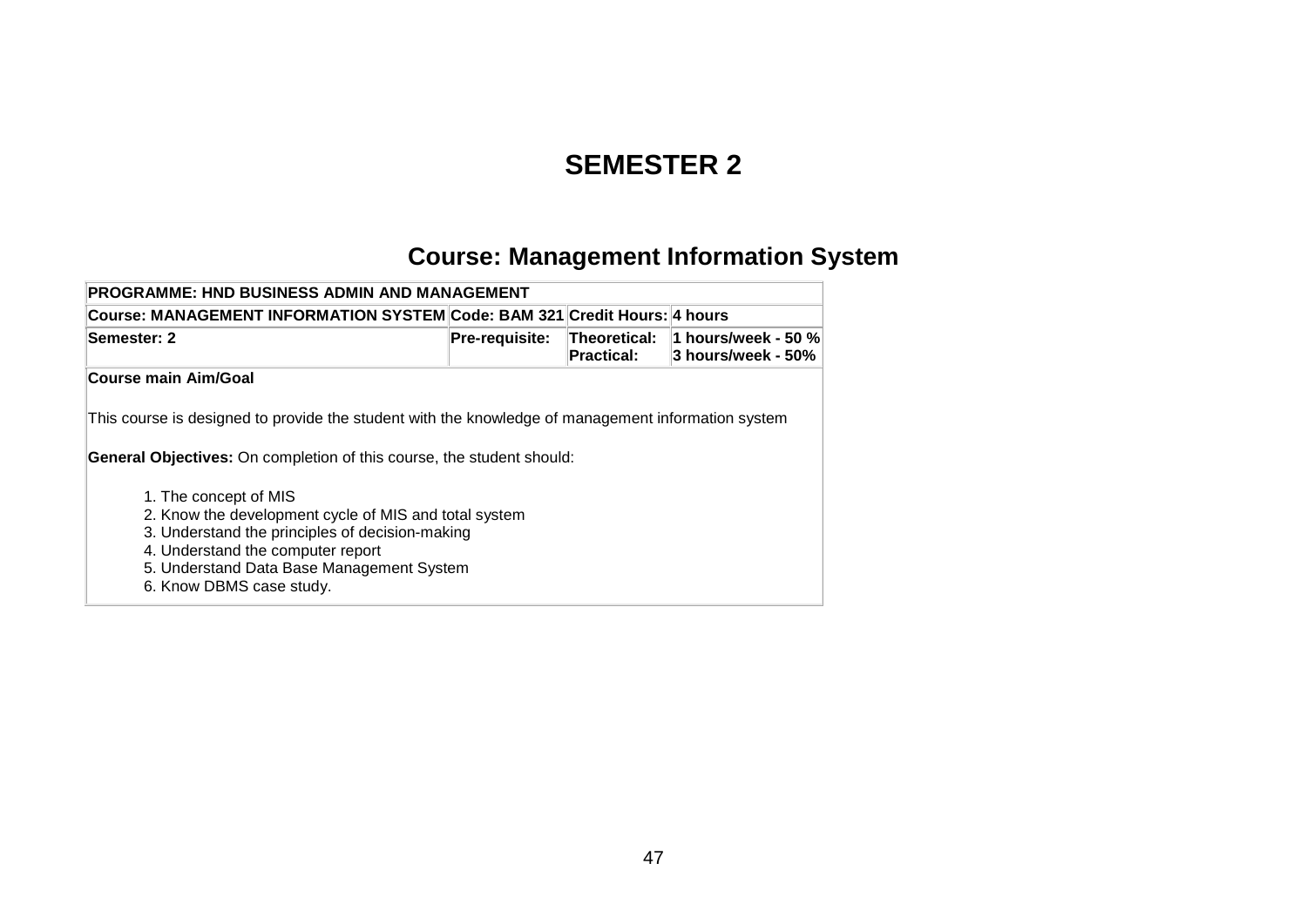# SEMESTER 2

## Course: Management Information System

| PROGRAMME: HND BUSINESS ADMIN AND MANAGEMENT | | | |
|---|---|---|---|
| **Course: MANAGEMENT INFORMATION SYSTEM** | **Code: BAM 321** | **Credit Hours:** | **4 hours** |
| **Semester: 2** | **Pre-requisite:** | **Theoretical:**<br>**Practical:** | **1 hours/week - 50 %**<br>**3 hours/week - 50%** |

**Course main Aim/Goal**

This course is designed to provide the student with the knowledge of management information system

**General Objectives:** On completion of this course, the student should:

1. The concept of MIS
2. Know the development cycle of MIS and total system
3. Understand the principles of decision-making
4. Understand the computer report
5. Understand Data Base Management System
6. Know DBMS case study.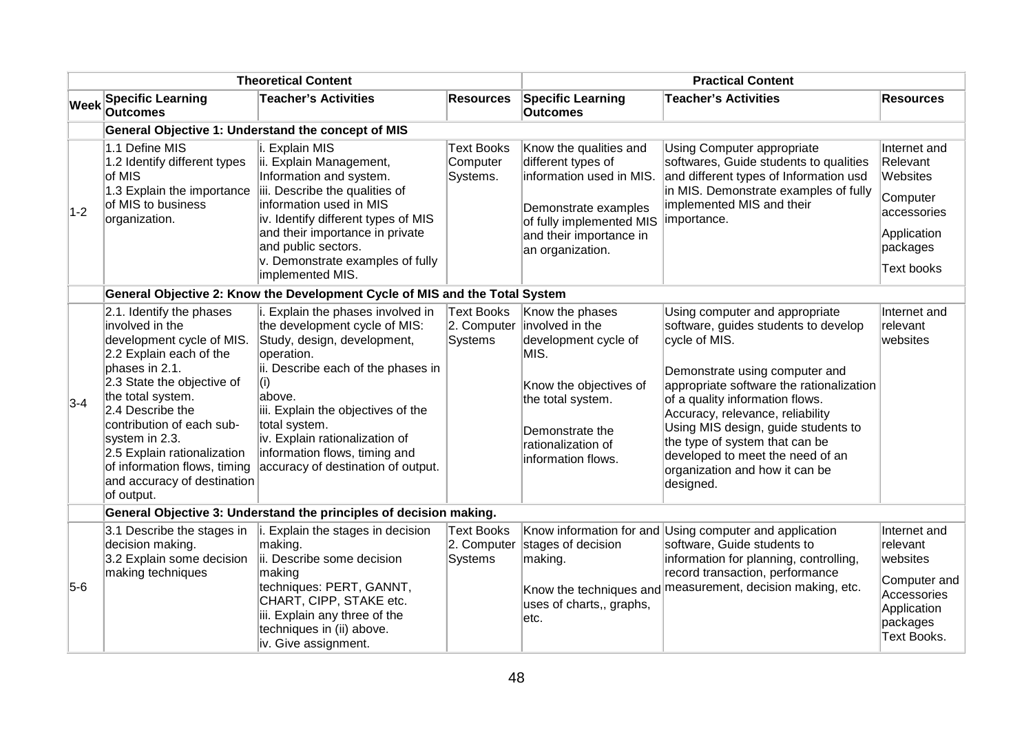| | Theoretical Content | | | Practical Content | | |
|---|---|---|---|---|---|---|
| **Week** | **Specific Learning Outcomes** | **Teacher's Activities** | **Resources** | **Specific Learning Outcomes** | **Teacher's Activities** | **Resources** |
| | **General Objective 1: Understand the concept of MIS** | | | | | |
| 1-2 | 1.1 Define MIS<br>1.2 Identify different types of MIS<br>1.3 Explain the importance of MIS to business organization. | i. Explain MIS<br>ii. Explain Management, Information and system.<br>iii. Describe the qualities of information used in MIS<br>iv. Identify different types of MIS and their importance in private and public sectors.<br>v. Demonstrate examples of fully implemented MIS. | Text Books Computer Systems. | Know the qualities and different types of information used in MIS.<br><br>Demonstrate examples of fully implemented MIS and their importance in an organization. | Using Computer appropriate softwares, Guide students to qualities and different types of Information usd in MIS. Demonstrate examples of fully implemented MIS and their importance. | Internet and Relevant Websites<br><br>Computer accessories<br><br>Application packages<br><br>Text books |
| | **General Objective 2: Know the Development Cycle of MIS and the Total System** | | | | | |
| 3-4 | 2.1. Identify the phases involved in the development cycle of MIS.<br>2.2 Explain each of the phases in 2.1.<br>2.3 State the objective of the total system.<br>2.4 Describe the contribution of each sub-system in 2.3.<br>2.5 Explain rationalization of information flows, timing and accuracy of destination of output. | i. Explain the phases involved in the development cycle of MIS: Study, design, development, operation.<br>ii. Describe each of the phases in (i) above.<br>iii. Explain the objectives of the total system.<br>iv. Explain rationalization of information flows, timing and accuracy of destination of output. | Text Books 2. Computer Systems | Know the phases involved in the development cycle of MIS.<br><br>Know the objectives of the total system.<br><br>Demonstrate the rationalization of information flows. | Using computer and appropriate software, guides students to develop cycle of MIS.<br><br>Demonstrate using computer and appropriate software the rationalization of a quality information flows. Accuracy, relevance, reliability Using MIS design, guide students to the type of system that can be developed to meet the need of an organization and how it can be designed. | Internet and relevant websites |
| | **General Objective 3: Understand the principles of decision making.** | | | | | |
| 5-6 | 3.1 Describe the stages in decision making.<br>3.2 Explain some decision making techniques | i. Explain the stages in decision making.<br>ii. Describe some decision making techniques: PERT, GANNT, CHART, CIPP, STAKE etc.<br>iii. Explain any three of the techniques in (ii) above.<br>iv. Give assignment. | Text Books 2. Computer Systems | Know information for and stages of decision making.<br><br>Know the techniques and uses of charts,, graphs, etc. | Using computer and application software, Guide students to information for planning, controlling, record transaction, performance measurement, decision making, etc. | Internet and relevant websites<br><br>Computer and Accessories Application packages Text Books. |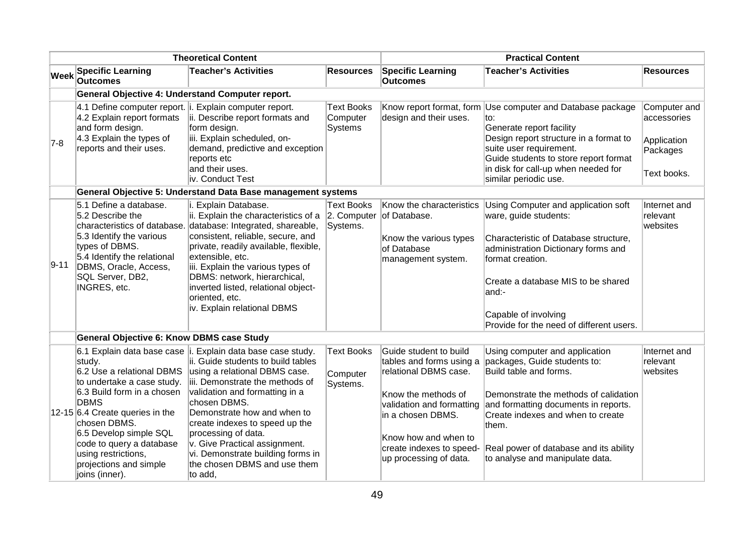| Theoretical Content | | | | Practical Content | | |
|---|---|---|---|---|---|---|
| **Week** | **Specific Learning Outcomes** | **Teacher's Activities** | **Resources** | **Specific Learning Outcomes** | **Teacher's Activities** | **Resources** |
| | **General Objective 4: Understand Computer report.** | | | | | |
| 7-8 | 4.1 Define computer report.<br>4.2 Explain report formats and form design.<br>4.3 Explain the types of reports and their uses. | i. Explain computer report.<br>ii. Describe report formats and form design.<br>iii. Explain scheduled, on-demand, predictive and exception reports etc and their uses.<br>iv. Conduct Test | Text Books Computer Systems | Know report format, form design and their uses. | Use computer and Database package to:<br>Generate report facility<br>Design report structure in a format to suite user requirement.<br>Guide students to store report format in disk for call-up when needed for similar periodic use. | Computer and accessories<br>Application Packages<br>Text books. |
| | **General Objective 5: Understand Data Base management systems** | | | | | |
| 9-11 | 5.1 Define a database.<br>5.2 Describe the characteristics of database.<br>5.3 Identify the various types of DBMS.<br>5.4 Identify the relational DBMS, Oracle, Access, SQL Server, DB2, INGRES, etc. | i. Explain Database.<br>ii. Explain the characteristics of a database: Integrated, shareable, consistent, reliable, secure, and private, readily available, flexible, extensible, etc.<br>iii. Explain the various types of DBMS: network, hierarchical, inverted listed, relational object-oriented, etc.<br>iv. Explain relational DBMS | Text Books 2. Computer Systems. | Know the characteristics of Database.<br>Know the various types of Database management system. | Using Computer and application soft ware, guide students:<br>Characteristic of Database structure, administration Dictionary forms and format creation.<br>Create a database MIS to be shared and:-<br>Capable of involving<br>Provide for the need of different users. | Internet and relevant websites |
| | **General Objective 6: Know DBMS case Study** | | | | | |
| 12-15 | 6.1 Explain data base case study.<br>6.2 Use a relational DBMS to undertake a case study.<br>6.3 Build form in a chosen DBMS<br>6.4 Create queries in the chosen DBMS.<br>6.5 Develop simple SQL code to query a database using restrictions, projections and simple joins (inner). | i. Explain data base case study.<br>ii. Guide students to build tables using a relational DBMS case.<br>iii. Demonstrate the methods of validation and formatting in a chosen DBMS.<br>Demonstrate how and when to create indexes to speed up the processing of data.<br>v. Give Practical assignment.<br>vi. Demonstrate building forms in the chosen DBMS and use them to add, | Text Books<br>Computer Systems. | Guide student to build tables and forms using a relational DBMS case.<br>Know the methods of validation and formatting in a chosen DBMS.<br>Know how and when to create indexes to speed-up processing of data. | Using computer and application packages, Guide students to:<br>Build table and forms.<br>Demonstrate the methods of calidation and formatting documents in reports.<br>Create indexes and when to create them.<br>Real power of database and its ability to analyse and manipulate data. | Internet and relevant websites |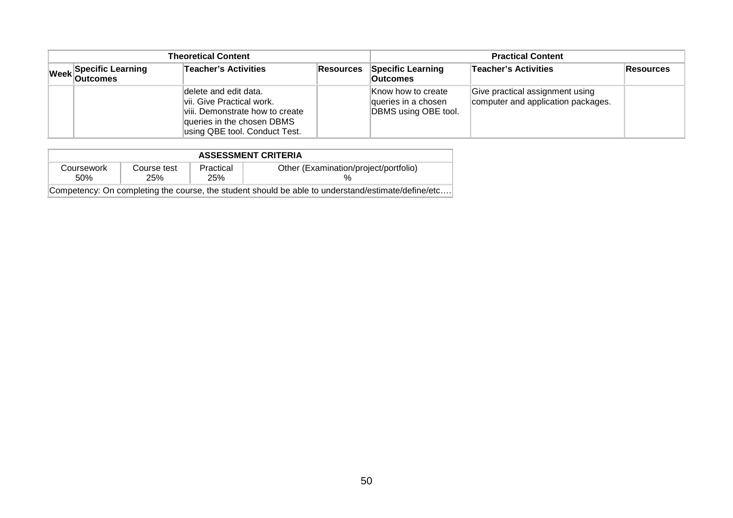| Theoretical Content | | | | Practical Content | | |
|---|---|---|---|---|---|---|
| Week | Specific Learning Outcomes | Teacher's Activities | Resources | Specific Learning Outcomes | Teacher's Activities | Resources |
| | | delete and edit data. vii. Give Practical work. viii. Demonstrate how to create queries in the chosen DBMS using QBE tool. Conduct Test. | | Know how to create queries in a chosen DBMS using OBE tool. | Give practical assignment using computer and application packages. | |

| ASSESSMENT CRITERIA | | | |
|---|---|---|---|
| Coursework 50% | Course test 25% | Practical 25% | Other (Examination/project/portfolio) % |
| Competency: On completing the course, the student should be able to understand/estimate/define/etc…. | | | |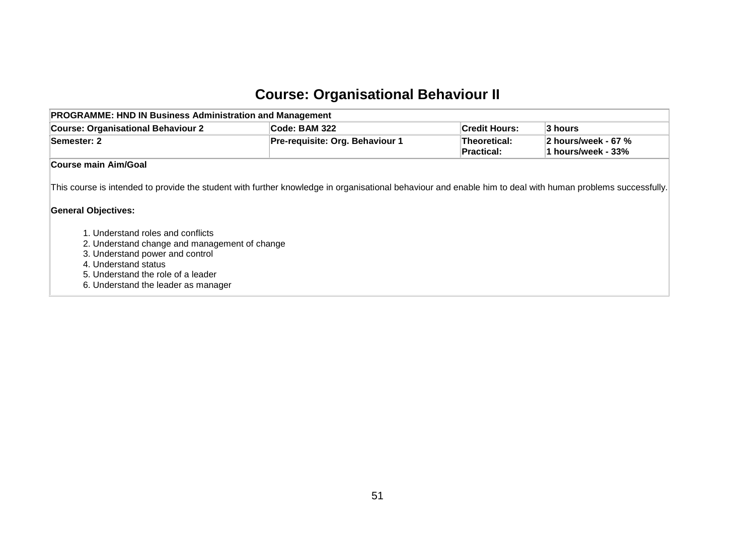# Course: Organisational Behaviour II

| PROGRAMME: HND IN Business Administration and Management | | | |
|---|---|---|---|
| **Course: Organisational Behaviour 2** | **Code: BAM 322** | **Credit Hours:** | **3 hours** |
| **Semester: 2** | **Pre-requisite: Org. Behaviour 1** | **Theoretical:** <br> **Practical:** | **2 hours/week - 67 %** <br> **1 hours/week - 33%** |

**Course main Aim/Goal**

This course is intended to provide the student with further knowledge in organisational behaviour and enable him to deal with human problems successfully.

**General Objectives:**

1. Understand roles and conflicts
2. Understand change and management of change
3. Understand power and control
4. Understand status
5. Understand the role of a leader
6. Understand the leader as manager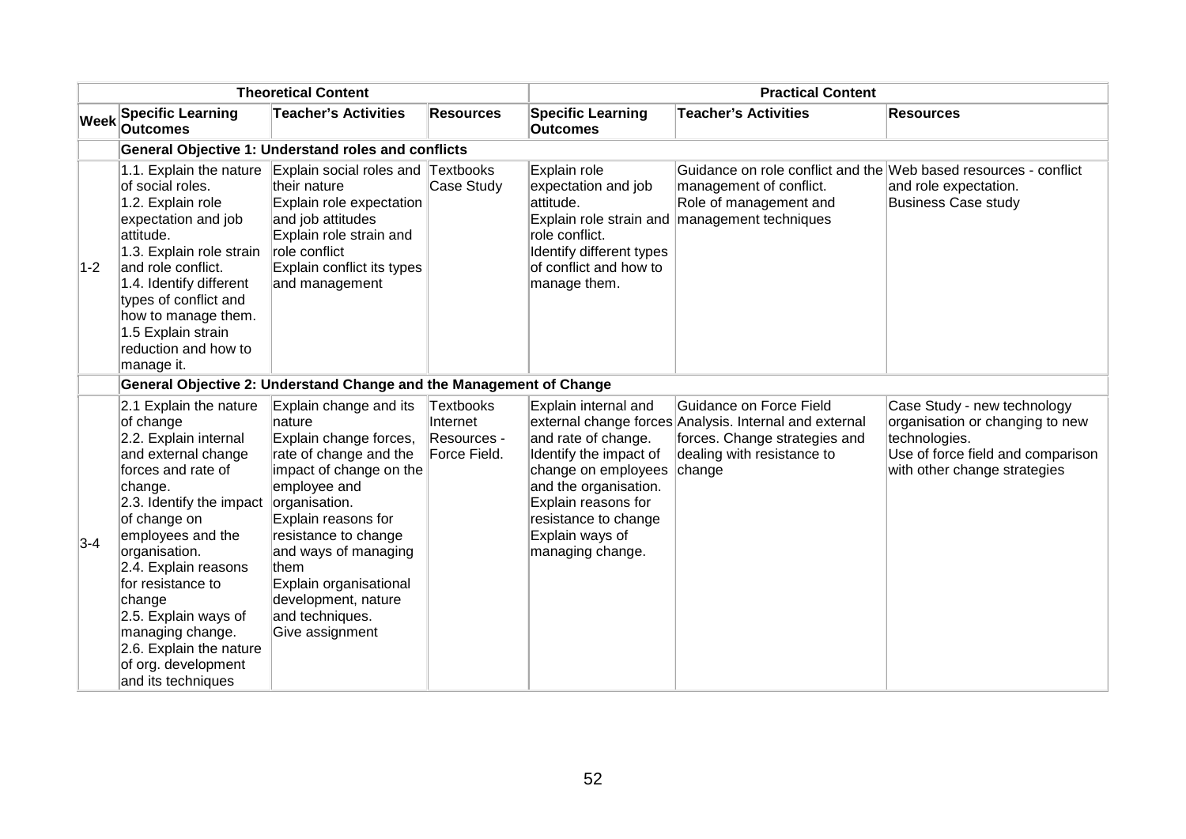| | Theoretical Content | | | Practical Content | | |
|---|---|---|---|---|---|---|
| **Week** | **Specific Learning Outcomes** | **Teacher's Activities** | **Resources** | **Specific Learning Outcomes** | **Teacher's Activities** | **Resources** |
| | **General Objective 1: Understand roles and conflicts** | | | | | |
| 1-2 | 1.1. Explain the nature of social roles.<br>1.2. Explain role expectation and job attitude.<br>1.3. Explain role strain and role conflict.<br>1.4. Identify different types of conflict and how to manage them.<br>1.5 Explain strain reduction and how to manage it. | Explain social roles and their nature<br>Explain role expectation and job attitudes<br>Explain role strain and role conflict<br>Explain conflict its types and management | Textbooks<br>Case Study | Explain role expectation and job attitude.<br>Explain role strain and role conflict.<br>Identify different types of conflict and how to manage them. | Guidance on role conflict and the management of conflict.<br>Role of management and management techniques | Web based resources - conflict and role expectation.<br>Business Case study |
| | **General Objective 2: Understand Change and the Management of Change** | | | | | |
| 3-4 | 2.1 Explain the nature of change<br>2.2. Explain internal and external change forces and rate of change.<br>2.3. Identify the impact of change on employees and the organisation.<br>2.4. Explain reasons for resistance to change<br>2.5. Explain ways of managing change.<br>2.6. Explain the nature of org. development and its techniques | Explain change and its nature<br>Explain change forces, rate of change and the impact of change on the employee and organisation.<br>Explain reasons for resistance to change and ways of managing them<br>Explain organisational development, nature and techniques.<br>Give assignment | Textbooks<br>Internet<br>Resources - Force Field. | Explain internal and external change forces and rate of change.<br>Identify the impact of change on employees and the organisation.<br>Explain reasons for resistance to change<br>Explain ways of managing change. | Guidance on Force Field Analysis. Internal and external forces. Change strategies and dealing with resistance to change | Case Study - new technology organisation or changing to new technologies.<br>Use of force field and comparison with other change strategies |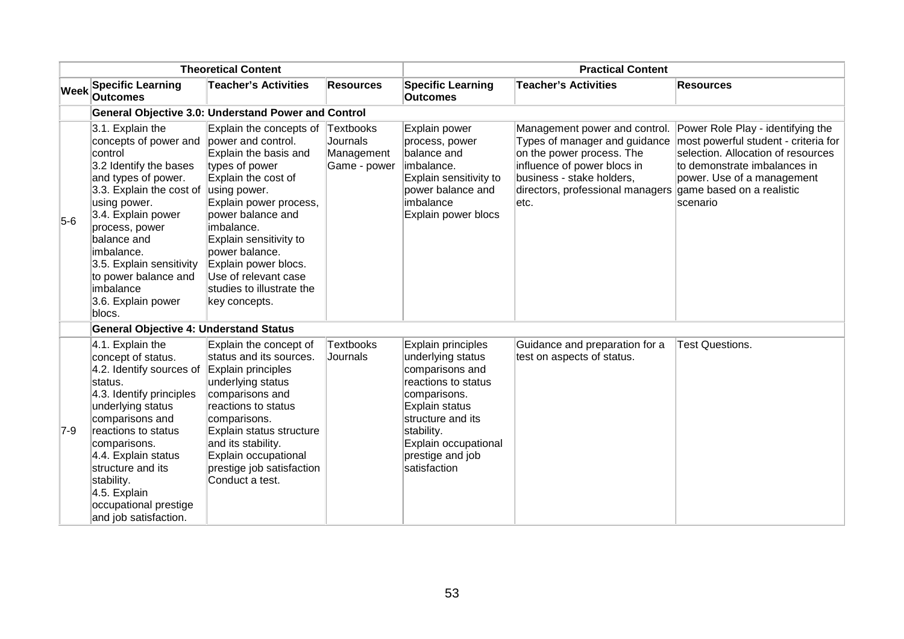| | Theoretical Content | | | Practical Content | | |
|---|---|---|---|---|---|---|
| **Week** | **Specific Learning Outcomes** | **Teacher's Activities** | **Resources** | **Specific Learning Outcomes** | **Teacher's Activities** | **Resources** |
| | **General Objective 3.0: Understand Power and Control** | | | | | |
| 5-6 | 3.1. Explain the concepts of power and control<br>3.2 Identify the bases and types of power.<br>3.3. Explain the cost of using power.<br>3.4. Explain power process, power balance and imbalance.<br>3.5. Explain sensitivity to power balance and imbalance<br>3.6. Explain power blocs. | Explain the concepts of power and control.<br>Explain the basis and types of power<br>Explain the cost of using power.<br>Explain power process, power balance and imbalance.<br>Explain sensitivity to power balance.<br>Explain power blocs.<br>Use of relevant case studies to illustrate the key concepts. | Textbooks<br>Journals<br>Management Game - power | Explain power process, power balance and imbalance.<br>Explain sensitivity to power balance and imbalance<br>Explain power blocs | Management power and control. Types of manager and guidance on the power process. The influence of power blocs in business - stake holders, directors, professional managers etc. | Power Role Play - identifying the most powerful student - criteria for selection. Allocation of resources to demonstrate imbalances in power. Use of a management game based on a realistic scenario |
| | **General Objective 4: Understand Status** | | | | | |
| 7-9 | 4.1. Explain the concept of status.<br>4.2. Identify sources of status.<br>4.3. Identify principles underlying status comparisons and reactions to status comparisons.<br>4.4. Explain status structure and its stability.<br>4.5. Explain occupational prestige and job satisfaction. | Explain the concept of status and its sources.<br>Explain principles underlying status comparisons and reactions to status comparisons.<br>Explain status structure and its stability.<br>Explain occupational prestige job satisfaction<br>Conduct a test. | Textbooks<br>Journals | Explain principles underlying status comparisons and reactions to status comparisons.<br>Explain status structure and its stability.<br>Explain occupational prestige and job satisfaction | Guidance and preparation for a test on aspects of status. | Test Questions. |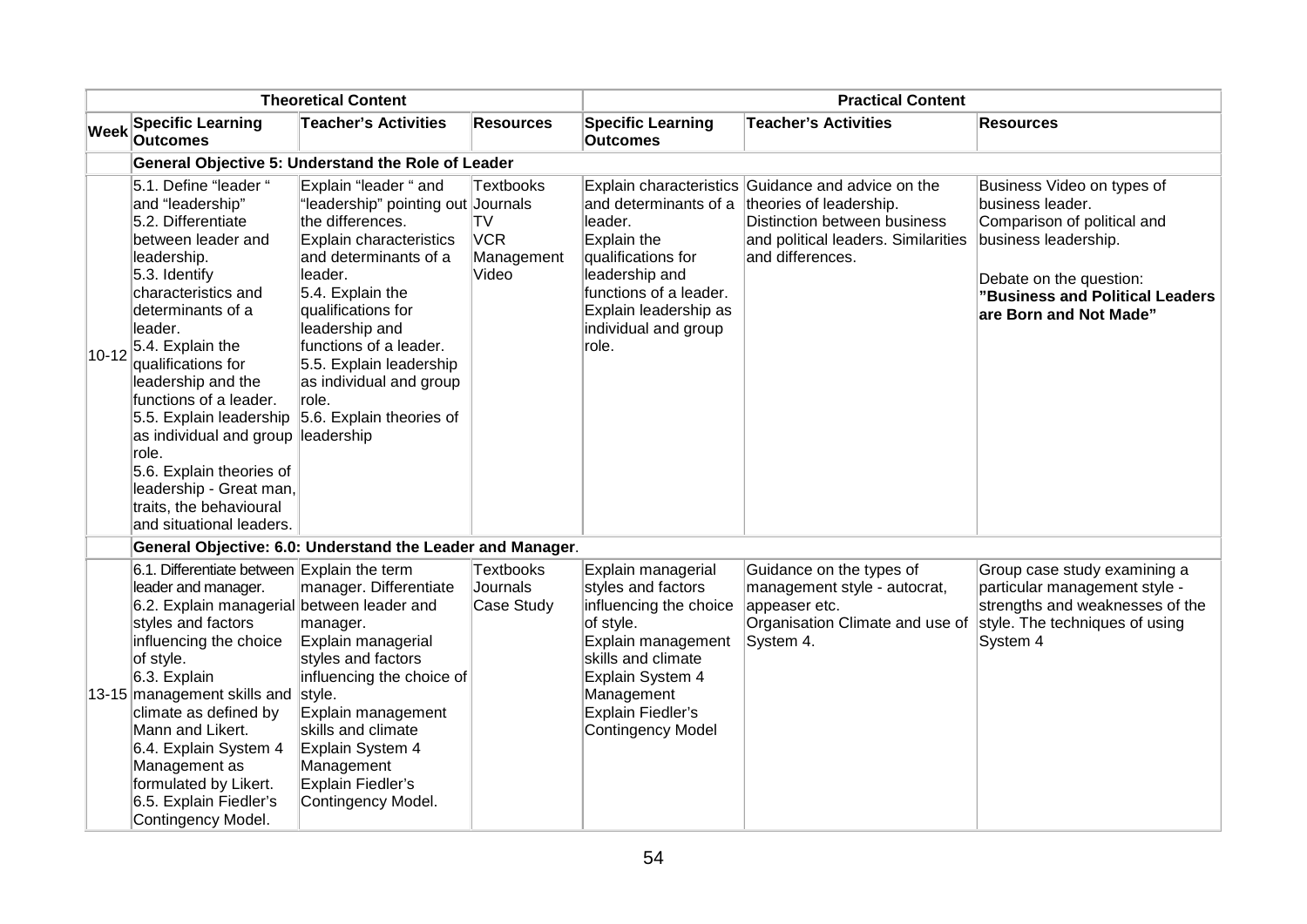| | Theoretical Content | | | Practical Content | | |
|---|---|---|---|---|---|---|
| **Week** | **Specific Learning Outcomes** | **Teacher's Activities** | **Resources** | **Specific Learning Outcomes** | **Teacher's Activities** | **Resources** |
| | **General Objective 5: Understand the Role of Leader** | | | | | |
| 10-12 | 5.1. Define "leader " and "leadership"<br>5.2. Differentiate between leader and leadership.<br>5.3. Identify characteristics and determinants of a leader.<br>5.4. Explain the qualifications for leadership and the functions of a leader.<br>5.5. Explain leadership as individual and group role.<br>5.6. Explain theories of leadership - Great man, traits, the behavioural and situational leaders. | Explain "leader " and "leadership" pointing out the differences.<br>Explain characteristics and determinants of a leader.<br>5.4. Explain the qualifications for leadership and functions of a leader.<br>5.5. Explain leadership as individual and group role.<br>5.6. Explain theories of leadership | Textbooks<br>Journals<br>TV<br>VCR<br>Management Video | Explain characteristics and determinants of a leader.<br>Explain the qualifications for leadership and functions of a leader.<br>Explain leadership as individual and group role. | Guidance and advice on the theories of leadership.<br>Distinction between business and political leaders. Similarities and differences. | Business Video on types of business leader.<br>Comparison of political and business leadership.<br><br>Debate on the question: **"Business and Political Leaders are Born and Not Made"** |
| | **General Objective: 6.0: Understand the Leader and Manager**. | | | | | |
| 13-15 | 6.1. Differentiate between leader and manager.<br>6.2. Explain managerial styles and factors influencing the choice of style.<br>6.3. Explain management skills and climate as defined by Mann and Likert.<br>6.4. Explain System 4 Management as formulated by Likert.<br>6.5. Explain Fiedler's Contingency Model. | Explain the term manager. Differentiate between leader and manager.<br>Explain managerial styles and factors influencing the choice of style.<br>Explain management skills and climate<br>Explain System 4 Management<br>Explain Fiedler's Contingency Model. | Textbooks<br>Journals<br>Case Study | Explain managerial styles and factors influencing the choice of style.<br>Explain management skills and climate<br>Explain System 4 Management<br>Explain Fiedler's Contingency Model | Guidance on the types of management style - autocrat, appeaser etc.<br>Organisation Climate and use of System 4. | Group case study examining a particular management style - strengths and weaknesses of the style. The techniques of using System 4 |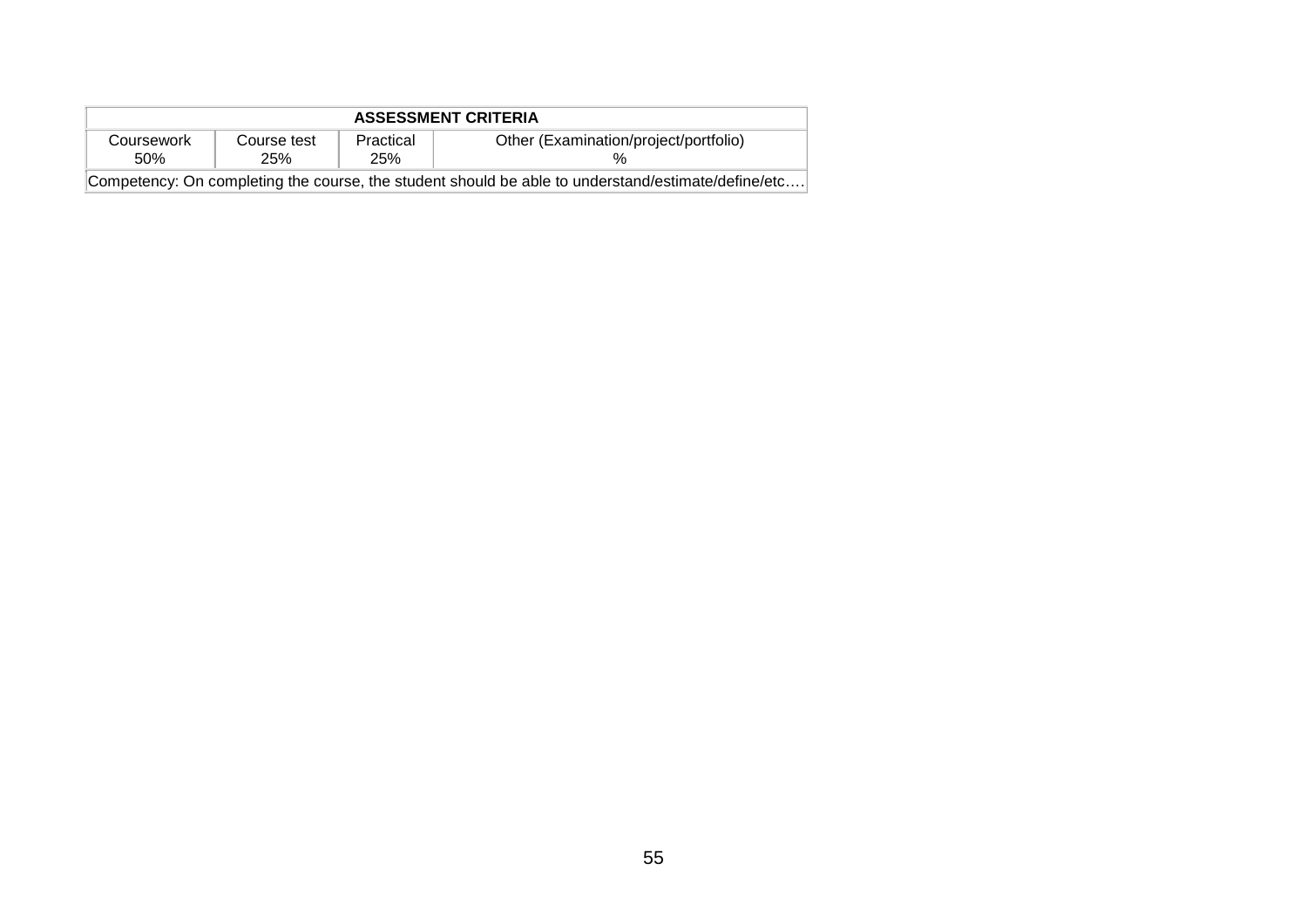| ASSESSMENT CRITERIA | | | |
|---|---|---|---|
| Coursework 50% | Course test 25% | Practical 25% | Other (Examination/project/portfolio) % |
| Competency: On completing the course, the student should be able to understand/estimate/define/etc…. | | | |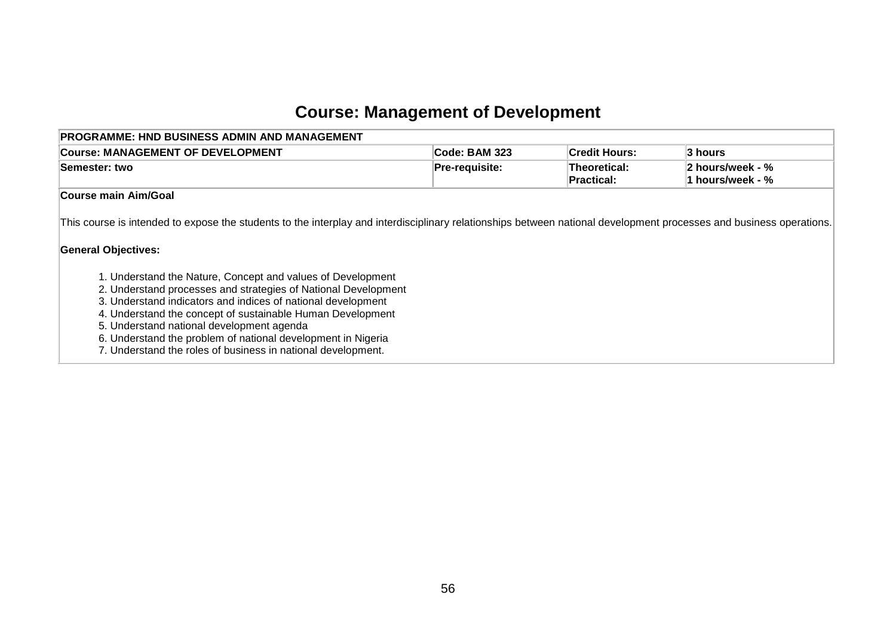# Course: Management of Development

| PROGRAMME: HND BUSINESS ADMIN AND MANAGEMENT | | | |
|---|---|---|---|
| **Course: MANAGEMENT OF DEVELOPMENT** | **Code: BAM 323** | **Credit Hours:** | **3 hours** |
| **Semester: two** | **Pre-requisite:** | **Theoretical:**<br>**Practical:** | **2 hours/week - %**<br>**1 hours/week - %** |

**Course main Aim/Goal**

This course is intended to expose the students to the interplay and interdisciplinary relationships between national development processes and business operations.

**General Objectives:**

1. Understand the Nature, Concept and values of Development
2. Understand processes and strategies of National Development
3. Understand indicators and indices of national development
4. Understand the concept of sustainable Human Development
5. Understand national development agenda
6. Understand the problem of national development in Nigeria
7. Understand the roles of business in national development.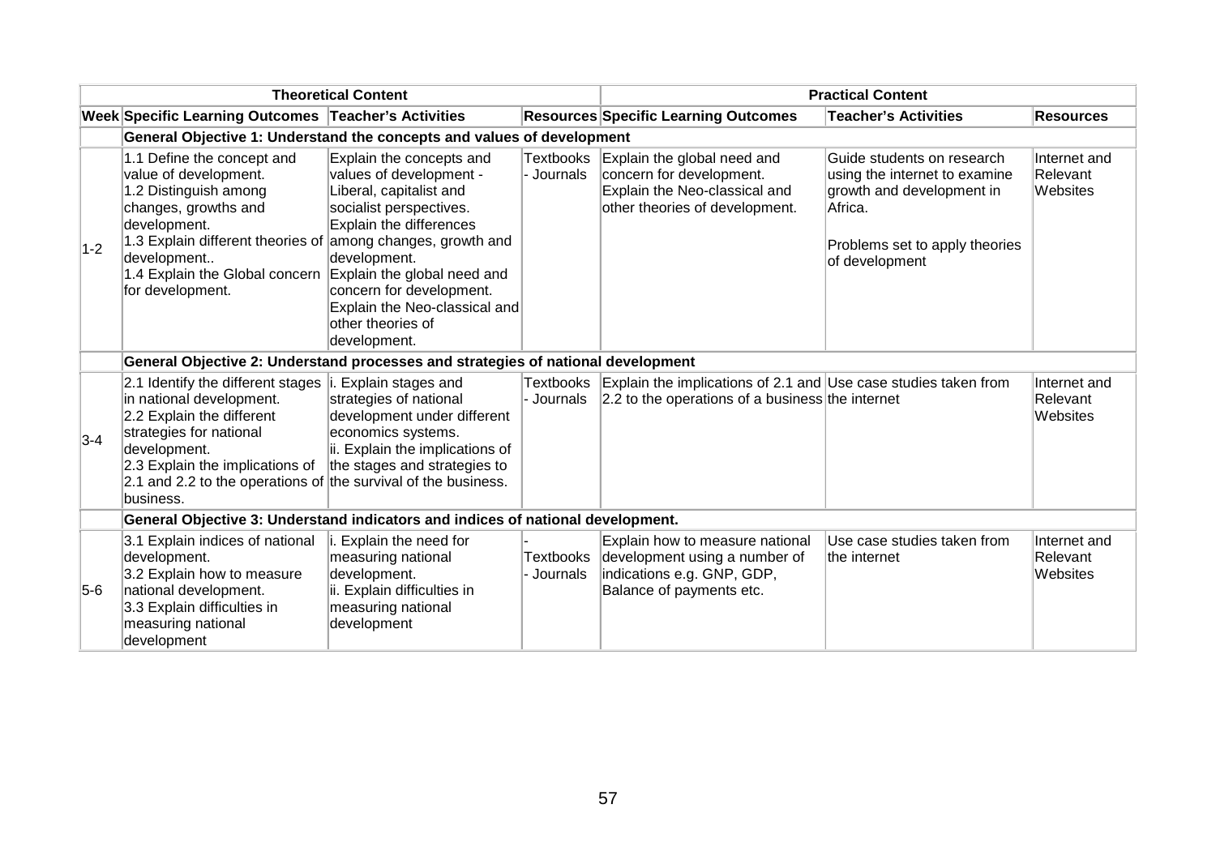| | Theoretical Content | | | Practical Content | | |
|---|---|---|---|---|---|---|
| **Week** | **Specific Learning Outcomes** | **Teacher's Activities** | **Resources** | **Specific Learning Outcomes** | **Teacher's Activities** | **Resources** |
| | **General Objective 1: Understand the concepts and values of development** | | | | | |
| 1-2 | 1.1 Define the concept and value of development. 1.2 Distinguish among changes, growths and development. 1.3 Explain different theories of development.. 1.4 Explain the Global concern for development. | Explain the concepts and values of development - Liberal, capitalist and socialist perspectives. Explain the differences among changes, growth and development. Explain the global need and concern for development. Explain the Neo-classical and other theories of development. | Textbooks - Journals | Explain the global need and concern for development. Explain the Neo-classical and other theories of development. | Guide students on research using the internet to examine growth and development in Africa. Problems set to apply theories of development | Internet and Relevant Websites |
| | **General Objective 2: Understand processes and strategies of national development** | | | | | |
| 3-4 | 2.1 Identify the different stages in national development. 2.2 Explain the different strategies for national development. 2.3 Explain the implications of 2.1 and 2.2 to the operations of business. | i. Explain stages and strategies of national development under different economics systems. ii. Explain the implications of the stages and strategies to the survival of the business. | Textbooks - Journals | Explain the implications of 2.1 and 2.2 to the operations of a business | Use case studies taken from the internet | Internet and Relevant Websites |
| | **General Objective 3: Understand indicators and indices of national development.** | | | | | |
| 5-6 | 3.1 Explain indices of national development. 3.2 Explain how to measure national development. 3.3 Explain difficulties in measuring national development | i. Explain the need for measuring national development. ii. Explain difficulties in measuring national development | - Textbooks - Journals | Explain how to measure national development using a number of indications e.g. GNP, GDP, Balance of payments etc. | Use case studies taken from the internet | Internet and Relevant Websites |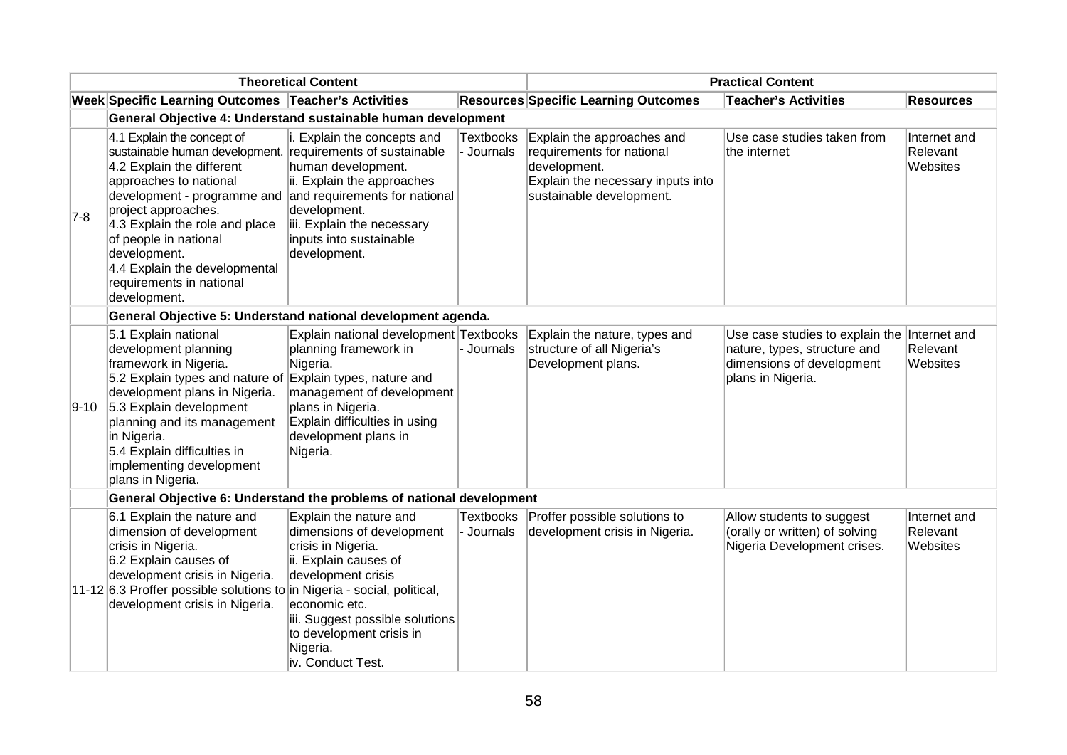| | Theoretical Content | | | Practical Content | | |
|---|---|---|---|---|---|---|
| **Week** | **Specific Learning Outcomes** | **Teacher's Activities** | **Resources** | **Specific Learning Outcomes** | **Teacher's Activities** | **Resources** |
| | **General Objective 4: Understand sustainable human development** | | | | | |
| 7-8 | 4.1 Explain the concept of sustainable human development.<br>4.2 Explain the different approaches to national development - programme and project approaches.<br>4.3 Explain the role and place of people in national development.<br>4.4 Explain the developmental requirements in national development. | i. Explain the concepts and requirements of sustainable human development.<br>ii. Explain the approaches and requirements for national development.<br>iii. Explain the necessary inputs into sustainable development. | Textbooks - Journals | Explain the approaches and requirements for national development.<br>Explain the necessary inputs into sustainable development. | Use case studies taken from the internet | Internet and Relevant Websites |
| | **General Objective 5: Understand national development agenda.** | | | | | |
| 9-10 | 5.1 Explain national development planning framework in Nigeria.<br>5.2 Explain types and nature of development plans in Nigeria.<br>5.3 Explain development planning and its management in Nigeria.<br>5.4 Explain difficulties in implementing development plans in Nigeria. | Explain national development planning framework in Nigeria.<br>Explain types, nature and management of development plans in Nigeria.<br>Explain difficulties in using development plans in Nigeria. | Textbooks - Journals | Explain the nature, types and structure of all Nigeria's Development plans. | Use case studies to explain the nature, types, structure and dimensions of development plans in Nigeria. | Internet and Relevant Websites |
| | **General Objective 6: Understand the problems of national development** | | | | | |
| 11-12 | 6.1 Explain the nature and dimension of development crisis in Nigeria.<br>6.2 Explain causes of development crisis in Nigeria.<br>6.3 Proffer possible solutions to development crisis in Nigeria. | Explain the nature and dimensions of development crisis in Nigeria.<br>ii. Explain causes of development crisis in Nigeria - social, political, economic etc.<br>iii. Suggest possible solutions to development crisis in Nigeria.<br>iv. Conduct Test. | Textbooks - Journals | Proffer possible solutions to development crisis in Nigeria. | Allow students to suggest (orally or written) of solving Nigeria Development crises. | Internet and Relevant Websites |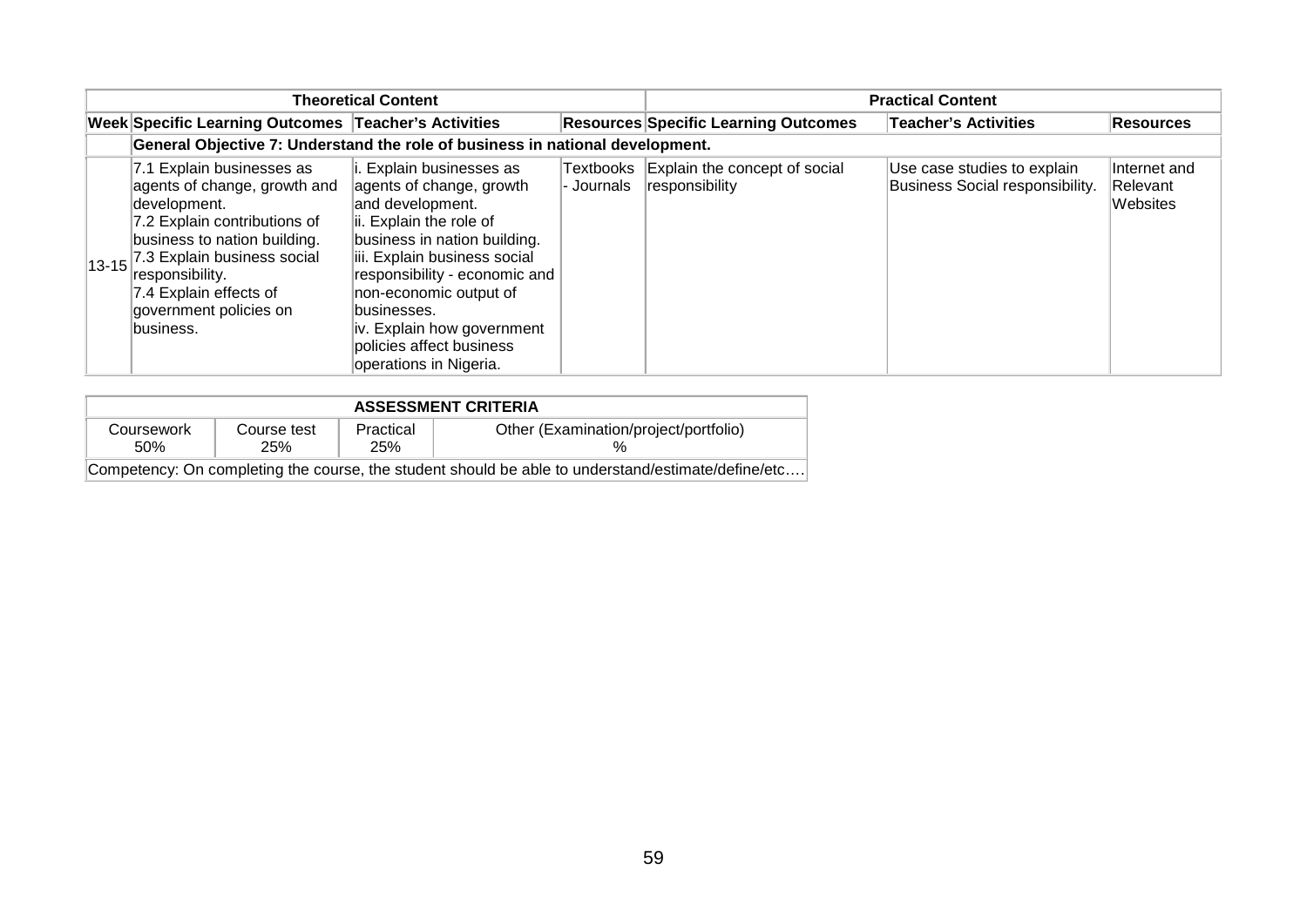| Theoretical Content | | | | Practical Content | | |
|---|---|---|---|---|---|---|
| **Week** | **Specific Learning Outcomes** | **Teacher's Activities** | **Resources** | **Specific Learning Outcomes** | **Teacher's Activities** | **Resources** |
| | **General Objective 7: Understand the role of business in national development.** | | | | | |
| 13-15 | 7.1 Explain businesses as agents of change, growth and development.<br>7.2 Explain contributions of business to nation building.<br>7.3 Explain business social responsibility.<br>7.4 Explain effects of government policies on business. | i. Explain businesses as agents of change, growth and development.<br>ii. Explain the role of business in nation building.<br>iii. Explain business social responsibility - economic and non-economic output of businesses.<br>iv. Explain how government policies affect business operations in Nigeria. | Textbooks - Journals | Explain the concept of social responsibility | Use case studies to explain Business Social responsibility. | Internet and Relevant Websites |

| ASSESSMENT CRITERIA | | | |
|---|---|---|---|
| Coursework 50% | Course test 25% | Practical 25% | Other (Examination/project/portfolio) % |
| Competency: On completing the course, the student should be able to understand/estimate/define/etc…. | | | |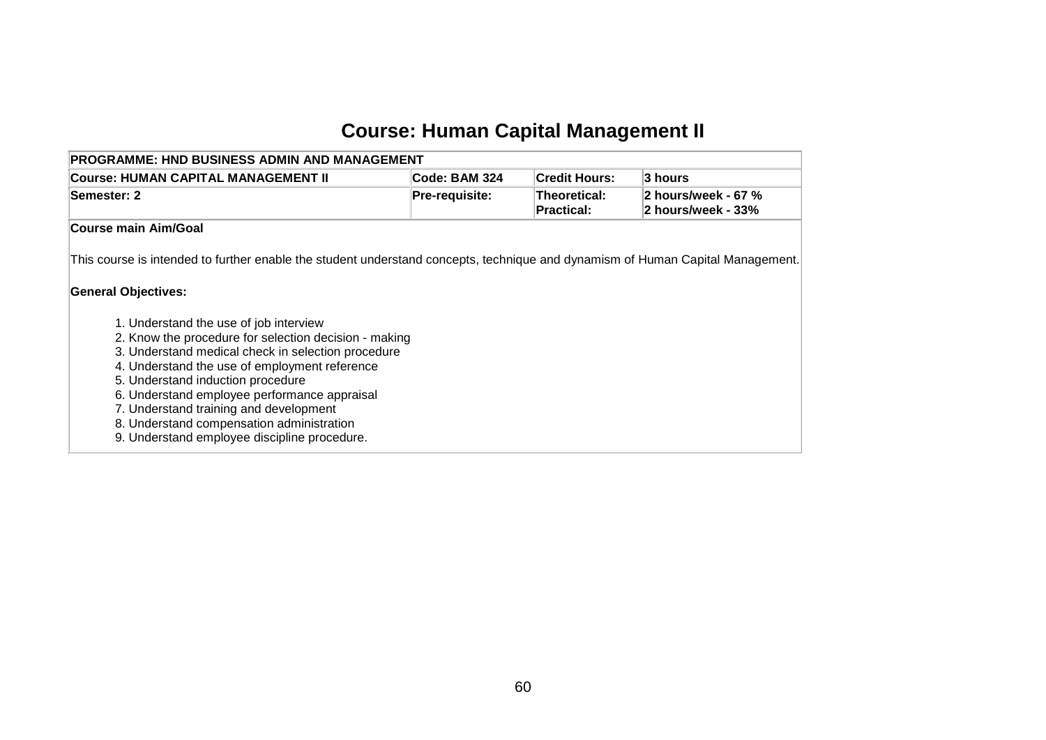# Course: Human Capital Management II

| PROGRAMME: HND BUSINESS ADMIN AND MANAGEMENT | | | |
|---|---|---|---|
| **Course: HUMAN CAPITAL MANAGEMENT II** | **Code: BAM 324** | **Credit Hours:** | **3 hours** |
| **Semester: 2** | **Pre-requisite:** | **Theoretical:**<br>**Practical:** | **2 hours/week - 67 %**<br>**2 hours/week - 33%** |

**Course main Aim/Goal**

This course is intended to further enable the student understand concepts, technique and dynamism of Human Capital Management.

**General Objectives:**

1. Understand the use of job interview
2. Know the procedure for selection decision - making
3. Understand medical check in selection procedure
4. Understand the use of employment reference
5. Understand induction procedure
6. Understand employee performance appraisal
7. Understand training and development
8. Understand compensation administration
9. Understand employee discipline procedure.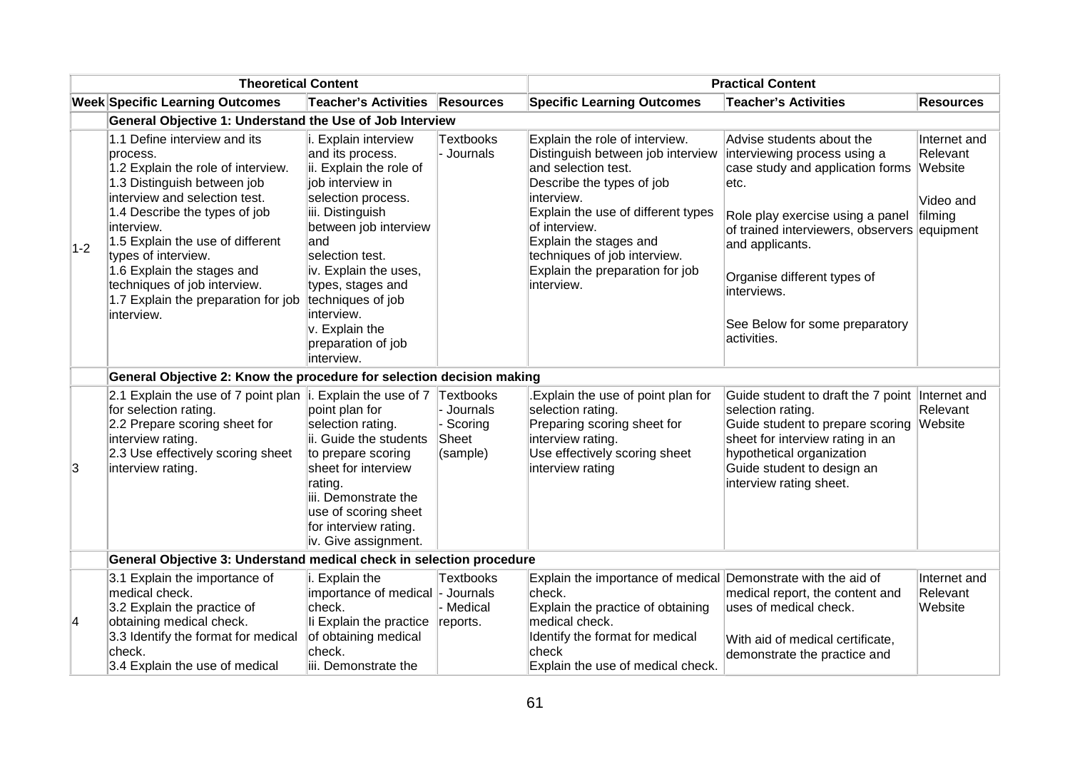| | Theoretical Content | | | Practical Content | | |
|---|---|---|---|---|---|---|
| **Week** | **Specific Learning Outcomes** | **Teacher's Activities** | **Resources** | **Specific Learning Outcomes** | **Teacher's Activities** | **Resources** |
| | **General Objective 1: Understand the Use of Job Interview** | | | | | |
| 1-2 | 1.1 Define interview and its process.<br>1.2 Explain the role of interview.<br>1.3 Distinguish between job interview and selection test.<br>1.4 Describe the types of job interview.<br>1.5 Explain the use of different types of interview.<br>1.6 Explain the stages and techniques of job interview.<br>1.7 Explain the preparation for job interview. | i. Explain interview and its process.<br>ii. Explain the role of job interview in selection process.<br>iii. Distinguish between job interview and selection test.<br>iv. Explain the uses, types, stages and techniques of job interview.<br>v. Explain the preparation of job interview. | Textbooks<br>- Journals | Explain the role of interview.<br>Distinguish between job interview and selection test.<br>Describe the types of job interview.<br>Explain the use of different types of interview.<br>Explain the stages and techniques of job interview.<br>Explain the preparation for job interview. | Advise students about the interviewing process using a case study and application forms etc.<br><br>Role play exercise using a panel of trained interviewers, observers and applicants.<br><br>Organise different types of interviews.<br><br>See Below for some preparatory activities. | Internet and Relevant Website<br><br>Video and filming equipment |
| | **General Objective 2: Know the procedure for selection decision making** | | | | | |
| 3 | 2.1 Explain the use of 7 point plan for selection rating.<br>2.2 Prepare scoring sheet for interview rating.<br>2.3 Use effectively scoring sheet interview rating. | i. Explain the use of 7 point plan for selection rating.<br>ii. Guide the students to prepare scoring sheet for interview rating.<br>iii. Demonstrate the use of scoring sheet for interview rating.<br>iv. Give assignment. | Textbooks<br>- Journals<br>- Scoring Sheet (sample) | .Explain the use of point plan for selection rating.<br>Preparing scoring sheet for interview rating.<br>Use effectively scoring sheet interview rating | Guide student to draft the 7 point selection rating.<br>Guide student to prepare scoring sheet for interview rating in an hypothetical organization<br>Guide student to design an interview rating sheet. | Internet and Relevant Website |
| | **General Objective 3: Understand medical check in selection procedure** | | | | | |
| 4 | 3.1 Explain the importance of medical check.<br>3.2 Explain the practice of obtaining medical check.<br>3.3 Identify the format for medical check.<br>3.4 Explain the use of medical | i. Explain the importance of medical check.<br>Ii Explain the practice of obtaining medical check.<br>iii. Demonstrate the | Textbooks<br>- Journals<br>- Medical reports. | Explain the importance of medical check.<br>Explain the practice of obtaining medical check.<br>Identify the format for medical check<br>Explain the use of medical check. | Demonstrate with the aid of medical report, the content and uses of medical check.<br><br>With aid of medical certificate, demonstrate the practice and | Internet and Relevant Website |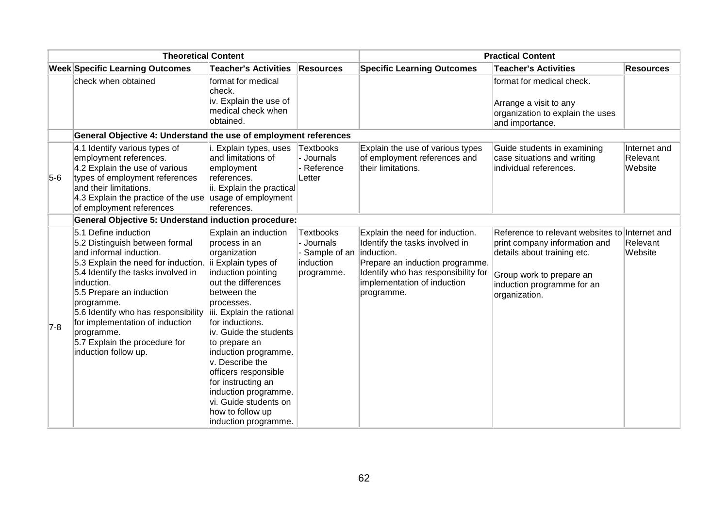| Theoretical Content | | | | Practical Content | | |
|---|---|---|---|---|---|---|
| **Week** | **Specific Learning Outcomes** | **Teacher's Activities** | **Resources** | **Specific Learning Outcomes** | **Teacher's Activities** | **Resources** |
| | check when obtained | format for medical check.<br>iv. Explain the use of medical check when obtained. | | | format for medical check.<br><br>Arrange a visit to any organization to explain the uses and importance. | |
| | **General Objective 4: Understand the use of employment references** | | | | | |
| 5-6 | 4.1 Identify various types of employment references.<br>4.2 Explain the use of various types of employment references and their limitations.<br>4.3 Explain the practice of the use of employment references | i. Explain types, uses and limitations of employment references.<br>ii. Explain the practical usage of employment references. | Textbooks<br>- Journals<br>- Reference Letter | Explain the use of various types of employment references and their limitations. | Guide students in examining case situations and writing individual references. | Internet and Relevant Website |
| | **General Objective 5: Understand induction procedure:** | | | | | |
| 7-8 | 5.1 Define induction<br>5.2 Distinguish between formal and informal induction.<br>5.3 Explain the need for induction.<br>5.4 Identify the tasks involved in induction.<br>5.5 Prepare an induction programme.<br>5.6 Identify who has responsibility for implementation of induction programme.<br>5.7 Explain the procedure for induction follow up. | Explain an induction process in an organization<br>ii Explain types of induction pointing out the differences between the processes.<br>iii. Explain the rational for inductions.<br>iv. Guide the students to prepare an induction programme.<br>v. Describe the officers responsible for instructing an induction programme.<br>vi. Guide students on how to follow up induction programme. | Textbooks<br>- Journals<br>- Sample of an induction programme. | Explain the need for induction.<br>Identify the tasks involved in induction.<br>Prepare an induction programme.<br>Identify who has responsibility for implementation of induction programme. | Reference to relevant websites to print company information and details about training etc.<br><br>Group work to prepare an induction programme for an organization. | Internet and Relevant Website |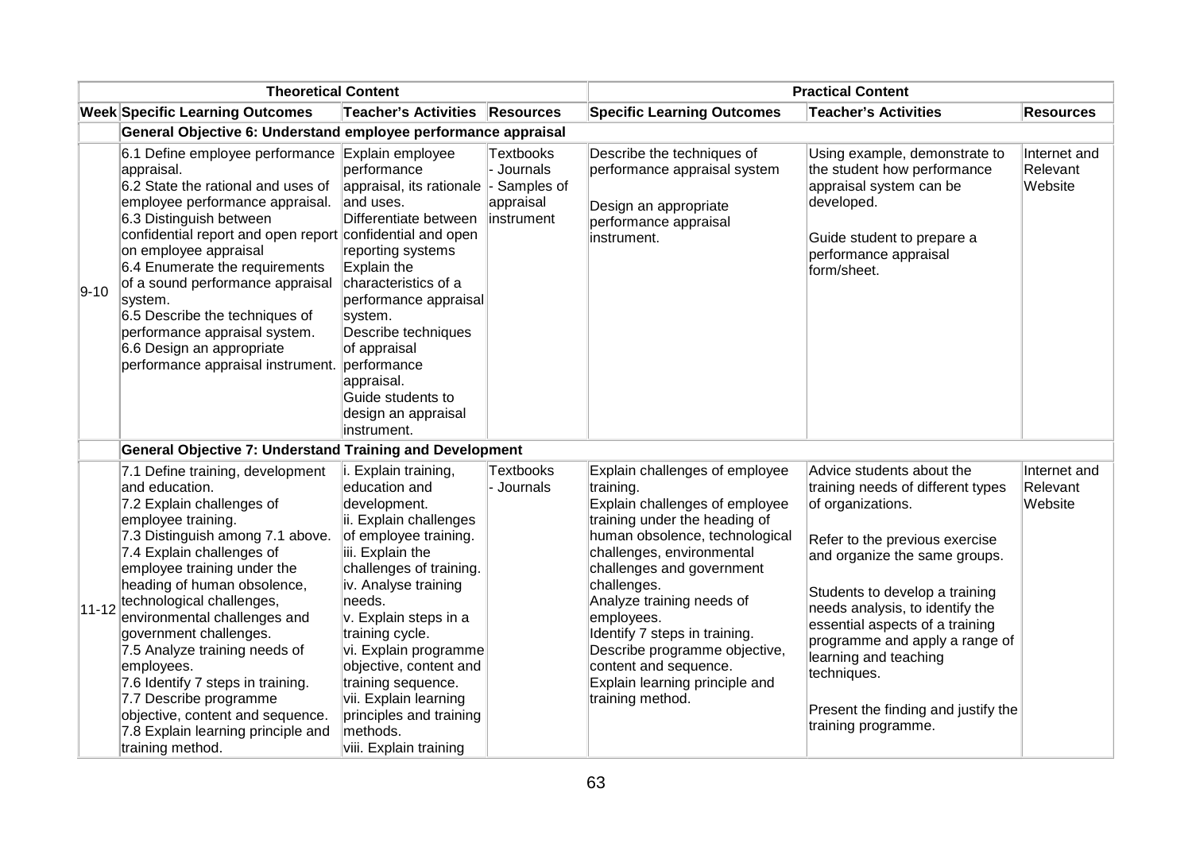| Theoretical Content | | | | Practical Content | | |
|---|---|---|---|---|---|---|
| **Week** | **Specific Learning Outcomes** | **Teacher's Activities** | **Resources** | **Specific Learning Outcomes** | **Teacher's Activities** | **Resources** |
| | **General Objective 6: Understand employee performance appraisal** | | | | | |
| 9-10 | 6.1 Define employee performance appraisal.<br>6.2 State the rational and uses of employee performance appraisal.<br>6.3 Distinguish between confidential report and open report on employee appraisal<br>6.4 Enumerate the requirements of a sound performance appraisal system.<br>6.5 Describe the techniques of performance appraisal system.<br>6.6 Design an appropriate performance appraisal instrument. | Explain employee performance appraisal, its rationale and uses.<br>Differentiate between confidential and open reporting systems<br>Explain the characteristics of a performance appraisal system.<br>Describe techniques of appraisal performance appraisal.<br>Guide students to design an appraisal instrument. | Textbooks<br>- Journals<br>- Samples of appraisal instrument | Describe the techniques of performance appraisal system<br><br>Design an appropriate performance appraisal instrument. | Using example, demonstrate to the student how performance appraisal system can be developed.<br><br>Guide student to prepare a performance appraisal form/sheet. | Internet and Relevant Website |
| | **General Objective 7: Understand Training and Development** | | | | | |
| 11-12 | 7.1 Define training, development and education.<br>7.2 Explain challenges of employee training.<br>7.3 Distinguish among 7.1 above.<br>7.4 Explain challenges of employee training under the heading of human obsolence, technological challenges, environmental challenges and government challenges.<br>7.5 Analyze training needs of employees.<br>7.6 Identify 7 steps in training.<br>7.7 Describe programme objective, content and sequence.<br>7.8 Explain learning principle and training method. | i. Explain training, education and development.<br>ii. Explain challenges of employee training.<br>iii. Explain the challenges of training.<br>iv. Analyse training needs.<br>v. Explain steps in a training cycle.<br>vi. Explain programme objective, content and training sequence.<br>vii. Explain learning principles and training methods.<br>viii. Explain training | Textbooks<br>- Journals | Explain challenges of employee training.<br>Explain challenges of employee training under the heading of human obsolence, technological challenges, environmental challenges and government challenges.<br>Analyze training needs of employees.<br>Identify 7 steps in training.<br>Describe programme objective, content and sequence.<br>Explain learning principle and training method. | Advice students about the training needs of different types of organizations.<br><br>Refer to the previous exercise and organize the same groups.<br><br>Students to develop a training needs analysis, to identify the essential aspects of a training programme and apply a range of learning and teaching techniques.<br><br>Present the finding and justify the training programme. | Internet and Relevant Website |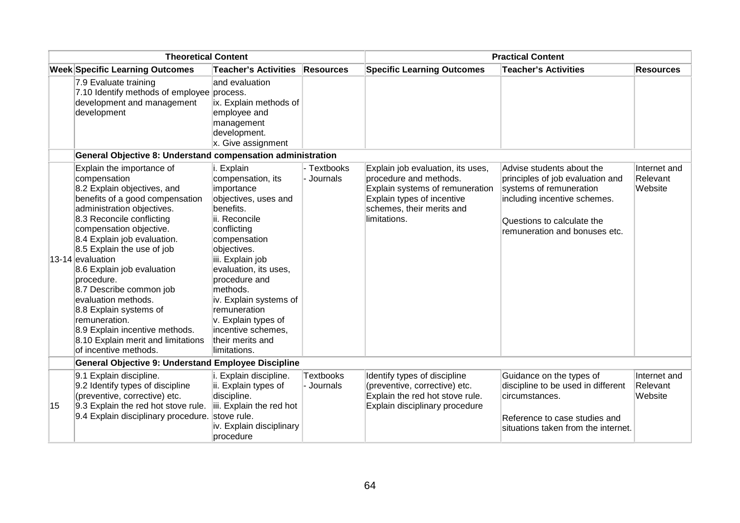| Theoretical Content | | | | Practical Content | | |
|---|---|---|---|---|---|---|
| Week | Specific Learning Outcomes | Teacher's Activities | Resources | Specific Learning Outcomes | Teacher's Activities | Resources |
| | 7.9 Evaluate training<br>7.10 Identify methods of employee development and management development | and evaluation process.<br>ix. Explain methods of employee and management development.<br>x. Give assignment | | | | |
| | **General Objective 8: Understand compensation administration** | | | | | |
| 13-14 | Explain the importance of compensation<br>8.2 Explain objectives, and benefits of a good compensation administration objectives.<br>8.3 Reconcile conflicting compensation objective.<br>8.4 Explain job evaluation.<br>8.5 Explain the use of job evaluation<br>8.6 Explain job evaluation procedure.<br>8.7 Describe common job evaluation methods.<br>8.8 Explain systems of remuneration.<br>8.9 Explain incentive methods.<br>8.10 Explain merit and limitations of incentive methods. | i. Explain compensation, its importance objectives, uses and benefits.<br>ii. Reconcile conflicting compensation objectives.<br>iii. Explain job evaluation, its uses, procedure and methods.<br>iv. Explain systems of remuneration<br>v. Explain types of incentive schemes, their merits and limitations. | - Textbooks<br>- Journals | Explain job evaluation, its uses, procedure and methods.<br>Explain systems of remuneration<br>Explain types of incentive schemes, their merits and limitations. | Advise students about the principles of job evaluation and systems of remuneration including incentive schemes.<br><br>Questions to calculate the remuneration and bonuses etc. | Internet and Relevant Website |
| | **General Objective 9: Understand Employee Discipline** | | | | | |
| 15 | 9.1 Explain discipline.<br>9.2 Identify types of discipline (preventive, corrective) etc.<br>9.3 Explain the red hot stove rule.<br>9.4 Explain disciplinary procedure. | i. Explain discipline.<br>ii. Explain types of discipline.<br>iii. Explain the red hot stove rule.<br>iv. Explain disciplinary procedure | Textbooks<br>- Journals | Identify types of discipline (preventive, corrective) etc.<br>Explain the red hot stove rule.<br>Explain disciplinary procedure | Guidance on the types of discipline to be used in different circumstances.<br><br>Reference to case studies and situations taken from the internet. | Internet and Relevant Website |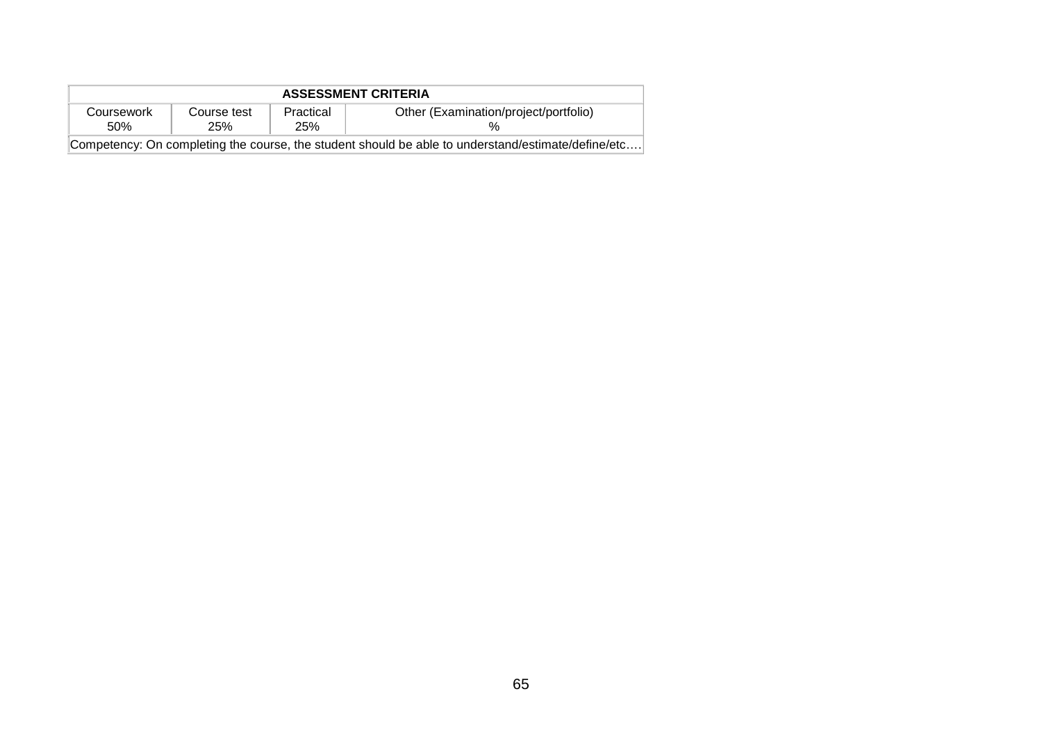| ASSESSMENT CRITERIA | | | |
|---|---|---|---|
| Coursework 50% | Course test 25% | Practical 25% | Other (Examination/project/portfolio) % |
| Competency: On completing the course, the student should be able to understand/estimate/define/etc…. | | | |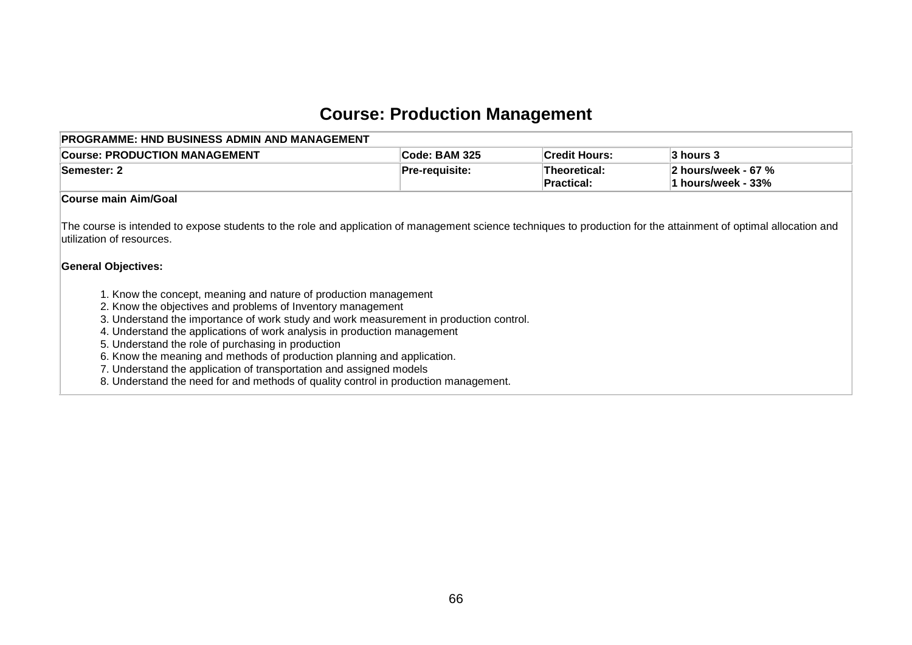# Course: Production Management

| PROGRAMME: HND BUSINESS ADMIN AND MANAGEMENT | | | |
|---|---|---|---|
| **Course: PRODUCTION MANAGEMENT** | **Code: BAM 325** | **Credit Hours:** | **3 hours 3** |
| **Semester: 2** | **Pre-requisite:** | **Theoretical:**<br>**Practical:** | **2 hours/week - 67 %**<br>**1 hours/week - 33%** |

**Course main Aim/Goal**

The course is intended to expose students to the role and application of management science techniques to production for the attainment of optimal allocation and utilization of resources.

**General Objectives:**

1. Know the concept, meaning and nature of production management
2. Know the objectives and problems of Inventory management
3. Understand the importance of work study and work measurement in production control.
4. Understand the applications of work analysis in production management
5. Understand the role of purchasing in production
6. Know the meaning and methods of production planning and application.
7. Understand the application of transportation and assigned models
8. Understand the need for and methods of quality control in production management.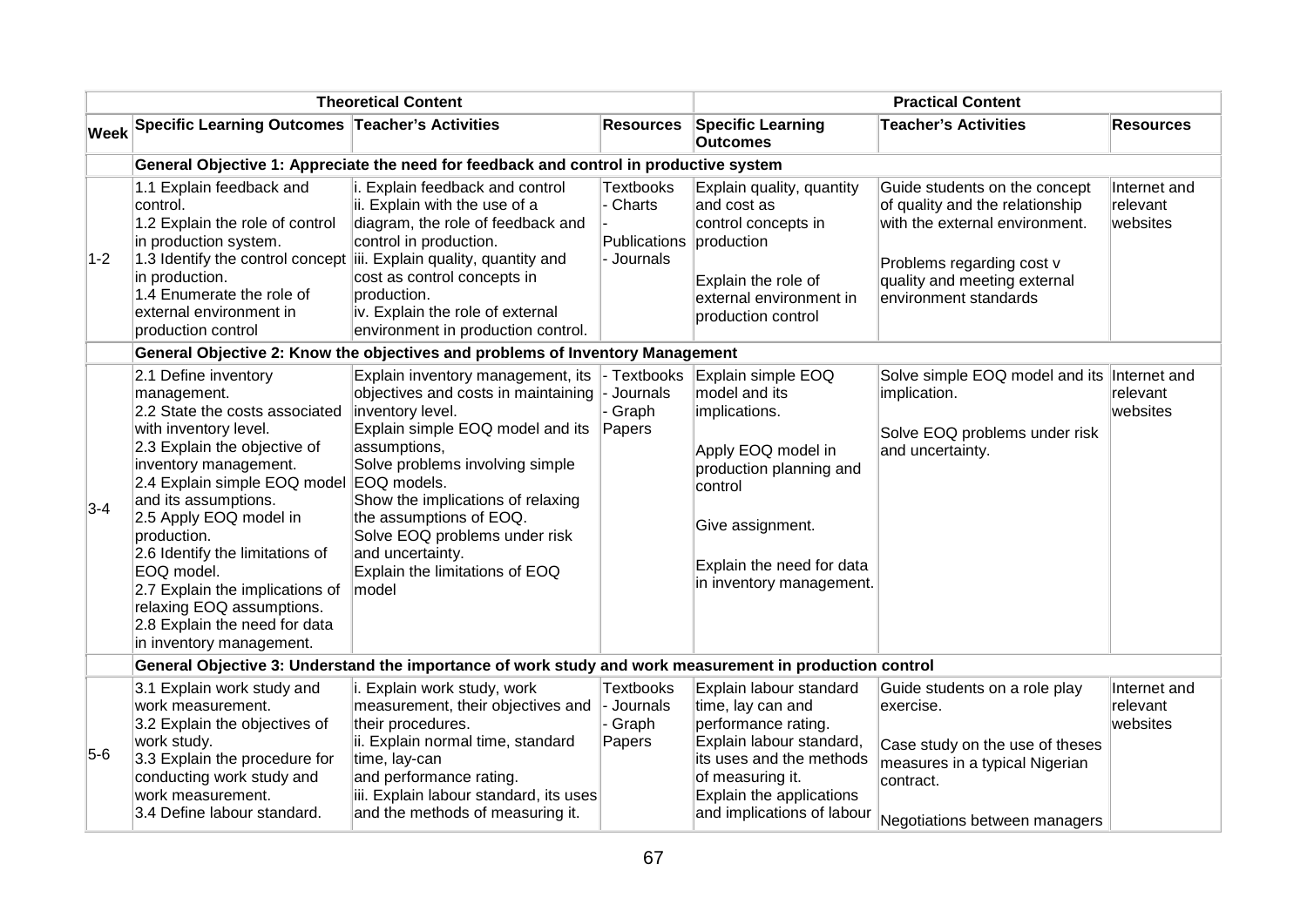| | Theoretical Content | | | Practical Content | | |
|---|---|---|---|---|---|---|
| **Week** | **Specific Learning Outcomes** | **Teacher's Activities** | **Resources** | **Specific Learning Outcomes** | **Teacher's Activities** | **Resources** |
| | **General Objective 1: Appreciate the need for feedback and control in productive system** | | | | | |
| 1-2 | 1.1 Explain feedback and control.<br>1.2 Explain the role of control in production system.<br>1.3 Identify the control concept in production.<br>1.4 Enumerate the role of external environment in production control | i. Explain feedback and control<br>ii. Explain with the use of a diagram, the role of feedback and control in production.<br>iii. Explain quality, quantity and cost as control concepts in production.<br>iv. Explain the role of external environment in production control. | Textbooks<br>- Charts<br>-<br>Publications<br>- Journals | Explain quality, quantity and cost as control concepts in production<br><br>Explain the role of external environment in production control | Guide students on the concept of quality and the relationship with the external environment.<br><br>Problems regarding cost v quality and meeting external environment standards | Internet and relevant websites |
| | **General Objective 2: Know the objectives and problems of Inventory Management** | | | | | |
| 3-4 | 2.1 Define inventory management.<br>2.2 State the costs associated with inventory level.<br>2.3 Explain the objective of inventory management.<br>2.4 Explain simple EOQ model and its assumptions.<br>2.5 Apply EOQ model in production.<br>2.6 Identify the limitations of EOQ model.<br>2.7 Explain the implications of relaxing EOQ assumptions.<br>2.8 Explain the need for data in inventory management. | Explain inventory management, its objectives and costs in maintaining inventory level.<br>Explain simple EOQ model and its assumptions,<br>Solve problems involving simple EOQ models.<br>Show the implications of relaxing the assumptions of EOQ.<br>Solve EOQ problems under risk and uncertainty.<br>Explain the limitations of EOQ model | - Textbooks<br>- Journals<br>- Graph Papers | Explain simple EOQ model and its implications.<br><br>Apply EOQ model in production planning and control<br><br>Give assignment.<br><br>Explain the need for data in inventory management. | Solve simple EOQ model and its implication.<br><br>Solve EOQ problems under risk and uncertainty. | Internet and relevant websites |
| | **General Objective 3: Understand the importance of work study and work measurement in production control** | | | | | |
| 5-6 | 3.1 Explain work study and work measurement.<br>3.2 Explain the objectives of work study.<br>3.3 Explain the procedure for conducting work study and work measurement.<br>3.4 Define labour standard. | i. Explain work study, work measurement, their objectives and their procedures.<br>ii. Explain normal time, standard time, lay-can and performance rating.<br>iii. Explain labour standard, its uses and the methods of measuring it. | Textbooks<br>- Journals<br>- Graph Papers | Explain labour standard time, lay can and performance rating.<br>Explain labour standard, its uses and the methods of measuring it.<br>Explain the applications and implications of labour | Guide students on a role play exercise.<br><br>Case study on the use of theses measures in a typical Nigerian contract.<br><br>Negotiations between managers | Internet and relevant websites |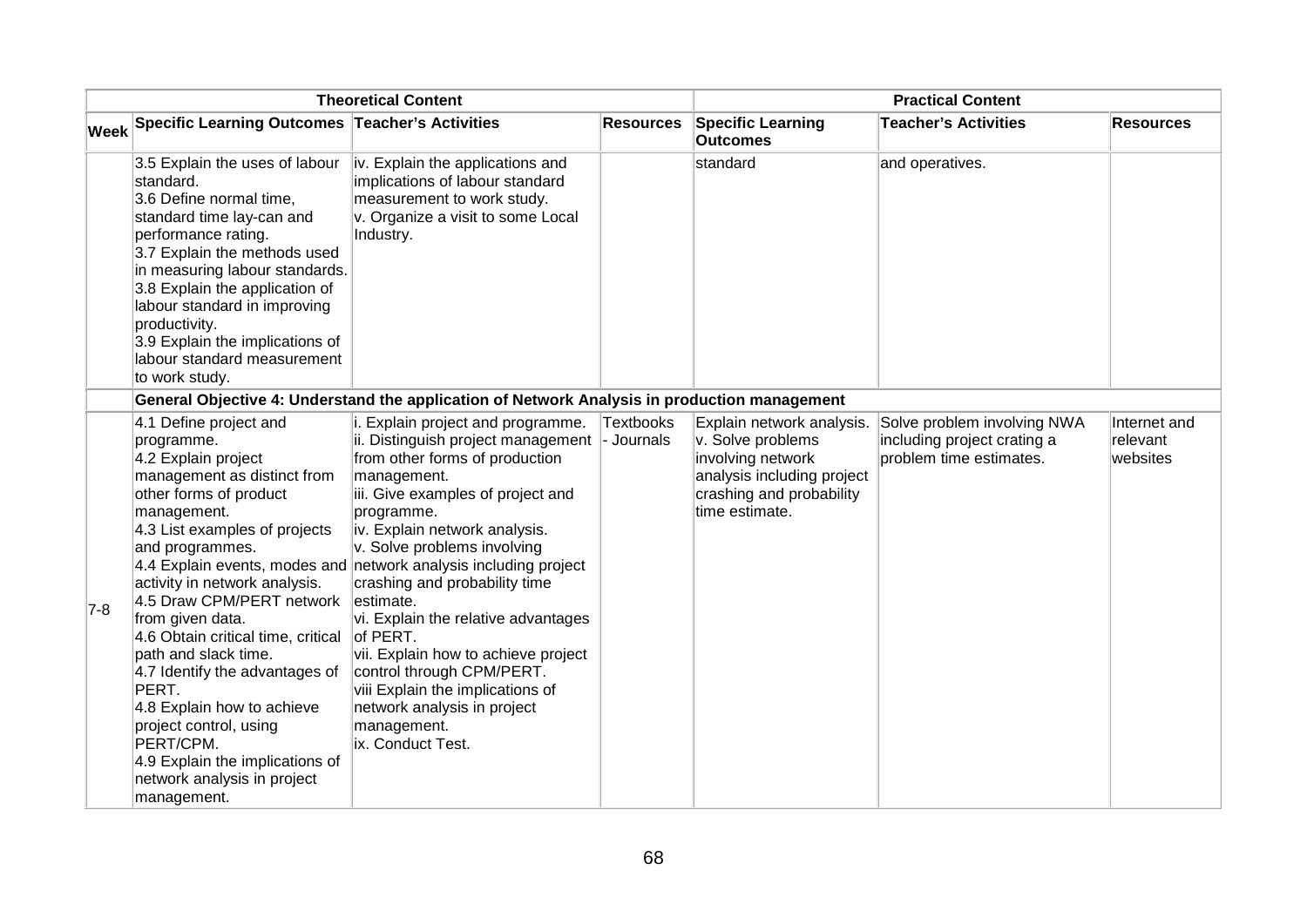| | Theoretical Content | | | Practical Content | | |
|---|---|---|---|---|---|---|
| **Week** | **Specific Learning Outcomes** | **Teacher's Activities** | **Resources** | **Specific Learning Outcomes** | **Teacher's Activities** | **Resources** |
| | 3.5 Explain the uses of labour standard.<br>3.6 Define normal time, standard time lay-can and performance rating.<br>3.7 Explain the methods used in measuring labour standards.<br>3.8 Explain the application of labour standard in improving productivity.<br>3.9 Explain the implications of labour standard measurement to work study. | iv. Explain the applications and implications of labour standard measurement to work study.<br>v. Organize a visit to some Local Industry. | | standard | and operatives. | |
| | **General Objective 4: Understand the application of Network Analysis in production management** | | | | | |
| 7-8 | 4.1 Define project and programme.<br>4.2 Explain project management as distinct from other forms of product management.<br>4.3 List examples of projects and programmes.<br>4.4 Explain events, modes and activity in network analysis.<br>4.5 Draw CPM/PERT network from given data.<br>4.6 Obtain critical time, critical path and slack time.<br>4.7 Identify the advantages of PERT.<br>4.8 Explain how to achieve project control, using PERT/CPM.<br>4.9 Explain the implications of network analysis in project management. | i. Explain project and programme.<br>ii. Distinguish project management from other forms of production management.<br>iii. Give examples of project and programme.<br>iv. Explain network analysis.<br>v. Solve problems involving network analysis including project crashing and probability time estimate.<br>vi. Explain the relative advantages of PERT.<br>vii. Explain how to achieve project control through CPM/PERT.<br>viii Explain the implications of network analysis in project management.<br>ix. Conduct Test. | Textbooks - Journals | Explain network analysis.<br>v. Solve problems involving network analysis including project crashing and probability time estimate. | Solve problem involving NWA including project crating a problem time estimates. | Internet and relevant websites |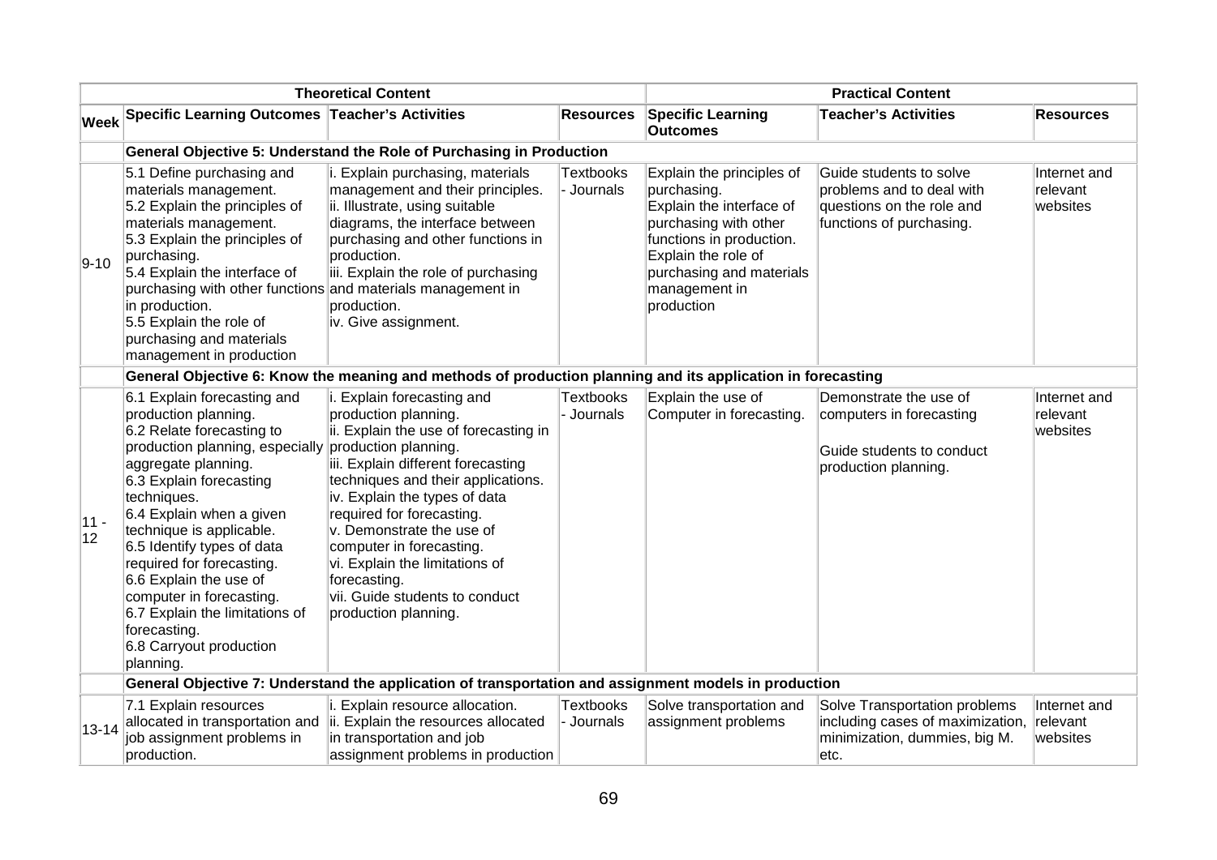| Week | Theoretical Content | | | Practical Content | | |
|---|---|---|---|---|---|---|
| | Specific Learning Outcomes | Teacher's Activities | Resources | Specific Learning Outcomes | Teacher's Activities | Resources |
| | **General Objective 5: Understand the Role of Purchasing in Production** | | | | | |
| 9-10 | 5.1 Define purchasing and materials management.<br>5.2 Explain the principles of materials management.<br>5.3 Explain the principles of purchasing.<br>5.4 Explain the interface of purchasing with other functions in production.<br>5.5 Explain the role of purchasing and materials management in production | i. Explain purchasing, materials management and their principles.<br>ii. Illustrate, using suitable diagrams, the interface between purchasing and other functions in production.<br>iii. Explain the role of purchasing and materials management in production.<br>iv. Give assignment. | Textbooks - Journals | Explain the principles of purchasing.<br>Explain the interface of purchasing with other functions in production.<br>Explain the role of purchasing and materials management in production | Guide students to solve problems and to deal with questions on the role and functions of purchasing. | Internet and relevant websites |
| | **General Objective 6: Know the meaning and methods of production planning and its application in forecasting** | | | | | |
| 11 - 12 | 6.1 Explain forecasting and production planning.<br>6.2 Relate forecasting to production planning, especially aggregate planning.<br>6.3 Explain forecasting techniques.<br>6.4 Explain when a given technique is applicable.<br>6.5 Identify types of data required for forecasting.<br>6.6 Explain the use of computer in forecasting.<br>6.7 Explain the limitations of forecasting.<br>6.8 Carryout production planning. | i. Explain forecasting and production planning.<br>ii. Explain the use of forecasting in production planning.<br>iii. Explain different forecasting techniques and their applications.<br>iv. Explain the types of data required for forecasting.<br>v. Demonstrate the use of computer in forecasting.<br>vi. Explain the limitations of forecasting.<br>vii. Guide students to conduct production planning. | Textbooks - Journals | Explain the use of Computer in forecasting. | Demonstrate the use of computers in forecasting<br><br>Guide students to conduct production planning. | Internet and relevant websites |
| | **General Objective 7: Understand the application of transportation and assignment models in production** | | | | | |
| 13-14 | 7.1 Explain resources allocated in transportation and job assignment problems in production. | i. Explain resource allocation.<br>ii. Explain the resources allocated in transportation and job assignment problems in production | Textbooks - Journals | Solve transportation and assignment problems | Solve Transportation problems including cases of maximization, minimization, dummies, big M. etc. | Internet and relevant websites |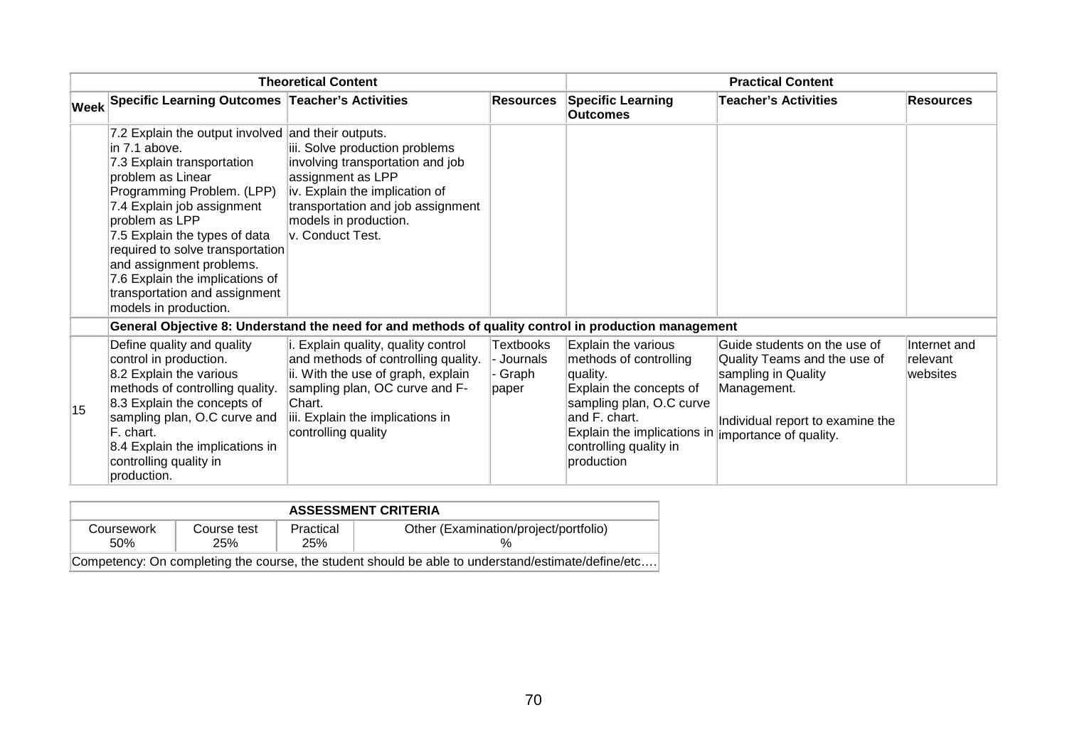| | Theoretical Content | | | Practical Content | | |
|---|---|---|---|---|---|---|
| **Week** | **Specific Learning Outcomes** | **Teacher's Activities** | **Resources** | **Specific Learning Outcomes** | **Teacher's Activities** | **Resources** |
| | 7.2 Explain the output involved in 7.1 above.<br>7.3 Explain transportation problem as Linear Programming Problem. (LPP)<br>7.4 Explain job assignment problem as LPP<br>7.5 Explain the types of data required to solve transportation and assignment problems.<br>7.6 Explain the implications of transportation and assignment models in production. | and their outputs.<br>iii. Solve production problems involving transportation and job assignment as LPP<br>iv. Explain the implication of transportation and job assignment models in production.<br>v. Conduct Test. | | | | |
| | **General Objective 8: Understand the need for and methods of quality control in production management** | | | | | |
| 15 | Define quality and quality control in production.<br>8.2 Explain the various methods of controlling quality.<br>8.3 Explain the concepts of sampling plan, O.C curve and F. chart.<br>8.4 Explain the implications in controlling quality in production. | i. Explain quality, quality control and methods of controlling quality.<br>ii. With the use of graph, explain sampling plan, OC curve and F-Chart.<br>iii. Explain the implications in controlling quality | Textbooks<br>- Journals<br>- Graph paper | Explain the various methods of controlling quality.<br>Explain the concepts of sampling plan, O.C curve and F. chart.<br>Explain the implications in controlling quality in production | Guide students on the use of Quality Teams and the use of sampling in Quality Management.<br><br>Individual report to examine the importance of quality. | Internet and relevant websites |

| ASSESSMENT CRITERIA | | | |
|---|---|---|---|
| Coursework<br>50% | Course test<br>25% | Practical<br>25% | Other (Examination/project/portfolio)<br>% |
| Competency: On completing the course, the student should be able to understand/estimate/define/etc…. | | | |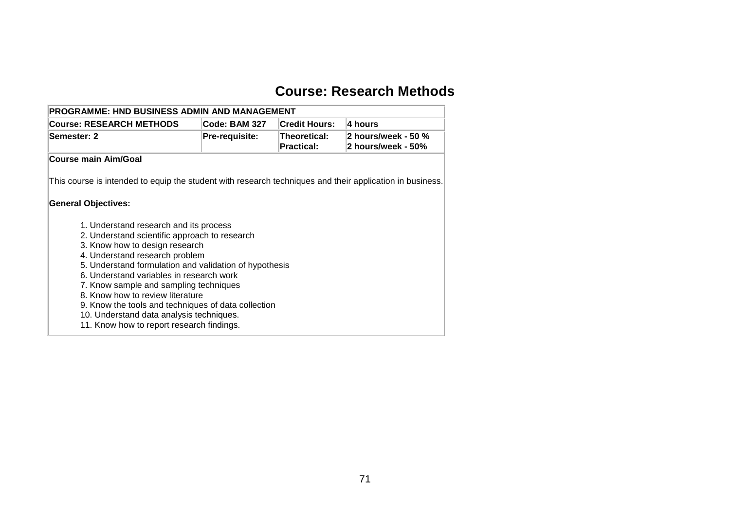# Course: Research Methods

| PROGRAMME: HND BUSINESS ADMIN AND MANAGEMENT | | | |
|---|---|---|---|
| **Course: RESEARCH METHODS** | **Code: BAM 327** | **Credit Hours:** | **4 hours** |
| **Semester: 2** | **Pre-requisite:** | **Theoretical:** **Practical:** | **2 hours/week - 50 %** **2 hours/week - 50%** |

**Course main Aim/Goal**

This course is intended to equip the student with research techniques and their application in business.

**General Objectives:**

1. Understand research and its process
2. Understand scientific approach to research
3. Know how to design research
4. Understand research problem
5. Understand formulation and validation of hypothesis
6. Understand variables in research work
7. Know sample and sampling techniques
8. Know how to review literature
9. Know the tools and techniques of data collection
10. Understand data analysis techniques.
11. Know how to report research findings.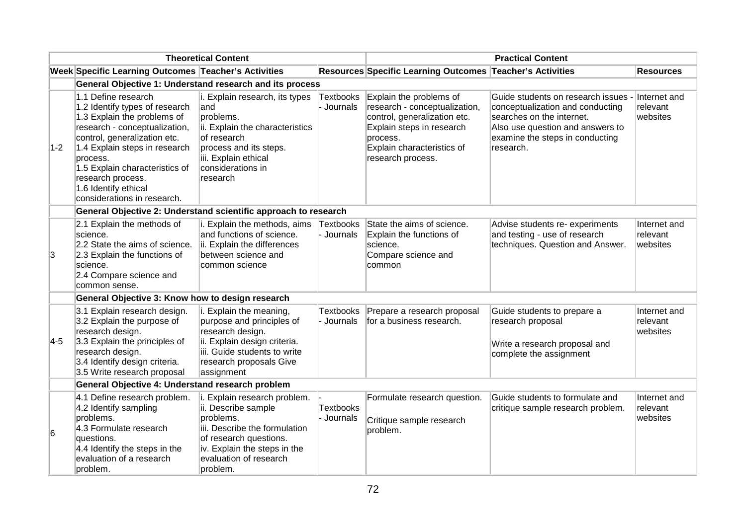| | Theoretical Content | | | Practical Content | | |
|---|---|---|---|---|---|---|
| **Week** | **Specific Learning Outcomes** | **Teacher's Activities** | **Resources** | **Specific Learning Outcomes** | **Teacher's Activities** | **Resources** |
| | **General Objective 1: Understand research and its process** | | | | | |
| 1-2 | 1.1 Define research<br>1.2 Identify types of research<br>1.3 Explain the problems of research - conceptualization, control, generalization etc.<br>1.4 Explain steps in research process.<br>1.5 Explain characteristics of research process.<br>1.6 Identify ethical considerations in research. | i. Explain research, its types and problems.<br>ii. Explain the characteristics of research process and its steps.<br>iii. Explain ethical considerations in research | Textbooks - Journals | Explain the problems of research - conceptualization, control, generalization etc.<br>Explain steps in research process.<br>Explain characteristics of research process. | Guide students on research issues - conceptualization and conducting searches on the internet.<br>Also use question and answers to examine the steps in conducting research. | Internet and relevant websites |
| | **General Objective 2: Understand scientific approach to research** | | | | | |
| 3 | 2.1 Explain the methods of science.<br>2.2 State the aims of science.<br>2.3 Explain the functions of science.<br>2.4 Compare science and common sense. | i. Explain the methods, aims and functions of science.<br>ii. Explain the differences between science and common science | Textbooks - Journals | State the aims of science.<br>Explain the functions of science.<br>Compare science and common | Advise students re- experiments and testing - use of research techniques. Question and Answer. | Internet and relevant websites |
| | **General Objective 3: Know how to design research** | | | | | |
| 4-5 | 3.1 Explain research design.<br>3.2 Explain the purpose of research design.<br>3.3 Explain the principles of research design.<br>3.4 Identify design criteria.<br>3.5 Write research proposal | i. Explain the meaning, purpose and principles of research design.<br>ii. Explain design criteria.<br>iii. Guide students to write research proposals Give assignment | Textbooks - Journals | Prepare a research proposal for a business research. | Guide students to prepare a research proposal<br><br>Write a research proposal and complete the assignment | Internet and relevant websites |
| | **General Objective 4: Understand research problem** | | | | | |
| 6 | 4.1 Define research problem.<br>4.2 Identify sampling problems.<br>4.3 Formulate research questions.<br>4.4 Identify the steps in the evaluation of a research problem. | i. Explain research problem.<br>ii. Describe sample problems.<br>iii. Describe the formulation of research questions.<br>iv. Explain the steps in the evaluation of research problem. | -<br>Textbooks - Journals | Formulate research question.<br><br>Critique sample research problem. | Guide students to formulate and critique sample research problem. | Internet and relevant websites |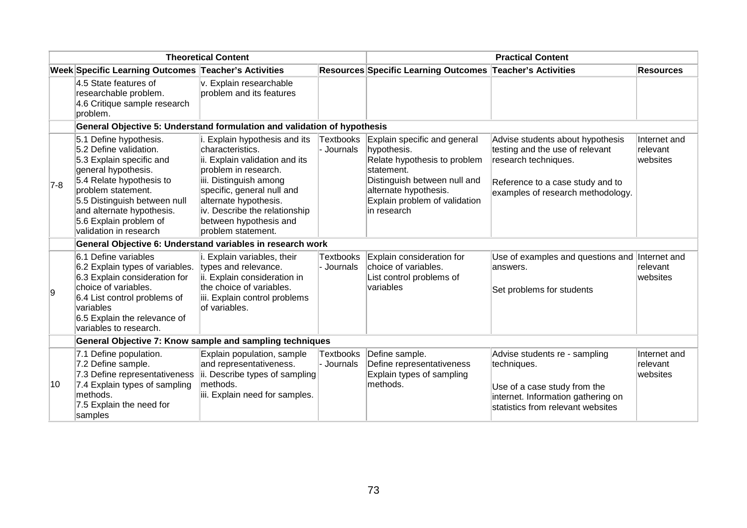| Theoretical Content | | | | Practical Content | | |
|---|---|---|---|---|---|---|
| **Week** | **Specific Learning Outcomes** | **Teacher's Activities** | **Resources** | **Specific Learning Outcomes** | **Teacher's Activities** | **Resources** |
| | 4.5 State features of researchable problem.<br>4.6 Critique sample research problem. | v. Explain researchable problem and its features | | | | |
| | **General Objective 5: Understand formulation and validation of hypothesis** | | | | | |
| 7-8 | 5.1 Define hypothesis.<br>5.2 Define validation.<br>5.3 Explain specific and general hypothesis.<br>5.4 Relate hypothesis to problem statement.<br>5.5 Distinguish between null and alternate hypothesis.<br>5.6 Explain problem of validation in research | i. Explain hypothesis and its characteristics.<br>ii. Explain validation and its problem in research.<br>iii. Distinguish among specific, general null and alternate hypothesis.<br>iv. Describe the relationship between hypothesis and problem statement. | Textbooks - Journals | Explain specific and general hypothesis.<br>Relate hypothesis to problem statement.<br>Distinguish between null and alternate hypothesis.<br>Explain problem of validation in research | Advise students about hypothesis testing and the use of relevant research techniques.<br><br>Reference to a case study and to examples of research methodology. | Internet and relevant websites |
| | **General Objective 6: Understand variables in research work** | | | | | |
| 9 | 6.1 Define variables<br>6.2 Explain types of variables.<br>6.3 Explain consideration for choice of variables.<br>6.4 List control problems of variables<br>6.5 Explain the relevance of variables to research. | i. Explain variables, their types and relevance.<br>ii. Explain consideration in the choice of variables.<br>iii. Explain control problems of variables. | Textbooks - Journals | Explain consideration for choice of variables.<br>List control problems of variables | Use of examples and questions and answers.<br><br>Set problems for students | Internet and relevant websites |
| | **General Objective 7: Know sample and sampling techniques** | | | | | |
| 10 | 7.1 Define population.<br>7.2 Define sample.<br>7.3 Define representativeness<br>7.4 Explain types of sampling methods.<br>7.5 Explain the need for samples | Explain population, sample and representativeness.<br>ii. Describe types of sampling methods.<br>iii. Explain need for samples. | Textbooks - Journals | Define sample.<br>Define representativeness<br>Explain types of sampling methods. | Advise students re - sampling techniques.<br><br>Use of a case study from the internet. Information gathering on statistics from relevant websites | Internet and relevant websites |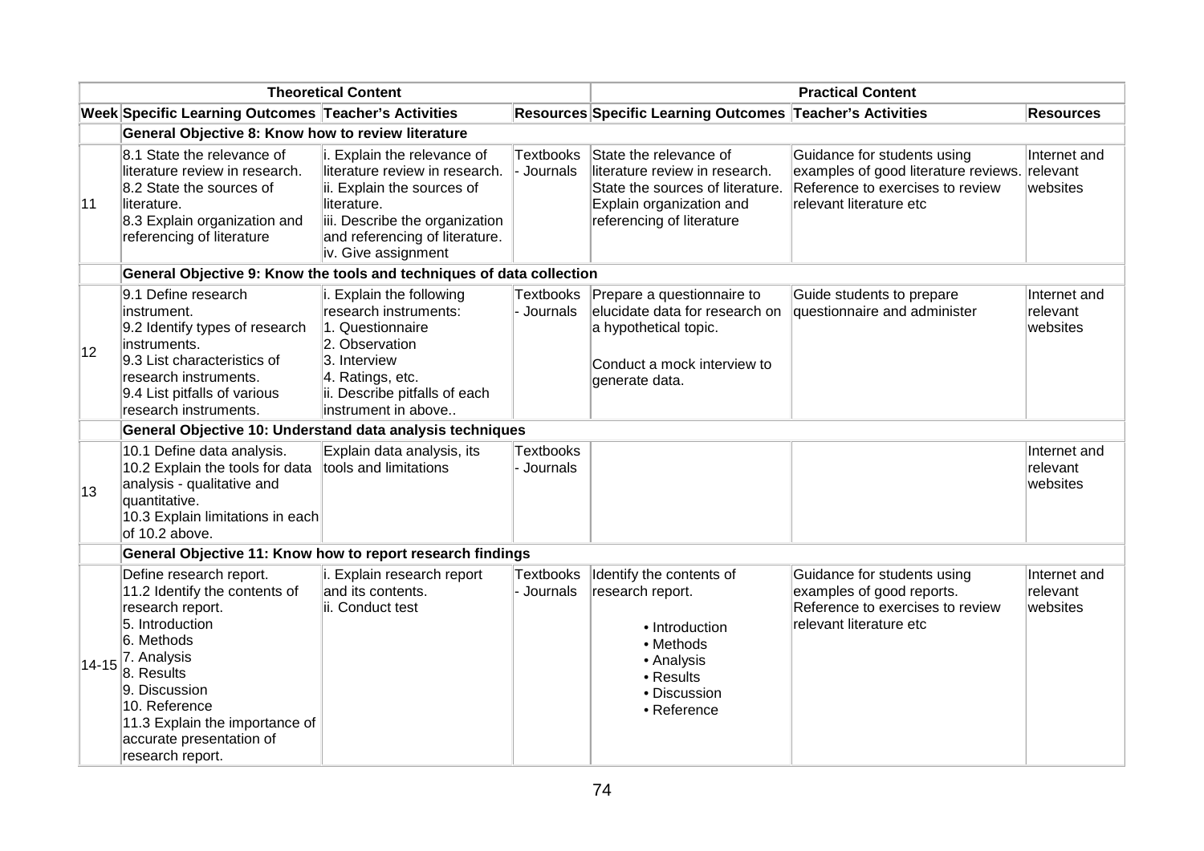| | Theoretical Content | | | Practical Content | | |
|---|---|---|---|---|---|---|
| **Week** | **Specific Learning Outcomes** | **Teacher's Activities** | **Resources** | **Specific Learning Outcomes** | **Teacher's Activities** | **Resources** |
| | **General Objective 8: Know how to review literature** | | | | | |
| 11 | 8.1 State the relevance of literature review in research.<br>8.2 State the sources of literature.<br>8.3 Explain organization and referencing of literature | i. Explain the relevance of literature review in research.<br>ii. Explain the sources of literature.<br>iii. Describe the organization and referencing of literature.<br>iv. Give assignment | Textbooks - Journals | State the relevance of literature review in research. State the sources of literature. Explain organization and referencing of literature | Guidance for students using examples of good literature reviews. Reference to exercises to review relevant literature etc | Internet and relevant websites |
| | **General Objective 9: Know the tools and techniques of data collection** | | | | | |
| 12 | 9.1 Define research instrument.<br>9.2 Identify types of research instruments.<br>9.3 List characteristics of research instruments.<br>9.4 List pitfalls of various research instruments. | i. Explain the following research instruments:<br>1. Questionnaire<br>2. Observation<br>3. Interview<br>4. Ratings, etc.<br>ii. Describe pitfalls of each instrument in above.. | Textbooks - Journals | Prepare a questionnaire to elucidate data for research on a hypothetical topic.<br><br>Conduct a mock interview to generate data. | Guide students to prepare questionnaire and administer | Internet and relevant websites |
| | **General Objective 10: Understand data analysis techniques** | | | | | |
| 13 | 10.1 Define data analysis.<br>10.2 Explain the tools for data analysis - qualitative and quantitative.<br>10.3 Explain limitations in each of 10.2 above. | Explain data analysis, its tools and limitations | Textbooks - Journals | | | Internet and relevant websites |
| | **General Objective 11: Know how to report research findings** | | | | | |
| 14-15 | Define research report.<br>11.2 Identify the contents of research report.<br>5. Introduction<br>6. Methods<br>7. Analysis<br>8. Results<br>9. Discussion<br>10. Reference<br>11.3 Explain the importance of accurate presentation of research report. | i. Explain research report and its contents.<br>ii. Conduct test | Textbooks - Journals | Identify the contents of research report.<br>• Introduction<br>• Methods<br>• Analysis<br>• Results<br>• Discussion<br>• Reference | Guidance for students using examples of good reports. Reference to exercises to review relevant literature etc | Internet and relevant websites |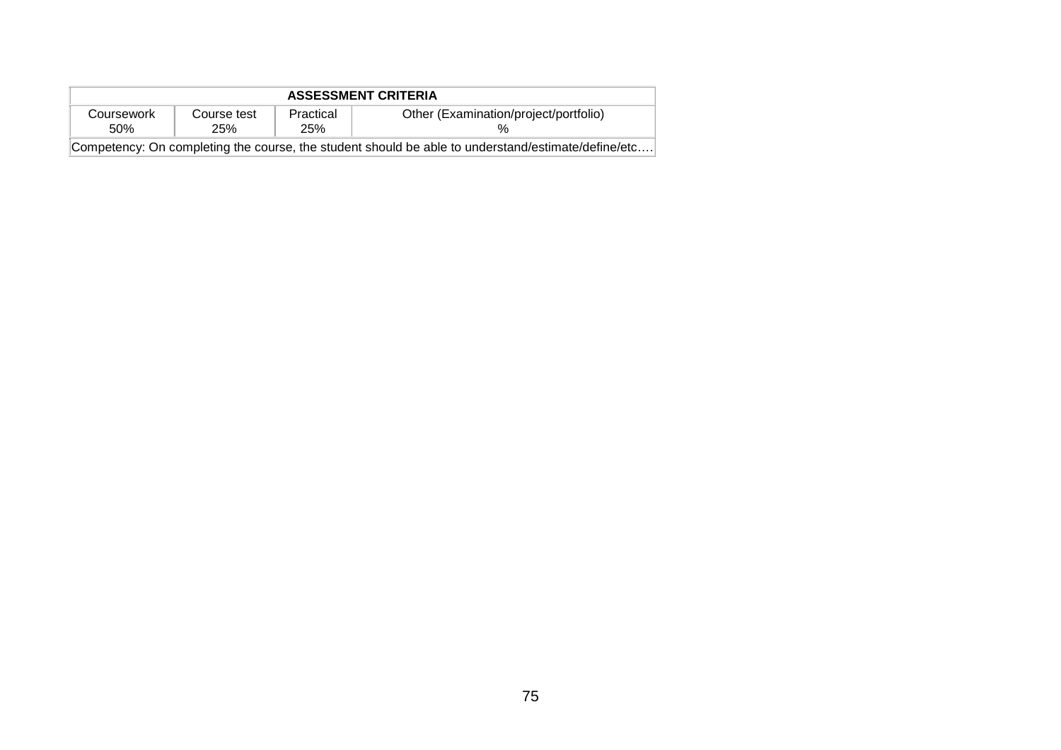| ASSESSMENT CRITERIA | | | |
|---|---|---|---|
| Coursework 50% | Course test 25% | Practical 25% | Other (Examination/project/portfolio) % |
| Competency: On completing the course, the student should be able to understand/estimate/define/etc…. | | | |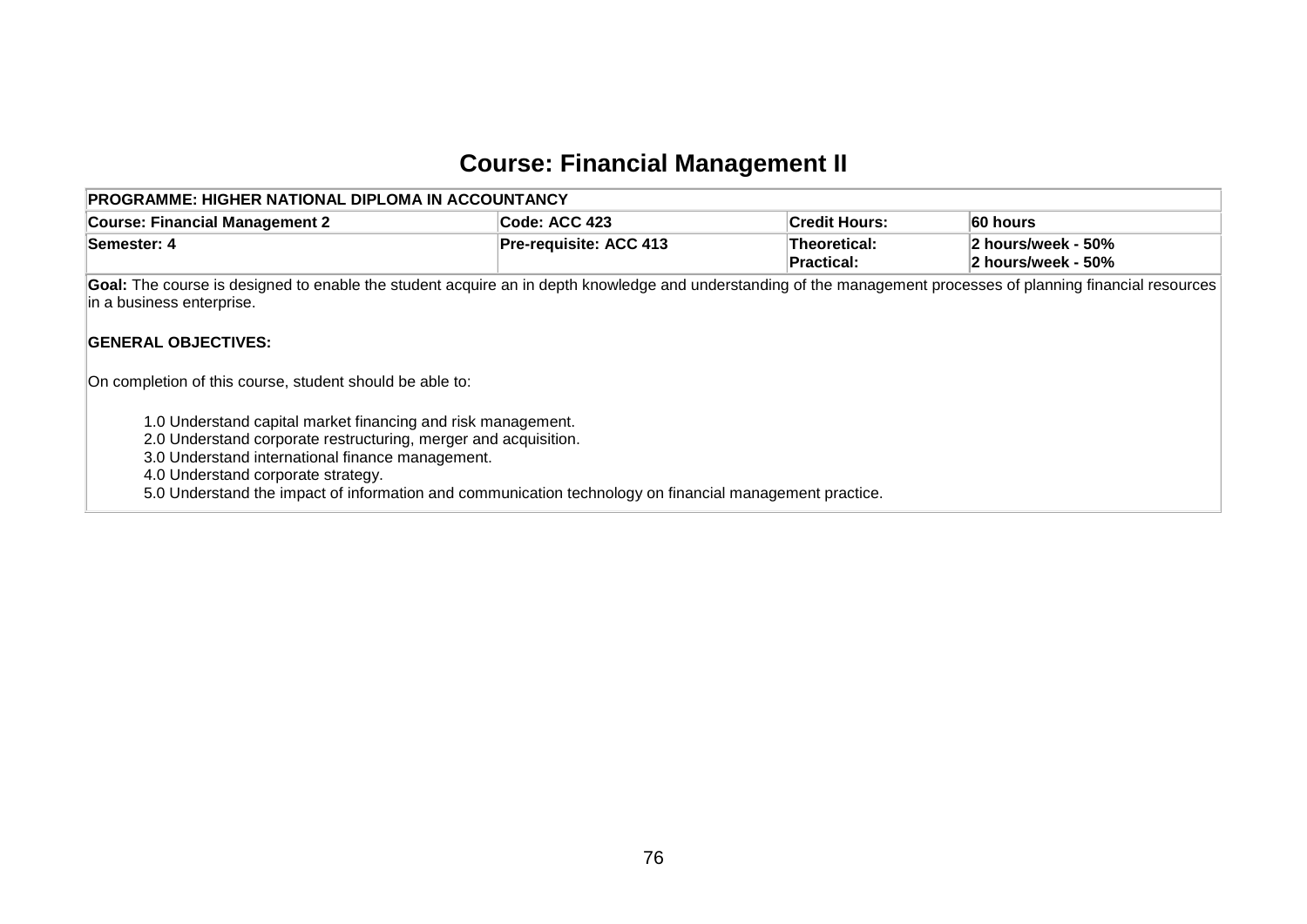# Course: Financial Management II

| **PROGRAMME: HIGHER NATIONAL DIPLOMA IN ACCOUNTANCY** | | | |
|---|---|---|---|
| **Course: Financial Management 2** | **Code: ACC 423** | **Credit Hours:** | **60 hours** |
| **Semester: 4** | **Pre-requisite: ACC 413** | **Theoretical:**<br>**Practical:** | **2 hours/week - 50%**<br>**2 hours/week - 50%** |

**Goal:** The course is designed to enable the student acquire an in depth knowledge and understanding of the management processes of planning financial resources in a business enterprise.

**GENERAL OBJECTIVES:**

On completion of this course, student should be able to:

1.0 Understand capital market financing and risk management.
2.0 Understand corporate restructuring, merger and acquisition.
3.0 Understand international finance management.
4.0 Understand corporate strategy.
5.0 Understand the impact of information and communication technology on financial management practice.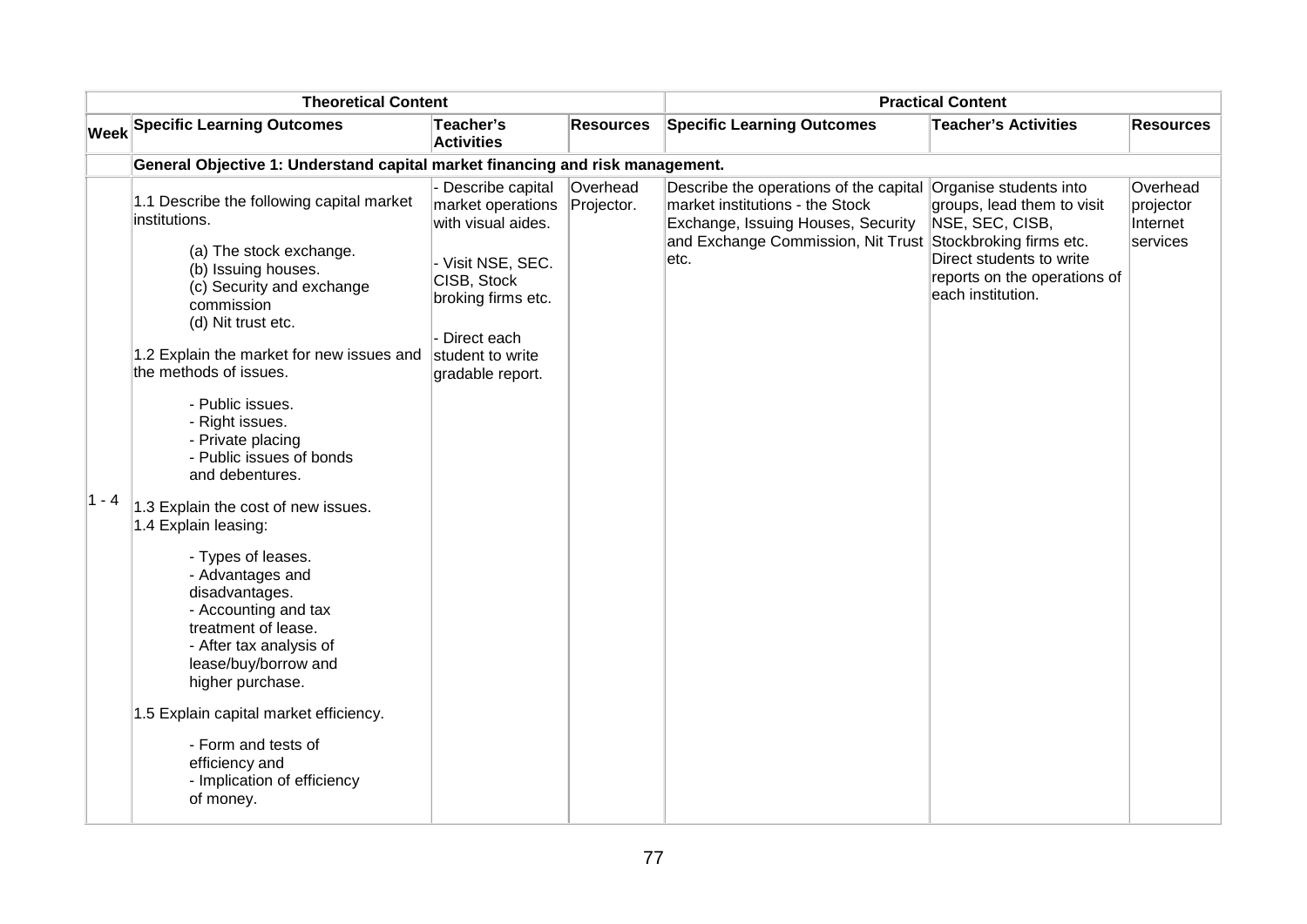| | Theoretical Content | | | Practical Content | | |
|---|---|---|---|---|---|---|
| **Week** | **Specific Learning Outcomes** | **Teacher's Activities** | **Resources** | **Specific Learning Outcomes** | **Teacher's Activities** | **Resources** |
| | **General Objective 1: Understand capital market financing and risk management.** | | | | | |
| 1 - 4 | 1.1 Describe the following capital market institutions.<br><br>(a) The stock exchange.<br>(b) Issuing houses.<br>(c) Security and exchange commission<br>(d) Nit trust etc.<br><br>1.2 Explain the market for new issues and the methods of issues.<br><br>- Public issues.<br>- Right issues.<br>- Private placing<br>- Public issues of bonds and debentures.<br><br>1.3 Explain the cost of new issues.<br>1.4 Explain leasing:<br><br>- Types of leases.<br>- Advantages and disadvantages.<br>- Accounting and tax treatment of lease.<br>- After tax analysis of lease/buy/borrow and higher purchase.<br><br>1.5 Explain capital market efficiency.<br><br>- Form and tests of efficiency and<br>- Implication of efficiency of money. | - Describe capital market operations with visual aides.<br><br>- Visit NSE, SEC. CISB, Stock broking firms etc.<br><br>- Direct each student to write gradable report. | Overhead Projector. | Describe the operations of the capital market institutions - the Stock Exchange, Issuing Houses, Security and Exchange Commission, Nit Trust etc. | Organise students into groups, lead them to visit NSE, SEC, CISB, Stockbroking firms etc. Direct students to write reports on the operations of each institution. | Overhead projector Internet services |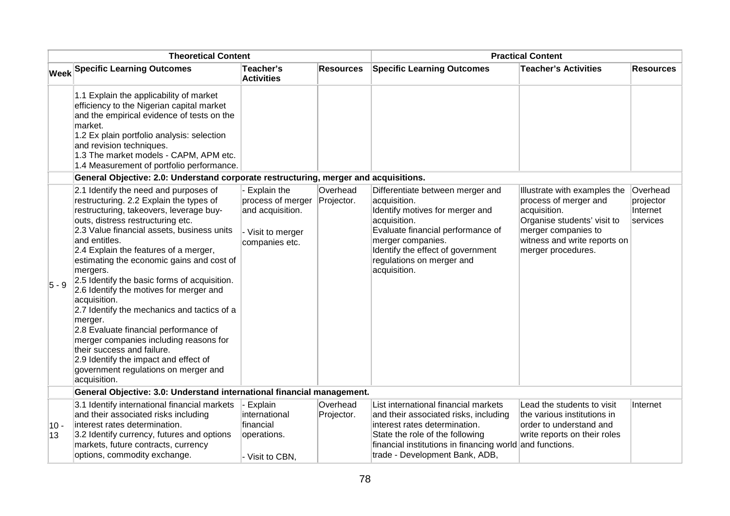| | Theoretical Content | | | Practical Content | | |
|---|---|---|---|---|---|---|
| **Week** | **Specific Learning Outcomes** | **Teacher's Activities** | **Resources** | **Specific Learning Outcomes** | **Teacher's Activities** | **Resources** |
| | 1.1 Explain the applicability of market efficiency to the Nigerian capital market and the empirical evidence of tests on the market.<br>1.2 Ex plain portfolio analysis: selection and revision techniques.<br>1.3 The market models - CAPM, APM etc.<br>1.4 Measurement of portfolio performance. | | | | | |
| | **General Objective: 2.0: Understand corporate restructuring, merger and acquisitions.** | | | | | |
| 5 - 9 | 2.1 Identify the need and purposes of restructuring. 2.2 Explain the types of restructuring, takeovers, leverage buy-outs, distress restructuring etc.<br>2.3 Value financial assets, business units and entitles.<br>2.4 Explain the features of a merger, estimating the economic gains and cost of mergers.<br>2.5 Identify the basic forms of acquisition.<br>2.6 Identify the motives for merger and acquisition.<br>2.7 Identify the mechanics and tactics of a merger.<br>2.8 Evaluate financial performance of merger companies including reasons for their success and failure.<br>2.9 Identify the impact and effect of government regulations on merger and acquisition. | - Explain the process of merger and acquisition.<br><br>- Visit to merger companies etc. | Overhead Projector. | Differentiate between merger and acquisition.<br>Identify motives for merger and acquisition.<br>Evaluate financial performance of merger companies.<br>Identify the effect of government regulations on merger and acquisition. | Illustrate with examples the process of merger and acquisition.<br>Organise students' visit to merger companies to witness and write reports on merger procedures. | Overhead projector Internet services |
| | **General Objective: 3.0: Understand international financial management.** | | | | | |
| 10 - 13 | 3.1 Identify international financial markets and their associated risks including interest rates determination.<br>3.2 Identify currency, futures and options markets, future contracts, currency options, commodity exchange. | - Explain international financial operations.<br><br>- Visit to CBN, | Overhead Projector. | List international financial markets and their associated risks, including interest rates determination.<br>State the role of the following financial institutions in financing world trade - Development Bank, ADB, | Lead the students to visit the various institutions in order to understand and write reports on their roles and functions. | Internet |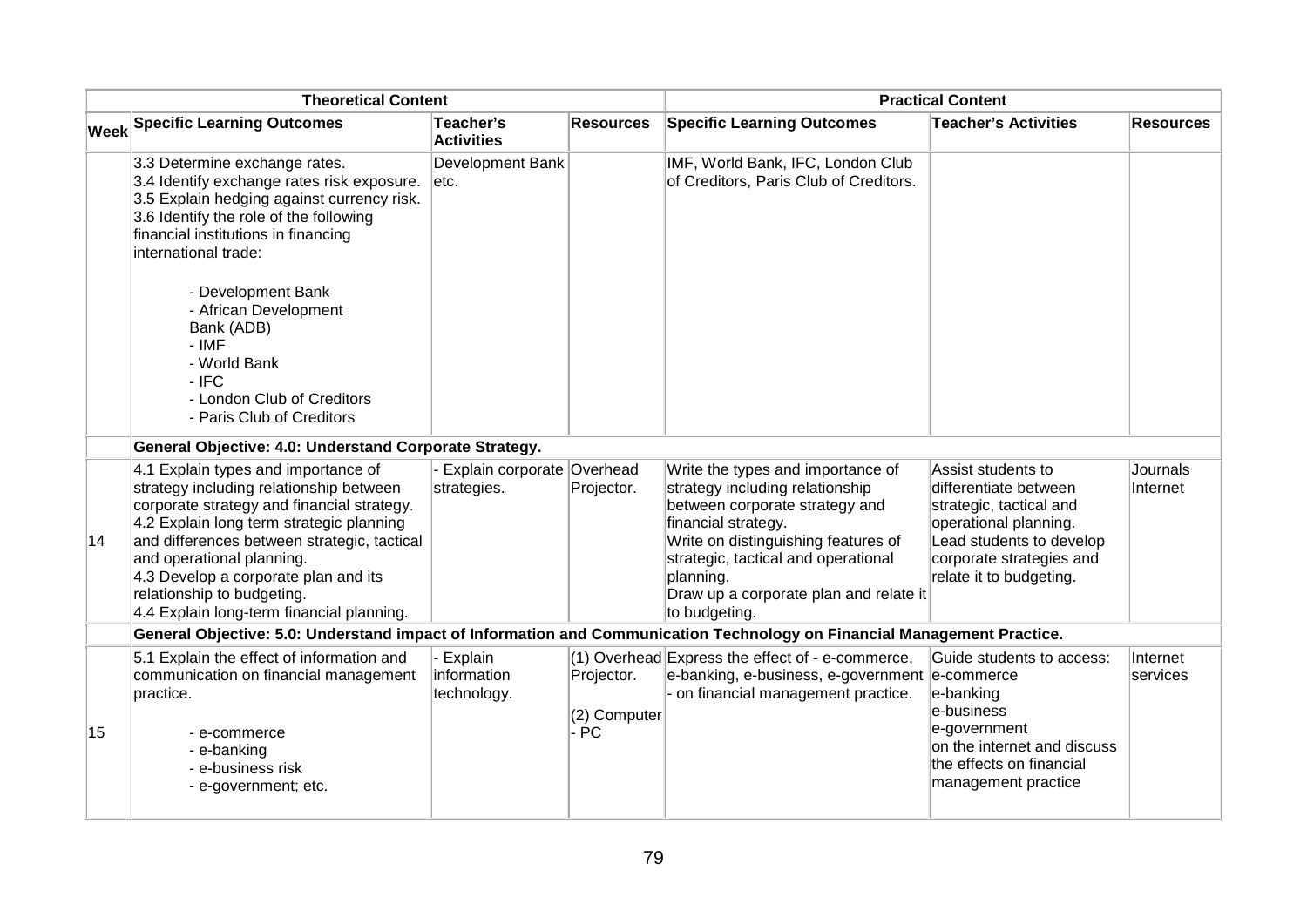| Theoretical Content | | | | Practical Content | | |
|---|---|---|---|---|---|---|
| Week | Specific Learning Outcomes | Teacher's Activities | Resources | Specific Learning Outcomes | Teacher's Activities | Resources |
| | 3.3 Determine exchange rates.<br>3.4 Identify exchange rates risk exposure.<br>3.5 Explain hedging against currency risk.<br>3.6 Identify the role of the following financial institutions in financing international trade:<br><br>- Development Bank<br>- African Development Bank (ADB)<br>- IMF<br>- World Bank<br>- IFC<br>- London Club of Creditors<br>- Paris Club of Creditors | Development Bank etc. | | IMF, World Bank, IFC, London Club of Creditors, Paris Club of Creditors. | | |
| | **General Objective: 4.0: Understand Corporate Strategy.** | | | | | |
| 14 | 4.1 Explain types and importance of strategy including relationship between corporate strategy and financial strategy.<br>4.2 Explain long term strategic planning and differences between strategic, tactical and operational planning.<br>4.3 Develop a corporate plan and its relationship to budgeting.<br>4.4 Explain long-term financial planning. | - Explain corporate strategies. | Overhead Projector. | Write the types and importance of strategy including relationship between corporate strategy and financial strategy.<br>Write on distinguishing features of strategic, tactical and operational planning.<br>Draw up a corporate plan and relate it to budgeting. | Assist students to differentiate between strategic, tactical and operational planning.<br>Lead students to develop corporate strategies and relate it to budgeting. | Journals Internet |
| | **General Objective: 5.0: Understand impact of Information and Communication Technology on Financial Management Practice.** | | | | | |
| 15 | 5.1 Explain the effect of information and communication on financial management practice.<br><br>- e-commerce<br>- e-banking<br>- e-business risk<br>- e-government; etc. | - Explain information technology. | (1) Overhead Projector.<br><br>(2) Computer - PC | Express the effect of - e-commerce, e-banking, e-business, e-government - on financial management practice. | Guide students to access:<br>e-commerce<br>e-banking<br>e-business<br>e-government<br>on the internet and discuss the effects on financial management practice | Internet services |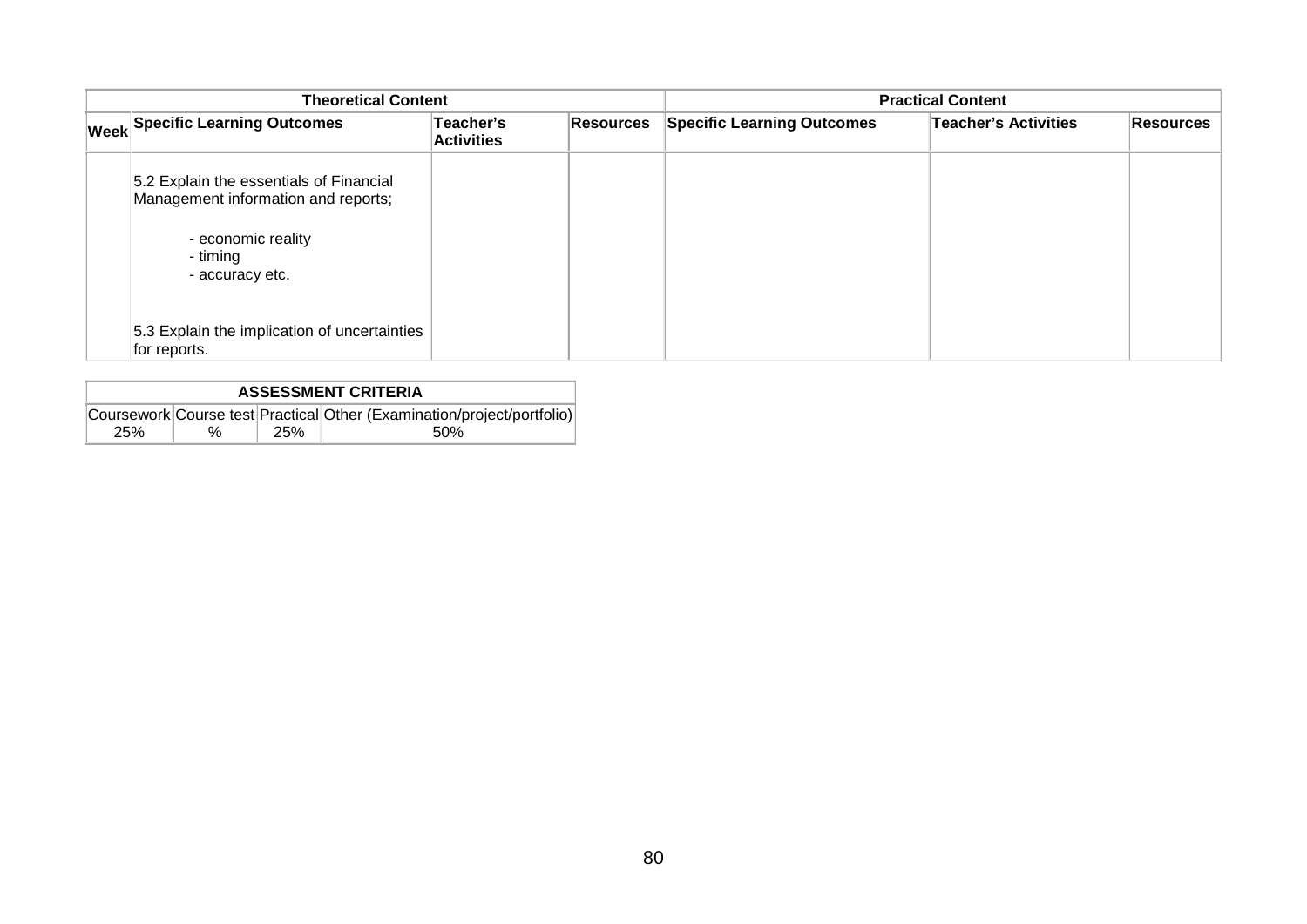| Theoretical Content | | | | Practical Content | | |
|---|---|---|---|---|---|---|
| **Week** | **Specific Learning Outcomes** | **Teacher's Activities** | **Resources** | **Specific Learning Outcomes** | **Teacher's Activities** | **Resources** |
| | 5.2 Explain the essentials of Financial Management information and reports;<br><br>- economic reality<br>- timing<br>- accuracy etc.<br><br>5.3 Explain the implication of uncertainties for reports. | | | | | |

| ASSESSMENT CRITERIA | | | |
|---|---|---|---|
| Coursework | Course test | Practical | Other (Examination/project/portfolio) |
| 25% | % | 25% | 50% |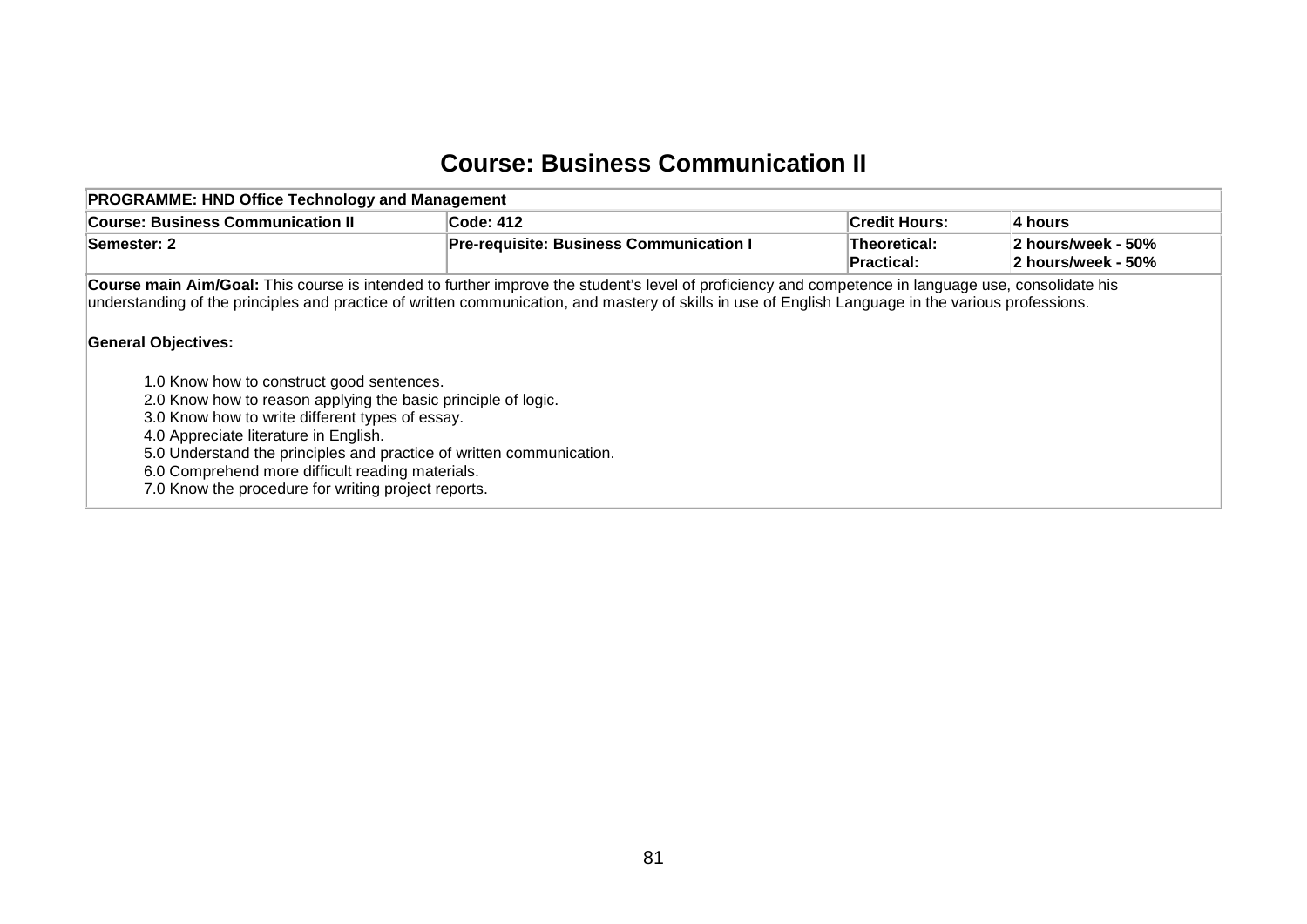# Course: Business Communication II

| PROGRAMME: HND Office Technology and Management | | | |
|---|---|---|---|
| **Course: Business Communication II** | **Code: 412** | **Credit Hours:** | **4 hours** |
| **Semester: 2** | **Pre-requisite: Business Communication I** | **Theoretical:**<br>**Practical:** | **2 hours/week - 50%**<br>**2 hours/week - 50%** |

**Course main Aim/Goal:** This course is intended to further improve the student's level of proficiency and competence in language use, consolidate his understanding of the principles and practice of written communication, and mastery of skills in use of English Language in the various professions.

**General Objectives:**

1.0 Know how to construct good sentences.
2.0 Know how to reason applying the basic principle of logic.
3.0 Know how to write different types of essay.
4.0 Appreciate literature in English.
5.0 Understand the principles and practice of written communication.
6.0 Comprehend more difficult reading materials.
7.0 Know the procedure for writing project reports.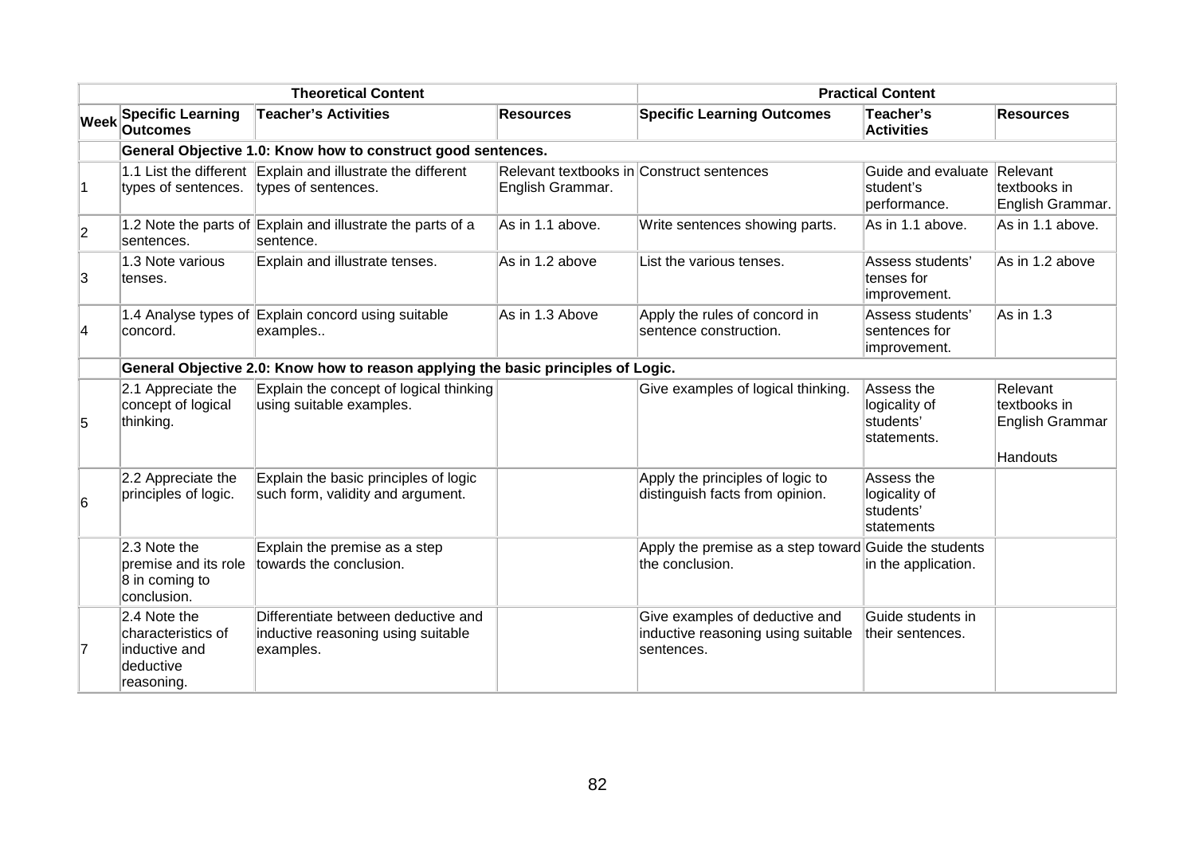| Theoretical Content | | | | Practical Content | | |
|---|---|---|---|---|---|---|
| **Week** | **Specific Learning Outcomes** | **Teacher's Activities** | **Resources** | **Specific Learning Outcomes** | **Teacher's Activities** | **Resources** |
| | **General Objective 1.0: Know how to construct good sentences.** | | | | | |
| 1 | 1.1 List the different types of sentences. | Explain and illustrate the different types of sentences. | Relevant textbooks in English Grammar. | Construct sentences | Guide and evaluate student's performance. | Relevant textbooks in English Grammar. |
| 2 | 1.2 Note the parts of sentences. | Explain and illustrate the parts of a sentence. | As in 1.1 above. | Write sentences showing parts. | As in 1.1 above. | As in 1.1 above. |
| 3 | 1.3 Note various tenses. | Explain and illustrate tenses. | As in 1.2 above | List the various tenses. | Assess students' tenses for improvement. | As in 1.2 above |
| 4 | 1.4 Analyse types of concord. | Explain concord using suitable examples.. | As in 1.3 Above | Apply the rules of concord in sentence construction. | Assess students' sentences for improvement. | As in 1.3 |
| | **General Objective 2.0: Know how to reason applying the basic principles of Logic.** | | | | | |
| 5 | 2.1 Appreciate the concept of logical thinking. | Explain the concept of logical thinking using suitable examples. | | Give examples of logical thinking. | Assess the logicality of students' statements. | Relevant textbooks in English Grammar<br><br>Handouts |
| 6 | 2.2 Appreciate the principles of logic. | Explain the basic principles of logic such form, validity and argument. | | Apply the principles of logic to distinguish facts from opinion. | Assess the logicality of students' statements | |
| | 2.3 Note the premise and its role 8 in coming to conclusion. | Explain the premise as a step towards the conclusion. | | Apply the premise as a step toward the conclusion. | Guide the students in the application. | |
| 7 | 2.4 Note the characteristics of inductive and deductive reasoning. | Differentiate between deductive and inductive reasoning using suitable examples. | | Give examples of deductive and inductive reasoning using suitable sentences. | Guide students in their sentences. | |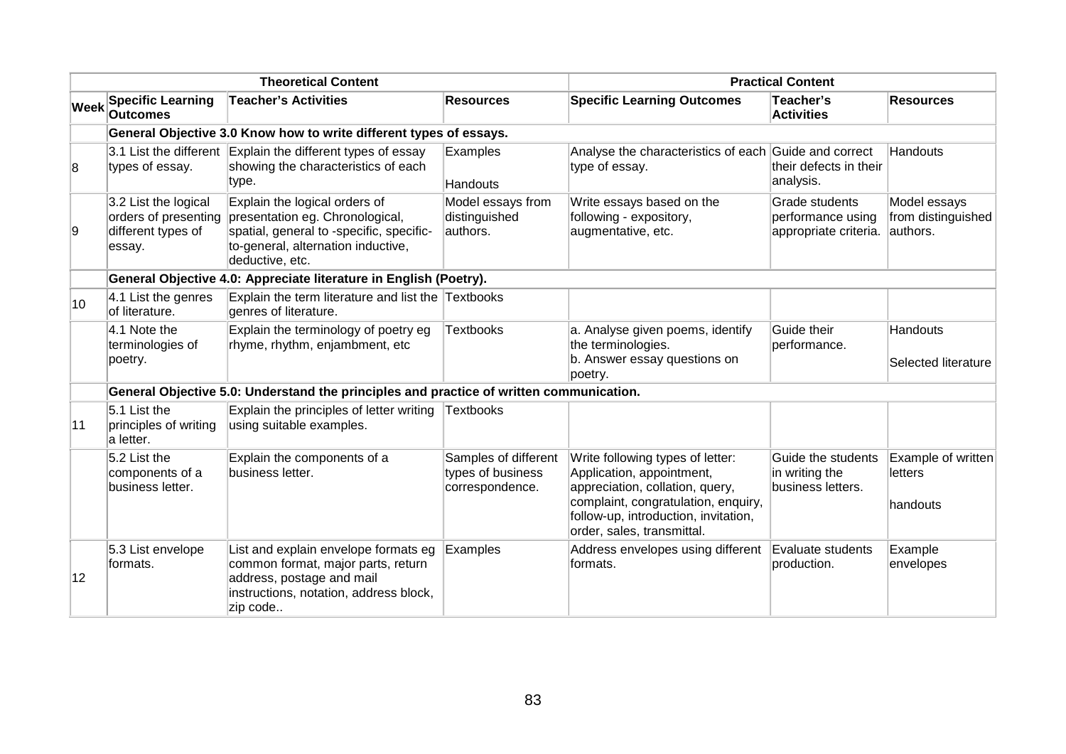| | Theoretical Content | | | Practical Content | | |
|---|---|---|---|---|---|---|
| **Week** | **Specific Learning Outcomes** | **Teacher's Activities** | **Resources** | **Specific Learning Outcomes** | **Teacher's Activities** | **Resources** |
| | **General Objective 3.0 Know how to write different types of essays.** | | | | | |
| 8 | 3.1 List the different types of essay. | Explain the different types of essay showing the characteristics of each type. | Examples<br><br>Handouts | Analyse the characteristics of each type of essay. | Guide and correct their defects in their analysis. | Handouts |
| 9 | 3.2 List the logical orders of presenting different types of essay. | Explain the logical orders of presentation eg. Chronological, spatial, general to -specific, specific-to-general, alternation inductive, deductive, etc. | Model essays from distinguished authors. | Write essays based on the following - expository, augmentative, etc. | Grade students performance using appropriate criteria. | Model essays from distinguished authors. |
| | **General Objective 4.0: Appreciate literature in English (Poetry).** | | | | | |
| 10 | 4.1 List the genres of literature. | Explain the term literature and list the genres of literature. | Textbooks | | | |
| | 4.1 Note the terminologies of poetry. | Explain the terminology of poetry eg rhyme, rhythm, enjambment, etc | Textbooks | a. Analyse given poems, identify the terminologies.<br>b. Answer essay questions on poetry. | Guide their performance. | Handouts<br><br>Selected literature |
| | **General Objective 5.0: Understand the principles and practice of written communication.** | | | | | |
| 11 | 5.1 List the principles of writing a letter. | Explain the principles of letter writing using suitable examples. | Textbooks | | | |
| | 5.2 List the components of a business letter. | Explain the components of a business letter. | Samples of different types of business correspondence. | Write following types of letter: Application, appointment, appreciation, collation, query, complaint, congratulation, enquiry, follow-up, introduction, invitation, order, sales, transmittal. | Guide the students in writing the business letters. | Example of written letters<br><br>handouts |
| 12 | 5.3 List envelope formats. | List and explain envelope formats eg common format, major parts, return address, postage and mail instructions, notation, address block, zip code.. | Examples | Address envelopes using different formats. | Evaluate students production. | Example envelopes |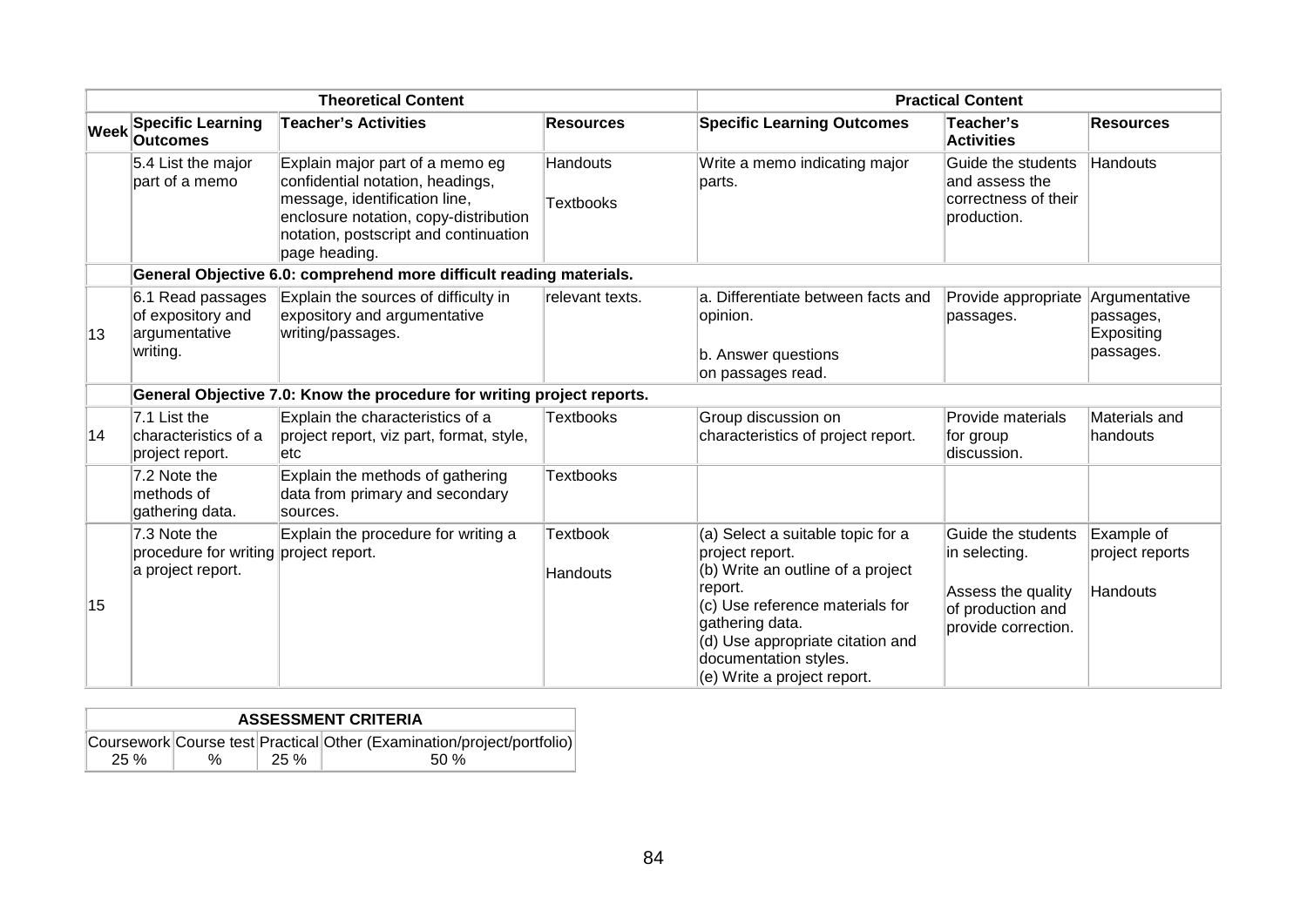| | Theoretical Content | | | Practical Content | | |
|---|---|---|---|---|---|---|
| **Week** | **Specific Learning Outcomes** | **Teacher's Activities** | **Resources** | **Specific Learning Outcomes** | **Teacher's Activities** | **Resources** |
| | 5.4 List the major part of a memo | Explain major part of a memo eg confidential notation, headings, message, identification line, enclosure notation, copy-distribution notation, postscript and continuation page heading. | Handouts<br><br>Textbooks | Write a memo indicating major parts. | Guide the students and assess the correctness of their production. | Handouts |
| | **General Objective 6.0: comprehend more difficult reading materials.** | | | | | |
| 13 | 6.1 Read passages of expository and argumentative writing. | Explain the sources of difficulty in expository and argumentative writing/passages. | relevant texts. | a. Differentiate between facts and opinion.<br><br>b. Answer questions on passages read. | Provide appropriate passages. | Argumentative passages, Expositing passages. |
| | **General Objective 7.0: Know the procedure for writing project reports.** | | | | | |
| 14 | 7.1 List the characteristics of a project report. | Explain the characteristics of a project report, viz part, format, style, etc | Textbooks | Group discussion on characteristics of project report. | Provide materials for group discussion. | Materials and handouts |
| | 7.2 Note the methods of gathering data. | Explain the methods of gathering data from primary and secondary sources. | Textbooks | | | |
| 15 | 7.3 Note the procedure for writing a project report. | Explain the procedure for writing a project report. | Textbook<br><br>Handouts | (a) Select a suitable topic for a project report.<br>(b) Write an outline of a project report.<br>(c) Use reference materials for gathering data.<br>(d) Use appropriate citation and documentation styles.<br>(e) Write a project report. | Guide the students in selecting.<br><br>Assess the quality of production and provide correction. | Example of project reports<br><br>Handouts |

| ASSESSMENT CRITERIA | | | |
|---|---|---|---|
| Coursework | Course test | Practical | Other (Examination/project/portfolio) |
| 25 % | % | 25 % | 50 % |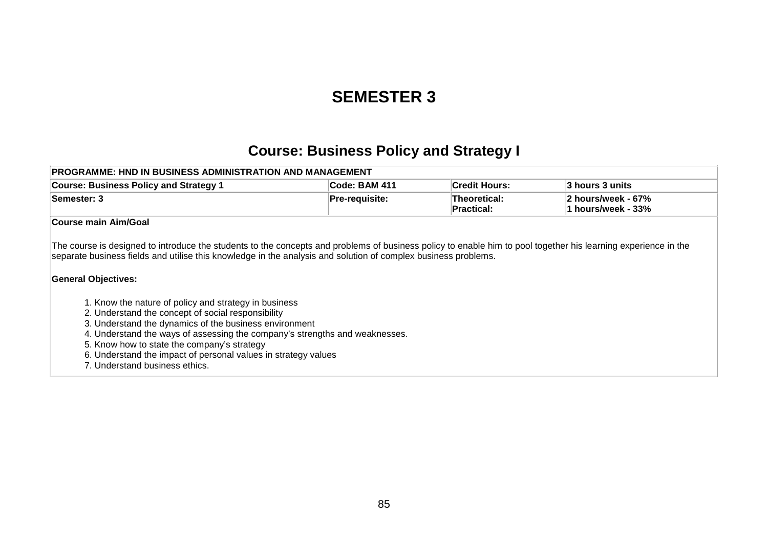# SEMESTER 3

## Course: Business Policy and Strategy I

| PROGRAMME: HND IN BUSINESS ADMINISTRATION AND MANAGEMENT | | | |
|---|---|---|---|
| **Course: Business Policy and Strategy 1** | **Code: BAM 411** | **Credit Hours:** | **3 hours 3 units** |
| **Semester: 3** | **Pre-requisite:** | **Theoretical:**<br>**Practical:** | **2 hours/week - 67%**<br>**1 hours/week - 33%** |

**Course main Aim/Goal**

The course is designed to introduce the students to the concepts and problems of business policy to enable him to pool together his learning experience in the separate business fields and utilise this knowledge in the analysis and solution of complex business problems.

**General Objectives:**

1. Know the nature of policy and strategy in business
2. Understand the concept of social responsibility
3. Understand the dynamics of the business environment
4. Understand the ways of assessing the company's strengths and weaknesses.
5. Know how to state the company's strategy
6. Understand the impact of personal values in strategy values
7. Understand business ethics.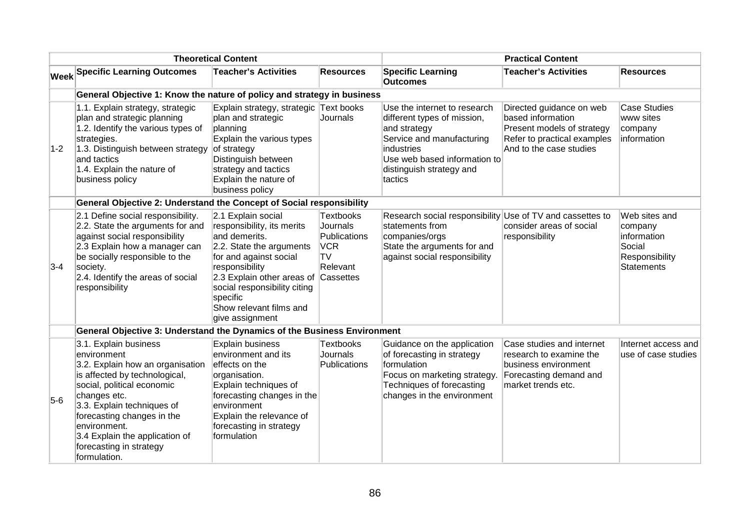| | Theoretical Content | | | Practical Content | | |
|---|---|---|---|---|---|---|
| **Week** | **Specific Learning Outcomes** | **Teacher's Activities** | **Resources** | **Specific Learning Outcomes** | **Teacher's Activities** | **Resources** |
| | **General Objective 1: Know the nature of policy and strategy in business** | | | | | |
| 1-2 | 1.1. Explain strategy, strategic plan and strategic planning<br>1.2. Identify the various types of strategies.<br>1.3. Distinguish between strategy and tactics<br>1.4. Explain the nature of business policy | Explain strategy, strategic plan and strategic planning<br>Explain the various types of strategy<br>Distinguish between strategy and tactics<br>Explain the nature of business policy | Text books<br>Journals | Use the internet to research different types of mission, and strategy<br>Service and manufacturing industries<br>Use web based information to distinguish strategy and tactics | Directed guidance on web based information<br>Present models of strategy<br>Refer to practical examples<br>And to the case studies | Case Studies<br>www sites<br>company information |
| | **General Objective 2: Understand the Concept of Social responsibility** | | | | | |
| 3-4 | 2.1 Define social responsibility.<br>2.2. State the arguments for and against social responsibility<br>2.3 Explain how a manager can be socially responsible to the society.<br>2.4. Identify the areas of social responsibility | 2.1 Explain social responsibility, its merits and demerits.<br>2.2. State the arguments for and against social responsibility<br>2.3 Explain other areas of social responsibility citing specific<br>Show relevant films and give assignment | Textbooks<br>Journals<br>Publications<br>VCR<br>TV<br>Relevant<br>Cassettes | Research social responsibility statements from companies/orgs<br>State the arguments for and against social responsibility | Use of TV and cassettes to consider areas of social responsibility | Web sites and company information<br>Social Responsibility Statements |
| | **General Objective 3: Understand the Dynamics of the Business Environment** | | | | | |
| 5-6 | 3.1. Explain business environment<br>3.2. Explain how an organisation is affected by technological, social, political economic changes etc.<br>3.3. Explain techniques of forecasting changes in the environment.<br>3.4 Explain the application of forecasting in strategy formulation. | Explain business environment and its effects on the organisation.<br>Explain techniques of forecasting changes in the environment<br>Explain the relevance of forecasting in strategy formulation | Textbooks<br>Journals<br>Publications | Guidance on the application of forecasting in strategy formulation<br>Focus on marketing strategy.<br>Techniques of forecasting changes in the environment | Case studies and internet research to examine the business environment<br>Forecasting demand and market trends etc. | Internet access and use of case studies |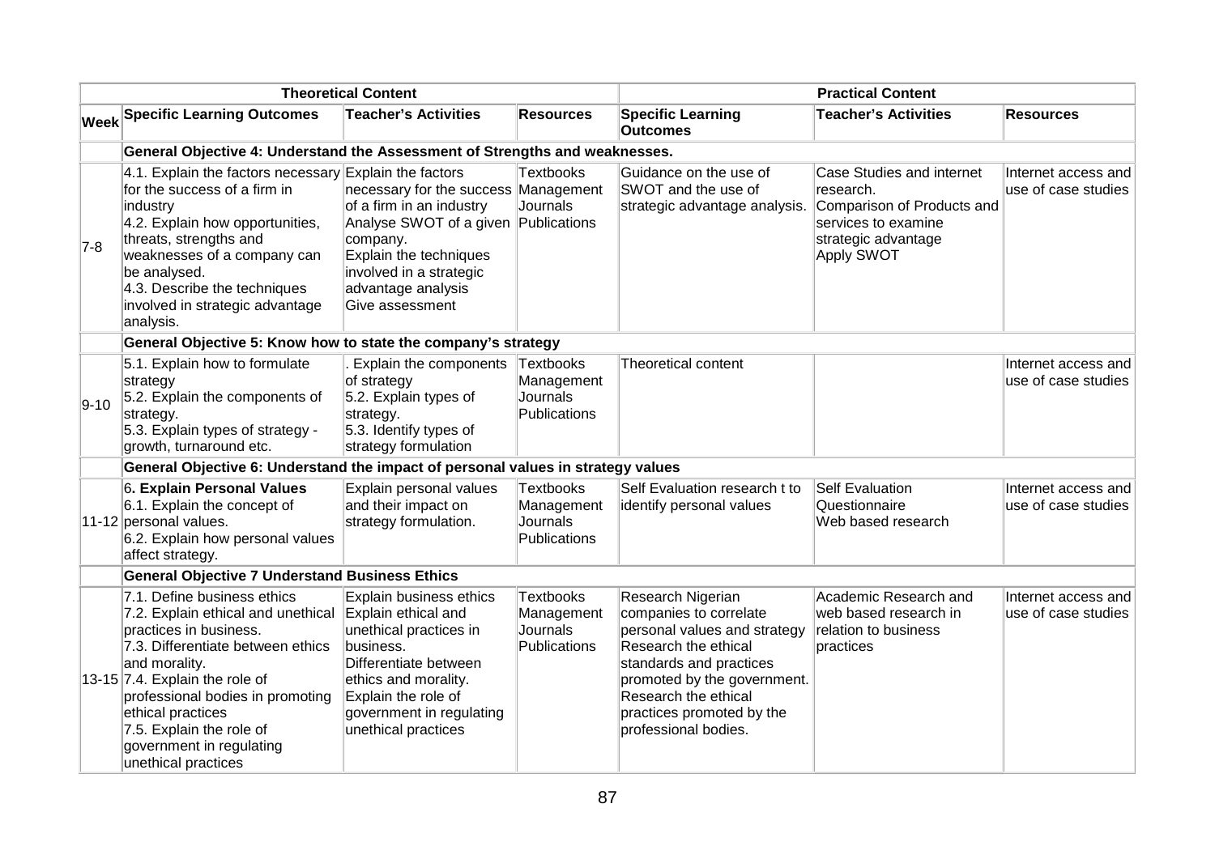| Theoretical Content | | | | Practical Content | | |
|---|---|---|---|---|---|---|
| **Week** | **Specific Learning Outcomes** | **Teacher's Activities** | **Resources** | **Specific Learning Outcomes** | **Teacher's Activities** | **Resources** |
| | **General Objective 4: Understand the Assessment of Strengths and weaknesses.** | | | | | |
| 7-8 | 4.1. Explain the factors necessary for the success of a firm in industry<br>4.2. Explain how opportunities, threats, strengths and weaknesses of a company can be analysed.<br>4.3. Describe the techniques involved in strategic advantage analysis. | Explain the factors necessary for the success of a firm in an industry<br>Analyse SWOT of a given company.<br>Explain the techniques involved in a strategic advantage analysis<br>Give assessment | Textbooks<br>Management<br>Journals<br>Publications | Guidance on the use of SWOT and the use of strategic advantage analysis. | Case Studies and internet research.<br>Comparison of Products and services to examine strategic advantage<br>Apply SWOT | Internet access and use of case studies |
| | **General Objective 5: Know how to state the company's strategy** | | | | | |
| 9-10 | 5.1. Explain how to formulate strategy<br>5.2. Explain the components of strategy.<br>5.3. Explain types of strategy - growth, turnaround etc. | . Explain the components of strategy<br>5.2. Explain types of strategy.<br>5.3. Identify types of strategy formulation | Textbooks<br>Management<br>Journals<br>Publications | Theoretical content | | Internet access and use of case studies |
| | **General Objective 6: Understand the impact of personal values in strategy values** | | | | | |
| 11-12 | 6**. Explain Personal Values**<br>6.1. Explain the concept of personal values.<br>6.2. Explain how personal values affect strategy. | Explain personal values and their impact on strategy formulation. | Textbooks<br>Management<br>Journals<br>Publications | Self Evaluation research t to identify personal values | Self Evaluation Questionnaire<br>Web based research | Internet access and use of case studies |
| | **General Objective 7 Understand Business Ethics** | | | | | |
| 13-15 | 7.1. Define business ethics<br>7.2. Explain ethical and unethical practices in business.<br>7.3. Differentiate between ethics and morality.<br>7.4. Explain the role of professional bodies in promoting ethical practices<br>7.5. Explain the role of government in regulating unethical practices | Explain business ethics<br>Explain ethical and unethical practices in business.<br>Differentiate between ethics and morality.<br>Explain the role of government in regulating unethical practices | Textbooks<br>Management<br>Journals<br>Publications | Research Nigerian companies to correlate personal values and strategy<br>Research the ethical standards and practices promoted by the government.<br>Research the ethical practices promoted by the professional bodies. | Academic Research and web based research in relation to business practices | Internet access and use of case studies |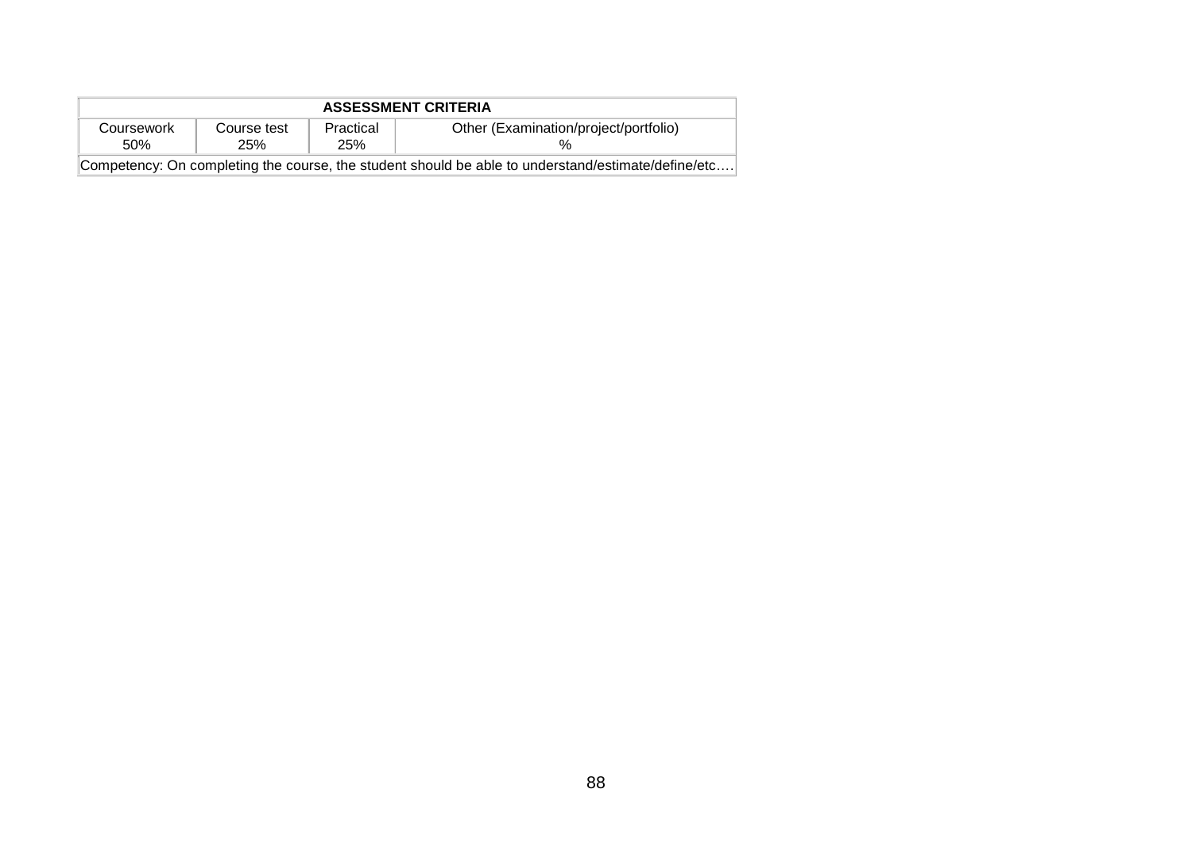| ASSESSMENT CRITERIA | | | |
|---|---|---|---|
| Coursework 50% | Course test 25% | Practical 25% | Other (Examination/project/portfolio) % |
| Competency: On completing the course, the student should be able to understand/estimate/define/etc…. | | | |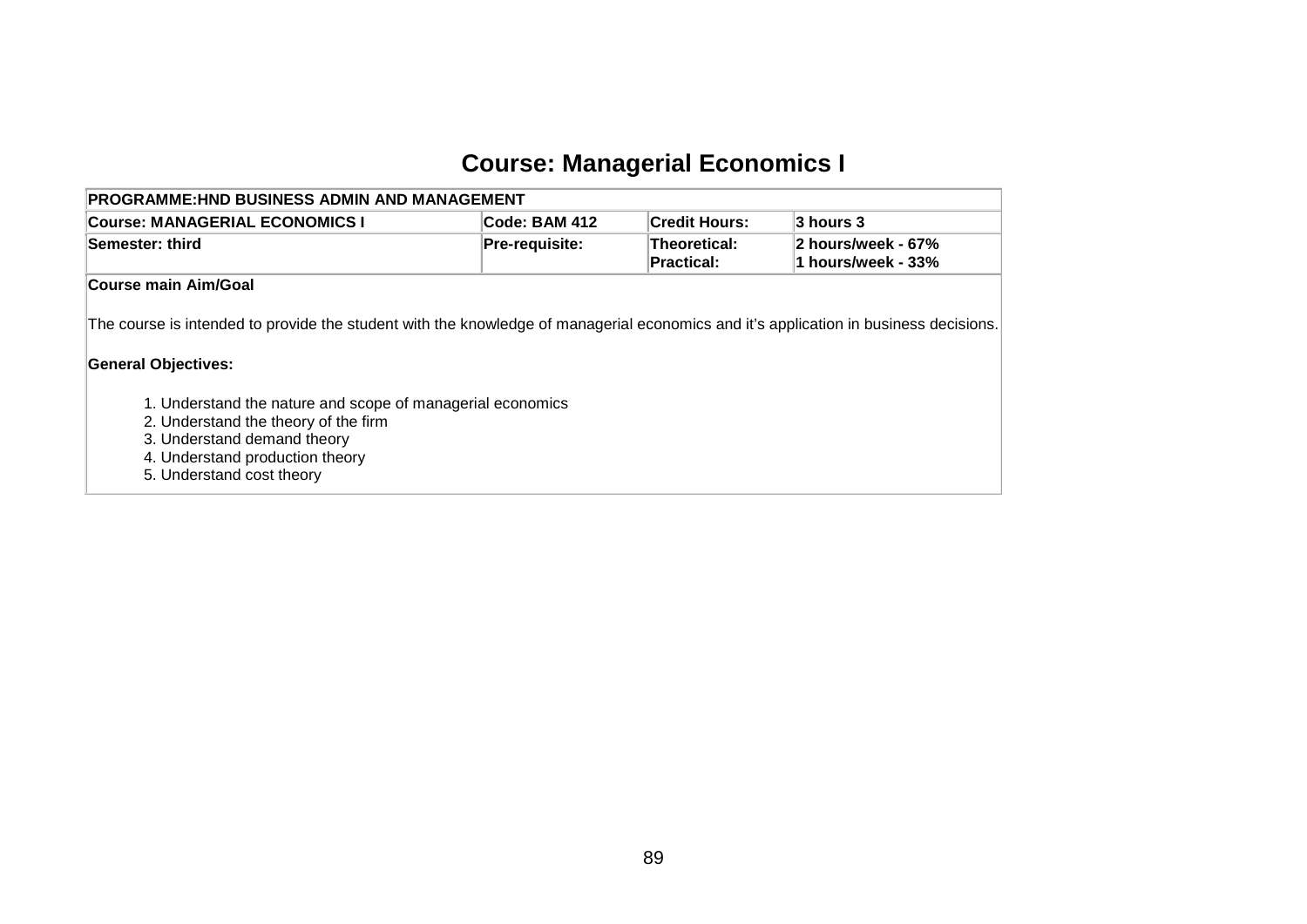# Course: Managerial Economics I

| PROGRAMME:HND BUSINESS ADMIN AND MANAGEMENT | | | |
|---|---|---|---|
| **Course: MANAGERIAL ECONOMICS I** | **Code: BAM 412** | **Credit Hours:** | **3 hours 3** |
| **Semester: third** | **Pre-requisite:** | **Theoretical:** **Practical:** | **2 hours/week - 67%** **1 hours/week - 33%** |

**Course main Aim/Goal**

The course is intended to provide the student with the knowledge of managerial economics and it's application in business decisions.

**General Objectives:**

1. Understand the nature and scope of managerial economics
2. Understand the theory of the firm
3. Understand demand theory
4. Understand production theory
5. Understand cost theory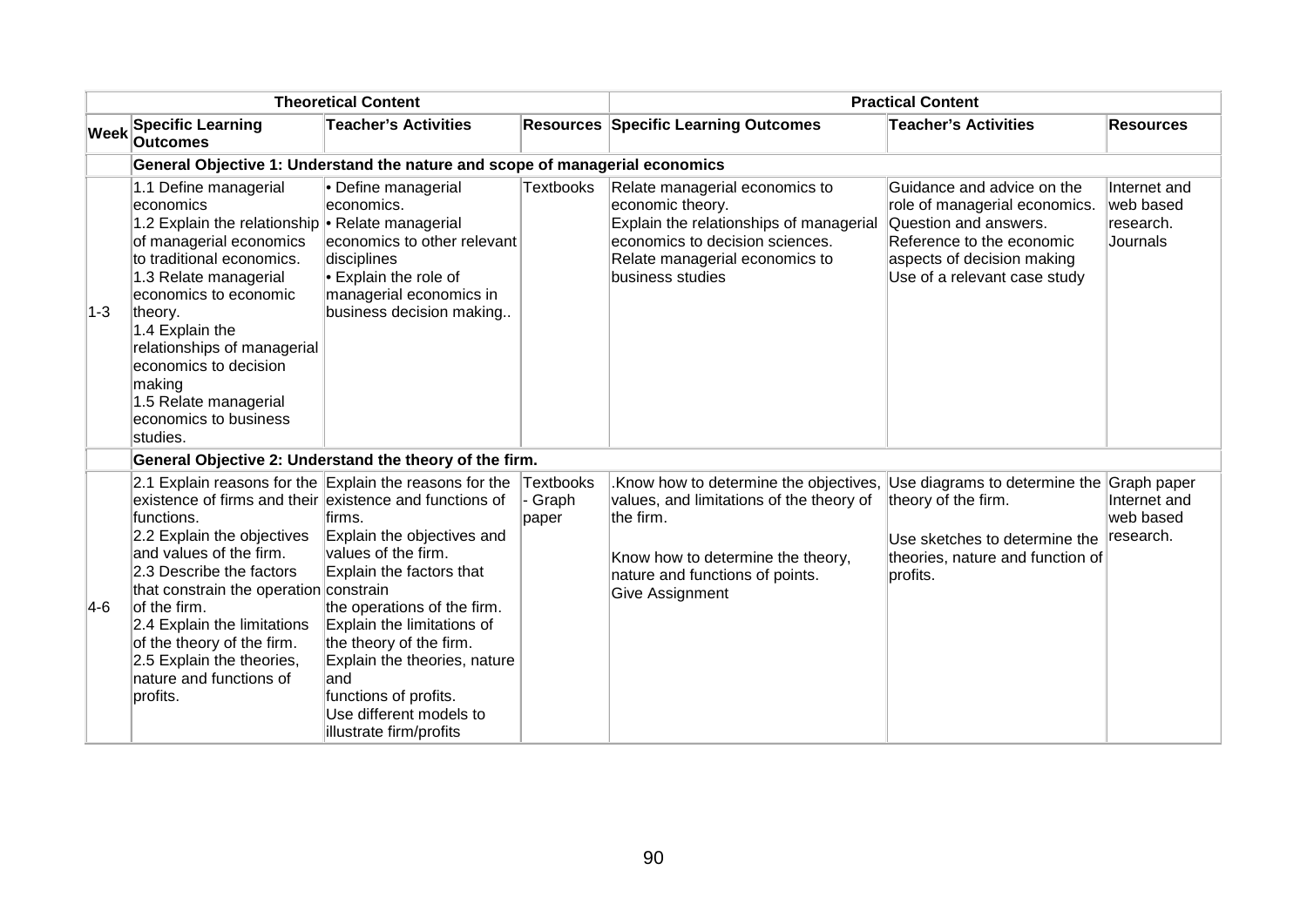| | Theoretical Content | | | Practical Content | | |
|---|---|---|---|---|---|---|
| Week | Specific Learning Outcomes | Teacher's Activities | Resources | Specific Learning Outcomes | Teacher's Activities | Resources |
| | **General Objective 1: Understand the nature and scope of managerial economics** | | | | | |
| 1-3 | 1.1 Define managerial economics<br>1.2 Explain the relationship of managerial economics to traditional economics.<br>1.3 Relate managerial economics to economic theory.<br>1.4 Explain the relationships of managerial economics to decision making<br>1.5 Relate managerial economics to business studies. | • Define managerial economics.<br>• Relate managerial economics to other relevant disciplines<br>• Explain the role of managerial economics in business decision making.. | Textbooks | Relate managerial economics to economic theory.<br>Explain the relationships of managerial economics to decision sciences.<br>Relate managerial economics to business studies | Guidance and advice on the role of managerial economics.<br>Question and answers.<br>Reference to the economic aspects of decision making<br>Use of a relevant case study | Internet and web based research.<br>Journals |
| | **General Objective 2: Understand the theory of the firm.** | | | | | |
| 4-6 | 2.1 Explain reasons for the existence of firms and their functions.<br>2.2 Explain the objectives and values of the firm.<br>2.3 Describe the factors that constrain the operation of the firm.<br>2.4 Explain the limitations of the theory of the firm.<br>2.5 Explain the theories, nature and functions of profits. | Explain the reasons for the existence and functions of firms.<br>Explain the objectives and values of the firm.<br>Explain the factors that constrain the operations of the firm.<br>Explain the limitations of the theory of the firm.<br>Explain the theories, nature and functions of profits.<br>Use different models to illustrate firm/profits | Textbooks - Graph paper | .Know how to determine the objectives, values, and limitations of the theory of the firm.<br>Know how to determine the theory, nature and functions of points.<br>Give Assignment | Use diagrams to determine the theory of the firm.<br>Use sketches to determine the theories, nature and function of profits. | Graph paper Internet and web based research. |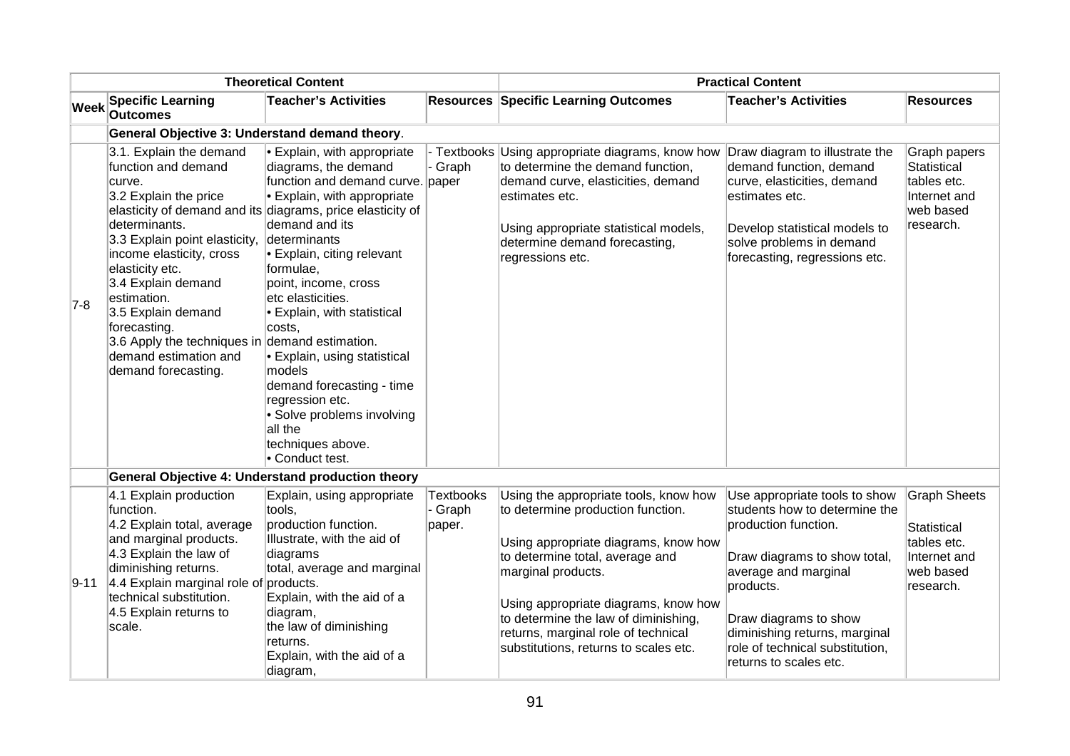| | Theoretical Content | | | Practical Content | | |
|---|---|---|---|---|---|---|
| **Week** | **Specific Learning Outcomes** | **Teacher's Activities** | **Resources** | **Specific Learning Outcomes** | **Teacher's Activities** | **Resources** |
| | **General Objective 3: Understand demand theory**. | | | | | |
| 7-8 | 3.1. Explain the demand function and demand curve.<br>3.2 Explain the price elasticity of demand and its determinants.<br>3.3 Explain point elasticity, income elasticity, cross elasticity etc.<br>3.4 Explain demand estimation.<br>3.5 Explain demand forecasting.<br>3.6 Apply the techniques in demand estimation and demand forecasting. | • Explain, with appropriate diagrams, the demand function and demand curve.<br>• Explain, with appropriate diagrams, price elasticity of demand and its determinants<br>• Explain, citing relevant formulae, point, income, cross etc elasticities.<br>• Explain, with statistical costs, demand estimation.<br>• Explain, using statistical models demand forecasting - time regression etc.<br>• Solve problems involving all the techniques above.<br>• Conduct test. | - Textbooks<br>- Graph paper | Using appropriate diagrams, know how to determine the demand function, demand curve, elasticities, demand estimates etc.<br><br>Using appropriate statistical models, determine demand forecasting, regressions etc. | Draw diagram to illustrate the demand function, demand curve, elasticities, demand estimates etc.<br><br>Develop statistical models to solve problems in demand forecasting, regressions etc. | Graph papers Statistical tables etc. Internet and web based research. |
| | **General Objective 4: Understand production theory** | | | | | |
| 9-11 | 4.1 Explain production function.<br>4.2 Explain total, average and marginal products.<br>4.3 Explain the law of diminishing returns.<br>4.4 Explain marginal role of technical substitution.<br>4.5 Explain returns to scale. | Explain, using appropriate tools, production function.<br>Illustrate, with the aid of diagrams total, average and marginal products.<br>Explain, with the aid of a diagram, the law of diminishing returns.<br>Explain, with the aid of a diagram, | Textbooks<br>- Graph paper. | Using the appropriate tools, know how to determine production function.<br><br>Using appropriate diagrams, know how to determine total, average and marginal products.<br><br>Using appropriate diagrams, know how to determine the law of diminishing, returns, marginal role of technical substitutions, returns to scales etc. | Use appropriate tools to show students how to determine the production function.<br><br>Draw diagrams to show total, average and marginal products.<br><br>Draw diagrams to show diminishing returns, marginal role of technical substitution, returns to scales etc. | Graph Sheets<br><br>Statistical tables etc. Internet and web based research. |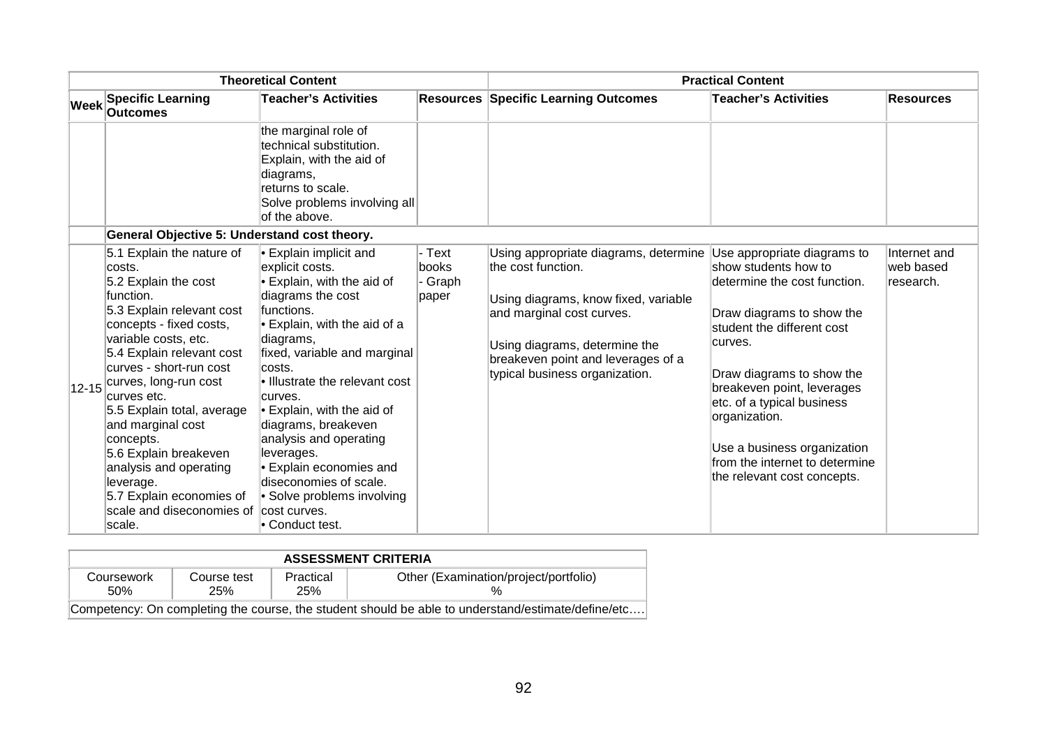| Theoretical Content | | | | Practical Content | | |
|---|---|---|---|---|---|---|
| Week | Specific Learning Outcomes | Teacher's Activities | Resources | Specific Learning Outcomes | Teacher's Activities | Resources |
| | | the marginal role of technical substitution. Explain, with the aid of diagrams, returns to scale. Solve problems involving all of the above. | | | | |
| | **General Objective 5: Understand cost theory.** | | | | | |
| 12-15 | 5.1 Explain the nature of costs.<br>5.2 Explain the cost function.<br>5.3 Explain relevant cost concepts - fixed costs, variable costs, etc.<br>5.4 Explain relevant cost curves - short-run cost curves, long-run cost curves etc.<br>5.5 Explain total, average and marginal cost concepts.<br>5.6 Explain breakeven analysis and operating leverage.<br>5.7 Explain economies of scale and diseconomies of scale. | • Explain implicit and explicit costs.<br>• Explain, with the aid of diagrams the cost functions.<br>• Explain, with the aid of a diagrams, fixed, variable and marginal costs.<br>• Illustrate the relevant cost curves.<br>• Explain, with the aid of diagrams, breakeven analysis and operating leverages.<br>• Explain economies and diseconomies of scale.<br>• Solve problems involving cost curves.<br>• Conduct test. | - Text books<br>- Graph paper | Using appropriate diagrams, determine the cost function.<br><br>Using diagrams, know fixed, variable and marginal cost curves.<br><br>Using diagrams, determine the breakeven point and leverages of a typical business organization. | Use appropriate diagrams to show students how to determine the cost function.<br><br>Draw diagrams to show the student the different cost curves.<br><br>Draw diagrams to show the breakeven point, leverages etc. of a typical business organization.<br><br>Use a business organization from the internet to determine the relevant cost concepts. | Internet and web based research. |

| ASSESSMENT CRITERIA | | | |
|---|---|---|---|
| Coursework<br>50% | Course test<br>25% | Practical<br>25% | Other (Examination/project/portfolio)<br>% |
| Competency: On completing the course, the student should be able to understand/estimate/define/etc…. | | | |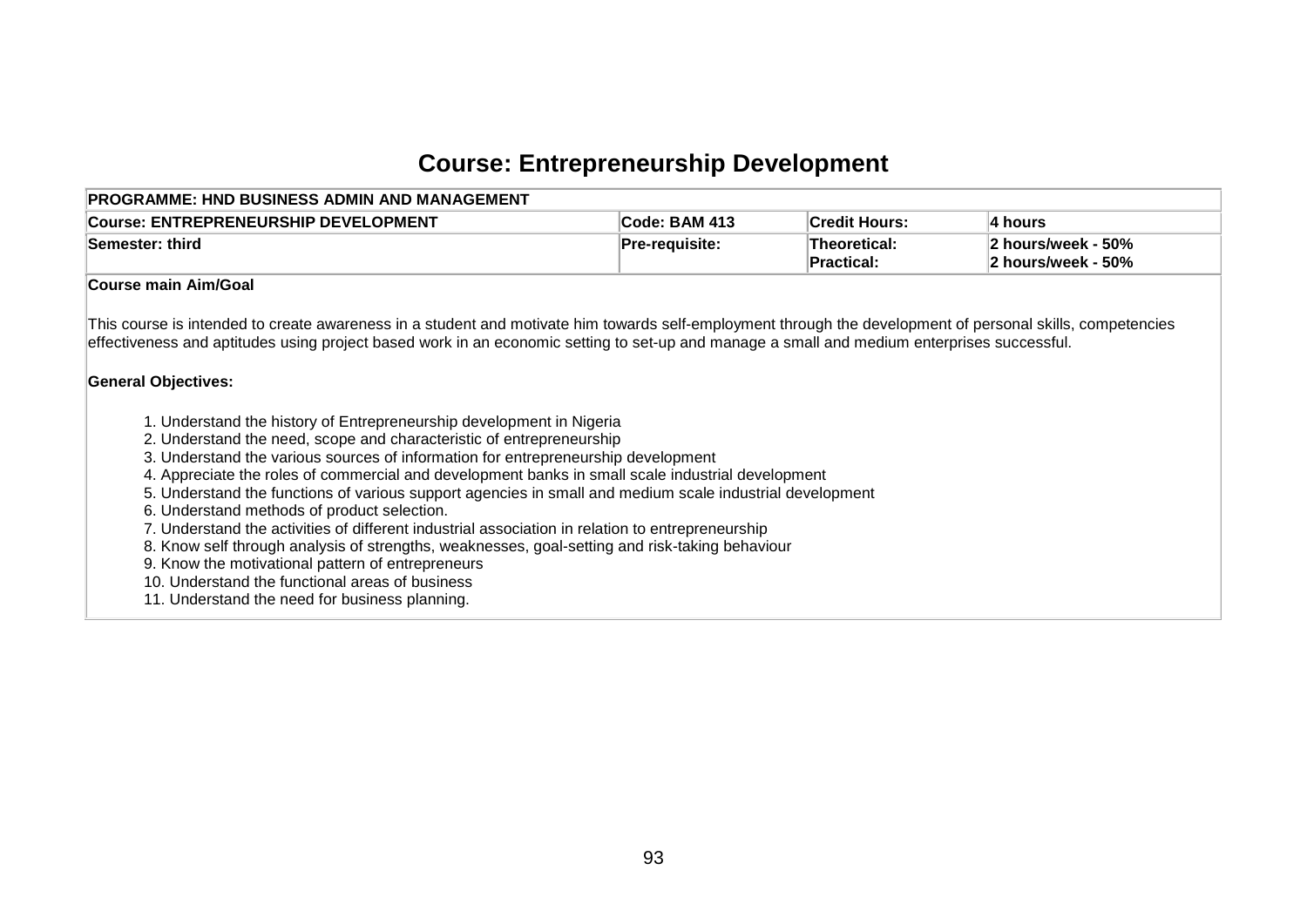# Course: Entrepreneurship Development

| PROGRAMME: HND BUSINESS ADMIN AND MANAGEMENT | | | |
|---|---|---|---|
| **Course: ENTREPRENEURSHIP DEVELOPMENT** | **Code: BAM 413** | **Credit Hours:** | **4 hours** |
| **Semester: third** | **Pre-requisite:** | **Theoretical:**<br>**Practical:** | **2 hours/week - 50%**<br>**2 hours/week - 50%** |

**Course main Aim/Goal**

This course is intended to create awareness in a student and motivate him towards self-employment through the development of personal skills, competencies effectiveness and aptitudes using project based work in an economic setting to set-up and manage a small and medium enterprises successful.

**General Objectives:**

1. Understand the history of Entrepreneurship development in Nigeria
2. Understand the need, scope and characteristic of entrepreneurship
3. Understand the various sources of information for entrepreneurship development
4. Appreciate the roles of commercial and development banks in small scale industrial development
5. Understand the functions of various support agencies in small and medium scale industrial development
6. Understand methods of product selection.
7. Understand the activities of different industrial association in relation to entrepreneurship
8. Know self through analysis of strengths, weaknesses, goal-setting and risk-taking behaviour
9. Know the motivational pattern of entrepreneurs
10. Understand the functional areas of business
11. Understand the need for business planning.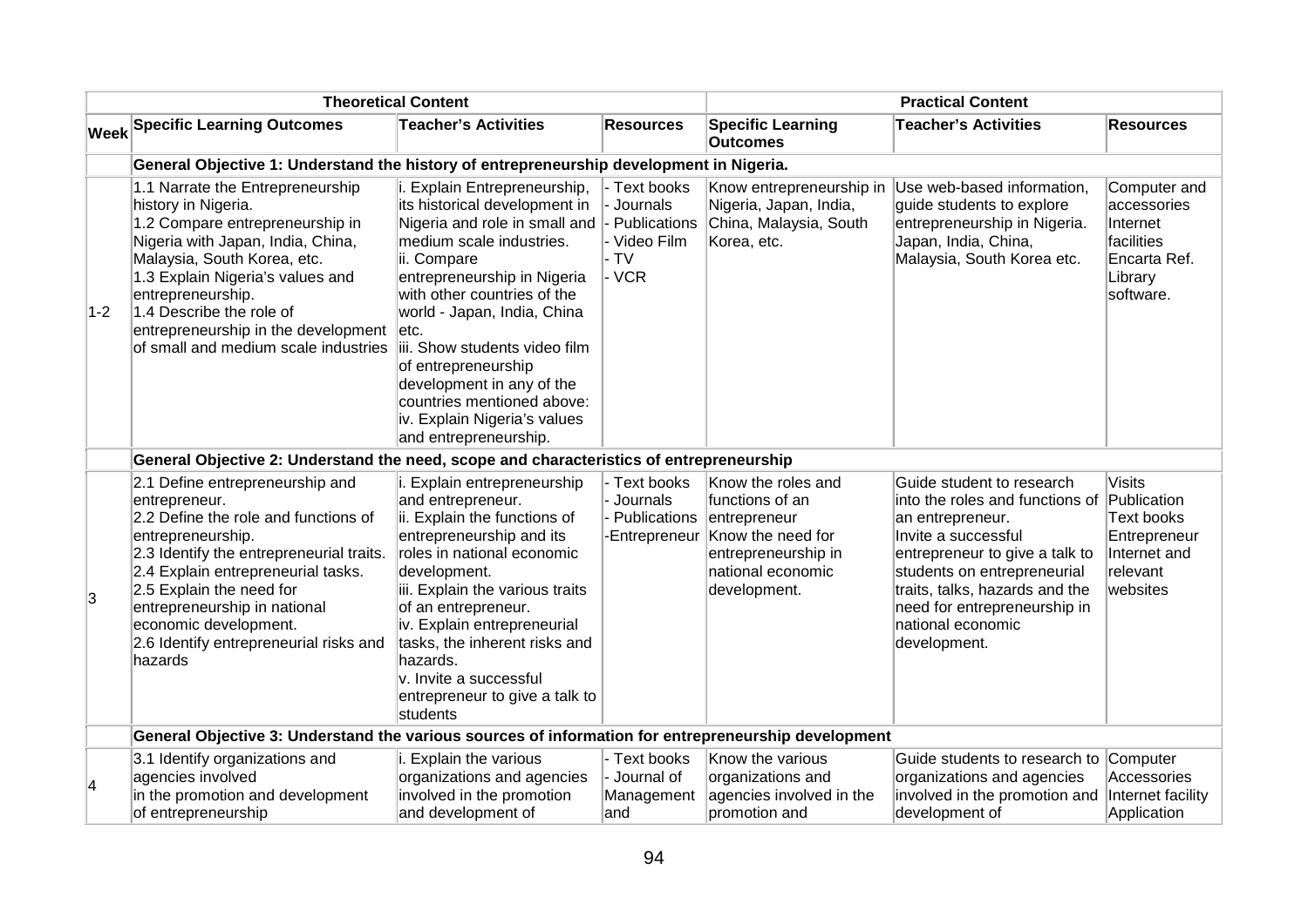| | Theoretical Content | | | Practical Content | | |
|---|---|---|---|---|---|---|
| Week | Specific Learning Outcomes | Teacher's Activities | Resources | Specific Learning Outcomes | Teacher's Activities | Resources |
| | **General Objective 1: Understand the history of entrepreneurship development in Nigeria.** | | | | | |
| 1-2 | 1.1 Narrate the Entrepreneurship history in Nigeria.<br>1.2 Compare entrepreneurship in Nigeria with Japan, India, China, Malaysia, South Korea, etc.<br>1.3 Explain Nigeria's values and entrepreneurship.<br>1.4 Describe the role of entrepreneurship in the development of small and medium scale industries | i. Explain Entrepreneurship, its historical development in Nigeria and role in small and medium scale industries.<br>ii. Compare entrepreneurship in Nigeria with other countries of the world - Japan, India, China etc.<br>iii. Show students video film of entrepreneurship development in any of the countries mentioned above:<br>iv. Explain Nigeria's values and entrepreneurship. | - Text books<br>- Journals<br>- Publications<br>- Video Film<br>- TV<br>- VCR | Know entrepreneurship in Nigeria, Japan, India, China, Malaysia, South Korea, etc. | Use web-based information, guide students to explore entrepreneurship in Nigeria. Japan, India, China, Malaysia, South Korea etc. | Computer and accessories Internet facilities Encarta Ref. Library software. |
| | **General Objective 2: Understand the need, scope and characteristics of entrepreneurship** | | | | | |
| 3 | 2.1 Define entrepreneurship and entrepreneur.<br>2.2 Define the role and functions of entrepreneurship.<br>2.3 Identify the entrepreneurial traits.<br>2.4 Explain entrepreneurial tasks.<br>2.5 Explain the need for entrepreneurship in national economic development.<br>2.6 Identify entrepreneurial risks and hazards | i. Explain entrepreneurship and entrepreneur.<br>ii. Explain the functions of entrepreneurship and its roles in national economic development.<br>iii. Explain the various traits of an entrepreneur.<br>iv. Explain entrepreneurial tasks, the inherent risks and hazards.<br>v. Invite a successful entrepreneur to give a talk to students | - Text books<br>- Journals<br>- Publications<br>-Entrepreneur | Know the roles and functions of an entrepreneur<br>Know the need for entrepreneurship in national economic development. | Guide student to research into the roles and functions of an entrepreneur.<br>Invite a successful entrepreneur to give a talk to students on entrepreneurial traits, talks, hazards and the need for entrepreneurship in national economic development. | Visits Publication Text books Entrepreneur Internet and relevant websites |
| | **General Objective 3: Understand the various sources of information for entrepreneurship development** | | | | | |
| 4 | 3.1 Identify organizations and agencies involved in the promotion and development of entrepreneurship | i. Explain the various organizations and agencies involved in the promotion and development of | - Text books<br>- Journal of Management and | Know the various organizations and agencies involved in the promotion and | Guide students to research to organizations and agencies involved in the promotion and development of | Computer Accessories Internet facility Application |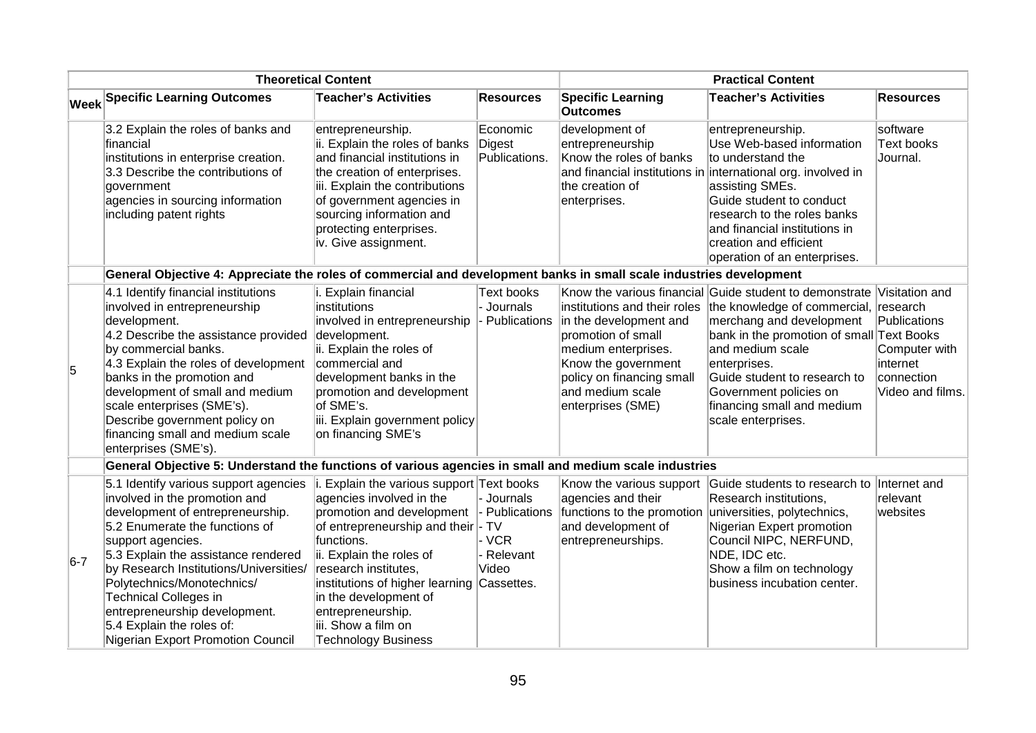| Theoretical Content | | | | Practical Content | | |
|---|---|---|---|---|---|---|
| **Week** | **Specific Learning Outcomes** | **Teacher's Activities** | **Resources** | **Specific Learning Outcomes** | **Teacher's Activities** | **Resources** |
| | 3.2 Explain the roles of banks and financial institutions in enterprise creation.<br>3.3 Describe the contributions of government agencies in sourcing information including patent rights | entrepreneurship.<br>ii. Explain the roles of banks and financial institutions in the creation of enterprises.<br>iii. Explain the contributions of government agencies in sourcing information and protecting enterprises.<br>iv. Give assignment. | Economic Digest Publications. | development of entrepreneurship<br>Know the roles of banks and financial institutions in the creation of enterprises. | entrepreneurship.<br>Use Web-based information to understand the international org. involved in assisting SMEs.<br>Guide student to conduct research to the roles banks and financial institutions in creation and efficient operation of an enterprises. | software<br>Text books<br>Journal. |
| | **General Objective 4: Appreciate the roles of commercial and development banks in small scale industries development** | | | | | |
| 5 | 4.1 Identify financial institutions involved in entrepreneurship development.<br>4.2 Describe the assistance provided by commercial banks.<br>4.3 Explain the roles of development banks in the promotion and development of small and medium scale enterprises (SME's).<br>Describe government policy on financing small and medium scale enterprises (SME's). | i. Explain financial institutions involved in entrepreneurship development.<br>ii. Explain the roles of commercial and development banks in the promotion and development of SME's.<br>iii. Explain government policy on financing SME's | Text books<br>- Journals<br>- Publications | Know the various financial institutions and their roles in the development and promotion of small medium enterprises.<br>Know the government policy on financing small and medium scale enterprises (SME) | Guide student to demonstrate the knowledge of commercial, merchang and development bank in the promotion of small and medium scale enterprises.<br>Guide student to research to Government policies on financing small and medium scale enterprises. | Visitation and research<br>Publications<br>Text Books<br>Computer with internet connection<br>Video and films. |
| | **General Objective 5: Understand the functions of various agencies in small and medium scale industries** | | | | | |
| 6-7 | 5.1 Identify various support agencies involved in the promotion and development of entrepreneurship.<br>5.2 Enumerate the functions of support agencies.<br>5.3 Explain the assistance rendered by Research Institutions/Universities/ Polytechnics/Monotechnics/ Technical Colleges in entrepreneurship development.<br>5.4 Explain the roles of:<br>Nigerian Export Promotion Council | i. Explain the various support agencies involved in the promotion and development of entrepreneurship and their functions.<br>ii. Explain the roles of research institutes, institutions of higher learning in the development of entrepreneurship.<br>iii. Show a film on Technology Business | Text books<br>- Journals<br>- Publications<br>- TV<br>- VCR<br>- Relevant Video Cassettes. | Know the various support agencies and their functions to the promotion and development of entrepreneurships. | Guide students to research to Research institutions, universities, polytechnics, Nigerian Expert promotion Council NIPC, NERFUND, NDE, IDC etc.<br>Show a film on technology business incubation center. | Internet and relevant websites |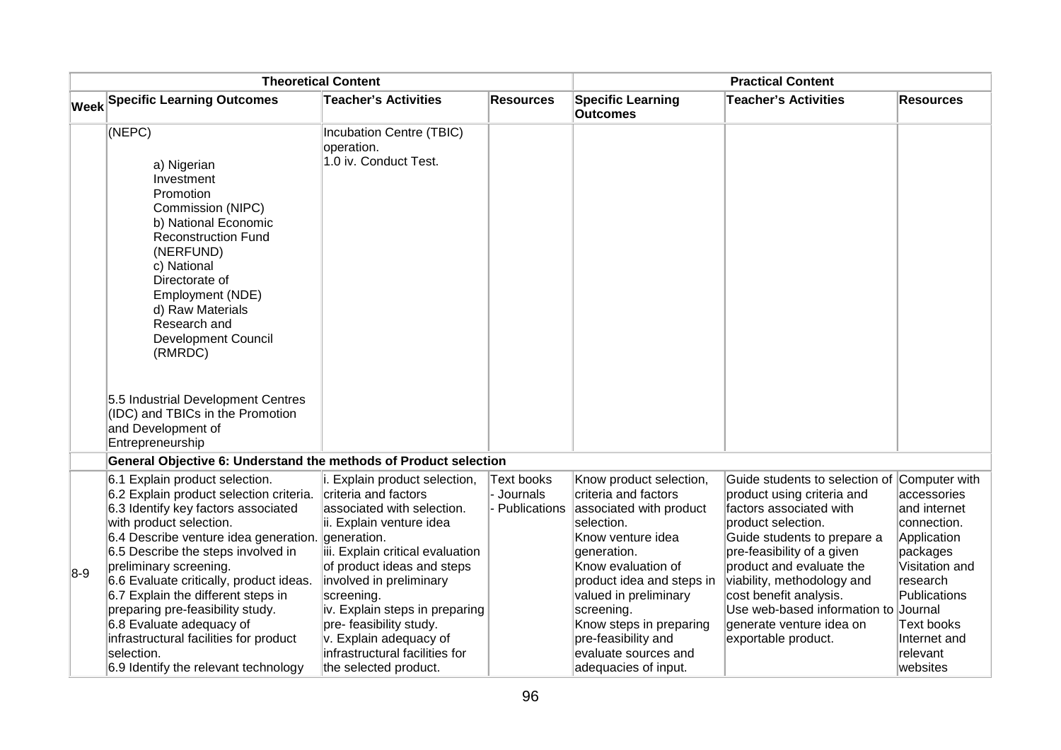| | Theoretical Content | | | Practical Content | | |
|---|---|---|---|---|---|---|
| **Week** | **Specific Learning Outcomes** | **Teacher's Activities** | **Resources** | **Specific Learning Outcomes** | **Teacher's Activities** | **Resources** |
| | (NEPC)<br><br>a) Nigerian Investment Promotion Commission (NIPC)<br>b) National Economic Reconstruction Fund (NERFUND)<br>c) National Directorate of Employment (NDE)<br>d) Raw Materials Research and Development Council (RMRDC)<br><br>5.5 Industrial Development Centres (IDC) and TBICs in the Promotion and Development of Entrepreneurship | Incubation Centre (TBIC) operation.<br>1.0 iv. Conduct Test. | | | | |
| | **General Objective 6: Understand the methods of Product selection** | | | | | |
| 8-9 | 6.1 Explain product selection.<br>6.2 Explain product selection criteria.<br>6.3 Identify key factors associated with product selection.<br>6.4 Describe venture idea generation.<br>6.5 Describe the steps involved in preliminary screening.<br>6.6 Evaluate critically, product ideas.<br>6.7 Explain the different steps in preparing pre-feasibility study.<br>6.8 Evaluate adequacy of infrastructural facilities for product selection.<br>6.9 Identify the relevant technology | i. Explain product selection, criteria and factors associated with selection.<br>ii. Explain venture idea generation.<br>iii. Explain critical evaluation of product ideas and steps involved in preliminary screening.<br>iv. Explain steps in preparing pre- feasibility study.<br>v. Explain adequacy of infrastructural facilities for the selected product. | Text books<br>- Journals<br>- Publications | Know product selection, criteria and factors associated with product selection.<br>Know venture idea generation.<br>Know evaluation of product idea and steps in valued in preliminary screening.<br>Know steps in preparing pre-feasibility and evaluate sources and adequacies of input. | Guide students to selection of product using criteria and factors associated with product selection.<br>Guide students to prepare a pre-feasibility of a given product and evaluate the viability, methodology and cost benefit analysis.<br>Use web-based information to generate venture idea on exportable product. | Computer with accessories and internet connection.<br>Application packages<br>Visitation and research<br>Publications<br>Journal<br>Text books<br>Internet and relevant websites |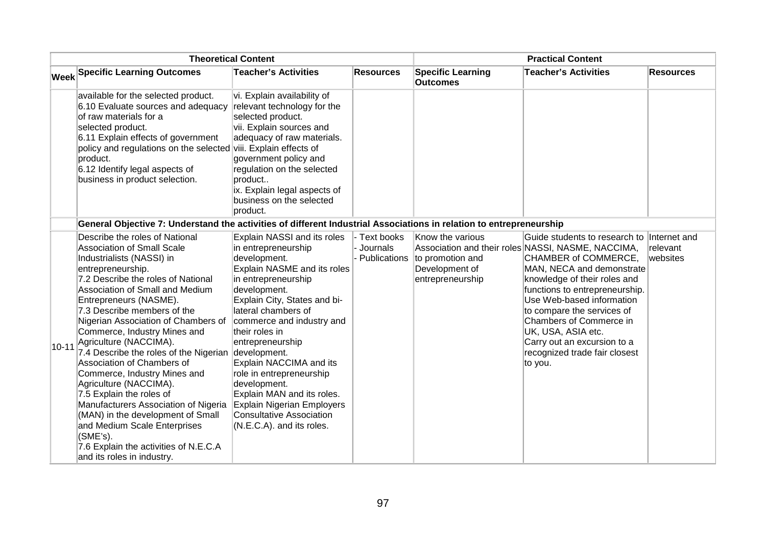| Theoretical Content | | | | Practical Content | | |
|---|---|---|---|---|---|---|
| **Week** | **Specific Learning Outcomes** | **Teacher's Activities** | **Resources** | **Specific Learning Outcomes** | **Teacher's Activities** | **Resources** |
| | available for the selected product.<br>6.10 Evaluate sources and adequacy of raw materials for a selected product.<br>6.11 Explain effects of government policy and regulations on the selected product.<br>6.12 Identify legal aspects of business in product selection. | vi. Explain availability of relevant technology for the selected product.<br>vii. Explain sources and adequacy of raw materials.<br>viii. Explain effects of government policy and regulation on the selected product..<br>ix. Explain legal aspects of business on the selected product. | | | | |
| | **General Objective 7: Understand the activities of different Industrial Associations in relation to entrepreneurship** | | | | | |
| 10-11 | Describe the roles of National Association of Small Scale Industrialists (NASSI) in entrepreneurship.<br>7.2 Describe the roles of National Association of Small and Medium Entrepreneurs (NASME).<br>7.3 Describe members of the Nigerian Association of Chambers of Commerce, Industry Mines and Agriculture (NACCIMA).<br>7.4 Describe the roles of the Nigerian Association of Chambers of Commerce, Industry Mines and Agriculture (NACCIMA).<br>7.5 Explain the roles of Manufacturers Association of Nigeria (MAN) in the development of Small and Medium Scale Enterprises (SME's).<br>7.6 Explain the activities of N.E.C.A and its roles in industry. | Explain NASSI and its roles in entrepreneurship development.<br>Explain NASME and its roles in entrepreneurship development.<br>Explain City, States and bi-lateral chambers of commerce and industry and their roles in entrepreneurship development.<br>Explain NACCIMA and its role in entrepreneurship development.<br>Explain MAN and its roles.<br>Explain Nigerian Employers Consultative Association (N.E.C.A). and its roles. | - Text books<br>- Journals<br>- Publications | Know the various Association and their roles to promotion and Development of entrepreneurship | Guide students to research to NASSI, NASME, NACCIMA, CHAMBER of COMMERCE, MAN, NECA and demonstrate knowledge of their roles and functions to entrepreneurship.<br>Use Web-based information to compare the services of Chambers of Commerce in UK, USA, ASIA etc.<br>Carry out an excursion to a recognized trade fair closest to you. | Internet and relevant websites |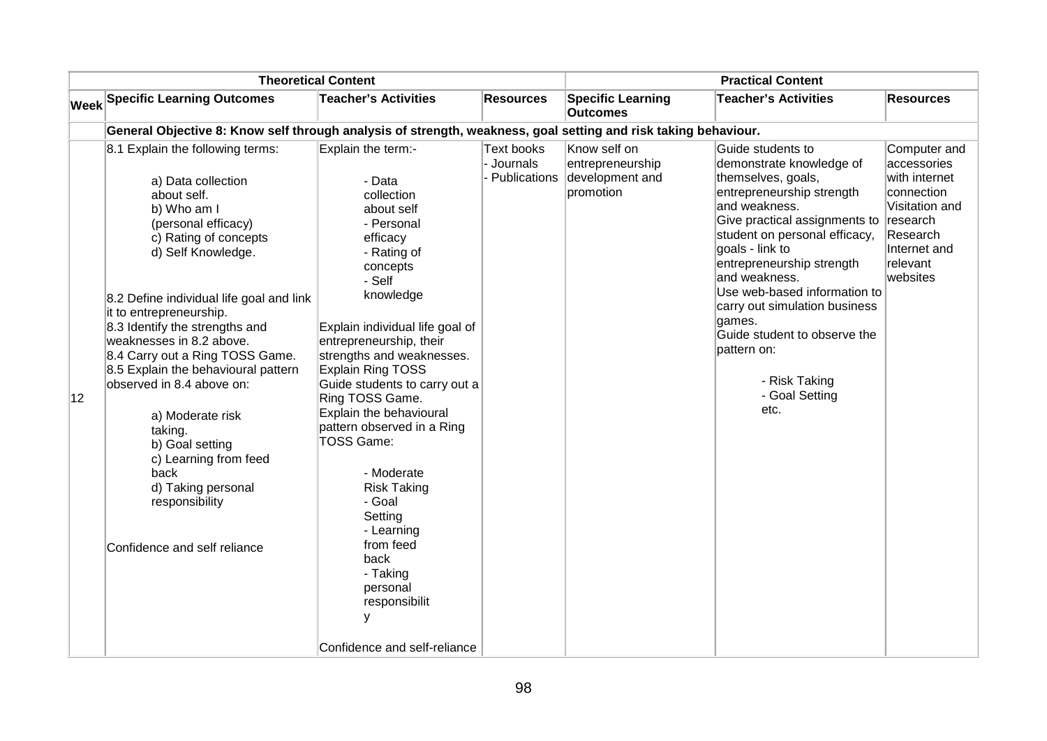| | Theoretical Content | | | Practical Content | | |
|---|---|---|---|---|---|---|
| **Week** | **Specific Learning Outcomes** | **Teacher's Activities** | **Resources** | **Specific Learning Outcomes** | **Teacher's Activities** | **Resources** |
| | **General Objective 8: Know self through analysis of strength, weakness, goal setting and risk taking behaviour.** | | | | | |
| 12 | 8.1 Explain the following terms:<br><br>a) Data collection about self.<br>b) Who am I (personal efficacy)<br>c) Rating of concepts<br>d) Self Knowledge.<br><br>8.2 Define individual life goal and link it to entrepreneurship.<br>8.3 Identify the strengths and weaknesses in 8.2 above.<br>8.4 Carry out a Ring TOSS Game.<br>8.5 Explain the behavioural pattern observed in 8.4 above on:<br><br>a) Moderate risk taking.<br>b) Goal setting<br>c) Learning from feed back<br>d) Taking personal responsibility<br><br>Confidence and self reliance | Explain the term:-<br><br>- Data collection about self<br>- Personal efficacy<br>- Rating of concepts<br>- Self knowledge<br><br>Explain individual life goal of entrepreneurship, their strengths and weaknesses.<br>Explain Ring TOSS<br>Guide students to carry out a Ring TOSS Game.<br>Explain the behavioural pattern observed in a Ring TOSS Game:<br><br>- Moderate Risk Taking<br>- Goal Setting<br>- Learning from feed back<br>- Taking personal responsibility<br><br>Confidence and self-reliance | Text books<br>- Journals<br>- Publications | Know self on entrepreneurship development and promotion | Guide students to demonstrate knowledge of themselves, goals, entrepreneurship strength and weakness.<br>Give practical assignments to student on personal efficacy, goals - link to entrepreneurship strength and weakness.<br>Use web-based information to carry out simulation business games.<br>Guide student to observe the pattern on:<br><br>- Risk Taking<br>- Goal Setting<br>etc. | Computer and accessories with internet connection<br>Visitation and research<br>Research<br>Internet and relevant websites |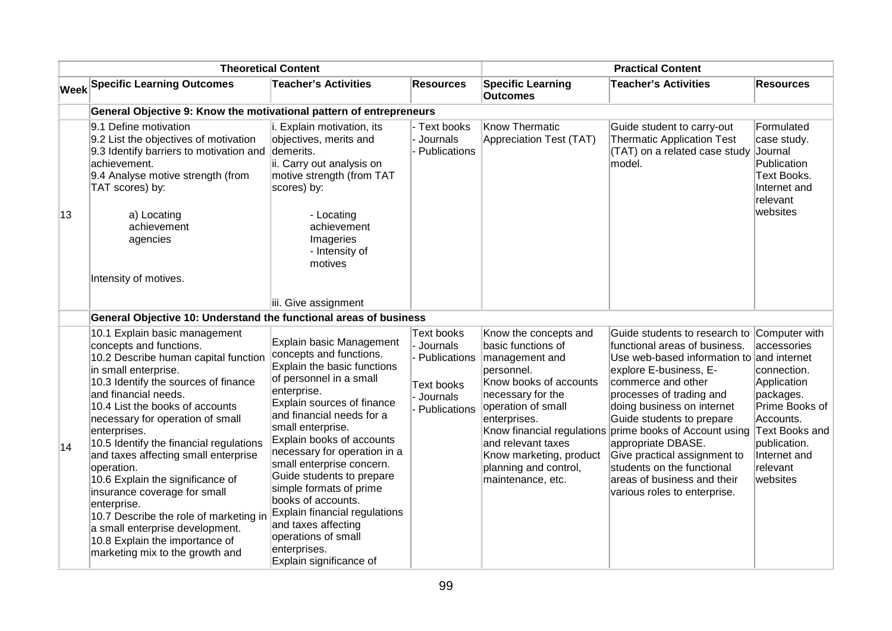| | Theoretical Content | | | Practical Content | | |
|---|---|---|---|---|---|---|
| Week | Specific Learning Outcomes | Teacher's Activities | Resources | Specific Learning Outcomes | Teacher's Activities | Resources |
| | **General Objective 9: Know the motivational pattern of entrepreneurs** | | | | | |
| 13 | 9.1 Define motivation<br>9.2 List the objectives of motivation<br>9.3 Identify barriers to motivation and achievement.<br>9.4 Analyse motive strength (from TAT scores) by:<br>a) Locating achievement agencies<br>Intensity of motives. | i. Explain motivation, its objectives, merits and demerits.<br>ii. Carry out analysis on motive strength (from TAT scores) by:<br>- Locating achievement Imageries<br>- Intensity of motives<br>iii. Give assignment | - Text books<br>- Journals<br>- Publications | Know Thermatic Appreciation Test (TAT) | Guide student to carry-out Thermatic Application Test (TAT) on a related case study model. | Formulated case study. Journal Publication Text Books. Internet and relevant websites |
| | **General Objective 10: Understand the functional areas of business** | | | | | |
| 14 | 10.1 Explain basic management concepts and functions.<br>10.2 Describe human capital function in small enterprise.<br>10.3 Identify the sources of finance and financial needs.<br>10.4 List the books of accounts necessary for operation of small enterprises.<br>10.5 Identify the financial regulations and taxes affecting small enterprise operation.<br>10.6 Explain the significance of insurance coverage for small enterprise.<br>10.7 Describe the role of marketing in a small enterprise development.<br>10.8 Explain the importance of marketing mix to the growth and | Explain basic Management concepts and functions.<br>Explain the basic functions of personnel in a small enterprise.<br>Explain sources of finance and financial needs for a small enterprise.<br>Explain books of accounts necessary for operation in a small enterprise concern.<br>Guide students to prepare simple formats of prime books of accounts.<br>Explain financial regulations and taxes affecting operations of small enterprises.<br>Explain significance of | Text books<br>- Journals<br>- Publications<br><br>Text books<br>- Journals<br>- Publications | Know the concepts and basic functions of management and personnel.<br>Know books of accounts necessary for the operation of small enterprises.<br>Know financial regulations and relevant taxes<br>Know marketing, product planning and control, maintenance, etc. | Guide students to research to functional areas of business.<br>Use web-based information to explore E-business, E-commerce and other processes of trading and doing business on internet<br>Guide students to prepare prime books of Account using appropriate DBASE.<br>Give practical assignment to students on the functional areas of business and their various roles to enterprise. | Computer with accessories and internet connection.<br>Application packages.<br>Prime Books of Accounts.<br>Text Books and publication.<br>Internet and relevant websites |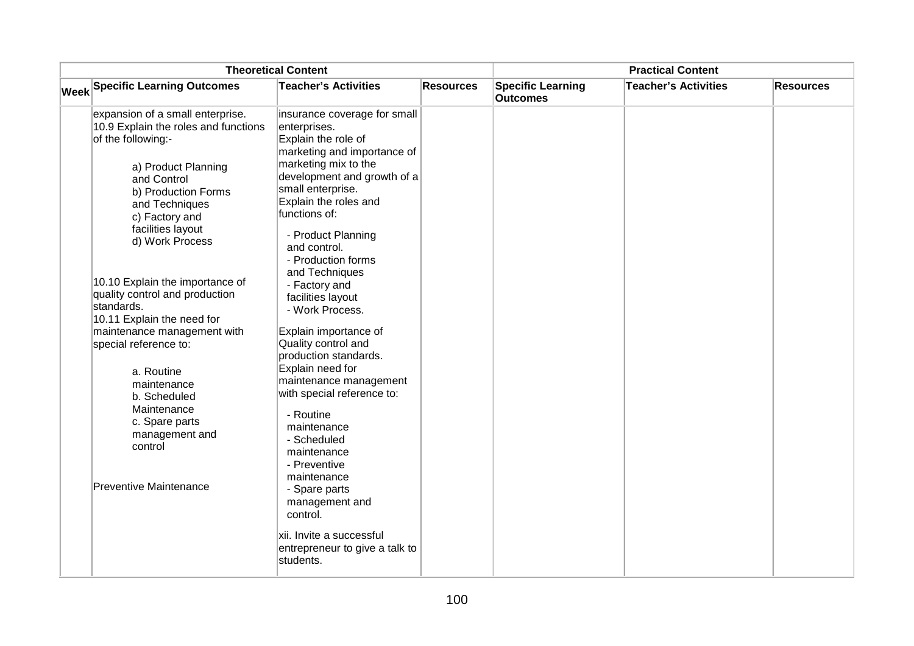| Theoretical Content | | | | Practical Content | | |
|---|---|---|---|---|---|---|
| **Week** | **Specific Learning Outcomes** | **Teacher's Activities** | **Resources** | **Specific Learning Outcomes** | **Teacher's Activities** | **Resources** |
| | expansion of a small enterprise.<br>10.9 Explain the roles and functions of the following:-<br><br>a) Product Planning and Control<br>b) Production Forms and Techniques<br>c) Factory and facilities layout<br>d) Work Process<br><br>10.10 Explain the importance of quality control and production standards.<br>10.11 Explain the need for maintenance management with special reference to:<br><br>a. Routine maintenance<br>b. Scheduled Maintenance<br>c. Spare parts management and control<br><br>Preventive Maintenance | insurance coverage for small enterprises.<br>Explain the role of marketing and importance of marketing mix to the development and growth of a small enterprise.<br>Explain the roles and functions of:<br><br>- Product Planning and control.<br>- Production forms and Techniques<br>- Factory and facilities layout<br>- Work Process.<br><br>Explain importance of Quality control and production standards.<br>Explain need for maintenance management with special reference to:<br><br>- Routine maintenance<br>- Scheduled maintenance<br>- Preventive maintenance<br>- Spare parts management and control.<br><br>xii. Invite a successful entrepreneur to give a talk to students. | | | | |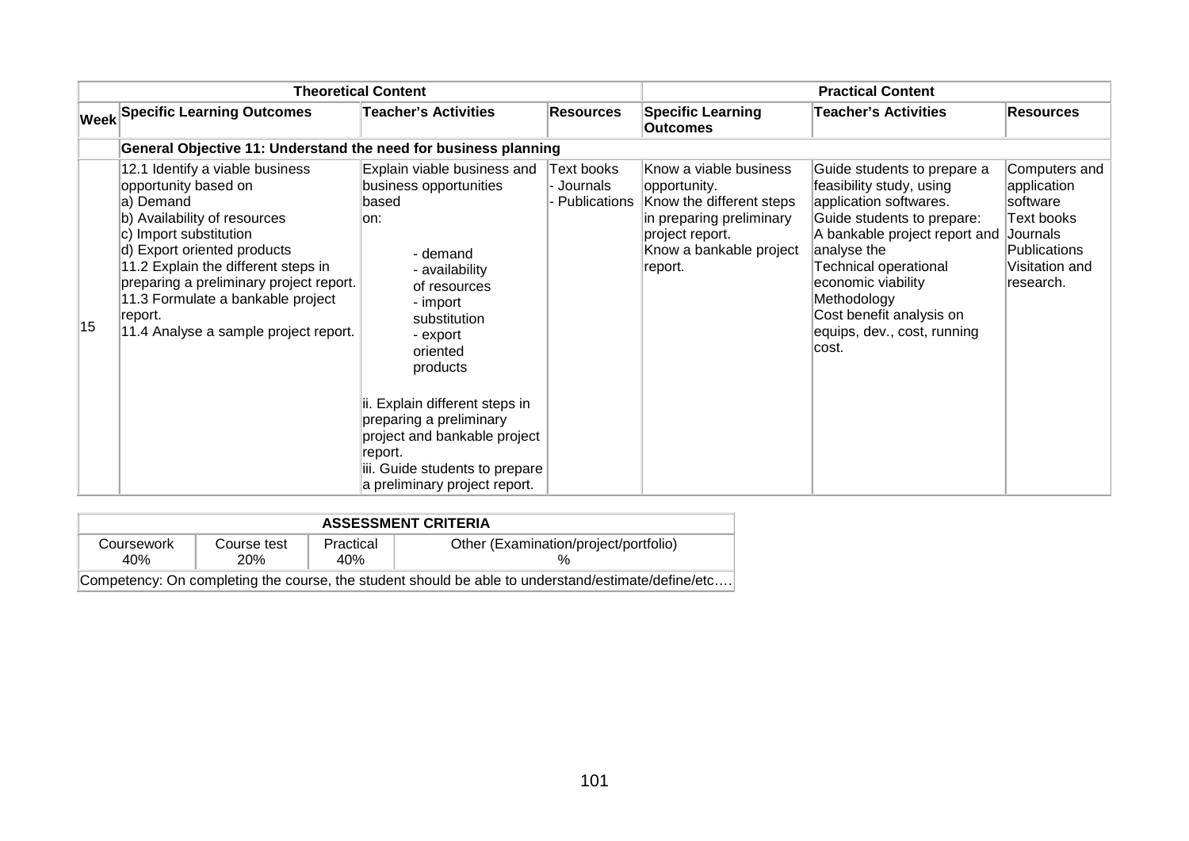| Theoretical Content | | | | Practical Content | | |
|---|---|---|---|---|---|---|
| **Week** | **Specific Learning Outcomes** | **Teacher's Activities** | **Resources** | **Specific Learning Outcomes** | **Teacher's Activities** | **Resources** |
| | **General Objective 11: Understand the need for business planning** | | | | | |
| 15 | 12.1 Identify a viable business opportunity based on<br>a) Demand<br>b) Availability of resources<br>c) Import substitution<br>d) Export oriented products<br>11.2 Explain the different steps in preparing a preliminary project report.<br>11.3 Formulate a bankable project report.<br>11.4 Analyse a sample project report. | Explain viable business and business opportunities based on:<br>- demand<br>- availability of resources<br>- import substitution<br>- export oriented products<br><br>ii. Explain different steps in preparing a preliminary project and bankable project report.<br>iii. Guide students to prepare a preliminary project report. | Text books<br>- Journals<br>- Publications | Know a viable business opportunity.<br>Know the different steps in preparing preliminary project report.<br>Know a bankable project report. | Guide students to prepare a feasibility study, using application softwares.<br>Guide students to prepare:<br>A bankable project report and analyse the<br>Technical operational economic viability<br>Methodology<br>Cost benefit analysis on equips, dev., cost, running cost. | Computers and application software<br>Text books<br>Journals<br>Publications<br>Visitation and research. |

| ASSESSMENT CRITERIA | | | |
|---|---|---|---|
| Coursework<br>40% | Course test<br>20% | Practical<br>40% | Other (Examination/project/portfolio)<br>% |
| Competency: On completing the course, the student should be able to understand/estimate/define/etc…. | | | |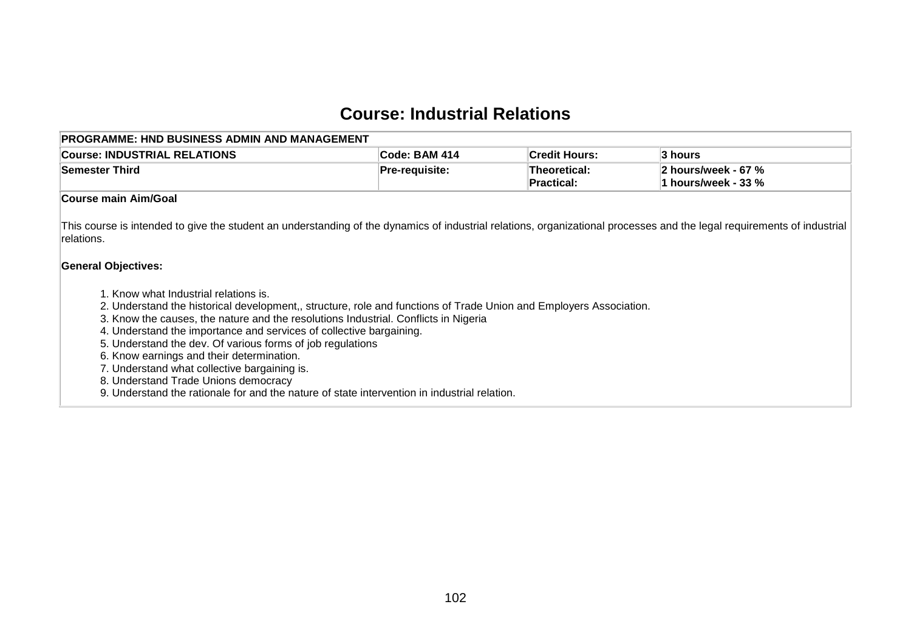# Course: Industrial Relations

| PROGRAMME: HND BUSINESS ADMIN AND MANAGEMENT | | | |
|---|---|---|---|
| **Course: INDUSTRIAL RELATIONS** | **Code: BAM 414** | **Credit Hours:** | **3 hours** |
| **Semester Third** | **Pre-requisite:** | **Theoretical:**<br>**Practical:** | **2 hours/week - 67 %**<br>**1 hours/week - 33 %** |

**Course main Aim/Goal**

This course is intended to give the student an understanding of the dynamics of industrial relations, organizational processes and the legal requirements of industrial relations.

**General Objectives:**

1. Know what Industrial relations is.
2. Understand the historical development,, structure, role and functions of Trade Union and Employers Association.
3. Know the causes, the nature and the resolutions Industrial. Conflicts in Nigeria
4. Understand the importance and services of collective bargaining.
5. Understand the dev. Of various forms of job regulations
6. Know earnings and their determination.
7. Understand what collective bargaining is.
8. Understand Trade Unions democracy
9. Understand the rationale for and the nature of state intervention in industrial relation.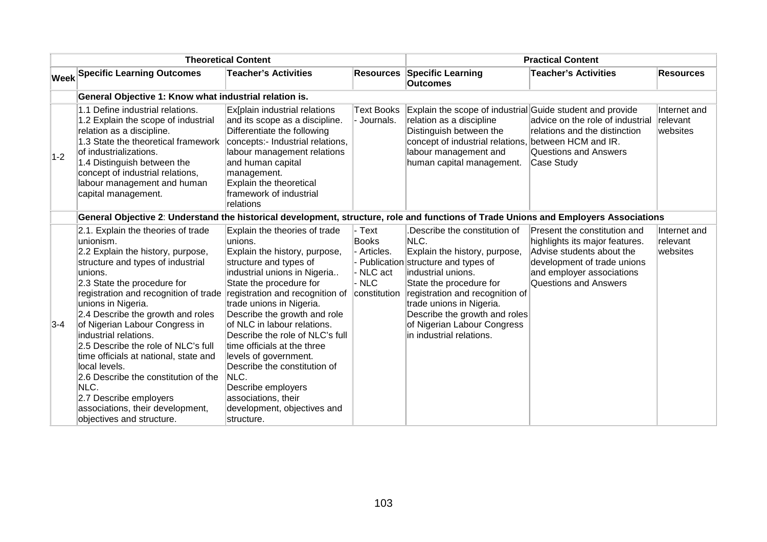| | Theoretical Content | | | Practical Content | | |
|---|---|---|---|---|---|---|
| **Week** | **Specific Learning Outcomes** | **Teacher's Activities** | **Resources** | **Specific Learning Outcomes** | **Teacher's Activities** | **Resources** |
| | **General Objective 1: Know what industrial relation is.** | | | | | |
| 1-2 | 1.1 Define industrial relations.<br>1.2 Explain the scope of industrial relation as a discipline.<br>1.3 State the theoretical framework of industrializations.<br>1.4 Distinguish between the concept of industrial relations, labour management and human capital management. | Ex[plain industrial relations and its scope as a discipline.<br>Differentiate the following concepts:- Industrial relations, labour management relations and human capital management.<br>Explain the theoretical framework of industrial relations | Text Books<br>- Journals. | Explain the scope of industrial relation as a discipline<br>Distinguish between the concept of industrial relations, labour management and human capital management. | Guide student and provide advice on the role of industrial relations and the distinction between HCM and IR.<br>Questions and Answers<br>Case Study | Internet and relevant websites |
| | **General Objective 2: Understand the historical development, structure, role and functions of Trade Unions and Employers Associations** | | | | | |
| 3-4 | 2.1. Explain the theories of trade unionism.<br>2.2 Explain the history, purpose, structure and types of industrial unions.<br>2.3 State the procedure for registration and recognition of trade unions in Nigeria.<br>2.4 Describe the growth and roles of Nigerian Labour Congress in industrial relations.<br>2.5 Describe the role of NLC's full time officials at national, state and local levels.<br>2.6 Describe the constitution of the NLC.<br>2.7 Describe employers associations, their development, objectives and structure. | Explain the theories of trade unions.<br>Explain the history, purpose, structure and types of industrial unions in Nigeria..<br>State the procedure for registration and recognition of trade unions in Nigeria.<br>Describe the growth and role of NLC in labour relations.<br>Describe the role of NLC's full time officials at the three levels of government.<br>Describe the constitution of NLC.<br>Describe employers associations, their development, objectives and structure. | - Text Books<br>- Articles.<br>- Publication<br>- NLC act<br>- NLC constitution | .Describe the constitution of NLC.<br>Explain the history, purpose, structure and types of industrial unions.<br>State the procedure for registration and recognition of trade unions in Nigeria.<br>Describe the growth and roles of Nigerian Labour Congress in industrial relations. | Present the constitution and highlights its major features.<br>Advise students about the development of trade unions and employer associations<br>Questions and Answers | Internet and relevant websites |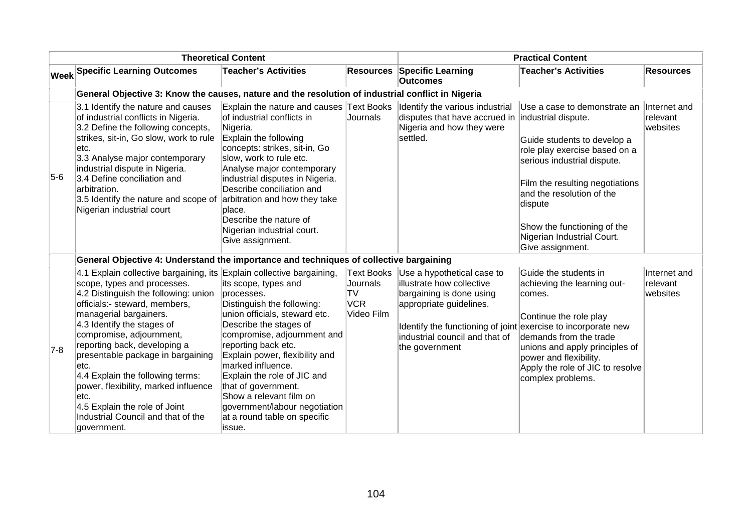| | Theoretical Content | | | Practical Content | | |
|---|---|---|---|---|---|---|
| **Week** | **Specific Learning Outcomes** | **Teacher's Activities** | **Resources** | **Specific Learning Outcomes** | **Teacher's Activities** | **Resources** |
| | **General Objective 3: Know the causes, nature and the resolution of industrial conflict in Nigeria** | | | | | |
| 5-6 | 3.1 Identify the nature and causes of industrial conflicts in Nigeria.<br>3.2 Define the following concepts, strikes, sit-in, Go slow, work to rule etc.<br>3.3 Analyse major contemporary industrial dispute in Nigeria.<br>3.4 Define conciliation and arbitration.<br>3.5 Identify the nature and scope of Nigerian industrial court | Explain the nature and causes of industrial conflicts in Nigeria.<br>Explain the following concepts: strikes, sit-in, Go slow, work to rule etc.<br>Analyse major contemporary industrial disputes in Nigeria.<br>Describe conciliation and arbitration and how they take place.<br>Describe the nature of Nigerian industrial court.<br>Give assignment. | Text Books<br>Journals | Identify the various industrial disputes that have accrued in Nigeria and how they were settled. | Use a case to demonstrate an industrial dispute.<br><br>Guide students to develop a role play exercise based on a serious industrial dispute.<br><br>Film the resulting negotiations and the resolution of the dispute<br><br>Show the functioning of the Nigerian Industrial Court.<br>Give assignment. | Internet and relevant websites |
| | **General Objective 4: Understand the importance and techniques of collective bargaining** | | | | | |
| 7-8 | 4.1 Explain collective bargaining, its scope, types and processes.<br>4.2 Distinguish the following: union officials:- steward, members, managerial bargainers.<br>4.3 Identify the stages of compromise, adjournment, reporting back, developing a presentable package in bargaining etc.<br>4.4 Explain the following terms: power, flexibility, marked influence etc.<br>4.5 Explain the role of Joint Industrial Council and that of the government. | Explain collective bargaining, its scope, types and processes.<br>Distinguish the following: union officials, steward etc.<br>Describe the stages of compromise, adjournment and reporting back etc.<br>Explain power, flexibility and marked influence.<br>Explain the role of JIC and that of government.<br>Show a relevant film on government/labour negotiation at a round table on specific issue. | Text Books<br>Journals<br>TV<br>VCR<br>Video Film | Use a hypothetical case to illustrate how collective bargaining is done using appropriate guidelines.<br><br>Identify the functioning of joint industrial council and that of the government | Guide the students in achieving the learning out-comes.<br><br>Continue the role play exercise to incorporate new demands from the trade unions and apply principles of power and flexibility.<br>Apply the role of JIC to resolve complex problems. | Internet and relevant websites |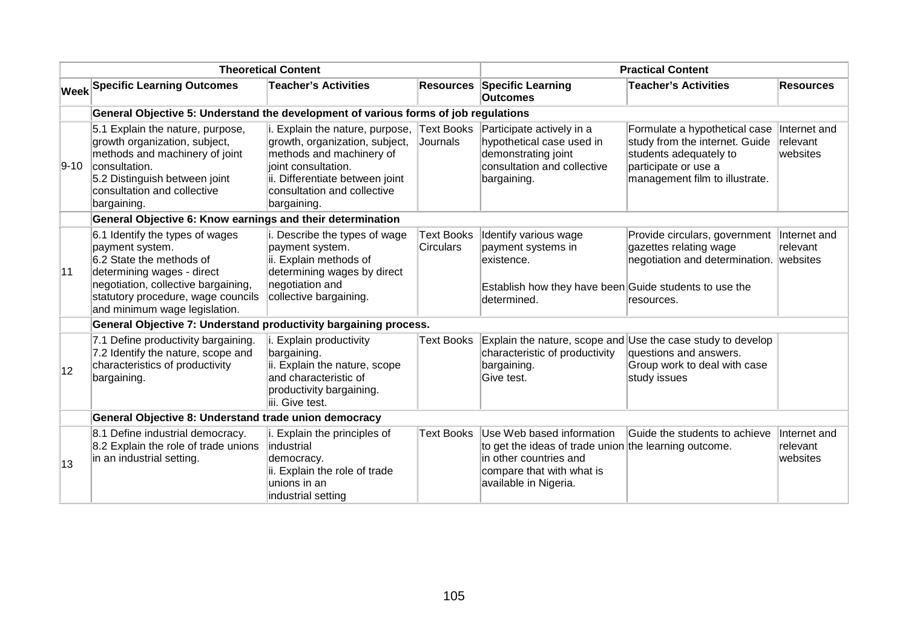| | Theoretical Content | | | Practical Content | | |
|---|---|---|---|---|---|---|
| Week | Specific Learning Outcomes | Teacher's Activities | Resources | Specific Learning Outcomes | Teacher's Activities | Resources |
| | **General Objective 5: Understand the development of various forms of job regulations** | | | | | |
| 9-10 | 5.1 Explain the nature, purpose, growth organization, subject, methods and machinery of joint consultation.<br>5.2 Distinguish between joint consultation and collective bargaining. | i. Explain the nature, purpose, growth, organization, subject, methods and machinery of joint consultation.<br>ii. Differentiate between joint consultation and collective bargaining. | Text Books Journals | Participate actively in a hypothetical case used in demonstrating joint consultation and collective bargaining. | Formulate a hypothetical case study from the internet. Guide students adequately to participate or use a management film to illustrate. | Internet and relevant websites |
| | **General Objective 6: Know earnings and their determination** | | | | | |
| 11 | 6.1 Identify the types of wages payment system.<br>6.2 State the methods of determining wages - direct negotiation, collective bargaining, statutory procedure, wage councils and minimum wage legislation. | i. Describe the types of wage payment system.<br>ii. Explain methods of determining wages by direct negotiation and collective bargaining. | Text Books Circulars | Identify various wage payment systems in existence.<br><br>Establish how they have been determined. | Provide circulars, government gazettes relating wage negotiation and determination.<br><br>Guide students to use the resources. | Internet and relevant websites |
| | **General Objective 7: Understand productivity bargaining process.** | | | | | |
| 12 | 7.1 Define productivity bargaining.<br>7.2 Identify the nature, scope and characteristics of productivity bargaining. | i. Explain productivity bargaining.<br>ii. Explain the nature, scope and characteristic of productivity bargaining.<br>iii. Give test. | Text Books | Explain the nature, scope and characteristic of productivity bargaining.<br>Give test. | Use the case study to develop questions and answers.<br>Group work to deal with case study issues | |
| | **General Objective 8: Understand trade union democracy** | | | | | |
| 13 | 8.1 Define industrial democracy.<br>8.2 Explain the role of trade unions in an industrial setting. | i. Explain the principles of industrial democracy.<br>ii. Explain the role of trade unions in an industrial setting | Text Books | Use Web based information to get the ideas of trade union in other countries and compare that with what is available in Nigeria. | Guide the students to achieve the learning outcome. | Internet and relevant websites |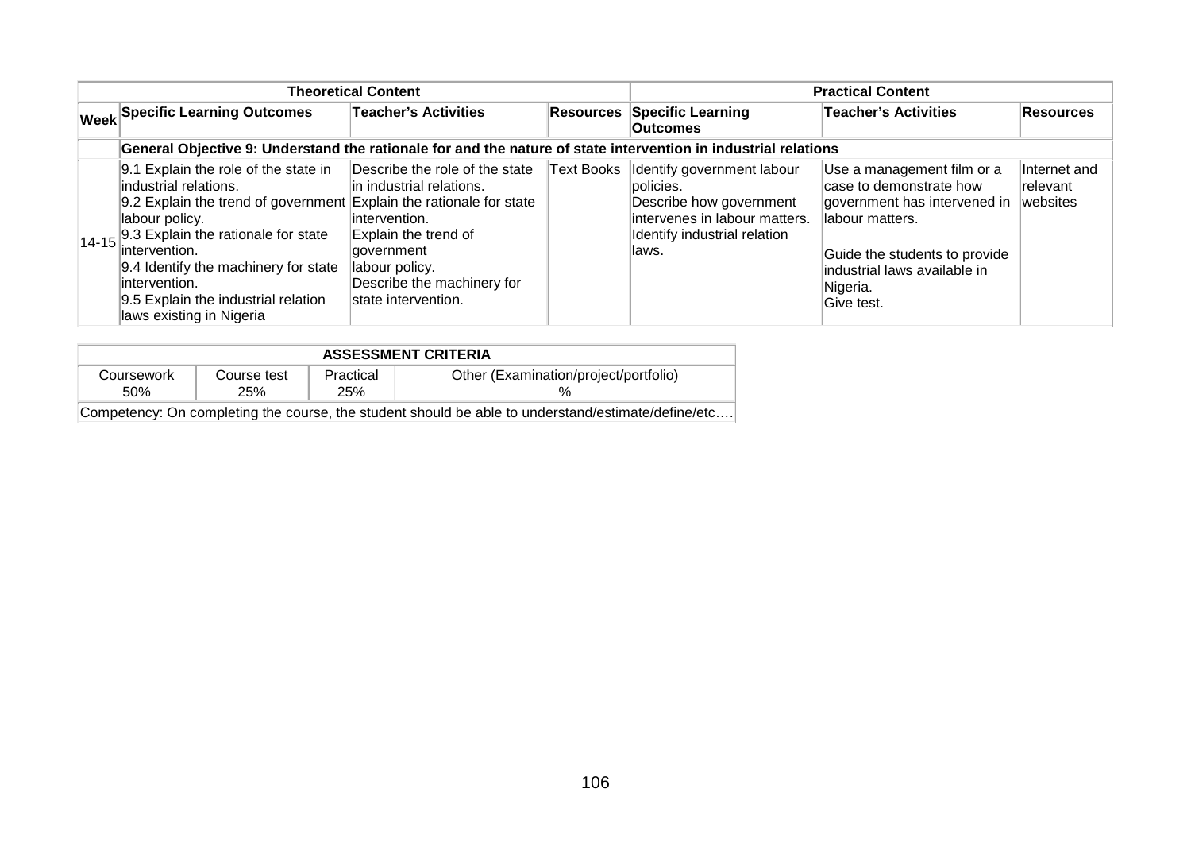| | Theoretical Content | | | Practical Content | | |
|---|---|---|---|---|---|---|
| **Week** | **Specific Learning Outcomes** | **Teacher's Activities** | **Resources** | **Specific Learning Outcomes** | **Teacher's Activities** | **Resources** |
| | **General Objective 9: Understand the rationale for and the nature of state intervention in industrial relations** | | | | | |
| 14-15 | 9.1 Explain the role of the state in industrial relations.<br>9.2 Explain the trend of government labour policy.<br>9.3 Explain the rationale for state intervention.<br>9.4 Identify the machinery for state intervention.<br>9.5 Explain the industrial relation laws existing in Nigeria | Describe the role of the state in industrial relations.<br>Explain the rationale for state intervention.<br>Explain the trend of government labour policy.<br>Describe the machinery for state intervention. | Text Books | Identify government labour policies.<br>Describe how government intervenes in labour matters.<br>Identify industrial relation laws. | Use a management film or a case to demonstrate how government has intervened in labour matters.<br><br>Guide the students to provide industrial laws available in Nigeria.<br>Give test. | Internet and relevant websites |

| ASSESSMENT CRITERIA | | | |
|---|---|---|---|
| Coursework 50% | Course test 25% | Practical 25% | Other (Examination/project/portfolio) % |
| Competency: On completing the course, the student should be able to understand/estimate/define/etc…. | | | |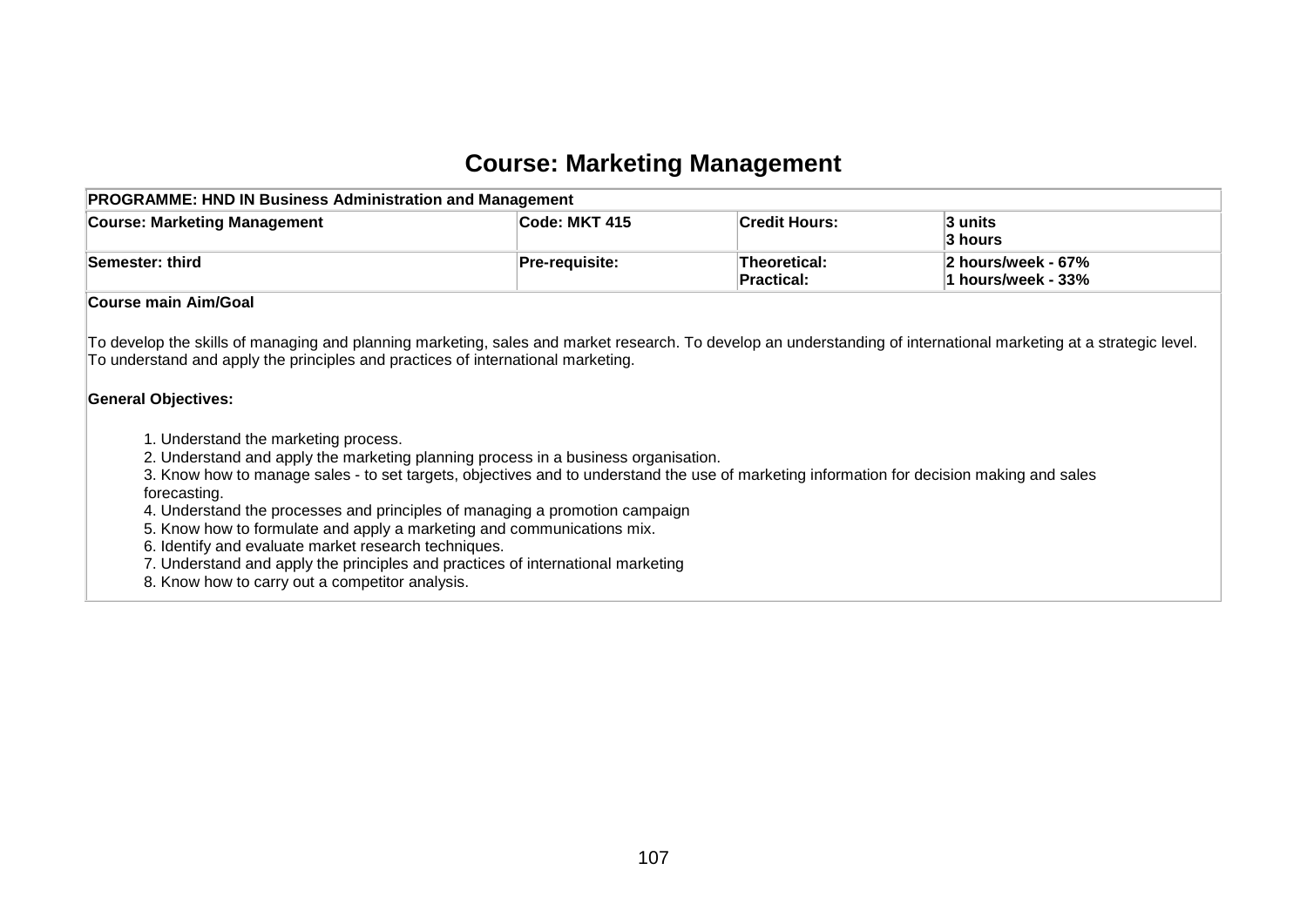# Course: Marketing Management

| PROGRAMME: HND IN Business Administration and Management | | | |
|---|---|---|---|
| **Course: Marketing Management** | **Code: MKT 415** | **Credit Hours:** | **3 units**<br>**3 hours** |
| **Semester: third** | **Pre-requisite:** | **Theoretical:**<br>**Practical:** | **2 hours/week - 67%**<br>**1 hours/week - 33%** |

**Course main Aim/Goal**

To develop the skills of managing and planning marketing, sales and market research. To develop an understanding of international marketing at a strategic level. To understand and apply the principles and practices of international marketing.

**General Objectives:**

1. Understand the marketing process.
2. Understand and apply the marketing planning process in a business organisation.
3. Know how to manage sales - to set targets, objectives and to understand the use of marketing information for decision making and sales forecasting.
4. Understand the processes and principles of managing a promotion campaign
5. Know how to formulate and apply a marketing and communications mix.
6. Identify and evaluate market research techniques.
7. Understand and apply the principles and practices of international marketing
8. Know how to carry out a competitor analysis.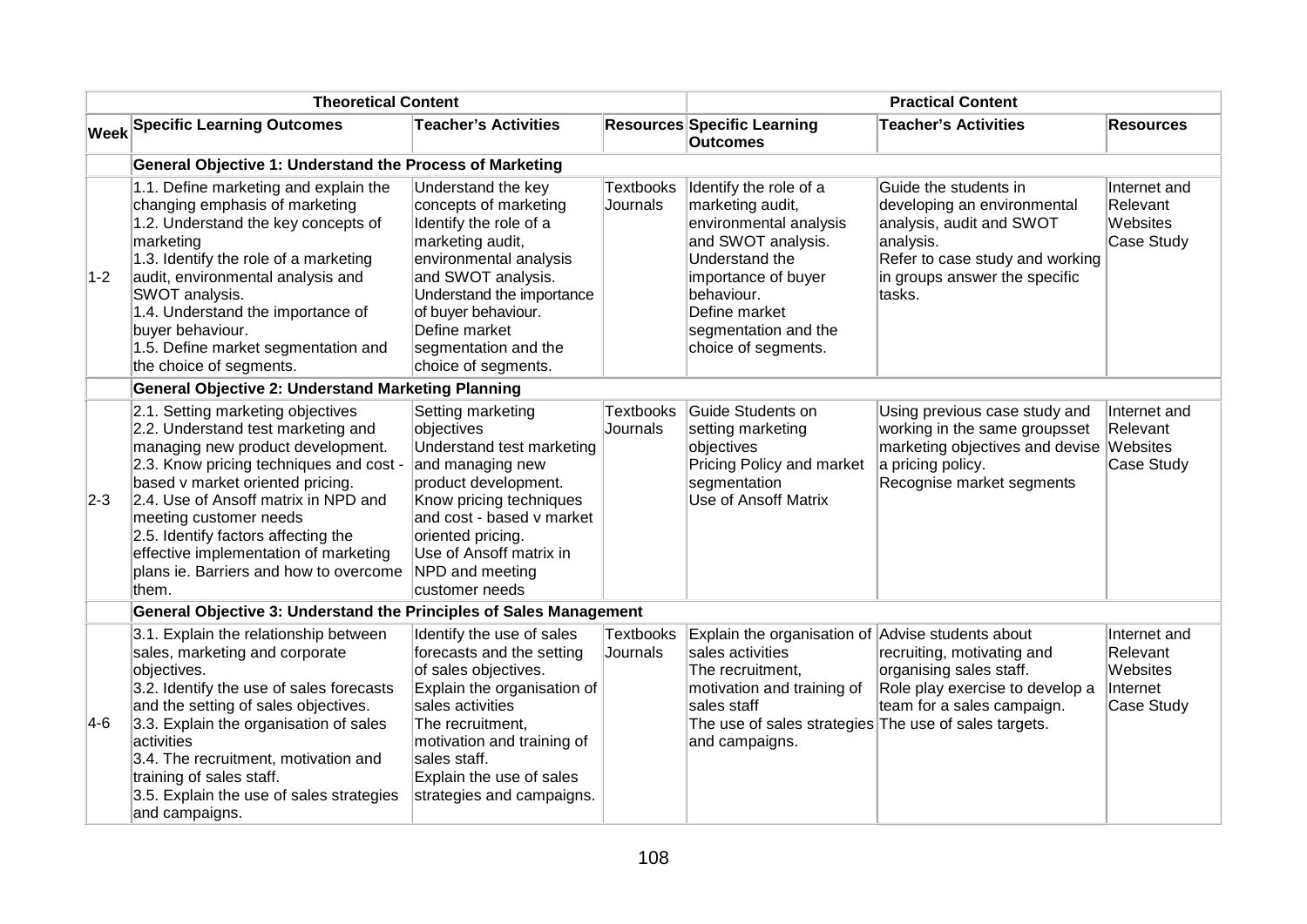| Week | Theoretical Content | | | Practical Content | | |
|---|---|---|---|---|---|---|
| | Specific Learning Outcomes | Teacher's Activities | Resources | Specific Learning Outcomes | Teacher's Activities | Resources |
| | **General Objective 1: Understand the Process of Marketing** | | | | | |
| 1-2 | 1.1. Define marketing and explain the changing emphasis of marketing<br>1.2. Understand the key concepts of marketing<br>1.3. Identify the role of a marketing audit, environmental analysis and SWOT analysis.<br>1.4. Understand the importance of buyer behaviour.<br>1.5. Define market segmentation and the choice of segments. | Understand the key concepts of marketing<br>Identify the role of a marketing audit, environmental analysis and SWOT analysis.<br>Understand the importance of buyer behaviour.<br>Define market segmentation and the choice of segments. | Textbooks Journals | Identify the role of a marketing audit, environmental analysis and SWOT analysis.<br>Understand the importance of buyer behaviour.<br>Define market segmentation and the choice of segments. | Guide the students in developing an environmental analysis, audit and SWOT analysis.<br>Refer to case study and working in groups answer the specific tasks. | Internet and Relevant Websites<br>Case Study |
| | **General Objective 2: Understand Marketing Planning** | | | | | |
| 2-3 | 2.1. Setting marketing objectives<br>2.2. Understand test marketing and managing new product development.<br>2.3. Know pricing techniques and cost - based v market oriented pricing.<br>2.4. Use of Ansoff matrix in NPD and meeting customer needs<br>2.5. Identify factors affecting the effective implementation of marketing plans ie. Barriers and how to overcome them. | Setting marketing objectives<br>Understand test marketing and managing new product development.<br>Know pricing techniques and cost - based v market oriented pricing.<br>Use of Ansoff matrix in NPD and meeting customer needs | Textbooks Journals | Guide Students on setting marketing objectives<br>Pricing Policy and market segmentation<br>Use of Ansoff Matrix | Using previous case study and working in the same groupsset marketing objectives and devise a pricing policy.<br>Recognise market segments | Internet and Relevant Websites<br>Case Study |
| | **General Objective 3: Understand the Principles of Sales Management** | | | | | |
| 4-6 | 3.1. Explain the relationship between sales, marketing and corporate objectives.<br>3.2. Identify the use of sales forecasts and the setting of sales objectives.<br>3.3. Explain the organisation of sales activities<br>3.4. The recruitment, motivation and training of sales staff.<br>3.5. Explain the use of sales strategies and campaigns. | Identify the use of sales forecasts and the setting of sales objectives.<br>Explain the organisation of sales activities<br>The recruitment, motivation and training of sales staff.<br>Explain the use of sales strategies and campaigns. | Textbooks Journals | Explain the organisation of sales activities<br>The recruitment, motivation and training of sales staff<br>The use of sales strategies and campaigns. | Advise students about recruiting, motivating and organising sales staff.<br>Role play exercise to develop a team for a sales campaign.<br>The use of sales targets. | Internet and Relevant Websites<br>Internet<br>Case Study |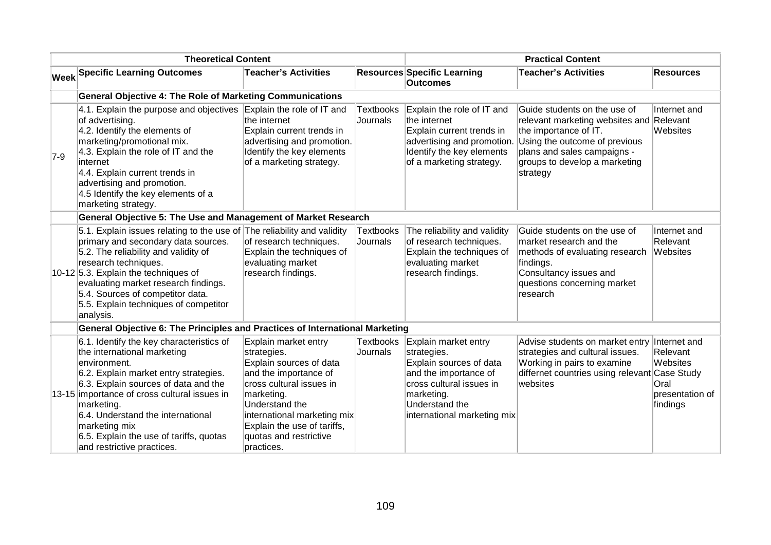| Theoretical Content | | | | Practical Content | | |
|---|---|---|---|---|---|---|
| **Week** | **Specific Learning Outcomes** | **Teacher's Activities** | **Resources** | **Specific Learning Outcomes** | **Teacher's Activities** | **Resources** |
| | **General Objective 4: The Role of Marketing Communications** | | | | | |
| 7-9 | 4.1. Explain the purpose and objectives of advertising.<br>4.2. Identify the elements of marketing/promotional mix.<br>4.3. Explain the role of IT and the internet<br>4.4. Explain current trends in advertising and promotion.<br>4.5 Identify the key elements of a marketing strategy. | Explain the role of IT and the internet<br>Explain current trends in advertising and promotion.<br>Identify the key elements of a marketing strategy. | Textbooks Journals | Explain the role of IT and the internet<br>Explain current trends in advertising and promotion.<br>Identify the key elements of a marketing strategy. | Guide students on the use of relevant marketing websites and the importance of IT.<br>Using the outcome of previous plans and sales campaigns - groups to develop a marketing strategy | Internet and Relevant Websites |
| | **General Objective 5: The Use and Management of Market Research** | | | | | |
| 10-12 | 5.1. Explain issues relating to the use of primary and secondary data sources.<br>5.2. The reliability and validity of research techniques.<br>5.3. Explain the techniques of evaluating market research findings.<br>5.4. Sources of competitor data.<br>5.5. Explain techniques of competitor analysis. | The reliability and validity of research techniques.<br>Explain the techniques of evaluating market research findings. | Textbooks Journals | The reliability and validity of research techniques.<br>Explain the techniques of evaluating market research findings. | Guide students on the use of market research and the methods of evaluating research findings.<br>Consultancy issues and questions concerning market research | Internet and Relevant Websites |
| | **General Objective 6: The Principles and Practices of International Marketing** | | | | | |
| 13-15 | 6.1. Identify the key characteristics of the international marketing environment.<br>6.2. Explain market entry strategies.<br>6.3. Explain sources of data and the importance of cross cultural issues in marketing.<br>6.4. Understand the international marketing mix<br>6.5. Explain the use of tariffs, quotas and restrictive practices. | Explain market entry strategies.<br>Explain sources of data and the importance of cross cultural issues in marketing.<br>Understand the international marketing mix<br>Explain the use of tariffs, quotas and restrictive practices. | Textbooks Journals | Explain market entry strategies.<br>Explain sources of data and the importance of cross cultural issues in marketing.<br>Understand the international marketing mix | Advise students on market entry strategies and cultural issues.<br>Working in pairs to examine differnet countries using relevant websites | Internet and Relevant Websites<br>Case Study<br>Oral presentation of findings |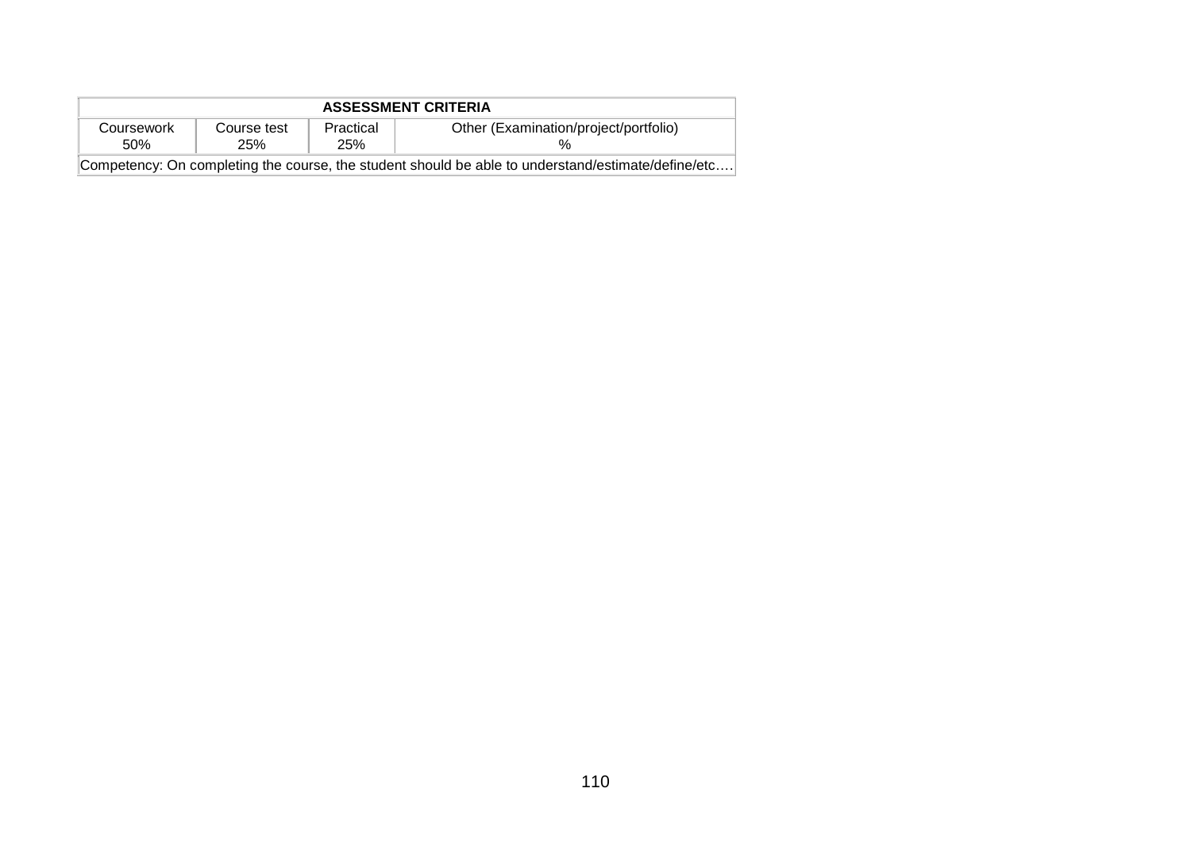| ASSESSMENT CRITERIA | | | |
|---|---|---|---|
| Coursework 50% | Course test 25% | Practical 25% | Other (Examination/project/portfolio) % |
| Competency: On completing the course, the student should be able to understand/estimate/define/etc…. | | | |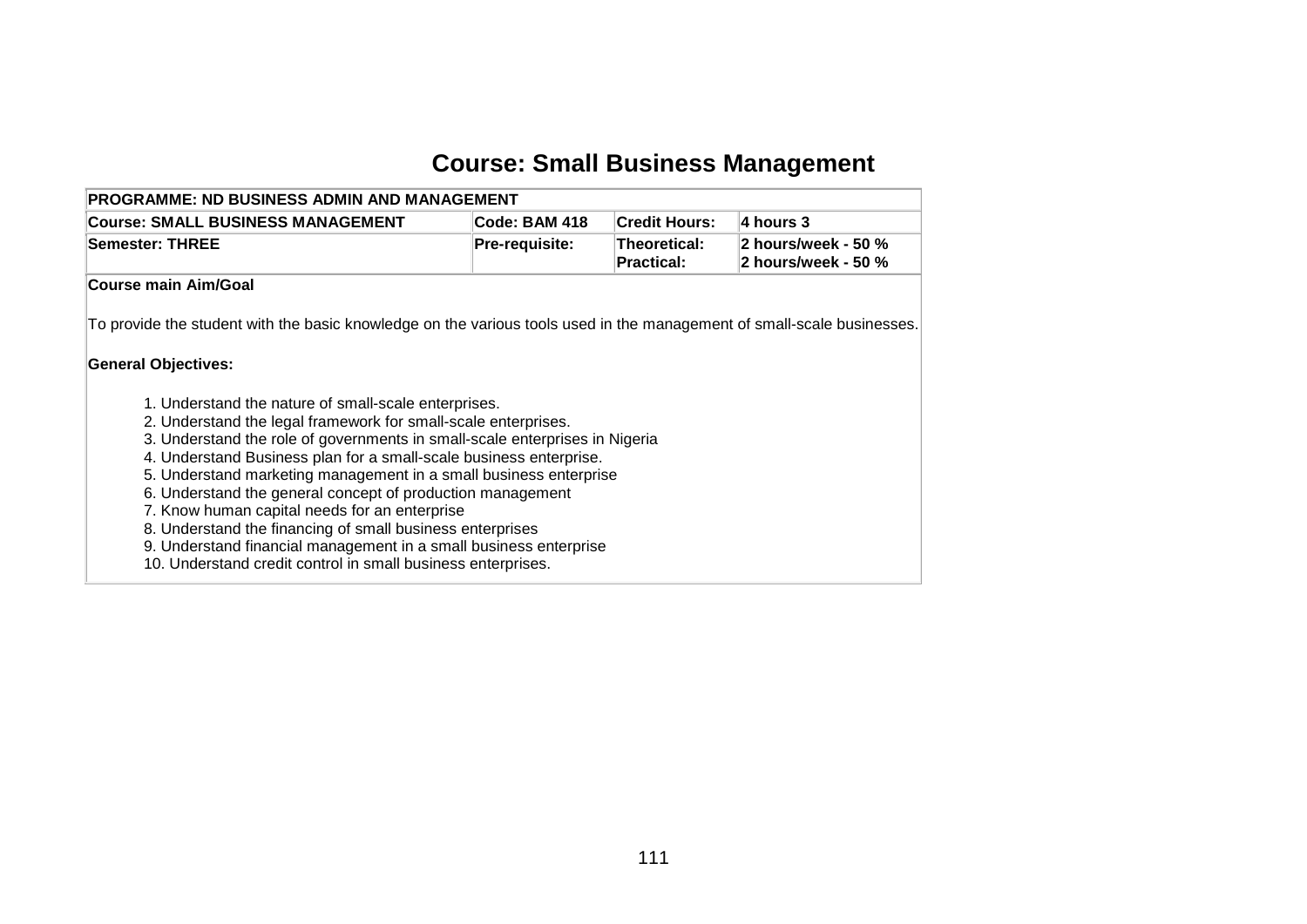# Course: Small Business Management

| PROGRAMME: ND BUSINESS ADMIN AND MANAGEMENT | | | |
|---|---|---|---|
| **Course: SMALL BUSINESS MANAGEMENT** | **Code: BAM 418** | **Credit Hours:** | **4 hours 3** |
| **Semester: THREE** | **Pre-requisite:** | **Theoretical:**<br>**Practical:** | **2 hours/week - 50 %**<br>**2 hours/week - 50 %** |

**Course main Aim/Goal**

To provide the student with the basic knowledge on the various tools used in the management of small-scale businesses.

**General Objectives:**

1. Understand the nature of small-scale enterprises.
2. Understand the legal framework for small-scale enterprises.
3. Understand the role of governments in small-scale enterprises in Nigeria
4. Understand Business plan for a small-scale business enterprise.
5. Understand marketing management in a small business enterprise
6. Understand the general concept of production management
7. Know human capital needs for an enterprise
8. Understand the financing of small business enterprises
9. Understand financial management in a small business enterprise
10. Understand credit control in small business enterprises.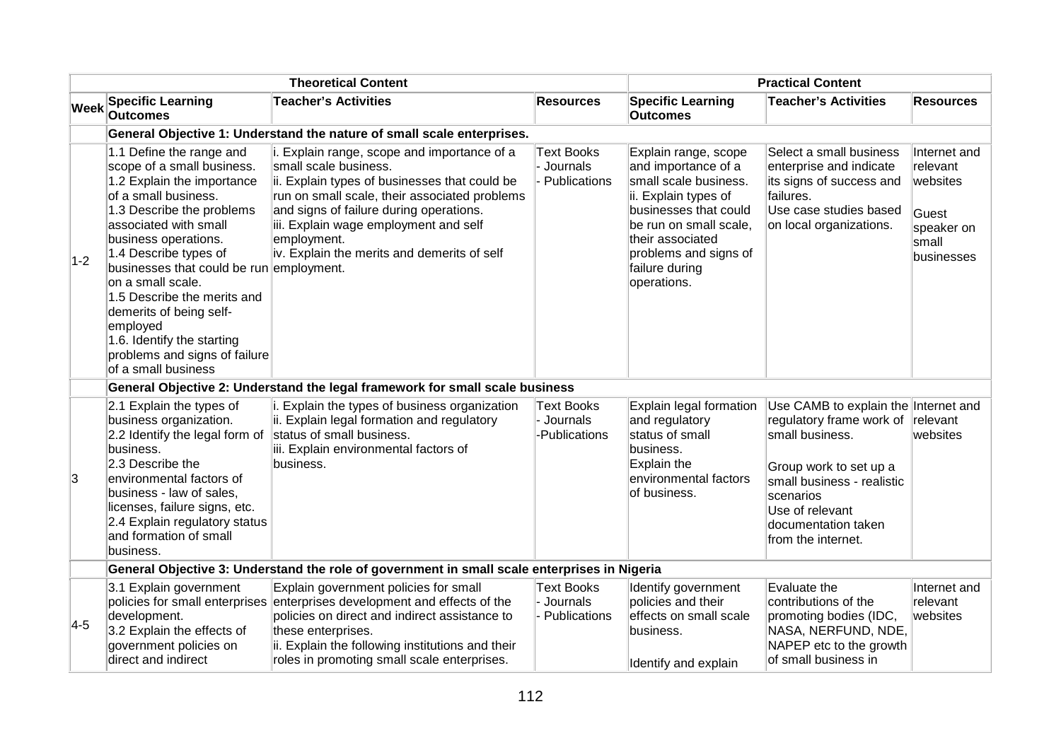| Theoretical Content | | | | Practical Content | | |
|---|---|---|---|---|---|---|
| Week | Specific Learning Outcomes | Teacher's Activities | Resources | Specific Learning Outcomes | Teacher's Activities | Resources |
| | **General Objective 1: Understand the nature of small scale enterprises.** | | | | | |
| 1-2 | 1.1 Define the range and scope of a small business.<br>1.2 Explain the importance of a small business.<br>1.3 Describe the problems associated with small business operations.<br>1.4 Describe types of businesses that could be run on a small scale.<br>1.5 Describe the merits and demerits of being self-employed<br>1.6. Identify the starting problems and signs of failure of a small business | i. Explain range, scope and importance of a small scale business.<br>ii. Explain types of businesses that could be run on small scale, their associated problems and signs of failure during operations.<br>iii. Explain wage employment and self employment.<br>iv. Explain the merits and demerits of self employment. | Text Books<br>- Journals<br>- Publications | Explain range, scope and importance of a small scale business.<br>ii. Explain types of businesses that could be run on small scale, their associated problems and signs of failure during operations. | Select a small business enterprise and indicate its signs of success and failures.<br>Use case studies based on local organizations. | Internet and relevant websites<br><br>Guest speaker on small businesses |
| | **General Objective 2: Understand the legal framework for small scale business** | | | | | |
| 3 | 2.1 Explain the types of business organization.<br>2.2 Identify the legal form of business.<br>2.3 Describe the environmental factors of business - law of sales, licenses, failure signs, etc.<br>2.4 Explain regulatory status and formation of small business. | i. Explain the types of business organization<br>ii. Explain legal formation and regulatory status of small business.<br>iii. Explain environmental factors of business. | Text Books<br>- Journals<br>-Publications | Explain legal formation and regulatory status of small business.<br>Explain the environmental factors of business. | Use CAMB to explain the regulatory frame work of small business.<br><br>Group work to set up a small business - realistic scenarios<br>Use of relevant documentation taken from the internet. | Internet and relevant websites |
| | **General Objective 3: Understand the role of government in small scale enterprises in Nigeria** | | | | | |
| 4-5 | 3.1 Explain government policies for small enterprises development.<br>3.2 Explain the effects of government policies on direct and indirect | Explain government policies for small enterprises development and effects of the policies on direct and indirect assistance to these enterprises.<br>ii. Explain the following institutions and their roles in promoting small scale enterprises. | Text Books<br>- Journals<br>- Publications | Identify government policies and their effects on small scale business.<br><br>Identify and explain | Evaluate the contributions of the promoting bodies (IDC, NASA, NERFUND, NDE, NAPEP etc to the growth of small business in | Internet and relevant websites |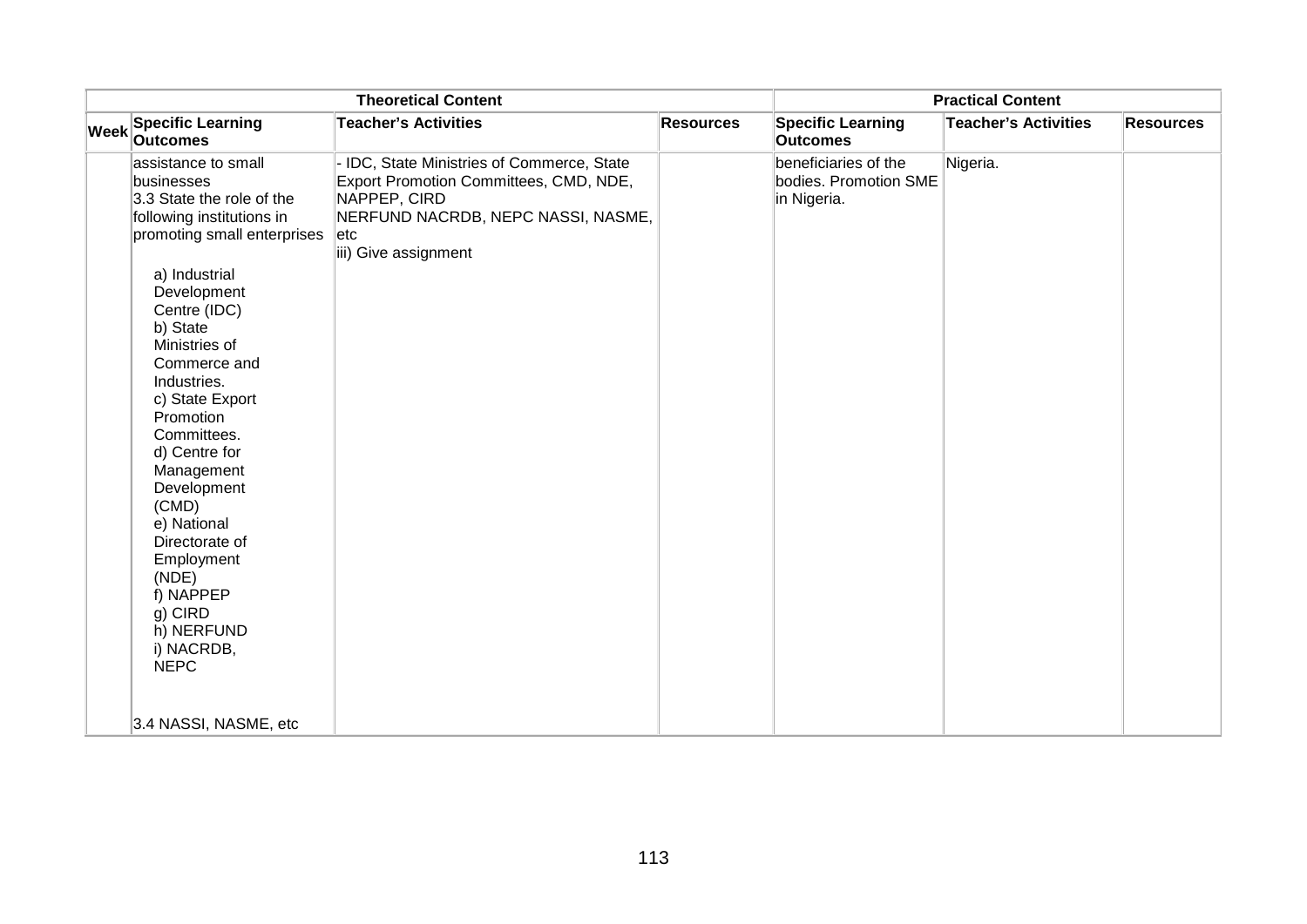| | Theoretical Content | | | Practical Content | | |
|---|---|---|---|---|---|---|
| Week | Specific Learning Outcomes | Teacher's Activities | Resources | Specific Learning Outcomes | Teacher's Activities | Resources |
| | assistance to small businesses<br>3.3 State the role of the following institutions in promoting small enterprises<br><br>a) Industrial Development Centre (IDC)<br>b) State Ministries of Commerce and Industries.<br>c) State Export Promotion Committees.<br>d) Centre for Management Development (CMD)<br>e) National Directorate of Employment (NDE)<br>f) NAPPEP<br>g) CIRD<br>h) NERFUND<br>i) NACRDB, NEPC<br><br>3.4 NASSI, NASME, etc | - IDC, State Ministries of Commerce, State Export Promotion Committees, CMD, NDE, NAPPEP, CIRD<br>NERFUND NACRDB, NEPC NASSI, NASME, etc<br>iii) Give assignment | | beneficiaries of the bodies. Promotion SME in Nigeria. | Nigeria. | |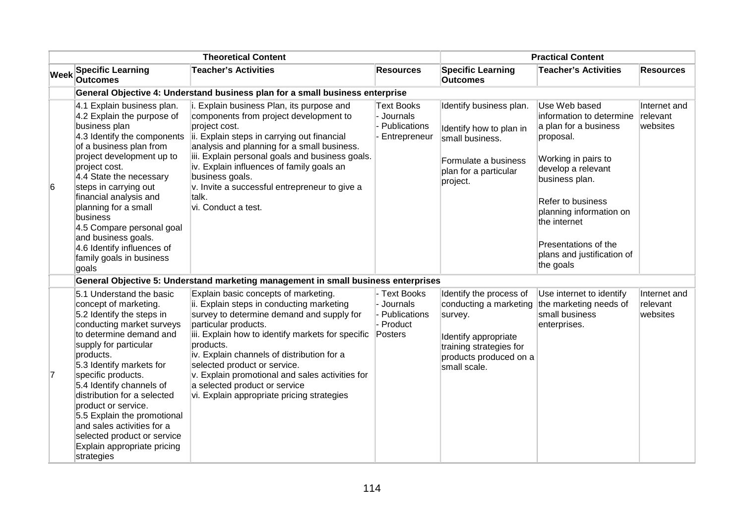| | Theoretical Content | | | Practical Content | | |
|---|---|---|---|---|---|---|
| Week | Specific Learning Outcomes | Teacher's Activities | Resources | Specific Learning Outcomes | Teacher's Activities | Resources |
| | **General Objective 4: Understand business plan for a small business enterprise** | | | | | |
| 6 | 4.1 Explain business plan.<br>4.2 Explain the purpose of business plan<br>4.3 Identify the components of a business plan from project development up to project cost.<br>4.4 State the necessary steps in carrying out financial analysis and planning for a small business<br>4.5 Compare personal goal and business goals.<br>4.6 Identify influences of family goals in business goals | i. Explain business Plan, its purpose and components from project development to project cost.<br>ii. Explain steps in carrying out financial analysis and planning for a small business.<br>iii. Explain personal goals and business goals.<br>iv. Explain influences of family goals an business goals.<br>v. Invite a successful entrepreneur to give a talk.<br>vi. Conduct a test. | Text Books<br>- Journals<br>- Publications<br>- Entrepreneur | Identify business plan.<br><br>Identify how to plan in small business.<br><br>Formulate a business plan for a particular project. | Use Web based information to determine a plan for a business proposal.<br><br>Working in pairs to develop a relevant business plan.<br><br>Refer to business planning information on the internet<br><br>Presentations of the plans and justification of the goals | Internet and relevant websites |
| | **General Objective 5: Understand marketing management in small business enterprises** | | | | | |
| 7 | 5.1 Understand the basic concept of marketing.<br>5.2 Identify the steps in conducting market surveys to determine demand and supply for particular products.<br>5.3 Identify markets for specific products.<br>5.4 Identify channels of distribution for a selected product or service.<br>5.5 Explain the promotional and sales activities for a selected product or service<br>Explain appropriate pricing strategies | Explain basic concepts of marketing.<br>ii. Explain steps in conducting marketing survey to determine demand and supply for particular products.<br>iii. Explain how to identify markets for specific products.<br>iv. Explain channels of distribution for a selected product or service.<br>v. Explain promotional and sales activities for a selected product or service<br>vi. Explain appropriate pricing strategies | - Text Books<br>- Journals<br>- Publications<br>- Product Posters | Identify the process of conducting a marketing survey.<br><br>Identify appropriate training strategies for products produced on a small scale. | Use internet to identify the marketing needs of small business enterprises. | Internet and relevant websites |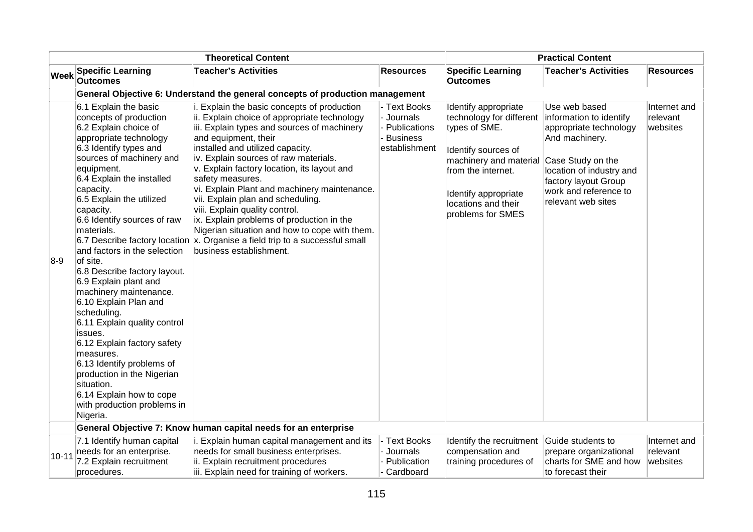| Theoretical Content | | | | Practical Content | | |
|---|---|---|---|---|---|---|
| **Week** | **Specific Learning Outcomes** | **Teacher's Activities** | **Resources** | **Specific Learning Outcomes** | **Teacher's Activities** | **Resources** |
| | **General Objective 6: Understand the general concepts of production management** | | | | | |
| 8-9 | 6.1 Explain the basic concepts of production<br>6.2 Explain choice of appropriate technology<br>6.3 Identify types and sources of machinery and equipment.<br>6.4 Explain the installed capacity.<br>6.5 Explain the utilized capacity.<br>6.6 Identify sources of raw materials.<br>6.7 Describe factory location and factors in the selection of site.<br>6.8 Describe factory layout.<br>6.9 Explain plant and machinery maintenance.<br>6.10 Explain Plan and scheduling.<br>6.11 Explain quality control issues.<br>6.12 Explain factory safety measures.<br>6.13 Identify problems of production in the Nigerian situation.<br>6.14 Explain how to cope with production problems in Nigeria. | i. Explain the basic concepts of production<br>ii. Explain choice of appropriate technology<br>iii. Explain types and sources of machinery and equipment, their installed and utilized capacity.<br>iv. Explain sources of raw materials.<br>v. Explain factory location, its layout and safety measures.<br>vi. Explain Plant and machinery maintenance.<br>vii. Explain plan and scheduling.<br>viii. Explain quality control.<br>ix. Explain problems of production in the Nigerian situation and how to cope with them.<br>x. Organise a field trip to a successful small business establishment. | - Text Books<br>- Journals<br>- Publications<br>- Business establishment | Identify appropriate technology for different types of SME.<br><br>Identify sources of machinery and material from the internet.<br><br>Identify appropriate locations and their problems for SMES | Use web based information to identify appropriate technology And machinery.<br><br>Case Study on the location of industry and factory layout Group work and reference to relevant web sites | Internet and relevant websites |
| | **General Objective 7: Know human capital needs for an enterprise** | | | | | |
| 10-11 | 7.1 Identify human capital needs for an enterprise.<br>7.2 Explain recruitment procedures. | i. Explain human capital management and its needs for small business enterprises.<br>ii. Explain recruitment procedures<br>iii. Explain need for training of workers. | - Text Books<br>- Journals<br>- Publication<br>- Cardboard | Identify the recruitment compensation and training procedures of | Guide students to prepare organizational charts for SME and how to forecast their | Internet and relevant websites |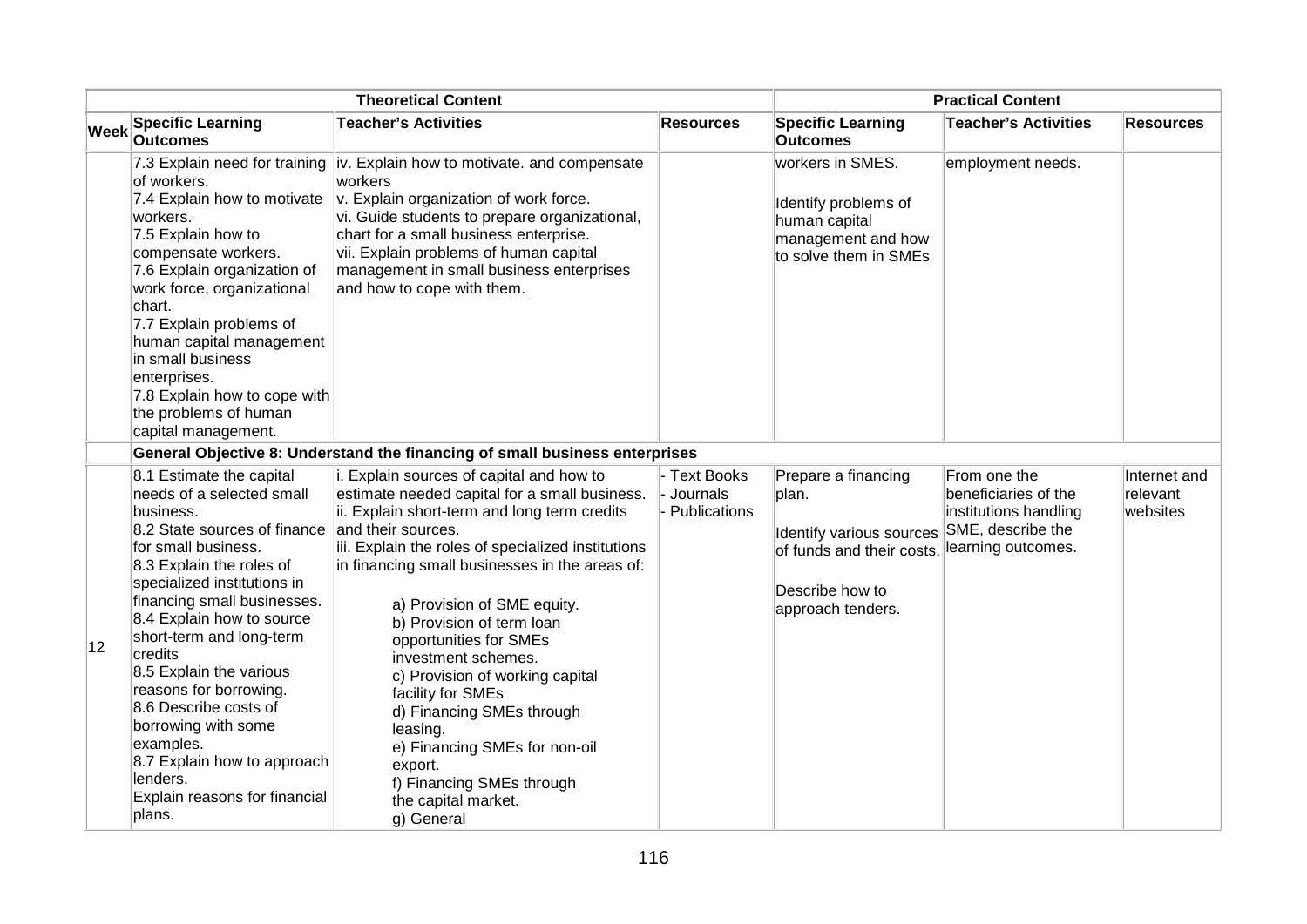| Theoretical Content | | | | Practical Content | | |
|---|---|---|---|---|---|---|
| Week | Specific Learning Outcomes | Teacher's Activities | Resources | Specific Learning Outcomes | Teacher's Activities | Resources |
| | 7.3 Explain need for training of workers.<br>7.4 Explain how to motivate workers.<br>7.5 Explain how to compensate workers.<br>7.6 Explain organization of work force, organizational chart.<br>7.7 Explain problems of human capital management in small business enterprises.<br>7.8 Explain how to cope with the problems of human capital management. | iv. Explain how to motivate. and compensate workers<br>v. Explain organization of work force.<br>vi. Guide students to prepare organizational, chart for a small business enterprise.<br>vii. Explain problems of human capital management in small business enterprises and how to cope with them. | | workers in SMES.<br><br>Identify problems of human capital management and how to solve them in SMEs | employment needs. | |
| | **General Objective 8: Understand the financing of small business enterprises** | | | | | |
| 12 | 8.1 Estimate the capital needs of a selected small business.<br>8.2 State sources of finance for small business.<br>8.3 Explain the roles of specialized institutions in financing small businesses.<br>8.4 Explain how to source short-term and long-term credits<br>8.5 Explain the various reasons for borrowing.<br>8.6 Describe costs of borrowing with some examples.<br>8.7 Explain how to approach lenders.<br>Explain reasons for financial plans. | i. Explain sources of capital and how to estimate needed capital for a small business.<br>ii. Explain short-term and long term credits and their sources.<br>iii. Explain the roles of specialized institutions in financing small businesses in the areas of:<br>a) Provision of SME equity.<br>b) Provision of term loan opportunities for SMEs investment schemes.<br>c) Provision of working capital facility for SMEs<br>d) Financing SMEs through leasing.<br>e) Financing SMEs for non-oil export.<br>f) Financing SMEs through the capital market.<br>g) General | - Text Books<br>- Journals<br>- Publications | Prepare a financing plan.<br><br>Identify various sources of funds and their costs.<br><br>Describe how to approach tenders. | From one the beneficiaries of the institutions handling SME, describe the learning outcomes. | Internet and relevant websites |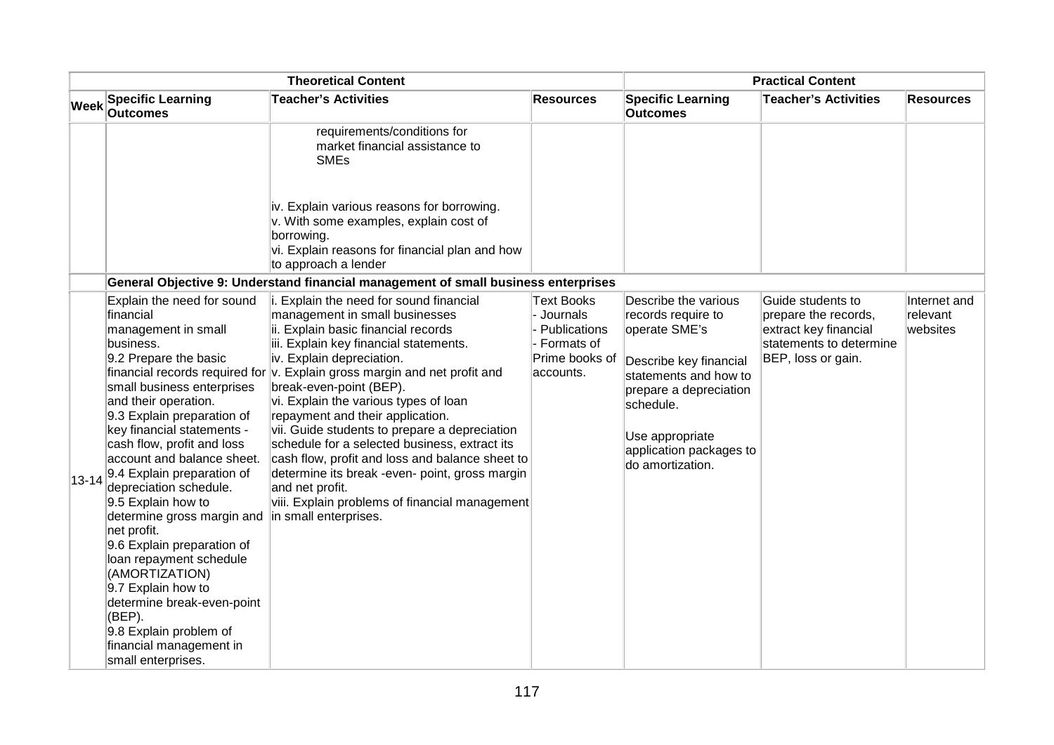| Theoretical Content | | | | Practical Content | | |
|---|---|---|---|---|---|---|
| **Week** | **Specific Learning Outcomes** | **Teacher's Activities** | **Resources** | **Specific Learning Outcomes** | **Teacher's Activities** | **Resources** |
| | | requirements/conditions for market financial assistance to SMEs<br><br>iv. Explain various reasons for borrowing.<br>v. With some examples, explain cost of borrowing.<br>vi. Explain reasons for financial plan and how to approach a lender | | | | |
| | **General Objective 9: Understand financial management of small business enterprises** | | | | | |
| 13-14 | Explain the need for sound financial management in small business.<br>9.2 Prepare the basic financial records required for small business enterprises and their operation.<br>9.3 Explain preparation of key financial statements - cash flow, profit and loss account and balance sheet.<br>9.4 Explain preparation of depreciation schedule.<br>9.5 Explain how to determine gross margin and net profit.<br>9.6 Explain preparation of loan repayment schedule (AMORTIZATION)<br>9.7 Explain how to determine break-even-point (BEP).<br>9.8 Explain problem of financial management in small enterprises. | i. Explain the need for sound financial management in small businesses<br>ii. Explain basic financial records<br>iii. Explain key financial statements.<br>iv. Explain depreciation.<br>v. Explain gross margin and net profit and break-even-point (BEP).<br>vi. Explain the various types of loan repayment and their application.<br>vii. Guide students to prepare a depreciation schedule for a selected business, extract its cash flow, profit and loss and balance sheet to determine its break -even- point, gross margin and net profit.<br>viii. Explain problems of financial management in small enterprises. | Text Books<br>- Journals<br>- Publications<br>- Formats of Prime books of accounts. | Describe the various records require to operate SME's<br><br>Describe key financial statements and how to prepare a depreciation schedule.<br><br>Use appropriate application packages to do amortization. | Guide students to prepare the records, extract key financial statements to determine BEP, loss or gain. | Internet and relevant websites |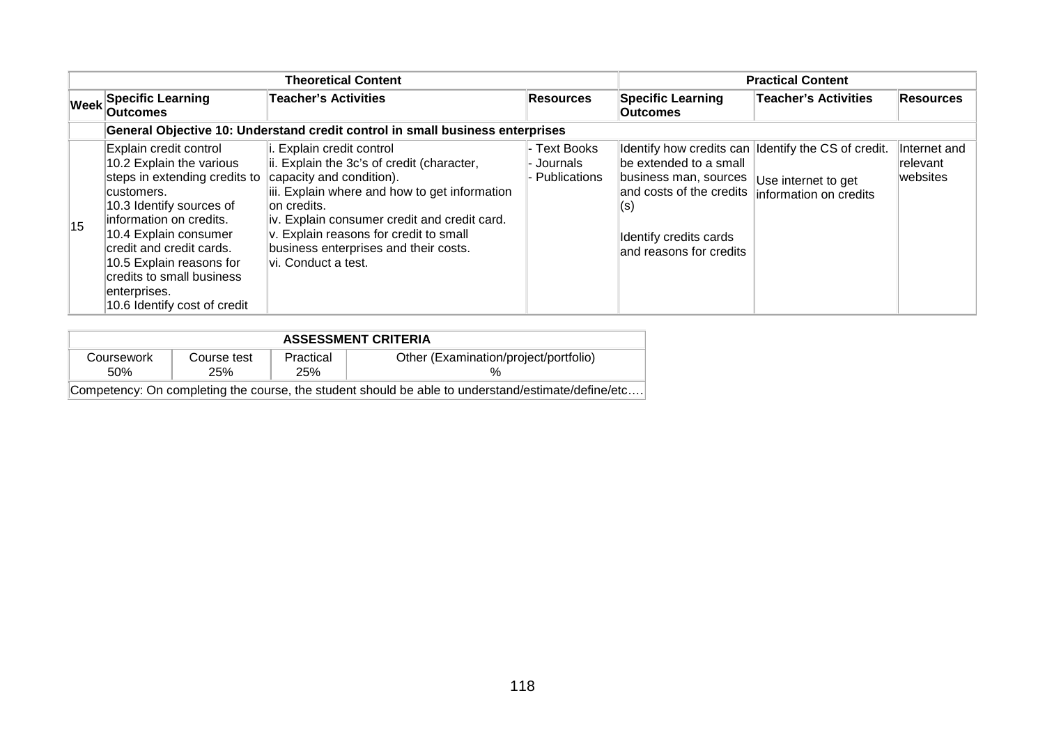| | Theoretical Content | | | Practical Content | | |
|---|---|---|---|---|---|---|
| Week | Specific Learning Outcomes | Teacher's Activities | Resources | Specific Learning Outcomes | Teacher's Activities | Resources |
| | General Objective 10: Understand credit control in small business enterprises | | | | | |
| 15 | Explain credit control<br>10.2 Explain the various steps in extending credits to customers.<br>10.3 Identify sources of information on credits.<br>10.4 Explain consumer credit and credit cards.<br>10.5 Explain reasons for credits to small business enterprises.<br>10.6 Identify cost of credit | i. Explain credit control<br>ii. Explain the 3c's of credit (character, capacity and condition).<br>iii. Explain where and how to get information on credits.<br>iv. Explain consumer credit and credit card.<br>v. Explain reasons for credit to small business enterprises and their costs.<br>vi. Conduct a test. | - Text Books<br>- Journals<br>- Publications | Identify how credits can be extended to a small business man, sources and costs of the credits (s)<br><br>Identify credits cards and reasons for credits | Identify the CS of credit.<br><br>Use internet to get information on credits | Internet and relevant websites |

| ASSESSMENT CRITERIA | | | |
|---|---|---|---|
| Coursework 50% | Course test 25% | Practical 25% | Other (Examination/project/portfolio) % |
| Competency: On completing the course, the student should be able to understand/estimate/define/etc…. | | | |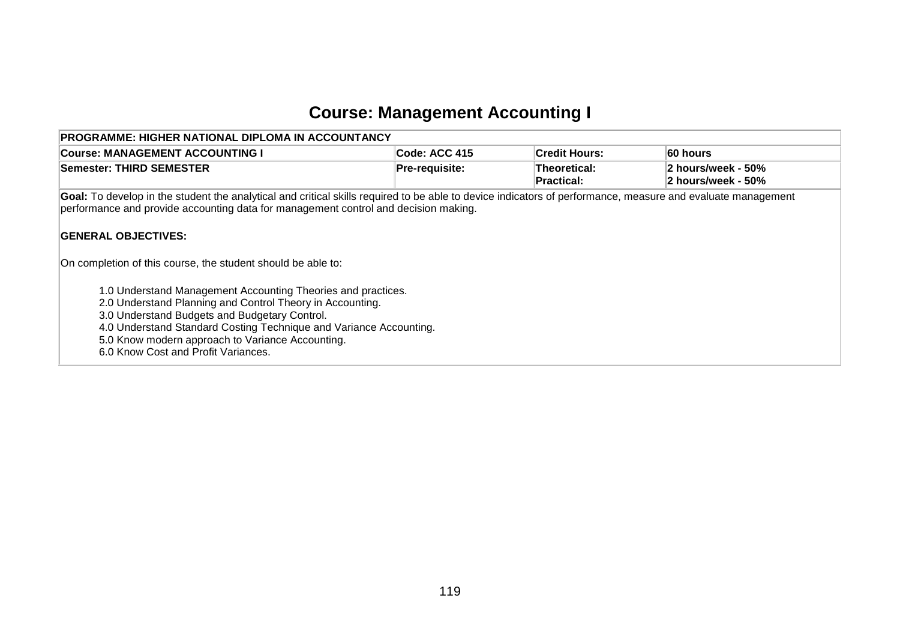# Course: Management Accounting I

| PROGRAMME: HIGHER NATIONAL DIPLOMA IN ACCOUNTANCY | | | |
|---|---|---|---|
| **Course: MANAGEMENT ACCOUNTING I** | **Code: ACC 415** | **Credit Hours:** | **60 hours** |
| **Semester: THIRD SEMESTER** | **Pre-requisite:** | **Theoretical:**<br>**Practical:** | **2 hours/week - 50%**<br>**2 hours/week - 50%** |

**Goal:** To develop in the student the analytical and critical skills required to be able to device indicators of performance, measure and evaluate management performance and provide accounting data for management control and decision making.

**GENERAL OBJECTIVES:**

On completion of this course, the student should be able to:

1.0 Understand Management Accounting Theories and practices.
2.0 Understand Planning and Control Theory in Accounting.
3.0 Understand Budgets and Budgetary Control.
4.0 Understand Standard Costing Technique and Variance Accounting.
5.0 Know modern approach to Variance Accounting.
6.0 Know Cost and Profit Variances.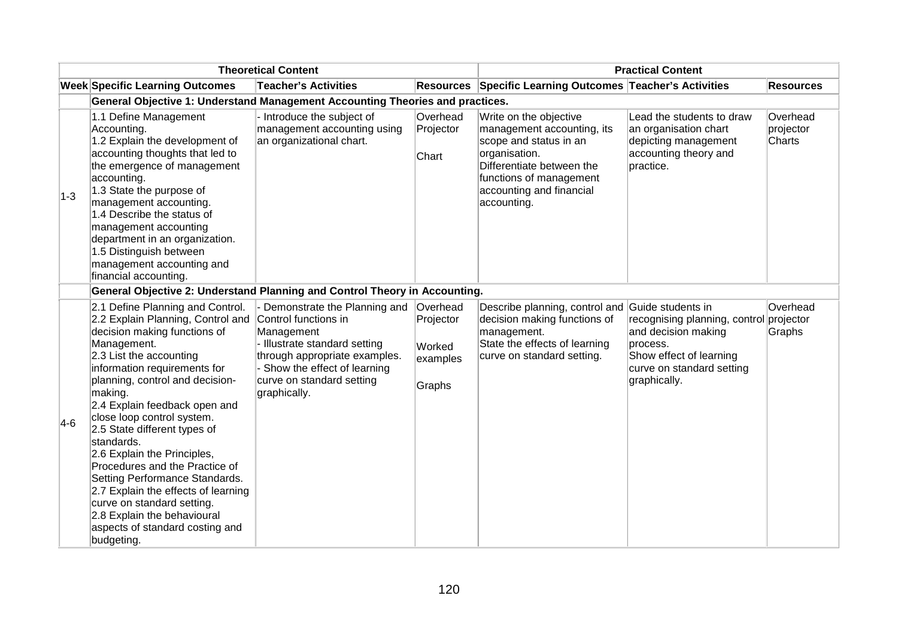| | Theoretical Content | | | Practical Content | | |
|---|---|---|---|---|---|---|
| **Week** | **Specific Learning Outcomes** | **Teacher's Activities** | **Resources** | **Specific Learning Outcomes** | **Teacher's Activities** | **Resources** |
| | **General Objective 1: Understand Management Accounting Theories and practices.** | | | | | |
| 1-3 | 1.1 Define Management Accounting.<br>1.2 Explain the development of accounting thoughts that led to the emergence of management accounting.<br>1.3 State the purpose of management accounting.<br>1.4 Describe the status of management accounting department in an organization.<br>1.5 Distinguish between management accounting and financial accounting. | - Introduce the subject of management accounting using an organizational chart. | Overhead Projector<br><br>Chart | Write on the objective management accounting, its scope and status in an organisation.<br>Differentiate between the functions of management accounting and financial accounting. | Lead the students to draw an organisation chart depicting management accounting theory and practice. | Overhead projector Charts |
| | **General Objective 2: Understand Planning and Control Theory in Accounting.** | | | | | |
| 4-6 | 2.1 Define Planning and Control.<br>2.2 Explain Planning, Control and decision making functions of Management.<br>2.3 List the accounting information requirements for planning, control and decision-making.<br>2.4 Explain feedback open and close loop control system.<br>2.5 State different types of standards.<br>2.6 Explain the Principles, Procedures and the Practice of Setting Performance Standards.<br>2.7 Explain the effects of learning curve on standard setting.<br>2.8 Explain the behavioural aspects of standard costing and budgeting. | - Demonstrate the Planning and Control functions in Management<br>- Illustrate standard setting through appropriate examples.<br>- Show the effect of learning curve on standard setting graphically. | Overhead Projector<br><br>Worked examples<br><br>Graphs | Describe planning, control and decision making functions of management.<br>State the effects of learning curve on standard setting. | Guide students in recognising planning, control and decision making process.<br>Show effect of learning curve on standard setting graphically. | Overhead projector Graphs |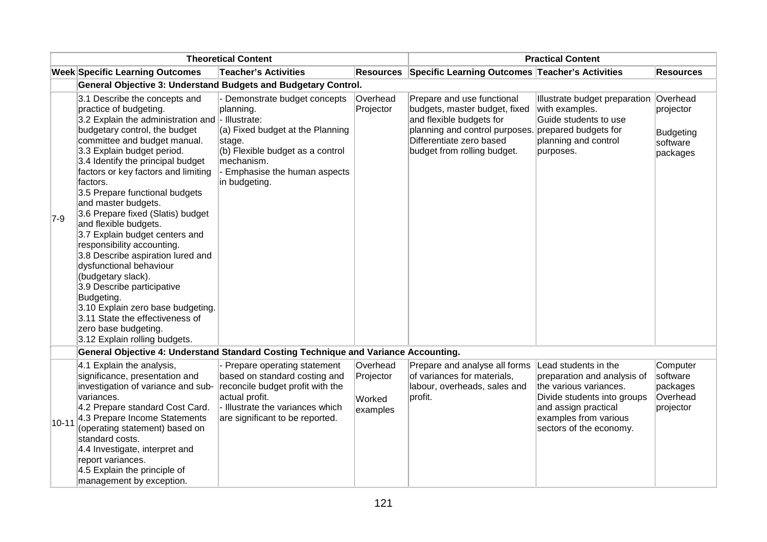| Theoretical Content | | | | Practical Content | | |
|---|---|---|---|---|---|---|
| **Week** | **Specific Learning Outcomes** | **Teacher's Activities** | **Resources** | **Specific Learning Outcomes** | **Teacher's Activities** | **Resources** |
| | **General Objective 3: Understand Budgets and Budgetary Control.** | | | | | |
| 7-9 | 3.1 Describe the concepts and practice of budgeting.<br>3.2 Explain the administration and budgetary control, the budget committee and budget manual.<br>3.3 Explain budget period.<br>3.4 Identify the principal budget factors or key factors and limiting factors.<br>3.5 Prepare functional budgets and master budgets.<br>3.6 Prepare fixed (Slatis) budget and flexible budgets.<br>3.7 Explain budget centers and responsibility accounting.<br>3.8 Describe aspiration lured and dysfunctional behaviour (budgetary slack).<br>3.9 Describe participative Budgeting.<br>3.10 Explain zero base budgeting.<br>3.11 State the effectiveness of zero base budgeting.<br>3.12 Explain rolling budgets. | - Demonstrate budget concepts planning.<br>- Illustrate:<br>(a) Fixed budget at the Planning stage.<br>(b) Flexible budget as a control mechanism.<br>- Emphasise the human aspects in budgeting. | Overhead Projector | Prepare and use functional budgets, master budget, fixed and flexible budgets for planning and control purposes. Differentiate zero based budget from rolling budget. | Illustrate budget preparation with examples.<br>Guide students to use prepared budgets for planning and control purposes. | Overhead projector<br><br>Budgeting software packages |
| | **General Objective 4: Understand Standard Costing Technique and Variance Accounting.** | | | | | |
| 10-11 | 4.1 Explain the analysis, significance, presentation and investigation of variance and sub-variances.<br>4.2 Prepare standard Cost Card.<br>4.3 Prepare Income Statements (operating statement) based on standard costs.<br>4.4 Investigate, interpret and report variances.<br>4.5 Explain the principle of management by exception. | - Prepare operating statement based on standard costing and reconcile budget profit with the actual profit.<br>- Illustrate the variances which are significant to be reported. | Overhead Projector<br><br>Worked examples | Prepare and analyse all forms of variances for materials, labour, overheads, sales and profit. | Lead students in the preparation and analysis of the various variances.<br>Divide students into groups and assign practical examples from various sectors of the economy. | Computer software packages<br>Overhead projector |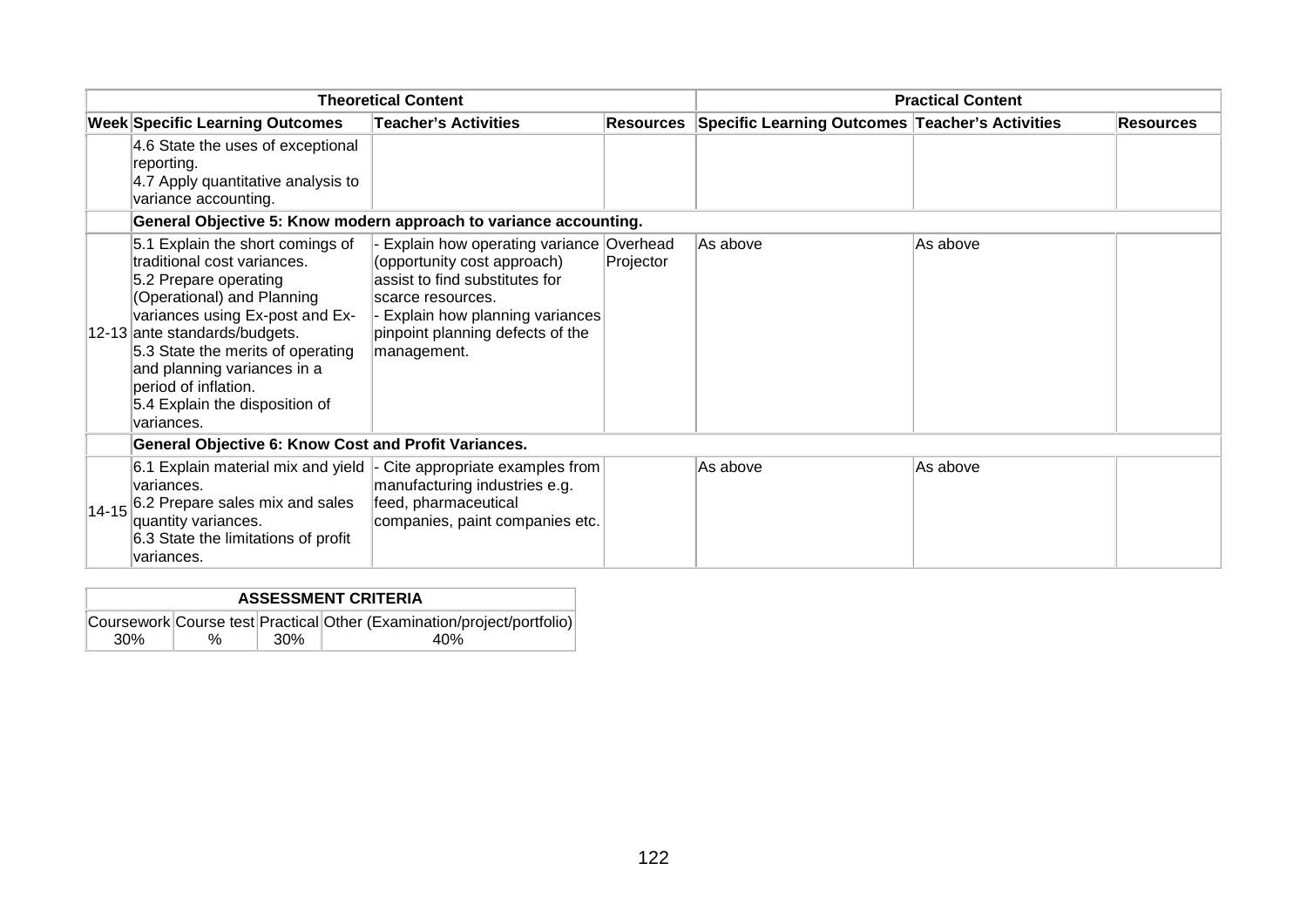| Theoretical Content | | | | Practical Content | | |
|---|---|---|---|---|---|---|
| Week | Specific Learning Outcomes | Teacher's Activities | Resources | Specific Learning Outcomes | Teacher's Activities | Resources |
| | 4.6 State the uses of exceptional reporting.<br>4.7 Apply quantitative analysis to variance accounting. | | | | | |
| | **General Objective 5: Know modern approach to variance accounting.** | | | | | |
| 12-13 | 5.1 Explain the short comings of traditional cost variances.<br>5.2 Prepare operating (Operational) and Planning variances using Ex-post and Ex-ante standards/budgets.<br>5.3 State the merits of operating and planning variances in a period of inflation.<br>5.4 Explain the disposition of variances. | - Explain how operating variance (opportunity cost approach) assist to find substitutes for scarce resources.<br>- Explain how planning variances pinpoint planning defects of the management. | Overhead Projector | As above | As above | |
| | **General Objective 6: Know Cost and Profit Variances.** | | | | | |
| 14-15 | 6.1 Explain material mix and yield variances.<br>6.2 Prepare sales mix and sales quantity variances.<br>6.3 State the limitations of profit variances. | - Cite appropriate examples from manufacturing industries e.g. feed, pharmaceutical companies, paint companies etc. | | As above | As above | |

| ASSESSMENT CRITERIA | | | |
|---|---|---|---|
| Coursework | Course test | Practical | Other (Examination/project/portfolio) |
| 30% | % | 30% | 40% |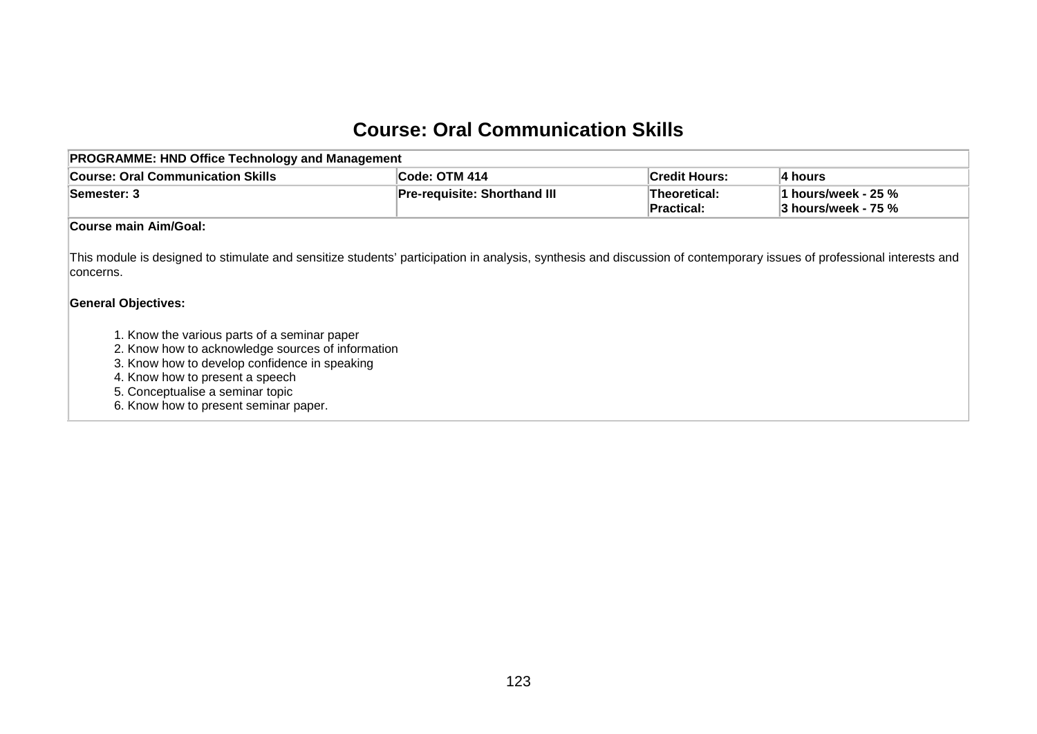# Course: Oral Communication Skills

| PROGRAMME: HND Office Technology and Management | | | |
|---|---|---|---|
| **Course: Oral Communication Skills** | **Code: OTM 414** | **Credit Hours:** | **4 hours** |
| **Semester: 3** | **Pre-requisite: Shorthand III** | **Theoretical:**<br>**Practical:** | **1 hours/week - 25 %**<br>**3 hours/week - 75 %** |

**Course main Aim/Goal:**

This module is designed to stimulate and sensitize students' participation in analysis, synthesis and discussion of contemporary issues of professional interests and concerns.

**General Objectives:**

1. Know the various parts of a seminar paper
2. Know how to acknowledge sources of information
3. Know how to develop confidence in speaking
4. Know how to present a speech
5. Conceptualise a seminar topic
6. Know how to present seminar paper.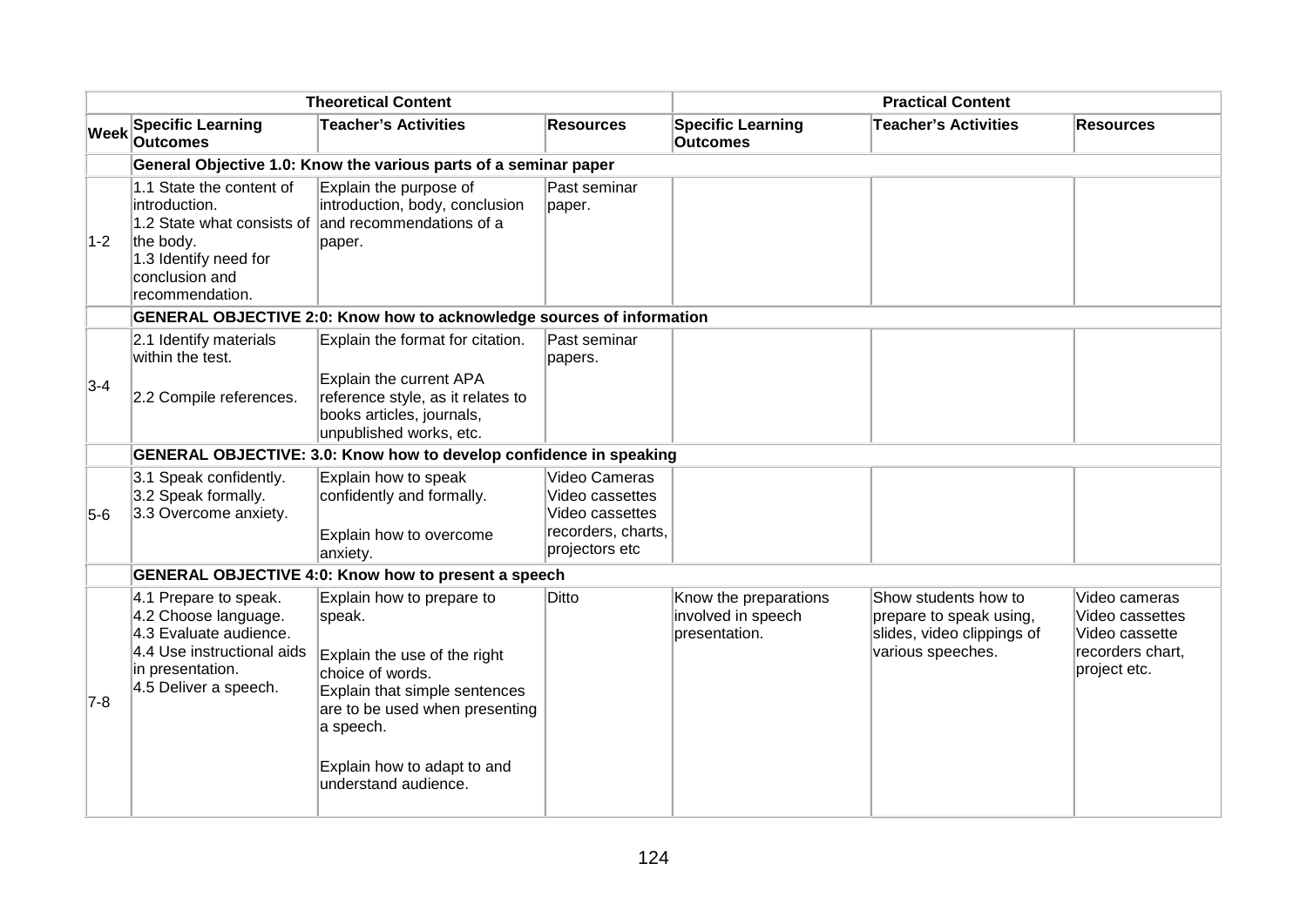| | Theoretical Content | | | Practical Content | | |
|---|---|---|---|---|---|---|
| **Week** | **Specific Learning Outcomes** | **Teacher's Activities** | **Resources** | **Specific Learning Outcomes** | **Teacher's Activities** | **Resources** |
| | **General Objective 1.0: Know the various parts of a seminar paper** | | | | | |
| 1-2 | 1.1 State the content of introduction.<br>1.2 State what consists of the body.<br>1.3 Identify need for conclusion and recommendation. | Explain the purpose of introduction, body, conclusion and recommendations of a paper. | Past seminar paper. | | | |
| | **GENERAL OBJECTIVE 2:0: Know how to acknowledge sources of information** | | | | | |
| 3-4 | 2.1 Identify materials within the test.<br><br>2.2 Compile references. | Explain the format for citation.<br><br>Explain the current APA reference style, as it relates to books articles, journals, unpublished works, etc. | Past seminar papers. | | | |
| | **GENERAL OBJECTIVE: 3.0: Know how to develop confidence in speaking** | | | | | |
| 5-6 | 3.1 Speak confidently.<br>3.2 Speak formally.<br>3.3 Overcome anxiety. | Explain how to speak confidently and formally.<br><br>Explain how to overcome anxiety. | Video Cameras<br>Video cassettes<br>Video cassettes recorders, charts, projectors etc | | | |
| | **GENERAL OBJECTIVE 4:0: Know how to present a speech** | | | | | |
| 7-8 | 4.1 Prepare to speak.<br>4.2 Choose language.<br>4.3 Evaluate audience.<br>4.4 Use instructional aids in presentation.<br>4.5 Deliver a speech. | Explain how to prepare to speak.<br><br>Explain the use of the right choice of words.<br>Explain that simple sentences are to be used when presenting a speech.<br><br>Explain how to adapt to and understand audience. | Ditto | Know the preparations involved in speech presentation. | Show students how to prepare to speak using, slides, video clippings of various speeches. | Video cameras<br>Video cassettes<br>Video cassette recorders chart, project etc. |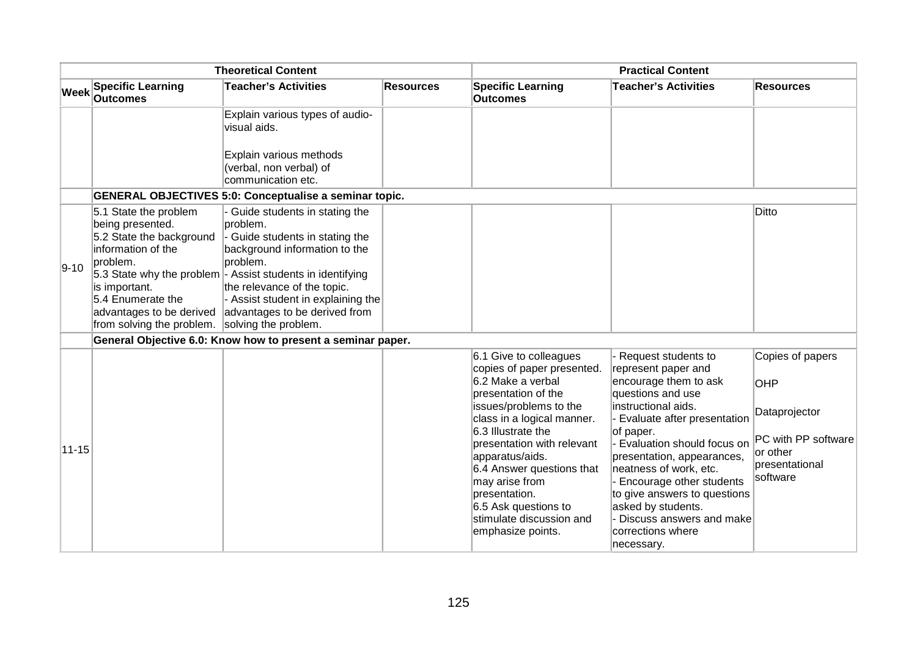| Theoretical Content | | | | Practical Content | | |
|---|---|---|---|---|---|---|
| Week | Specific Learning Outcomes | Teacher's Activities | Resources | Specific Learning Outcomes | Teacher's Activities | Resources |
| | | Explain various types of audio-visual aids.<br><br>Explain various methods (verbal, non verbal) of communication etc. | | | | |
| | **GENERAL OBJECTIVES 5:0: Conceptualise a seminar topic.** | | | | | |
| 9-10 | 5.1 State the problem being presented.<br>5.2 State the background information of the problem.<br>5.3 State why the problem is important.<br>5.4 Enumerate the advantages to be derived from solving the problem. | - Guide students in stating the problem.<br>- Guide students in stating the background information to the problem.<br>- Assist students in identifying the relevance of the topic.<br>- Assist student in explaining the advantages to be derived from solving the problem. | | | | Ditto |
| | **General Objective 6.0: Know how to present a seminar paper.** | | | | | |
| 11-15 | | | | 6.1 Give to colleagues copies of paper presented.<br>6.2 Make a verbal presentation of the issues/problems to the class in a logical manner.<br>6.3 Illustrate the presentation with relevant apparatus/aids.<br>6.4 Answer questions that may arise from presentation.<br>6.5 Ask questions to stimulate discussion and emphasize points. | - Request students to represent paper and encourage them to ask questions and use instructional aids.<br>- Evaluate after presentation of paper.<br>- Evaluation should focus on presentation, appearances, neatness of work, etc.<br>- Encourage other students to give answers to questions asked by students.<br>- Discuss answers and make corrections where necessary. | Copies of papers<br><br>OHP<br><br>Dataprojector<br><br>PC with PP software or other presentational software |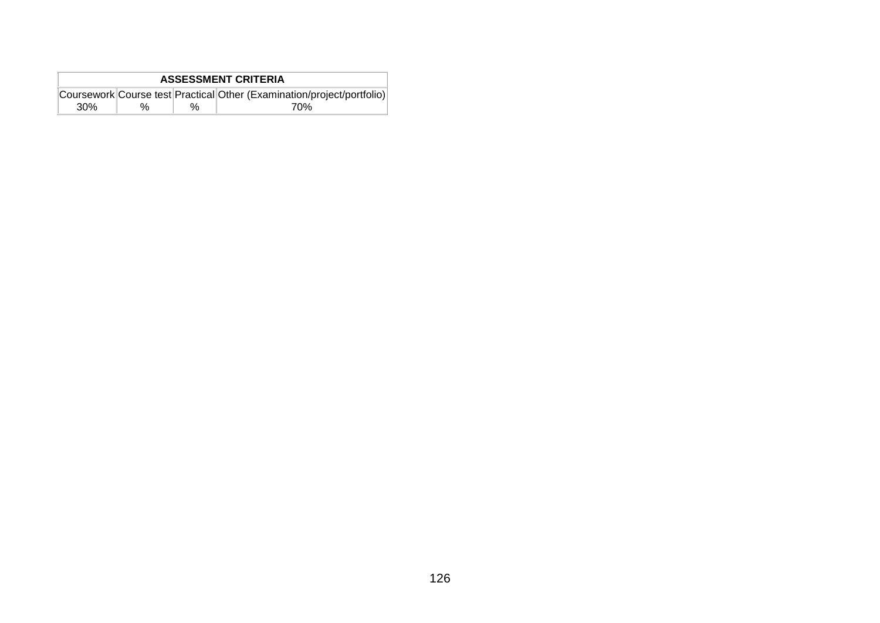| ASSESSMENT CRITERIA | | | |
|---|---|---|---|
| Coursework | Course test | Practical | Other (Examination/project/portfolio) |
| 30% | % | % | 70% |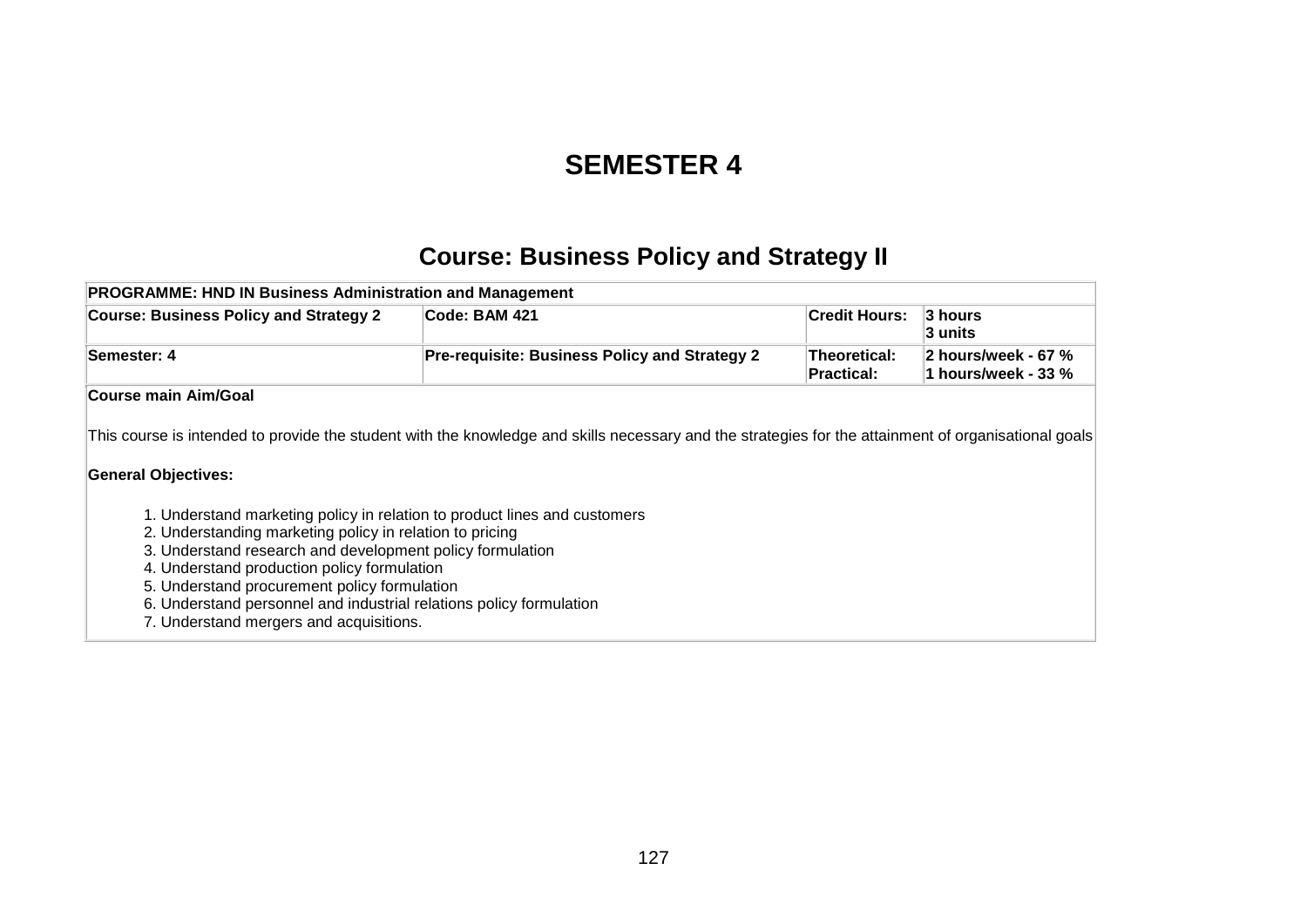# SEMESTER 4

## Course: Business Policy and Strategy II

| **PROGRAMME: HND IN Business Administration and Management** | | | |
|---|---|---|---|
| **Course: Business Policy and Strategy 2** | **Code: BAM 421** | **Credit Hours:** | **3 hours**<br>**3 units** |
| **Semester: 4** | **Pre-requisite: Business Policy and Strategy 2** | **Theoretical:**<br>**Practical:** | **2 hours/week - 67 %**<br>**1 hours/week - 33 %** |

**Course main Aim/Goal**

This course is intended to provide the student with the knowledge and skills necessary and the strategies for the attainment of organisational goals

**General Objectives:**

1. Understand marketing policy in relation to product lines and customers
2. Understanding marketing policy in relation to pricing
3. Understand research and development policy formulation
4. Understand production policy formulation
5. Understand procurement policy formulation
6. Understand personnel and industrial relations policy formulation
7. Understand mergers and acquisitions.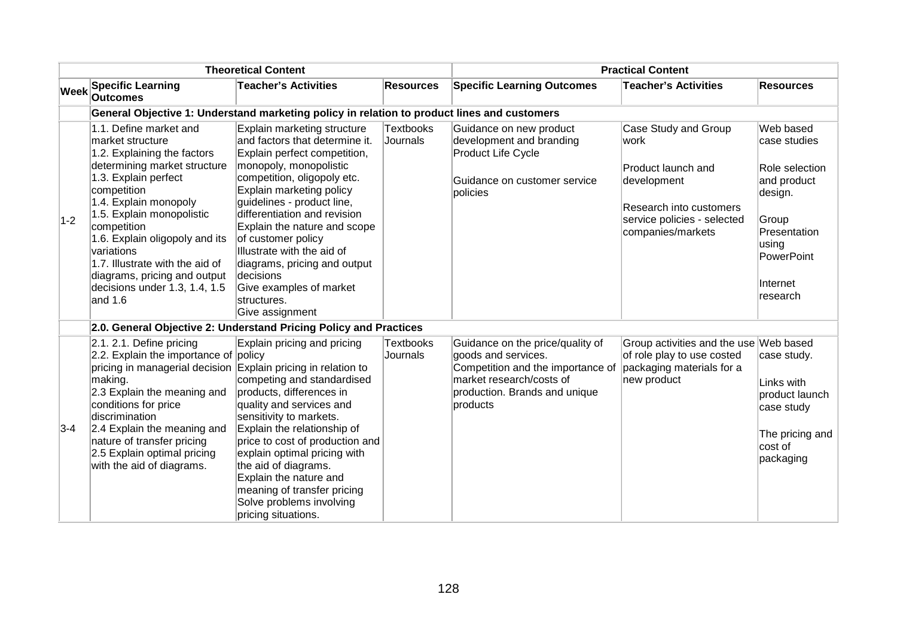| | Theoretical Content | | | Practical Content | | |
|---|---|---|---|---|---|---|
| **Week** | **Specific Learning Outcomes** | **Teacher's Activities** | **Resources** | **Specific Learning Outcomes** | **Teacher's Activities** | **Resources** |
| | **General Objective 1: Understand marketing policy in relation to product lines and customers** | | | | | |
| 1-2 | 1.1. Define market and market structure<br>1.2. Explaining the factors determining market structure<br>1.3. Explain perfect competition<br>1.4. Explain monopoly<br>1.5. Explain monopolistic competition<br>1.6. Explain oligopoly and its variations<br>1.7. Illustrate with the aid of diagrams, pricing and output decisions under 1.3, 1.4, 1.5 and 1.6 | Explain marketing structure and factors that determine it.<br>Explain perfect competition, monopoly, monopolistic competition, oligopoly etc.<br>Explain marketing policy guidelines - product line, differentiation and revision<br>Explain the nature and scope of customer policy<br>Illustrate with the aid of diagrams, pricing and output decisions<br>Give examples of market structures.<br>Give assignment | Textbooks<br>Journals | Guidance on new product development and branding<br>Product Life Cycle<br><br>Guidance on customer service policies | Case Study and Group work<br><br>Product launch and development<br><br>Research into customers service policies - selected companies/markets | Web based case studies<br><br>Role selection and product design.<br><br>Group Presentation using PowerPoint<br><br>Internet research |
| | **2.0. General Objective 2: Understand Pricing Policy and Practices** | | | | | |
| 3-4 | 2.1. 2.1. Define pricing<br>2.2. Explain the importance of pricing in managerial decision making.<br>2.3 Explain the meaning and conditions for price discrimination<br>2.4 Explain the meaning and nature of transfer pricing<br>2.5 Explain optimal pricing with the aid of diagrams. | Explain pricing and pricing policy<br>Explain pricing in relation to competing and standardised products, differences in quality and services and sensitivity to markets.<br>Explain the relationship of price to cost of production and explain optimal pricing with the aid of diagrams.<br>Explain the nature and meaning of transfer pricing<br>Solve problems involving pricing situations. | Textbooks<br>Journals | Guidance on the price/quality of goods and services.<br>Competition and the importance of market research/costs of production. Brands and unique products | Group activities and the use of role play to use costed packaging materials for a new product | Web based case study.<br><br>Links with product launch case study<br><br>The pricing and cost of packaging |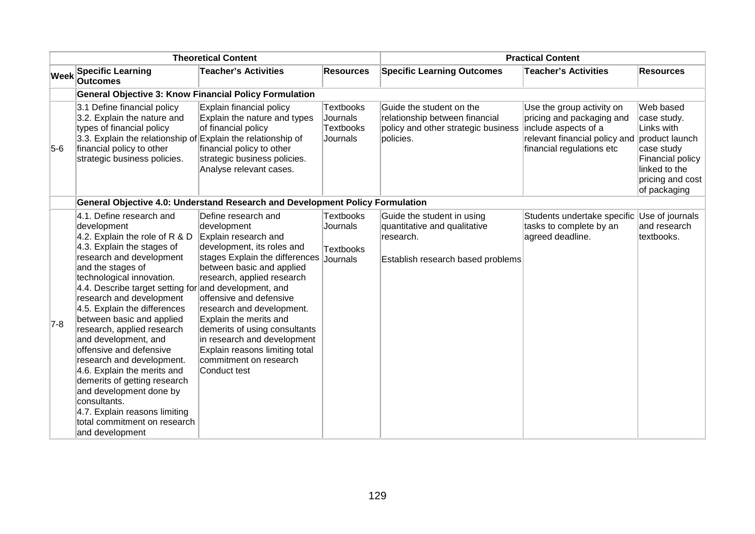| Theoretical Content | | | | Practical Content | | |
|---|---|---|---|---|---|---|
| **Week** | **Specific Learning Outcomes** | **Teacher's Activities** | **Resources** | **Specific Learning Outcomes** | **Teacher's Activities** | **Resources** |
| | **General Objective 3: Know Financial Policy Formulation** | | | | | |
| 5-6 | 3.1 Define financial policy<br>3.2. Explain the nature and types of financial policy<br>3.3. Explain the relationship of financial policy to other strategic business policies. | Explain financial policy<br>Explain the nature and types of financial policy<br>Explain the relationship of financial policy to other strategic business policies.<br>Analyse relevant cases. | Textbooks<br>Journals<br>Textbooks<br>Journals | Guide the student on the relationship between financial policy and other strategic business policies. | Use the group activity on pricing and packaging and include aspects of a relevant financial policy and financial regulations etc | Web based case study.<br>Links with product launch case study<br>Financial policy linked to the pricing and cost of packaging |
| | **General Objective 4.0: Understand Research and Development Policy Formulation** | | | | | |
| 7-8 | 4.1. Define research and development<br>4.2. Explain the role of R & D<br>4.3. Explain the stages of research and development and the stages of technological innovation.<br>4.4. Describe target setting for research and development<br>4.5. Explain the differences between basic and applied research, applied research and development, and offensive and defensive research and development.<br>4.6. Explain the merits and demerits of getting research and development done by consultants.<br>4.7. Explain reasons limiting total commitment on research and development | Define research and development<br>Explain research and development, its roles and stages Explain the differences between basic and applied research, applied research and development, and offensive and defensive research and development.<br>Explain the merits and demerits of using consultants in research and development<br>Explain reasons limiting total commitment on research<br>Conduct test | Textbooks<br>Journals<br>Textbooks<br>Journals | Guide the student in using quantitative and qualitative research.<br><br>Establish research based problems | Students undertake specific tasks to complete by an agreed deadline. | Use of journals and research textbooks. |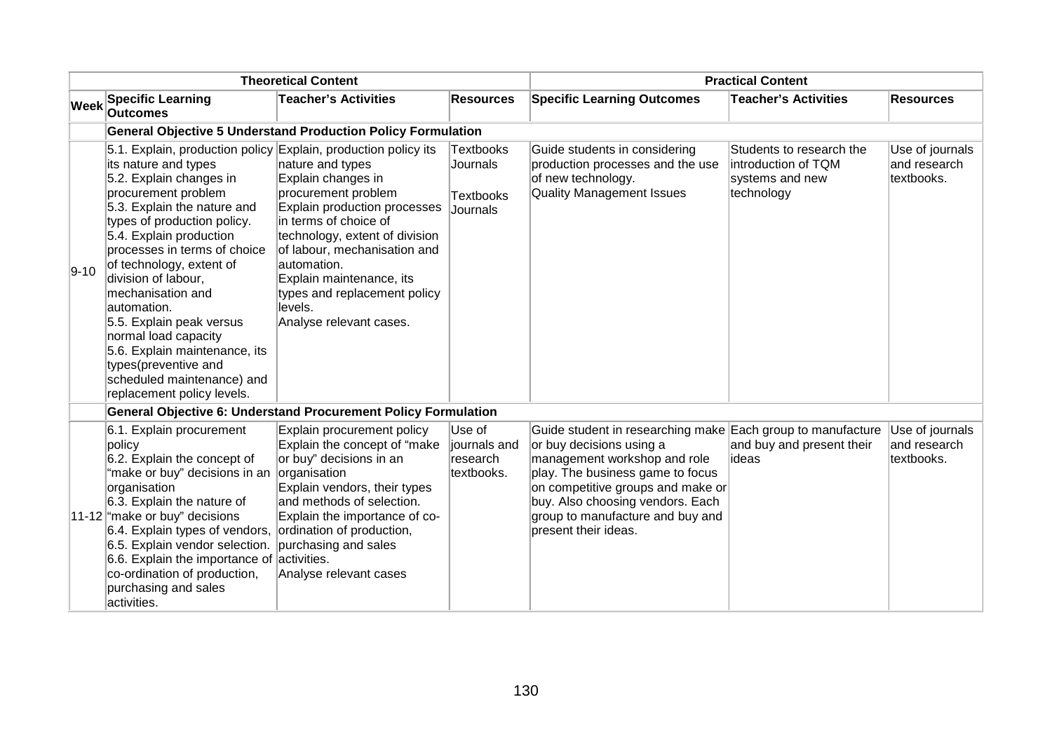| Theoretical Content | | | | Practical Content | | |
|---|---|---|---|---|---|---|
| Week | Specific Learning Outcomes | Teacher's Activities | Resources | Specific Learning Outcomes | Teacher's Activities | Resources |
| | **General Objective 5 Understand Production Policy Formulation** | | | | | |
| 9-10 | 5.1. Explain, production policy its nature and types<br>5.2. Explain changes in procurement problem<br>5.3. Explain the nature and types of production policy.<br>5.4. Explain production processes in terms of choice of technology, extent of division of labour, mechanisation and automation.<br>5.5. Explain peak versus normal load capacity<br>5.6. Explain maintenance, its types(preventive and scheduled maintenance) and replacement policy levels. | Explain, production policy its nature and types<br>Explain changes in procurement problem<br>Explain production processes in terms of choice of technology, extent of division of labour, mechanisation and automation.<br>Explain maintenance, its types and replacement policy levels.<br>Analyse relevant cases. | Textbooks<br>Journals<br><br>Textbooks<br>Journals | Guide students in considering production processes and the use of new technology.<br>Quality Management Issues | Students to research the introduction of TQM systems and new technology | Use of journals and research textbooks. |
| | **General Objective 6: Understand Procurement Policy Formulation** | | | | | |
| 11-12 | 6.1. Explain procurement policy<br>6.2. Explain the concept of "make or buy" decisions in an organisation<br>6.3. Explain the nature of "make or buy" decisions<br>6.4. Explain types of vendors,<br>6.5. Explain vendor selection.<br>6.6. Explain the importance of co-ordination of production, purchasing and sales activities. | Explain procurement policy<br>Explain the concept of "make or buy" decisions in an organisation<br>Explain vendors, their types and methods of selection.<br>Explain the importance of co-ordination of production, purchasing and sales activities.<br>Analyse relevant cases | Use of journals and research textbooks. | Guide student in researching make or buy decisions using a management workshop and role play. The business game to focus on competitive groups and make or buy. Also choosing vendors. Each group to manufacture and buy and present their ideas. | Each group to manufacture and buy and present their ideas | Use of journals and research textbooks. |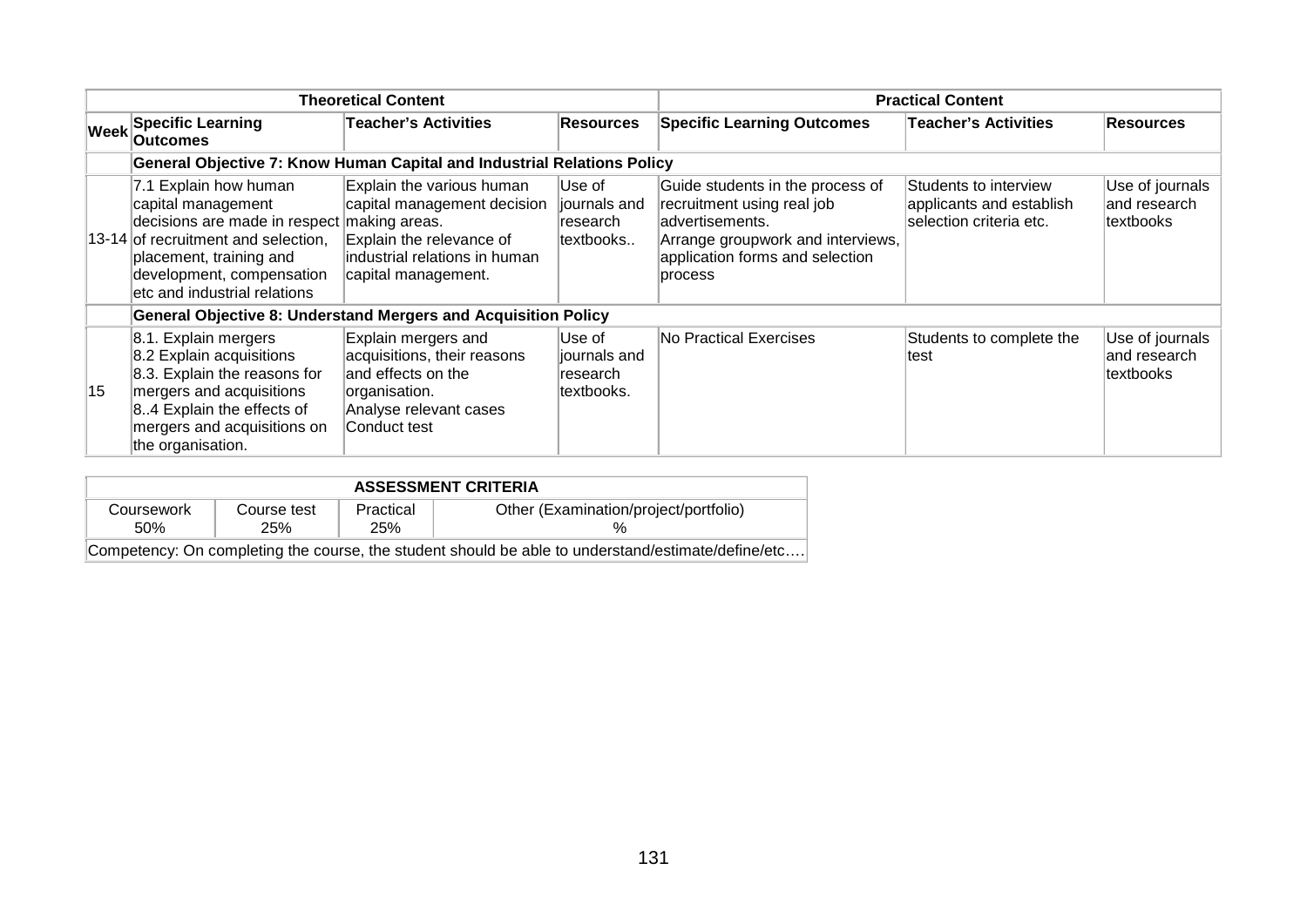| Theoretical Content | | | | Practical Content | | |
|---|---|---|---|---|---|---|
| **Week** | **Specific Learning Outcomes** | **Teacher's Activities** | **Resources** | **Specific Learning Outcomes** | **Teacher's Activities** | **Resources** |
| | **General Objective 7: Know Human Capital and Industrial Relations Policy** | | | | | |
| 13-14 | 7.1 Explain how human capital management decisions are made in respect of recruitment and selection, placement, training and development, compensation etc and industrial relations | Explain the various human capital management decision making areas. Explain the relevance of industrial relations in human capital management. | Use of journals and research textbooks.. | Guide students in the process of recruitment using real job advertisements. Arrange groupwork and interviews, application forms and selection process | Students to interview applicants and establish selection criteria etc. | Use of journals and research textbooks |
| | **General Objective 8: Understand Mergers and Acquisition Policy** | | | | | |
| 15 | 8.1. Explain mergers 8.2 Explain acquisitions 8.3. Explain the reasons for mergers and acquisitions 8..4 Explain the effects of mergers and acquisitions on the organisation. | Explain mergers and acquisitions, their reasons and effects on the organisation. Analyse relevant cases Conduct test | Use of journals and research textbooks. | No Practical Exercises | Students to complete the test | Use of journals and research textbooks |

| ASSESSMENT CRITERIA | | | |
|---|---|---|---|
| Coursework 50% | Course test 25% | Practical 25% | Other (Examination/project/portfolio) % |
| Competency: On completing the course, the student should be able to understand/estimate/define/etc…. | | | |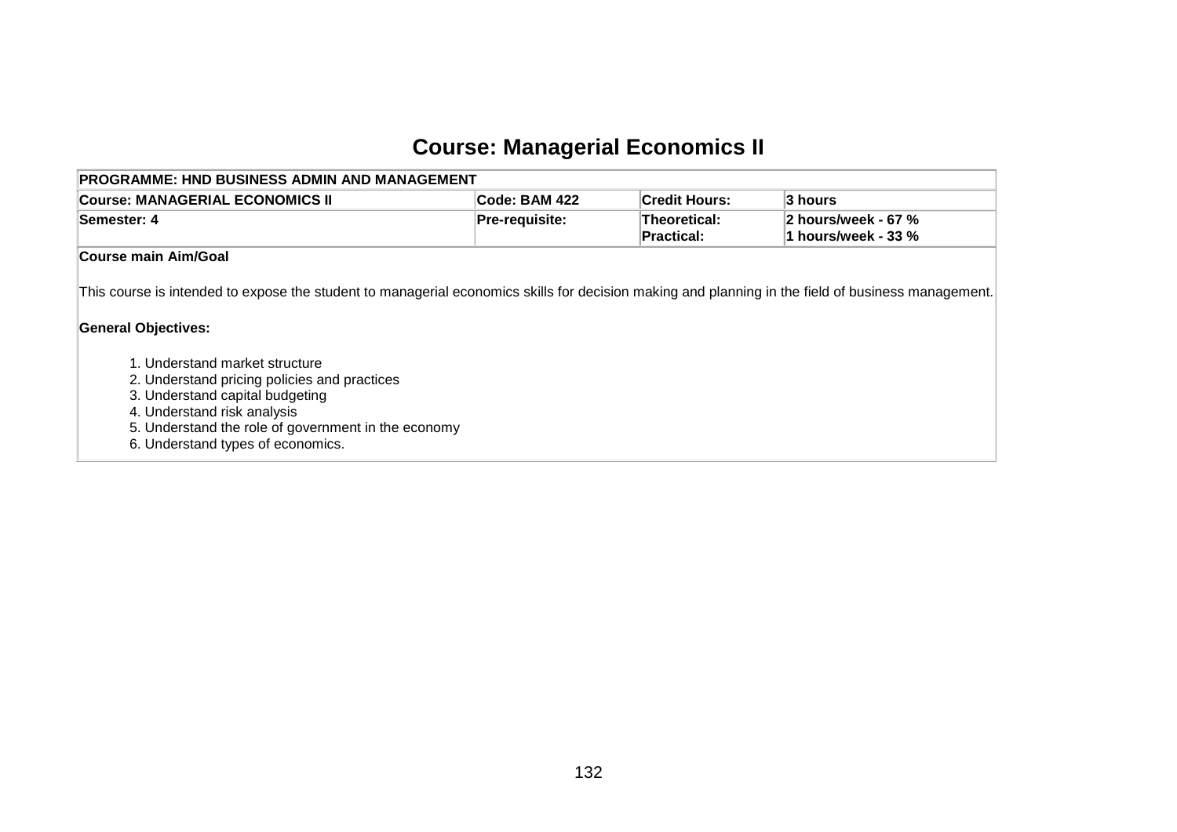# Course: Managerial Economics II

| PROGRAMME: HND BUSINESS ADMIN AND MANAGEMENT | | | |
|---|---|---|---|
| **Course: MANAGERIAL ECONOMICS II** | **Code: BAM 422** | **Credit Hours:** | **3 hours** |
| **Semester: 4** | **Pre-requisite:** | **Theoretical:**<br>**Practical:** | **2 hours/week - 67 %**<br>**1 hours/week - 33 %** |

**Course main Aim/Goal**

This course is intended to expose the student to managerial economics skills for decision making and planning in the field of business management.

**General Objectives:**

1. Understand market structure
2. Understand pricing policies and practices
3. Understand capital budgeting
4. Understand risk analysis
5. Understand the role of government in the economy
6. Understand types of economics.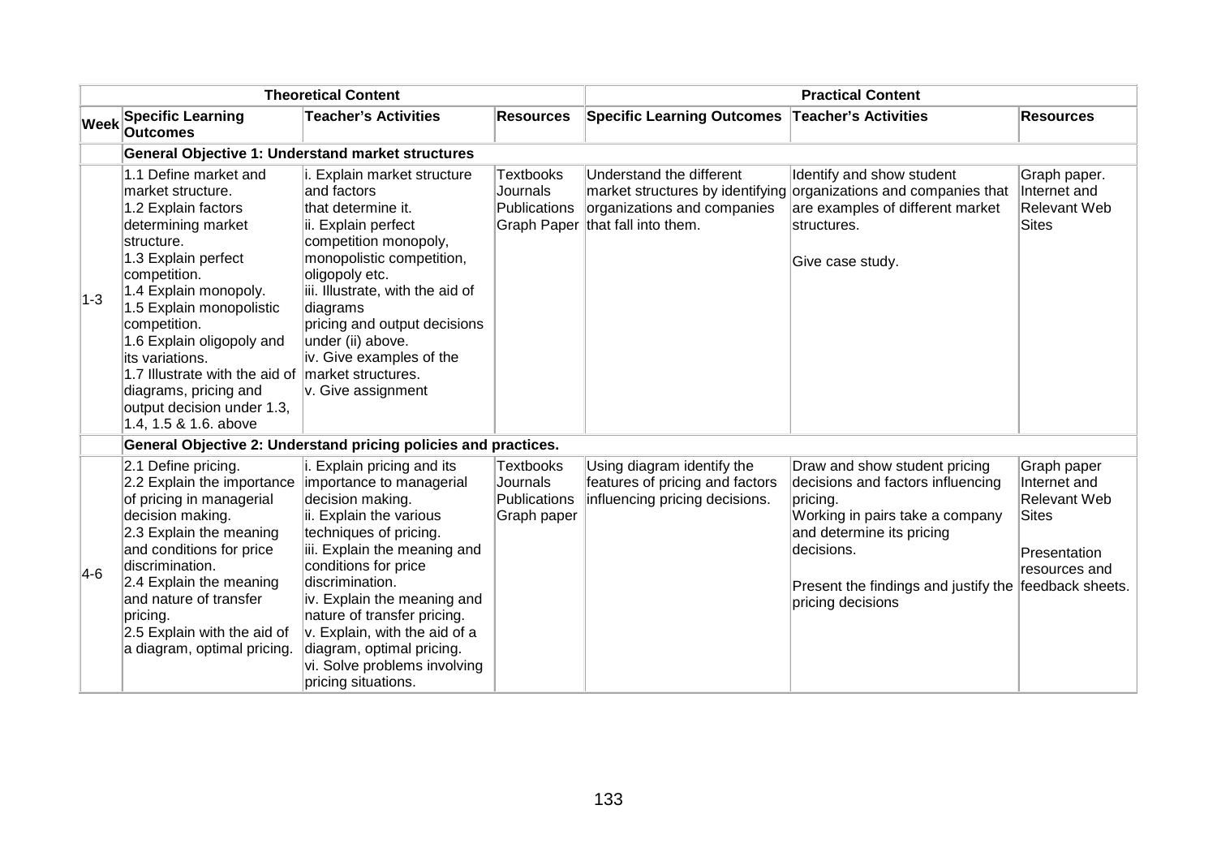| | Theoretical Content | | | Practical Content | | |
|---|---|---|---|---|---|---|
| **Week** | **Specific Learning Outcomes** | **Teacher's Activities** | **Resources** | **Specific Learning Outcomes** | **Teacher's Activities** | **Resources** |
| | **General Objective 1: Understand market structures** | | | | | |
| 1-3 | 1.1 Define market and market structure.<br>1.2 Explain factors determining market structure.<br>1.3 Explain perfect competition.<br>1.4 Explain monopoly.<br>1.5 Explain monopolistic competition.<br>1.6 Explain oligopoly and its variations.<br>1.7 Illustrate with the aid of diagrams, pricing and output decision under 1.3, 1.4, 1.5 & 1.6. above | i. Explain market structure and factors that determine it.<br>ii. Explain perfect competition monopoly, monopolistic competition, oligopoly etc.<br>iii. Illustrate, with the aid of diagrams pricing and output decisions under (ii) above.<br>iv. Give examples of the market structures.<br>v. Give assignment | Textbooks Journals Publications Graph Paper | Understand the different market structures by identifying organizations and companies that fall into them. | Identify and show student organizations and companies that are examples of different market structures.<br><br>Give case study. | Graph paper. Internet and Relevant Web Sites |
| | **General Objective 2: Understand pricing policies and practices.** | | | | | |
| 4-6 | 2.1 Define pricing.<br>2.2 Explain the importance of pricing in managerial decision making.<br>2.3 Explain the meaning and conditions for price discrimination.<br>2.4 Explain the meaning and nature of transfer pricing.<br>2.5 Explain with the aid of a diagram, optimal pricing. | i. Explain pricing and its importance to managerial decision making.<br>ii. Explain the various techniques of pricing.<br>iii. Explain the meaning and conditions for price discrimination.<br>iv. Explain the meaning and nature of transfer pricing.<br>v. Explain, with the aid of a diagram, optimal pricing.<br>vi. Solve problems involving pricing situations. | Textbooks Journals Publications Graph paper | Using diagram identify the features of pricing and factors influencing pricing decisions. | Draw and show student pricing decisions and factors influencing pricing.<br>Working in pairs take a company and determine its pricing decisions.<br><br>Present the findings and justify the pricing decisions | Graph paper Internet and Relevant Web Sites<br><br>Presentation resources and feedback sheets. |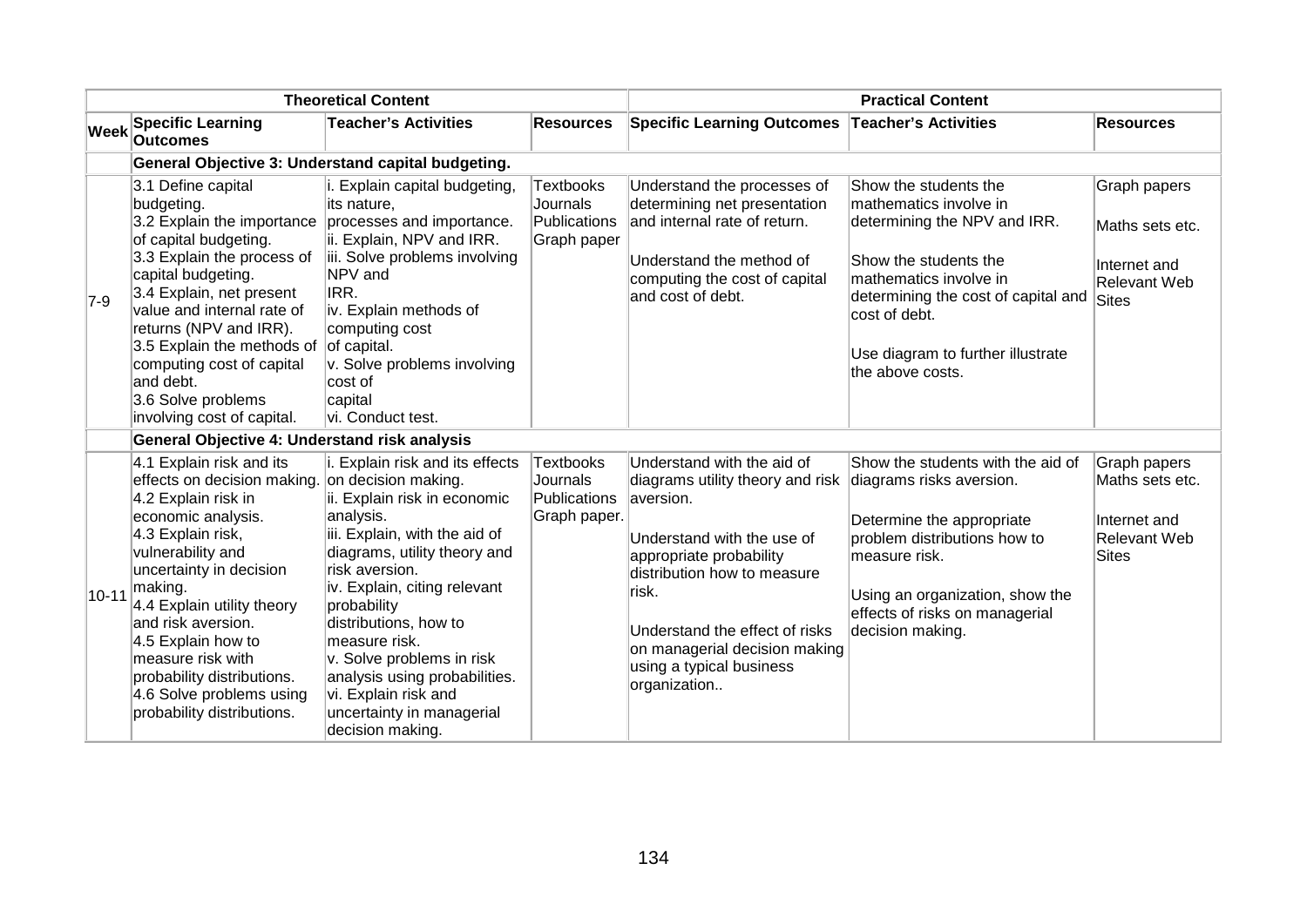| | Theoretical Content | | | Practical Content | | |
|---|---|---|---|---|---|---|
| **Week** | **Specific Learning Outcomes** | **Teacher's Activities** | **Resources** | **Specific Learning Outcomes** | **Teacher's Activities** | **Resources** |
| | **General Objective 3: Understand capital budgeting.** | | | | | |
| 7-9 | 3.1 Define capital budgeting.<br>3.2 Explain the importance of capital budgeting.<br>3.3 Explain the process of capital budgeting.<br>3.4 Explain, net present value and internal rate of returns (NPV and IRR).<br>3.5 Explain the methods of computing cost of capital and debt.<br>3.6 Solve problems involving cost of capital. | i. Explain capital budgeting, its nature, processes and importance.<br>ii. Explain, NPV and IRR.<br>iii. Solve problems involving NPV and IRR.<br>iv. Explain methods of computing cost of capital.<br>v. Solve problems involving cost of capital<br>vi. Conduct test. | Textbooks Journals Publications Graph paper | Understand the processes of determining net presentation and internal rate of return.<br><br>Understand the method of computing the cost of capital and cost of debt. | Show the students the mathematics involve in determining the NPV and IRR.<br><br>Show the students the mathematics involve in determining the cost of capital and cost of debt.<br><br>Use diagram to further illustrate the above costs. | Graph papers<br><br>Maths sets etc.<br><br>Internet and Relevant Web Sites |
| | **General Objective 4: Understand risk analysis** | | | | | |
| 10-11 | 4.1 Explain risk and its effects on decision making.<br>4.2 Explain risk in economic analysis.<br>4.3 Explain risk, vulnerability and uncertainty in decision making.<br>4.4 Explain utility theory and risk aversion.<br>4.5 Explain how to measure risk with probability distributions.<br>4.6 Solve problems using probability distributions. | i. Explain risk and its effects on decision making.<br>ii. Explain risk in economic analysis.<br>iii. Explain, with the aid of diagrams, utility theory and risk aversion.<br>iv. Explain, citing relevant probability distributions, how to measure risk.<br>v. Solve problems in risk analysis using probabilities.<br>vi. Explain risk and uncertainty in managerial decision making. | Textbooks Journals Publications Graph paper. | Understand with the aid of diagrams utility theory and risk aversion.<br><br>Understand with the use of appropriate probability distribution how to measure risk.<br><br>Understand the effect of risks on managerial decision making using a typical business organization.. | Show the students with the aid of diagrams risks aversion.<br><br>Determine the appropriate problem distributions how to measure risk.<br><br>Using an organization, show the effects of risks on managerial decision making. | Graph papers Maths sets etc.<br><br>Internet and Relevant Web Sites |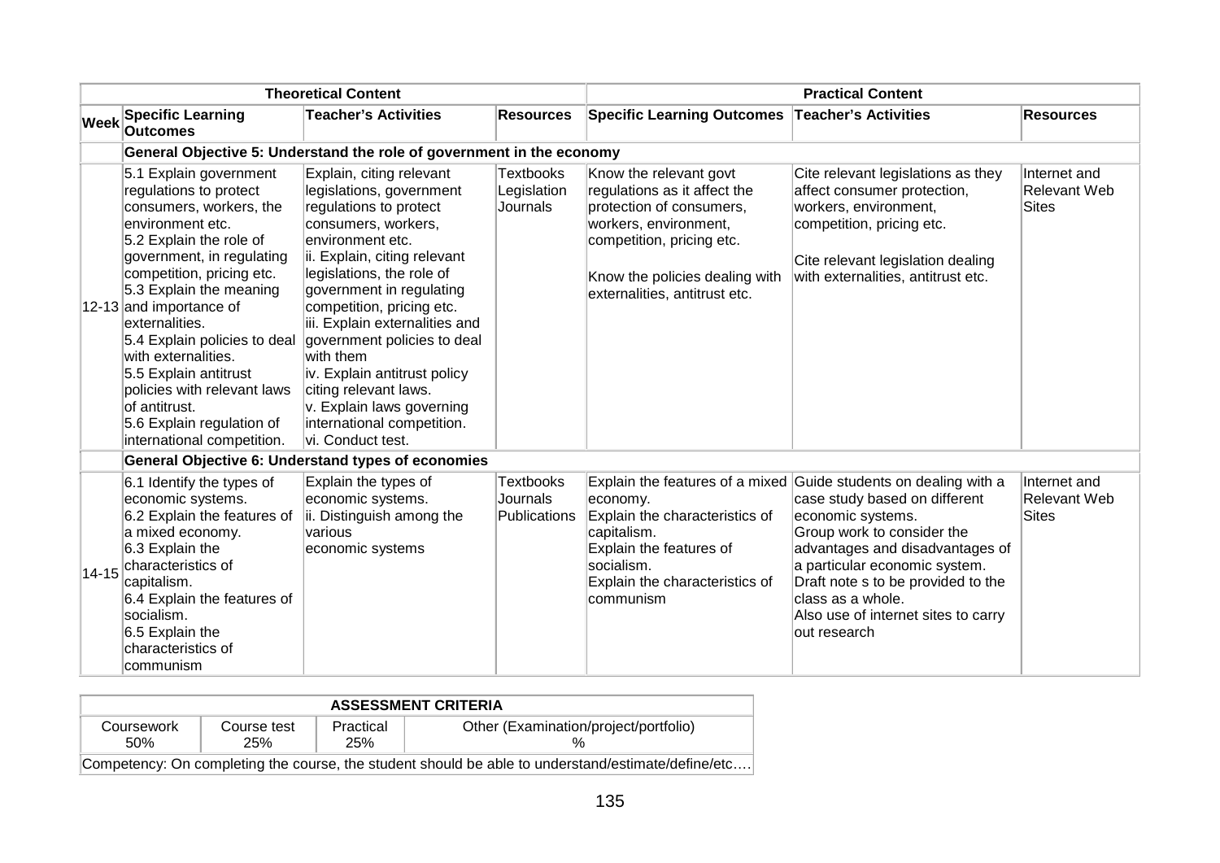| | Theoretical Content | | | Practical Content | | |
|---|---|---|---|---|---|---|
| **Week** | **Specific Learning Outcomes** | **Teacher's Activities** | **Resources** | **Specific Learning Outcomes** | **Teacher's Activities** | **Resources** |
| | **General Objective 5: Understand the role of government in the economy** | | | | | |
| 12-13 | 5.1 Explain government regulations to protect consumers, workers, the environment etc.<br>5.2 Explain the role of government, in regulating competition, pricing etc.<br>5.3 Explain the meaning and importance of externalities.<br>5.4 Explain policies to deal with externalities.<br>5.5 Explain antitrust policies with relevant laws of antitrust.<br>5.6 Explain regulation of international competition. | Explain, citing relevant legislations, government regulations to protect consumers, workers, environment etc.<br>ii. Explain, citing relevant legislations, the role of government in regulating competition, pricing etc.<br>iii. Explain externalities and government policies to deal with them<br>iv. Explain antitrust policy citing relevant laws.<br>v. Explain laws governing international competition.<br>vi. Conduct test. | Textbooks<br>Legislation<br>Journals | Know the relevant govt regulations as it affect the protection of consumers, workers, environment, competition, pricing etc.<br><br>Know the policies dealing with externalities, antitrust etc. | Cite relevant legislations as they affect consumer protection, workers, environment, competition, pricing etc.<br><br>Cite relevant legislation dealing with externalities, antitrust etc. | Internet and Relevant Web Sites |
| | **General Objective 6: Understand types of economies** | | | | | |
| 14-15 | 6.1 Identify the types of economic systems.<br>6.2 Explain the features of a mixed economy.<br>6.3 Explain the characteristics of capitalism.<br>6.4 Explain the features of socialism.<br>6.5 Explain the characteristics of communism | Explain the types of economic systems.<br>ii. Distinguish among the various economic systems | Textbooks<br>Journals<br>Publications | Explain the features of a mixed economy.<br>Explain the characteristics of capitalism.<br>Explain the features of socialism.<br>Explain the characteristics of communism | Guide students on dealing with a case study based on different economic systems.<br>Group work to consider the advantages and disadvantages of a particular economic system.<br>Draft note s to be provided to the class as a whole.<br>Also use of internet sites to carry out research | Internet and Relevant Web Sites |

| ASSESSMENT CRITERIA | | | |
|---|---|---|---|
| Coursework<br>50% | Course test<br>25% | Practical<br>25% | Other (Examination/project/portfolio)<br>% |
| Competency: On completing the course, the student should be able to understand/estimate/define/etc…. | | | |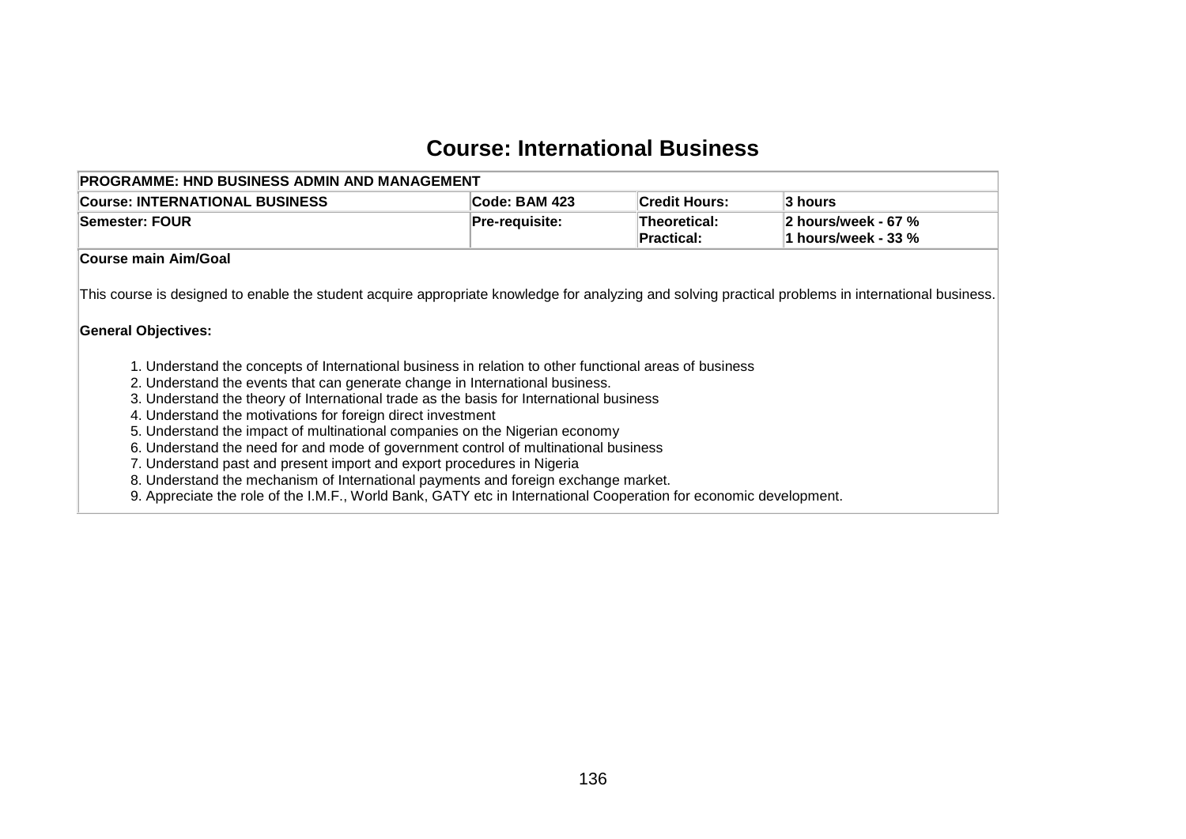# Course: International Business

| PROGRAMME: HND BUSINESS ADMIN AND MANAGEMENT | | | |
|---|---|---|---|
| **Course: INTERNATIONAL BUSINESS** | **Code: BAM 423** | **Credit Hours:** | **3 hours** |
| **Semester: FOUR** | **Pre-requisite:** | **Theoretical:**<br>**Practical:** | **2 hours/week - 67 %**<br>**1 hours/week - 33 %** |

**Course main Aim/Goal**

This course is designed to enable the student acquire appropriate knowledge for analyzing and solving practical problems in international business.

**General Objectives:**

1. Understand the concepts of International business in relation to other functional areas of business
2. Understand the events that can generate change in International business.
3. Understand the theory of International trade as the basis for International business
4. Understand the motivations for foreign direct investment
5. Understand the impact of multinational companies on the Nigerian economy
6. Understand the need for and mode of government control of multinational business
7. Understand past and present import and export procedures in Nigeria
8. Understand the mechanism of International payments and foreign exchange market.
9. Appreciate the role of the I.M.F., World Bank, GATY etc in International Cooperation for economic development.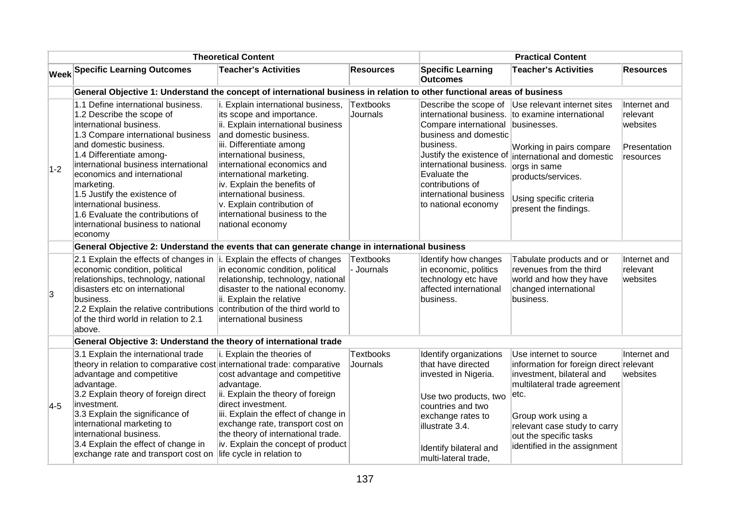| | Theoretical Content | | | Practical Content | | |
|---|---|---|---|---|---|---|
| Week | Specific Learning Outcomes | Teacher's Activities | Resources | Specific Learning Outcomes | Teacher's Activities | Resources |
| | **General Objective 1: Understand the concept of international business in relation to other functional areas of business** | | | | | |
| 1-2 | 1.1 Define international business.<br>1.2 Describe the scope of international business.<br>1.3 Compare international business and domestic business.<br>1.4 Differentiate among- international business international economics and international marketing.<br>1.5 Justify the existence of international business.<br>1.6 Evaluate the contributions of international business to national economy | i. Explain international business, its scope and importance.<br>ii. Explain international business and domestic business.<br>iii. Differentiate among international business, international economics and international marketing.<br>iv. Explain the benefits of international business.<br>v. Explain contribution of international business to the national economy | Textbooks<br>Journals | Describe the scope of international business.<br>Compare international business and domestic business.<br>Justify the existence of international business.<br>Evaluate the contributions of international business to national economy | Use relevant internet sites to examine international businesses.<br><br>Working in pairs compare international and domestic orgs in same products/services.<br><br>Using specific criteria present the findings. | Internet and relevant websites<br><br>Presentation resources |
| | **General Objective 2: Understand the events that can generate change in international business** | | | | | |
| 3 | 2.1 Explain the effects of changes in economic condition, political relationships, technology, national disasters etc on international business.<br>2.2 Explain the relative contributions of the third world in relation to 2.1 above. | i. Explain the effects of changes in economic condition, political relationship, technology, national disaster to the national economy.<br>ii. Explain the relative contribution of the third world to international business | Textbooks<br>- Journals | Identify how changes in economic, politics technology etc have affected international business. | Tabulate products and or revenues from the third world and how they have changed international business. | Internet and relevant websites |
| | **General Objective 3: Understand the theory of international trade** | | | | | |
| 4-5 | 3.1 Explain the international trade theory in relation to comparative cost advantage and competitive advantage.<br>3.2 Explain theory of foreign direct investment.<br>3.3 Explain the significance of international marketing to international business.<br>3.4 Explain the effect of change in exchange rate and transport cost on | i. Explain the theories of international trade: comparative cost advantage and competitive advantage.<br>ii. Explain the theory of foreign direct investment.<br>iii. Explain the effect of change in exchange rate, transport cost on the theory of international trade.<br>iv. Explain the concept of product life cycle in relation to | Textbooks<br>Journals | Identify organizations that have directed invested in Nigeria.<br><br>Use two products, two countries and two exchange rates to illustrate 3.4.<br><br>Identify bilateral and multi-lateral trade, | Use internet to source information for foreign direct investment, bilateral and multilateral trade agreement etc.<br><br>Group work using a relevant case study to carry out the specific tasks identified in the assignment | Internet and relevant websites |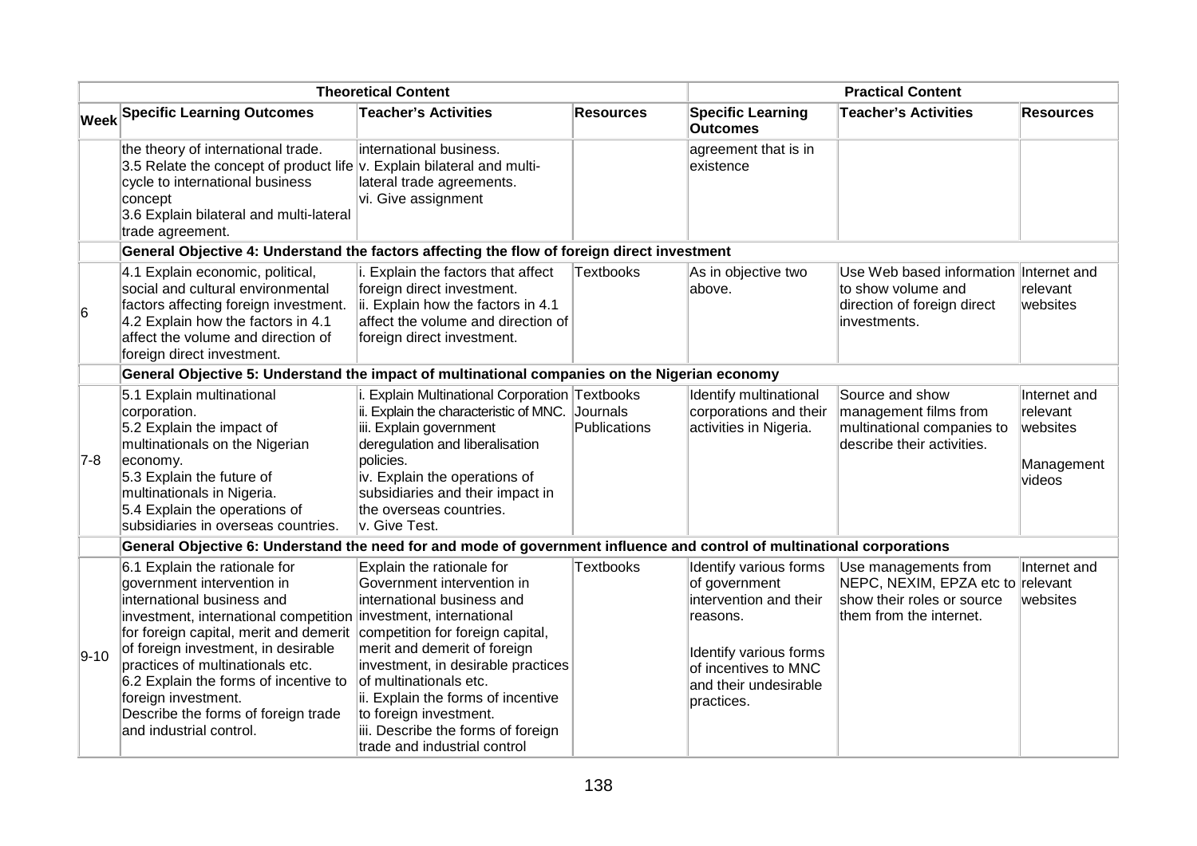| | Theoretical Content | | | Practical Content | | |
|---|---|---|---|---|---|---|
| **Week** | **Specific Learning Outcomes** | **Teacher's Activities** | **Resources** | **Specific Learning Outcomes** | **Teacher's Activities** | **Resources** |
| | the theory of international trade.<br>3.5 Relate the concept of product life cycle to international business concept<br>3.6 Explain bilateral and multi-lateral trade agreement. | international business.<br>v. Explain bilateral and multi-lateral trade agreements.<br>vi. Give assignment | | agreement that is in existence | | |
| | **General Objective 4: Understand the factors affecting the flow of foreign direct investment** | | | | | |
| 6 | 4.1 Explain economic, political, social and cultural environmental factors affecting foreign investment.<br>4.2 Explain how the factors in 4.1 affect the volume and direction of foreign direct investment. | i. Explain the factors that affect foreign direct investment.<br>ii. Explain how the factors in 4.1 affect the volume and direction of foreign direct investment. | Textbooks | As in objective two above. | Use Web based information to show volume and direction of foreign direct investments. | Internet and relevant websites |
| | **General Objective 5: Understand the impact of multinational companies on the Nigerian economy** | | | | | |
| 7-8 | 5.1 Explain multinational corporation.<br>5.2 Explain the impact of multinationals on the Nigerian economy.<br>5.3 Explain the future of multinationals in Nigeria.<br>5.4 Explain the operations of subsidiaries in overseas countries. | i. Explain Multinational Corporation<br>ii. Explain the characteristic of MNC.<br>iii. Explain government deregulation and liberalisation policies.<br>iv. Explain the operations of subsidiaries and their impact in the overseas countries.<br>v. Give Test. | Textbooks<br>Journals<br>Publications | Identify multinational corporations and their activities in Nigeria. | Source and show management films from multinational companies to describe their activities. | Internet and relevant websites<br><br>Management videos |
| | **General Objective 6: Understand the need for and mode of government influence and control of multinational corporations** | | | | | |
| 9-10 | 6.1 Explain the rationale for government intervention in international business and investment, international competition for foreign capital, merit and demerit of foreign investment, in desirable practices of multinationals etc.<br>6.2 Explain the forms of incentive to foreign investment.<br>Describe the forms of foreign trade and industrial control. | Explain the rationale for Government intervention in international business and investment, international competition for foreign capital, merit and demerit of foreign investment, in desirable practices of multinationals etc.<br>ii. Explain the forms of incentive to foreign investment.<br>iii. Describe the forms of foreign trade and industrial control | Textbooks | Identify various forms of government intervention and their reasons.<br><br>Identify various forms of incentives to MNC and their undesirable practices. | Use managements from NEPC, NEXIM, EPZA etc to show their roles or source them from the internet. | Internet and relevant websites |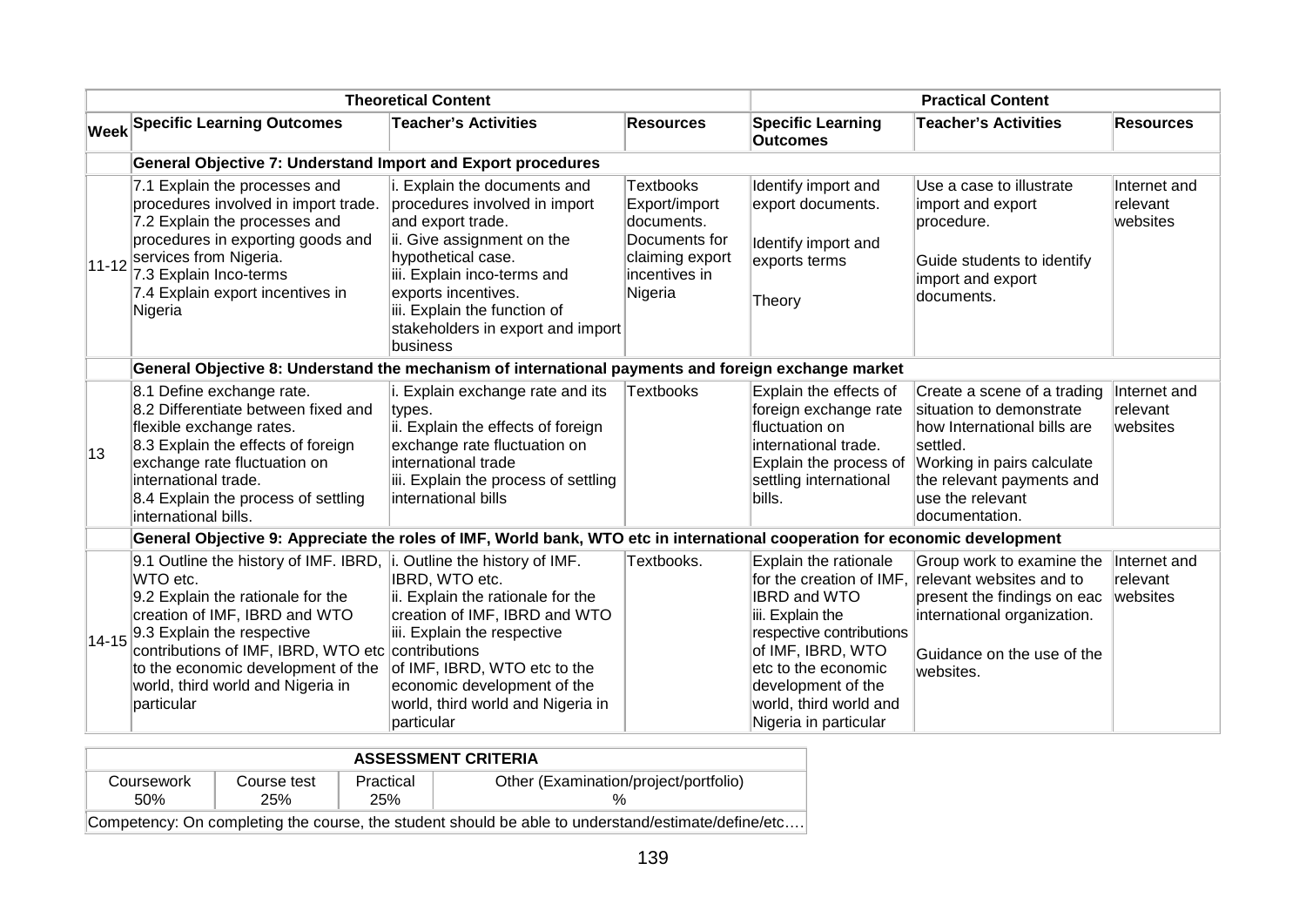| | Theoretical Content | | | Practical Content | | |
|---|---|---|---|---|---|---|
| **Week** | **Specific Learning Outcomes** | **Teacher's Activities** | **Resources** | **Specific Learning Outcomes** | **Teacher's Activities** | **Resources** |
| | **General Objective 7: Understand Import and Export procedures** | | | | | |
| 11-12 | 7.1 Explain the processes and procedures involved in import trade.<br>7.2 Explain the processes and procedures in exporting goods and services from Nigeria.<br>7.3 Explain Inco-terms<br>7.4 Explain export incentives in Nigeria | i. Explain the documents and procedures involved in import and export trade.<br>ii. Give assignment on the hypothetical case.<br>iii. Explain inco-terms and exports incentives.<br>iii. Explain the function of stakeholders in export and import business | Textbooks Export/import documents. Documents for claiming export incentives in Nigeria | Identify import and export documents.<br><br>Identify import and exports terms<br><br>Theory | Use a case to illustrate import and export procedure.<br><br>Guide students to identify import and export documents. | Internet and relevant websites |
| | **General Objective 8: Understand the mechanism of international payments and foreign exchange market** | | | | | |
| 13 | 8.1 Define exchange rate.<br>8.2 Differentiate between fixed and flexible exchange rates.<br>8.3 Explain the effects of foreign exchange rate fluctuation on international trade.<br>8.4 Explain the process of settling international bills. | i. Explain exchange rate and its types.<br>ii. Explain the effects of foreign exchange rate fluctuation on international trade<br>iii. Explain the process of settling international bills | Textbooks | Explain the effects of foreign exchange rate fluctuation on international trade.<br>Explain the process of settling international bills. | Create a scene of a trading situation to demonstrate how International bills are settled.<br>Working in pairs calculate the relevant payments and use the relevant documentation. | Internet and relevant websites |
| | **General Objective 9: Appreciate the roles of IMF, World bank, WTO etc in international cooperation for economic development** | | | | | |
| 14-15 | 9.1 Outline the history of IMF. IBRD, WTO etc.<br>9.2 Explain the rationale for the creation of IMF, IBRD and WTO<br>9.3 Explain the respective contributions of IMF, IBRD, WTO etc to the economic development of the world, third world and Nigeria in particular | i. Outline the history of IMF. IBRD, WTO etc.<br>ii. Explain the rationale for the creation of IMF, IBRD and WTO<br>iii. Explain the respective contributions of IMF, IBRD, WTO etc to the economic development of the world, third world and Nigeria in particular | Textbooks. | Explain the rationale for the creation of IMF, IBRD and WTO<br>iii. Explain the respective contributions of IMF, IBRD, WTO etc to the economic development of the world, third world and Nigeria in particular | Group work to examine the relevant websites and to present the findings on eac international organization.<br><br>Guidance on the use of the websites. | Internet and relevant websites |

| ASSESSMENT CRITERIA | | | |
|---|---|---|---|
| Coursework 50% | Course test 25% | Practical 25% | Other (Examination/project/portfolio) % |
| Competency: On completing the course, the student should be able to understand/estimate/define/etc…. | | | |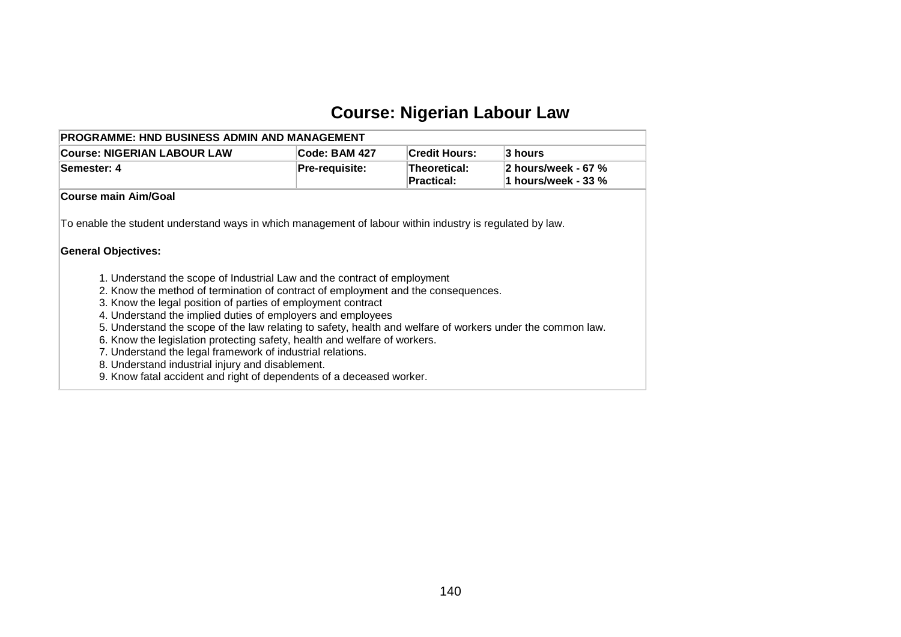# Course: Nigerian Labour Law

| PROGRAMME: HND BUSINESS ADMIN AND MANAGEMENT | | | |
|---|---|---|---|
| **Course: NIGERIAN LABOUR LAW** | **Code: BAM 427** | **Credit Hours:** | **3 hours** |
| **Semester: 4** | **Pre-requisite:** | **Theoretical:**<br>**Practical:** | **2 hours/week - 67 %**<br>**1 hours/week - 33 %** |

**Course main Aim/Goal**

To enable the student understand ways in which management of labour within industry is regulated by law.

**General Objectives:**

1. Understand the scope of Industrial Law and the contract of employment
2. Know the method of termination of contract of employment and the consequences.
3. Know the legal position of parties of employment contract
4. Understand the implied duties of employers and employees
5. Understand the scope of the law relating to safety, health and welfare of workers under the common law.
6. Know the legislation protecting safety, health and welfare of workers.
7. Understand the legal framework of industrial relations.
8. Understand industrial injury and disablement.
9. Know fatal accident and right of dependents of a deceased worker.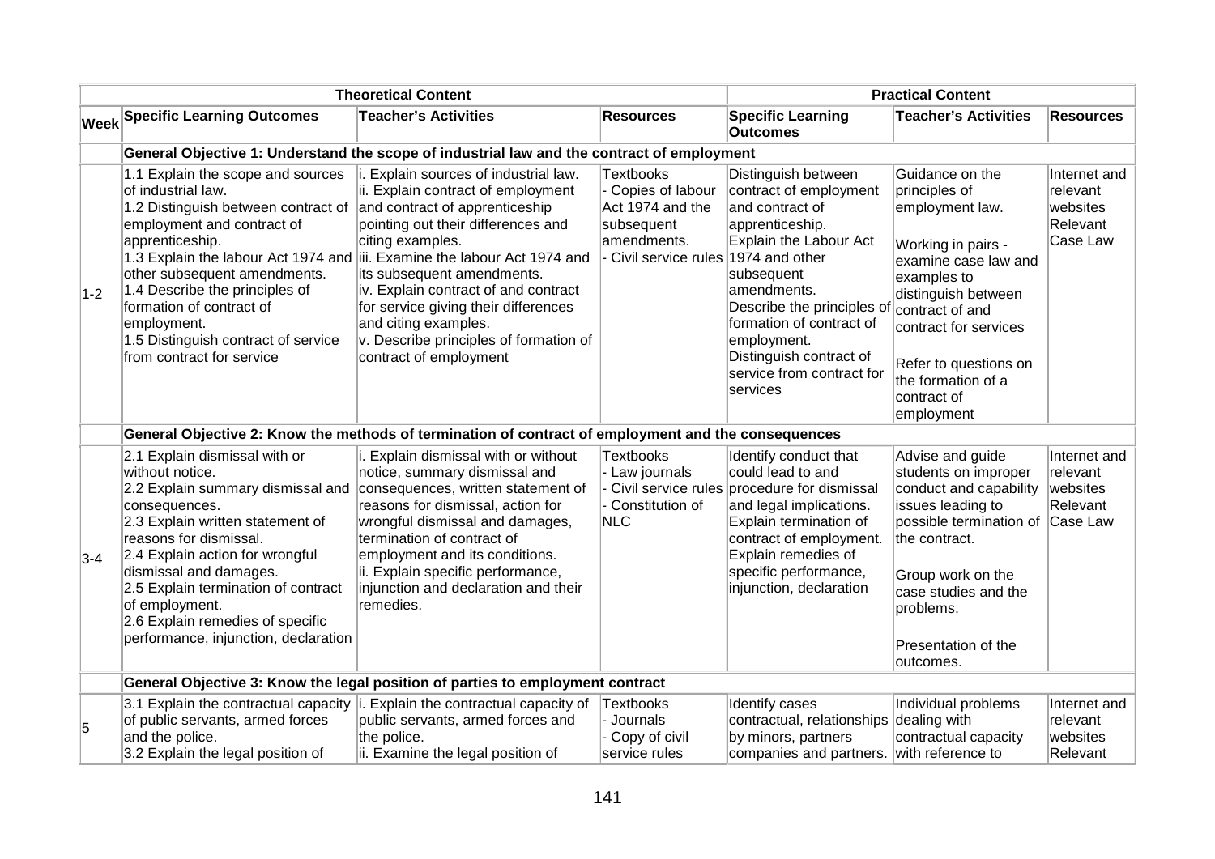| Theoretical Content | | | | Practical Content | | |
|---|---|---|---|---|---|---|
| **Week** | **Specific Learning Outcomes** | **Teacher's Activities** | **Resources** | **Specific Learning Outcomes** | **Teacher's Activities** | **Resources** |
| | **General Objective 1: Understand the scope of industrial law and the contract of employment** | | | | | |
| 1-2 | 1.1 Explain the scope and sources of industrial law.<br>1.2 Distinguish between contract of employment and contract of apprenticeship.<br>1.3 Explain the labour Act 1974 and other subsequent amendments.<br>1.4 Describe the principles of formation of contract of employment.<br>1.5 Distinguish contract of service from contract for service | i. Explain sources of industrial law.<br>ii. Explain contract of employment and contract of apprenticeship pointing out their differences and citing examples.<br>iii. Examine the labour Act 1974 and its subsequent amendments.<br>iv. Explain contract of and contract for service giving their differences and citing examples.<br>v. Describe principles of formation of contract of employment | Textbooks<br>- Copies of labour Act 1974 and the subsequent amendments.<br>- Civil service rules | Distinguish between contract of employment and contract of apprenticeship.<br>Explain the Labour Act 1974 and other subsequent amendments.<br>Describe the principles of formation of contract of employment.<br>Distinguish contract of service from contract for services | Guidance on the principles of employment law.<br><br>Working in pairs - examine case law and examples to distinguish between contract of and contract for services<br><br>Refer to questions on the formation of a contract of employment | Internet and relevant websites Relevant Case Law |
| | **General Objective 2: Know the methods of termination of contract of employment and the consequences** | | | | | |
| 3-4 | 2.1 Explain dismissal with or without notice.<br>2.2 Explain summary dismissal and consequences.<br>2.3 Explain written statement of reasons for dismissal.<br>2.4 Explain action for wrongful dismissal and damages.<br>2.5 Explain termination of contract of employment.<br>2.6 Explain remedies of specific performance, injunction, declaration | i. Explain dismissal with or without notice, summary dismissal and consequences, written statement of reasons for dismissal, action for wrongful dismissal and damages, termination of contract of employment and its conditions.<br>ii. Explain specific performance, injunction and declaration and their remedies. | Textbooks<br>- Law journals<br>- Civil service rules<br>- Constitution of NLC | Identify conduct that could lead to and procedure for dismissal and legal implications.<br>Explain termination of contract of employment.<br>Explain remedies of specific performance, injunction, declaration | Advise and guide students on improper conduct and capability issues leading to possible termination of the contract.<br><br>Group work on the case studies and the problems.<br><br>Presentation of the outcomes. | Internet and relevant websites Relevant Case Law |
| | **General Objective 3: Know the legal position of parties to employment contract** | | | | | |
| 5 | 3.1 Explain the contractual capacity of public servants, armed forces and the police.<br>3.2 Explain the legal position of | i. Explain the contractual capacity of public servants, armed forces and the police.<br>ii. Examine the legal position of | Textbooks<br>- Journals<br>- Copy of civil service rules | Identify cases contractual, relationships by minors, partners companies and partners. | Individual problems dealing with contractual capacity with reference to | Internet and relevant websites Relevant |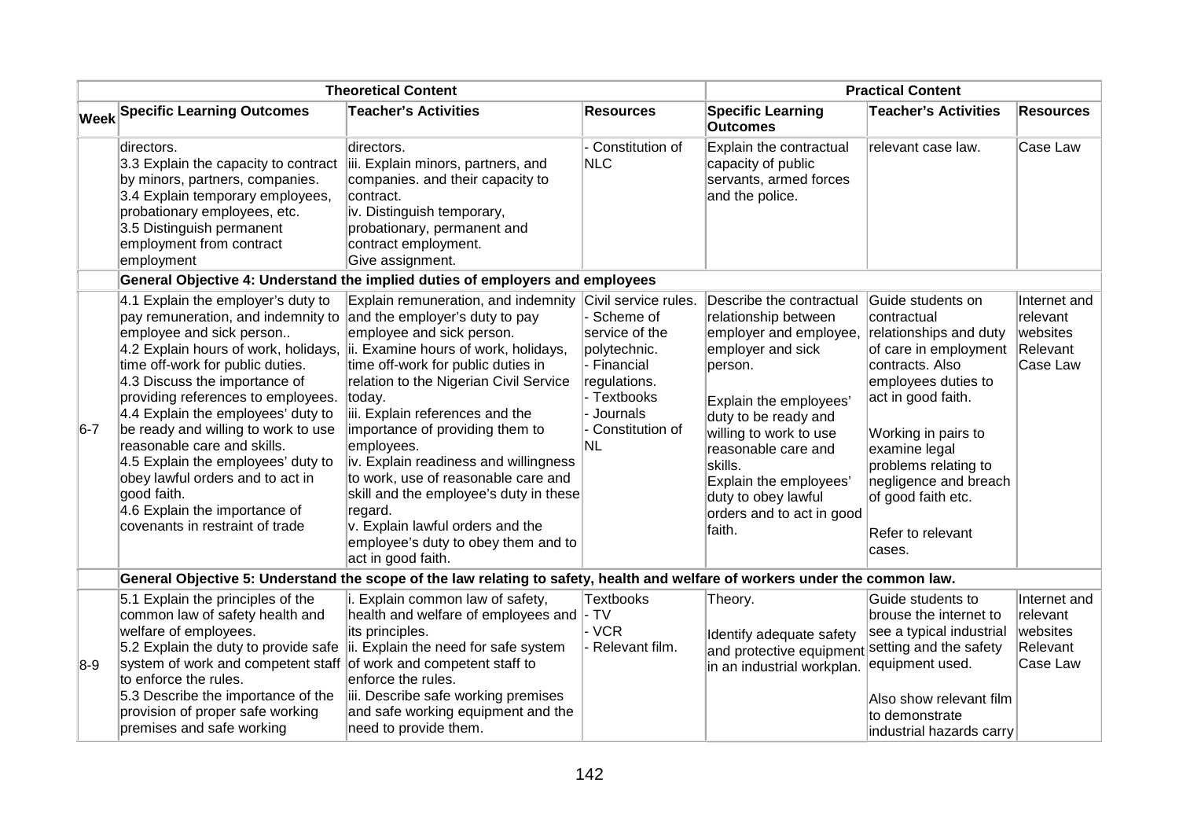| Theoretical Content | | | | Practical Content | | |
|---|---|---|---|---|---|---|
| Week | Specific Learning Outcomes | Teacher's Activities | Resources | Specific Learning Outcomes | Teacher's Activities | Resources |
| | directors.<br>3.3 Explain the capacity to contract by minors, partners, companies.<br>3.4 Explain temporary employees, probationary employees, etc.<br>3.5 Distinguish permanent employment from contract employment | directors.<br>iii. Explain minors, partners, and companies. and their capacity to contract.<br>iv. Distinguish temporary, probationary, permanent and contract employment.<br>Give assignment. | - Constitution of NLC | Explain the contractual capacity of public servants, armed forces and the police. | relevant case law. | Case Law |
| | **General Objective 4: Understand the implied duties of employers and employees** | | | | | |
| 6-7 | 4.1 Explain the employer's duty to pay remuneration, and indemnity to employee and sick person..<br>4.2 Explain hours of work, holidays, time off-work for public duties.<br>4.3 Discuss the importance of providing references to employees.<br>4.4 Explain the employees' duty to be ready and willing to work to use reasonable care and skills.<br>4.5 Explain the employees' duty to obey lawful orders and to act in good faith.<br>4.6 Explain the importance of covenants in restraint of trade | Explain remuneration, and indemnity and the employer's duty to pay employee and sick person.<br>ii. Examine hours of work, holidays, time off-work for public duties in relation to the Nigerian Civil Service today.<br>iii. Explain references and the importance of providing them to employees.<br>iv. Explain readiness and willingness to work, use of reasonable care and skill and the employee's duty in these regard.<br>v. Explain lawful orders and the employee's duty to obey them and to act in good faith. | Civil service rules.<br>- Scheme of service of the polytechnic.<br>- Financial regulations.<br>- Textbooks<br>- Journals<br>- Constitution of NL | Describe the contractual relationship between employer and employee, employer and sick person.<br><br>Explain the employees' duty to be ready and willing to work to use reasonable care and skills.<br>Explain the employees' duty to obey lawful orders and to act in good faith. | Guide students on contractual relationships and duty of care in employment contracts. Also employees duties to act in good faith.<br><br>Working in pairs to examine legal problems relating to negligence and breach of good faith etc.<br><br>Refer to relevant cases. | Internet and relevant websites<br>Relevant Case Law |
| | **General Objective 5: Understand the scope of the law relating to safety, health and welfare of workers under the common law.** | | | | | |
| 8-9 | 5.1 Explain the principles of the common law of safety health and welfare of employees.<br>5.2 Explain the duty to provide safe system of work and competent staff to enforce the rules.<br>5.3 Describe the importance of the provision of proper safe working premises and safe working | i. Explain common law of safety, health and welfare of employees and its principles.<br>ii. Explain the need for safe system of work and competent staff to enforce the rules.<br>iii. Describe safe working premises and safe working equipment and the need to provide them. | Textbooks<br>- TV<br>- VCR<br>- Relevant film. | Theory.<br><br>Identify adequate safety and protective equipment in an industrial workplan. | Guide students to brouse the internet to see a typical industrial setting and the safety equipment used.<br><br>Also show relevant film to demonstrate industrial hazards carry | Internet and relevant websites<br>Relevant Case Law |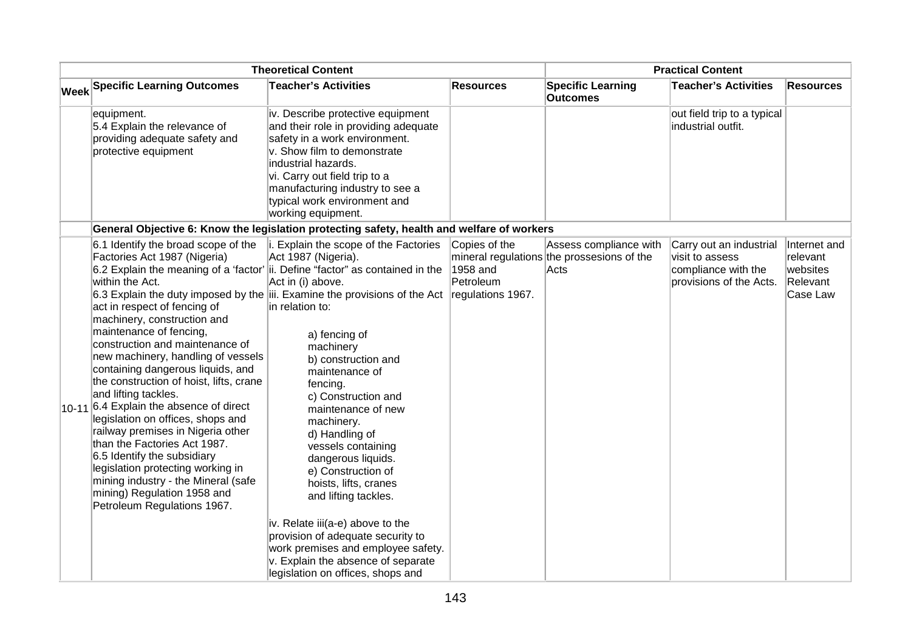| Theoretical Content | | | | Practical Content | | |
|---|---|---|---|---|---|---|
| Week | Specific Learning Outcomes | Teacher's Activities | Resources | Specific Learning Outcomes | Teacher's Activities | Resources |
| | equipment.<br>5.4 Explain the relevance of providing adequate safety and protective equipment | iv. Describe protective equipment and their role in providing adequate safety in a work environment.<br>v. Show film to demonstrate industrial hazards.<br>vi. Carry out field trip to a manufacturing industry to see a typical work environment and working equipment. | | | out field trip to a typical industrial outfit. | |
| | **General Objective 6: Know the legislation protecting safety, health and welfare of workers** | | | | | |
| 10-11 | 6.1 Identify the broad scope of the Factories Act 1987 (Nigeria)<br>6.2 Explain the meaning of a 'factor' within the Act.<br>6.3 Explain the duty imposed by the act in respect of fencing of machinery, construction and maintenance of fencing, construction and maintenance of new machinery, handling of vessels containing dangerous liquids, and the construction of hoist, lifts, crane and lifting tackles.<br>6.4 Explain the absence of direct legislation on offices, shops and railway premises in Nigeria other than the Factories Act 1987.<br>6.5 Identify the subsidiary legislation protecting working in mining industry - the Mineral (safe mining) Regulation 1958 and Petroleum Regulations 1967. | i. Explain the scope of the Factories Act 1987 (Nigeria).<br>ii. Define "factor" as contained in the Act in (i) above.<br>iii. Examine the provisions of the Act in relation to:<br>a) fencing of machinery<br>b) construction and maintenance of fencing.<br>c) Construction and maintenance of new machinery.<br>d) Handling of vessels containing dangerous liquids.<br>e) Construction of hoists, lifts, cranes and lifting tackles.<br>iv. Relate iii(a-e) above to the provision of adequate security to work premises and employee safety.<br>v. Explain the absence of separate legislation on offices, shops and | Copies of the mineral regulations 1958 and Petroleum regulations 1967. | Assess compliance with the prossesions of the Acts | Carry out an industrial visit to assess compliance with the provisions of the Acts. | Internet and relevant websites Relevant Case Law |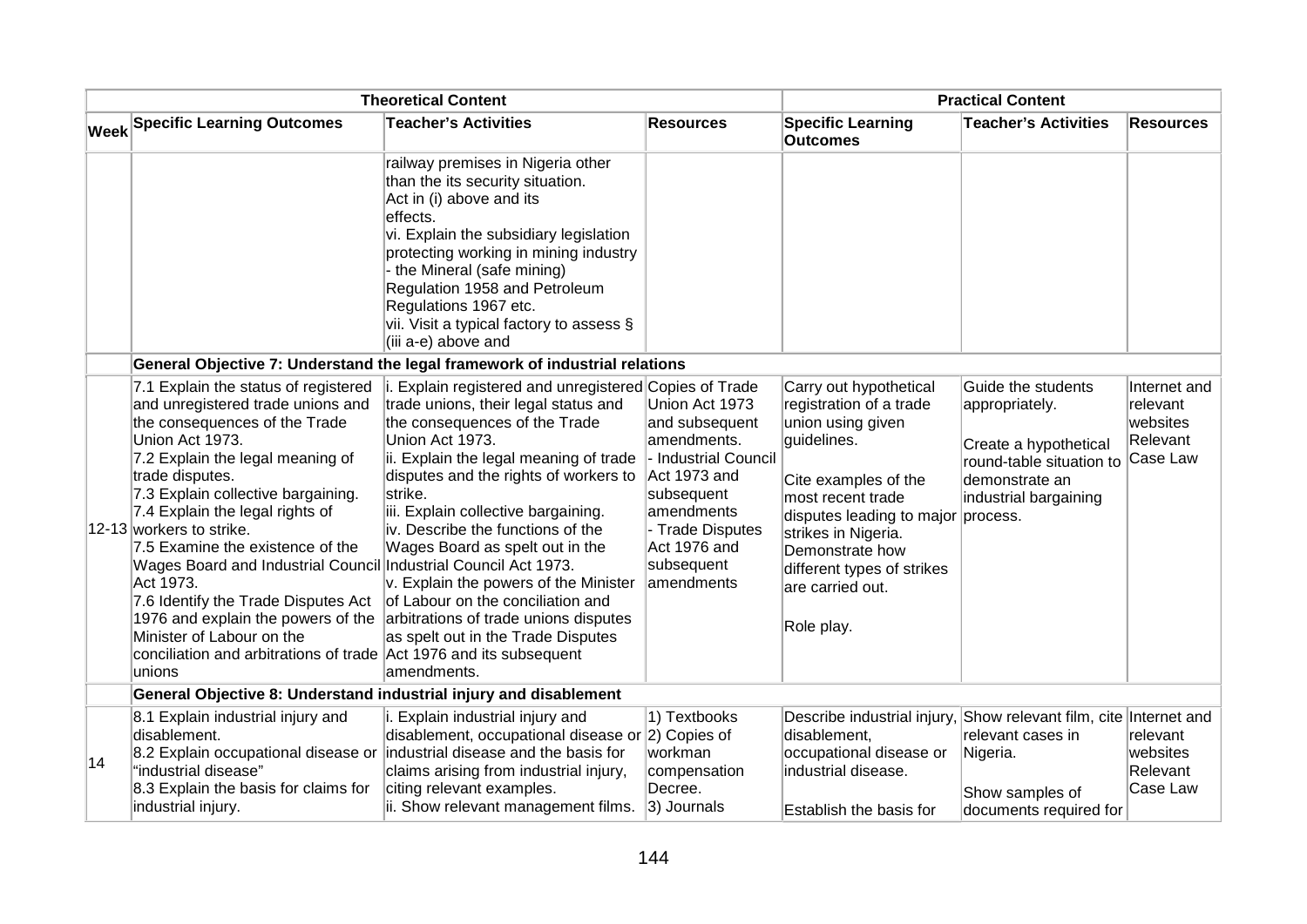| Theoretical Content | | | | Practical Content | | |
|---|---|---|---|---|---|---|
| Week | Specific Learning Outcomes | Teacher's Activities | Resources | Specific Learning Outcomes | Teacher's Activities | Resources |
| | | railway premises in Nigeria other than the its security situation.<br>Act in (i) above and its effects.<br>vi. Explain the subsidiary legislation protecting working in mining industry - the Mineral (safe mining) Regulation 1958 and Petroleum Regulations 1967 etc.<br>vii. Visit a typical factory to assess § (iii a-e) above and | | | | |
| | **General Objective 7: Understand the legal framework of industrial relations** | | | | | |
| 12-13 | 7.1 Explain the status of registered and unregistered trade unions and the consequences of the Trade Union Act 1973.<br>7.2 Explain the legal meaning of trade disputes.<br>7.3 Explain collective bargaining.<br>7.4 Explain the legal rights of workers to strike.<br>7.5 Examine the existence of the Wages Board and Industrial Council Act 1973.<br>7.6 Identify the Trade Disputes Act 1976 and explain the powers of the Minister of Labour on the conciliation and arbitrations of trade unions | i. Explain registered and unregistered trade unions, their legal status and the consequences of the Trade Union Act 1973.<br>ii. Explain the legal meaning of trade disputes and the rights of workers to strike.<br>iii. Explain collective bargaining.<br>iv. Describe the functions of the Wages Board as spelt out in the Industrial Council Act 1973.<br>v. Explain the powers of the Minister of Labour on the conciliation and arbitrations of trade unions disputes as spelt out in the Trade Disputes Act 1976 and its subsequent amendments. | Copies of Trade Union Act 1973 and subsequent amendments.<br>- Industrial Council Act 1973 and subsequent amendments<br>- Trade Disputes Act 1976 and subsequent amendments | Carry out hypothetical registration of a trade union using given guidelines.<br><br>Cite examples of the most recent trade disputes leading to major strikes in Nigeria. Demonstrate how different types of strikes are carried out.<br><br>Role play. | Guide the students appropriately.<br><br>Create a hypothetical round-table situation to demonstrate an industrial bargaining process. | Internet and relevant websites Relevant Case Law |
| | **General Objective 8: Understand industrial injury and disablement** | | | | | |
| 14 | 8.1 Explain industrial injury and disablement.<br>8.2 Explain occupational disease or "industrial disease"<br>8.3 Explain the basis for claims for industrial injury. | i. Explain industrial injury and disablement, occupational disease or industrial disease and the basis for claims arising from industrial injury, citing relevant examples.<br>ii. Show relevant management films. | 1) Textbooks<br>2) Copies of workman compensation Decree.<br>3) Journals | Describe industrial injury, disablement, occupational disease or industrial disease.<br><br>Establish the basis for | Show relevant film, cite relevant cases in Nigeria.<br><br>Show samples of documents required for | Internet and relevant websites Relevant Case Law |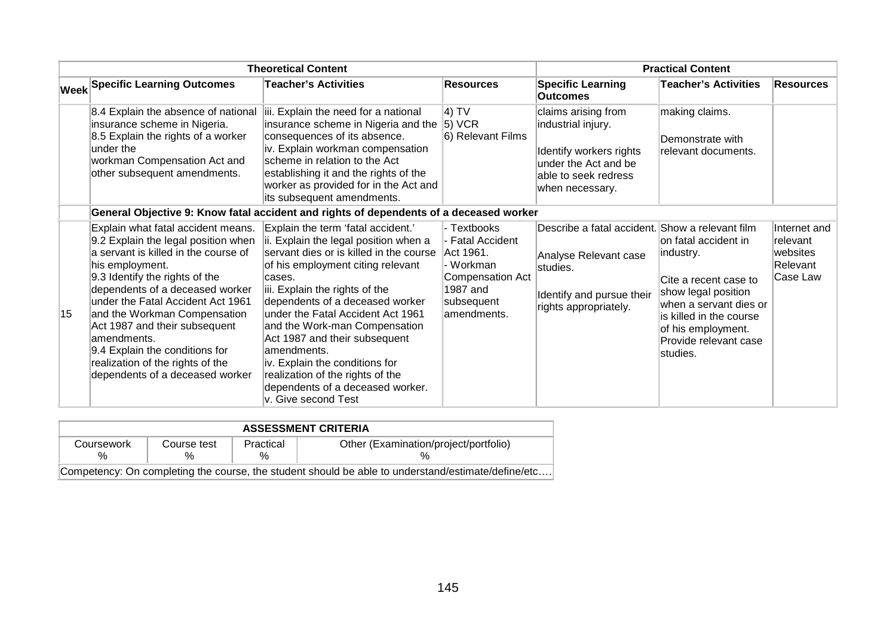| Theoretical Content | | | | Practical Content | | |
|---|---|---|---|---|---|---|
| **Week** | **Specific Learning Outcomes** | **Teacher's Activities** | **Resources** | **Specific Learning Outcomes** | **Teacher's Activities** | **Resources** |
| | 8.4 Explain the absence of national insurance scheme in Nigeria.<br>8.5 Explain the rights of a worker under the workman Compensation Act and other subsequent amendments. | iii. Explain the need for a national insurance scheme in Nigeria and the consequences of its absence.<br>iv. Explain workman compensation scheme in relation to the Act establishing it and the rights of the worker as provided for in the Act and its subsequent amendments. | 4) TV<br>5) VCR<br>6) Relevant Films | claims arising from industrial injury.<br><br>Identify workers rights under the Act and be able to seek redress when necessary. | making claims.<br><br>Demonstrate with relevant documents. | |
| | **General Objective 9: Know fatal accident and rights of dependents of a deceased worker** | | | | | |
| 15 | Explain what fatal accident means.<br>9.2 Explain the legal position when a servant is killed in the course of his employment.<br>9.3 Identify the rights of the dependents of a deceased worker under the Fatal Accident Act 1961 and the Workman Compensation Act 1987 and their subsequent amendments.<br>9.4 Explain the conditions for realization of the rights of the dependents of a deceased worker | Explain the term 'fatal accident.'<br>ii. Explain the legal position when a servant dies or is killed in the course of his employment citing relevant cases.<br>iii. Explain the rights of the dependents of a deceased worker under the Fatal Accident Act 1961 and the Work-man Compensation Act 1987 and their subsequent amendments.<br>iv. Explain the conditions for realization of the rights of the dependents of a deceased worker.<br>v. Give second Test | - Textbooks<br>- Fatal Accident Act 1961.<br>- Workman Compensation Act 1987 and subsequent amendments. | Describe a fatal accident.<br><br>Analyse Relevant case studies.<br><br>Identify and pursue their rights appropriately. | Show a relevant film on fatal accident in industry.<br><br>Cite a recent case to show legal position when a servant dies or is killed in the course of his employment. Provide relevant case studies. | Internet and relevant websites Relevant Case Law |

| ASSESSMENT CRITERIA | | | |
|---|---|---|---|
| Coursework % | Course test % | Practical % | Other (Examination/project/portfolio) % |
| Competency: On completing the course, the student should be able to understand/estimate/define/etc…. | | | |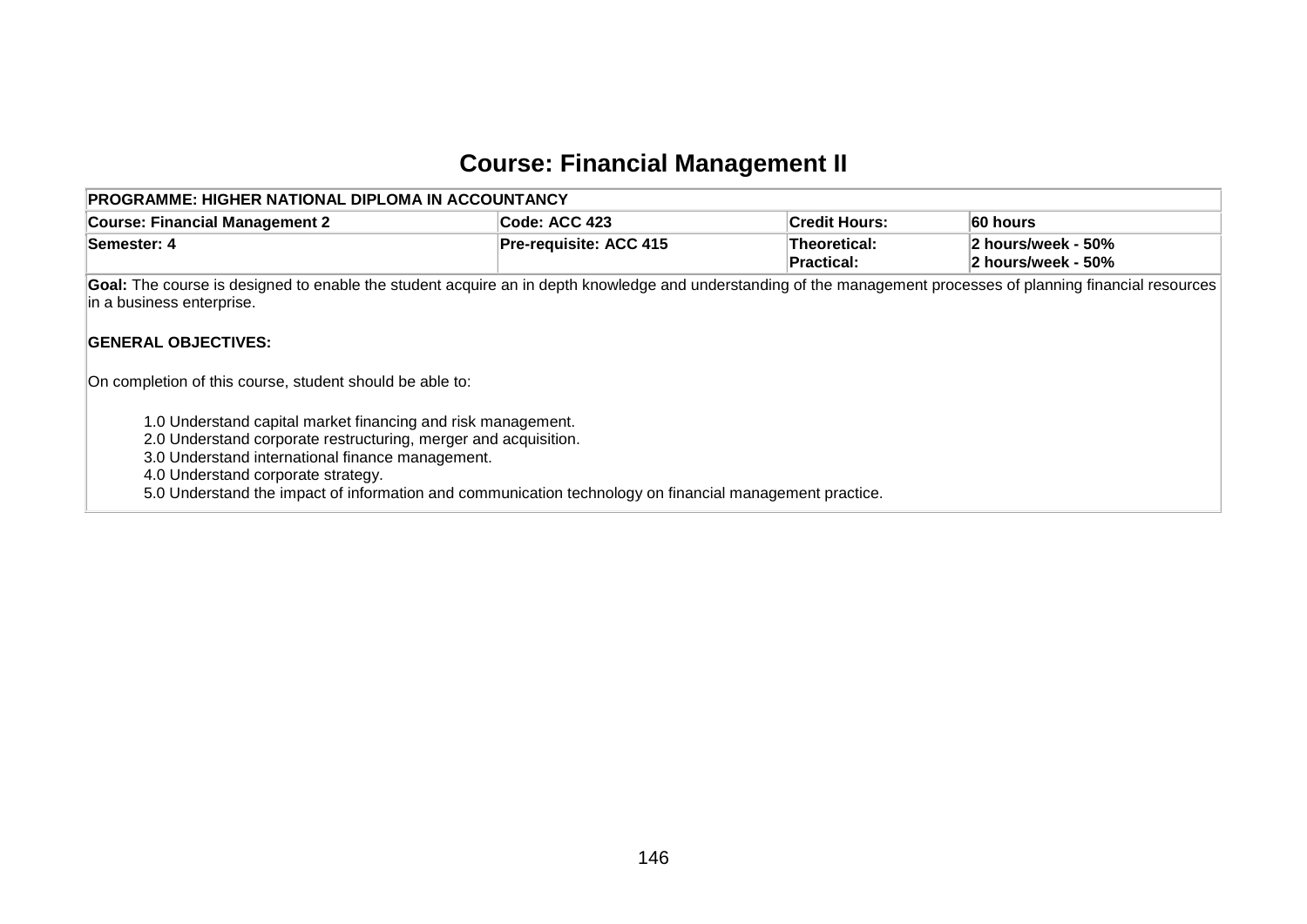# Course: Financial Management II

| PROGRAMME: HIGHER NATIONAL DIPLOMA IN ACCOUNTANCY | | | |
|---|---|---|---|
| **Course: Financial Management 2** | **Code: ACC 423** | **Credit Hours:** | **60 hours** |
| **Semester: 4** | **Pre-requisite: ACC 415** | **Theoretical:**<br>**Practical:** | **2 hours/week - 50%**<br>**2 hours/week - 50%** |

**Goal:** The course is designed to enable the student acquire an in depth knowledge and understanding of the management processes of planning financial resources in a business enterprise.

**GENERAL OBJECTIVES:**

On completion of this course, student should be able to:

1.0 Understand capital market financing and risk management.
2.0 Understand corporate restructuring, merger and acquisition.
3.0 Understand international finance management.
4.0 Understand corporate strategy.
5.0 Understand the impact of information and communication technology on financial management practice.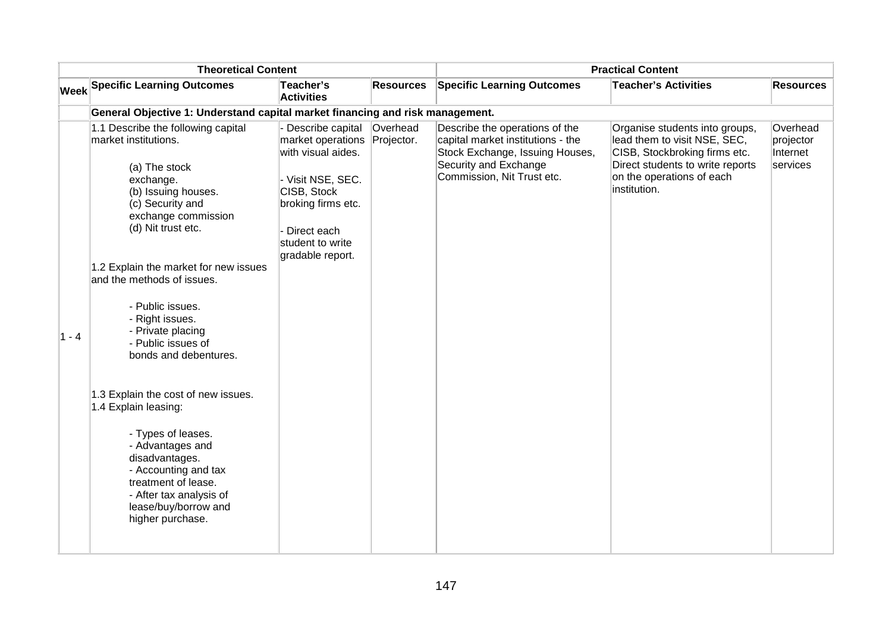| | Theoretical Content | | | Practical Content | | |
|---|---|---|---|---|---|---|
| **Week** | **Specific Learning Outcomes** | **Teacher's Activities** | **Resources** | **Specific Learning Outcomes** | **Teacher's Activities** | **Resources** |
| | **General Objective 1: Understand capital market financing and risk management.** | | | | | |
| 1 - 4 | 1.1 Describe the following capital market institutions.<br><br>(a) The stock exchange.<br>(b) Issuing houses.<br>(c) Security and exchange commission<br>(d) Nit trust etc.<br><br>1.2 Explain the market for new issues and the methods of issues.<br><br>- Public issues.<br>- Right issues.<br>- Private placing<br>- Public issues of bonds and debentures.<br><br>1.3 Explain the cost of new issues.<br>1.4 Explain leasing:<br><br>- Types of leases.<br>- Advantages and disadvantages.<br>- Accounting and tax treatment of lease.<br>- After tax analysis of lease/buy/borrow and higher purchase. | - Describe capital market operations with visual aides.<br><br>- Visit NSE, SEC. CISB, Stock broking firms etc.<br><br>- Direct each student to write gradable report. | Overhead Projector. | Describe the operations of the capital market institutions - the Stock Exchange, Issuing Houses, Security and Exchange Commission, Nit Trust etc. | Organise students into groups, lead them to visit NSE, SEC, CISB, Stockbroking firms etc. Direct students to write reports on the operations of each institution. | Overhead projector Internet services |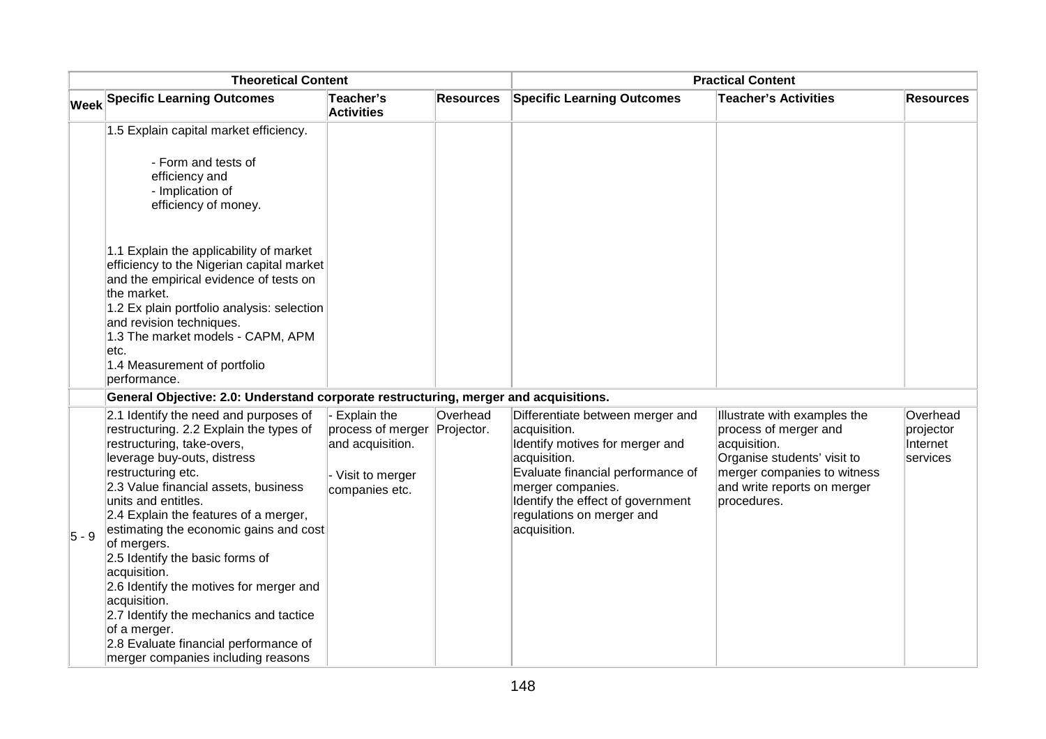| Theoretical Content | | | | Practical Content | | |
|---|---|---|---|---|---|---|
| **Week** | **Specific Learning Outcomes** | **Teacher's Activities** | **Resources** | **Specific Learning Outcomes** | **Teacher's Activities** | **Resources** |
| | 1.5 Explain capital market efficiency.<br><br>- Form and tests of efficiency and<br>- Implication of efficiency of money.<br><br>1.1 Explain the applicability of market efficiency to the Nigerian capital market and the empirical evidence of tests on the market.<br>1.2 Ex plain portfolio analysis: selection and revision techniques.<br>1.3 The market models - CAPM, APM etc.<br>1.4 Measurement of portfolio performance. | | | | | |
| | **General Objective: 2.0: Understand corporate restructuring, merger and acquisitions.** | | | | | |
| 5 - 9 | 2.1 Identify the need and purposes of restructuring. 2.2 Explain the types of restructuring, take-overs, leverage buy-outs, distress restructuring etc.<br>2.3 Value financial assets, business units and entitles.<br>2.4 Explain the features of a merger, estimating the economic gains and cost of mergers.<br>2.5 Identify the basic forms of acquisition.<br>2.6 Identify the motives for merger and acquisition.<br>2.7 Identify the mechanics and tactice of a merger.<br>2.8 Evaluate financial performance of merger companies including reasons | - Explain the process of merger and acquisition.<br><br>- Visit to merger companies etc. | Overhead Projector. | Differentiate between merger and acquisition.<br>Identify motives for merger and acquisition.<br>Evaluate financial performance of merger companies.<br>Identify the effect of government regulations on merger and acquisition. | Illustrate with examples the process of merger and acquisition.<br>Organise students' visit to merger companies to witness and write reports on merger procedures. | Overhead projector<br>Internet services |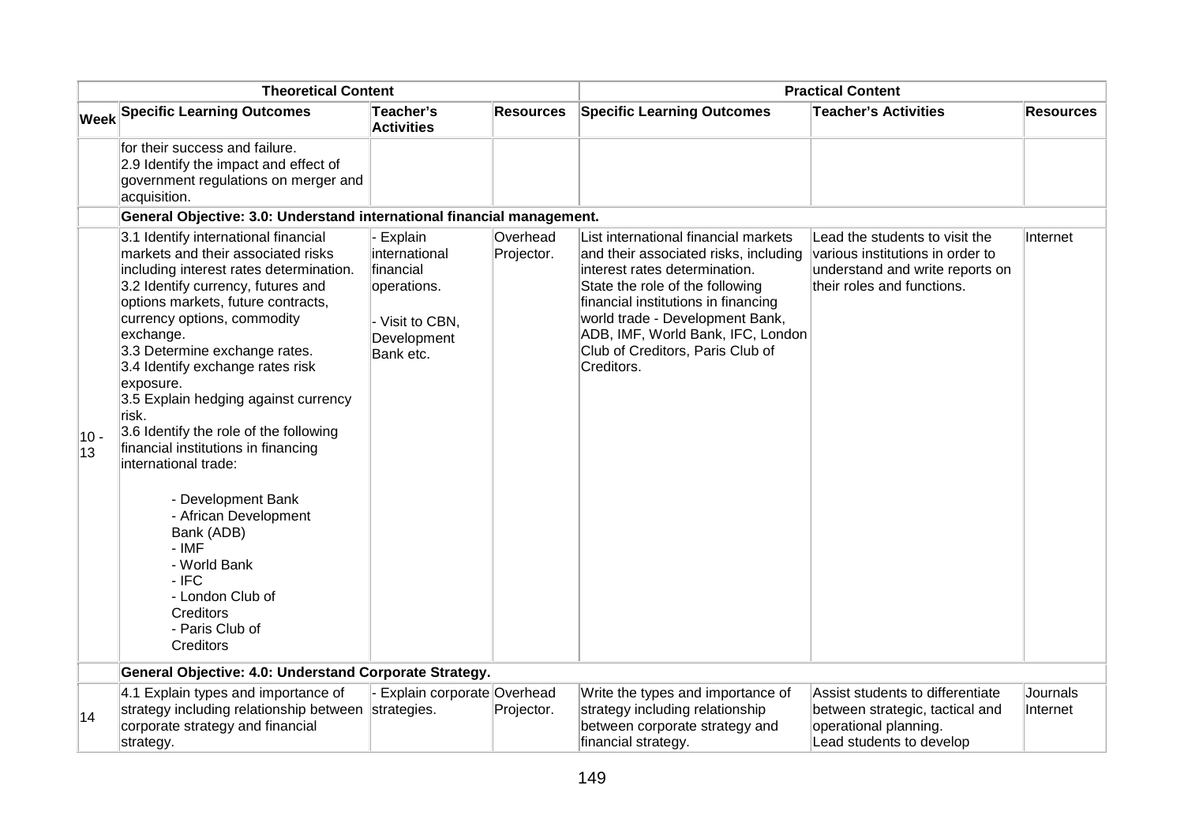| Theoretical Content | | | | Practical Content | | |
|---|---|---|---|---|---|---|
| Week | Specific Learning Outcomes | Teacher's Activities | Resources | Specific Learning Outcomes | Teacher's Activities | Resources |
| | for their success and failure.<br>2.9 Identify the impact and effect of government regulations on merger and acquisition. | | | | | |
| | **General Objective: 3.0: Understand international financial management.** | | | | | |
| 10 - 13 | 3.1 Identify international financial markets and their associated risks including interest rates determination.<br>3.2 Identify currency, futures and options markets, future contracts, currency options, commodity exchange.<br>3.3 Determine exchange rates.<br>3.4 Identify exchange rates risk exposure.<br>3.5 Explain hedging against currency risk.<br>3.6 Identify the role of the following financial institutions in financing international trade:<br>- Development Bank<br>- African Development Bank (ADB)<br>- IMF<br>- World Bank<br>- IFC<br>- London Club of Creditors<br>- Paris Club of Creditors | - Explain international financial operations.<br>- Visit to CBN, Development Bank etc. | Overhead Projector. | List international financial markets and their associated risks, including interest rates determination.<br>State the role of the following financial institutions in financing world trade - Development Bank, ADB, IMF, World Bank, IFC, London Club of Creditors, Paris Club of Creditors. | Lead the students to visit the various institutions in order to understand and write reports on their roles and functions. | Internet |
| | **General Objective: 4.0: Understand Corporate Strategy.** | | | | | |
| 14 | 4.1 Explain types and importance of strategy including relationship between corporate strategy and financial strategy. | - Explain corporate strategies. | Overhead Projector. | Write the types and importance of strategy including relationship between corporate strategy and financial strategy. | Assist students to differentiate between strategic, tactical and operational planning.<br>Lead students to develop | Journals<br>Internet |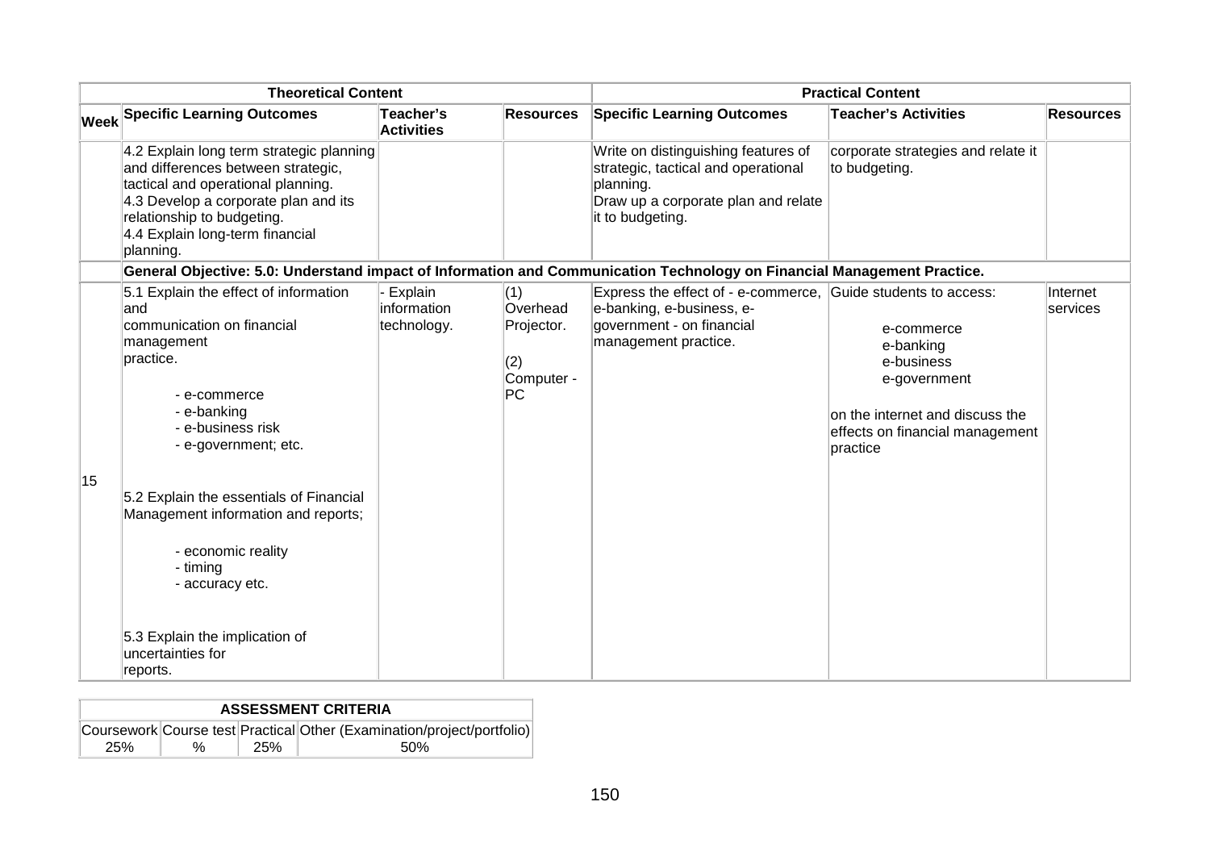| | Theoretical Content | | | Practical Content | | |
|---|---|---|---|---|---|---|
| Week | Specific Learning Outcomes | Teacher's Activities | Resources | Specific Learning Outcomes | Teacher's Activities | Resources |
| | 4.2 Explain long term strategic planning and differences between strategic, tactical and operational planning.<br>4.3 Develop a corporate plan and its relationship to budgeting.<br>4.4 Explain long-term financial planning. | | | Write on distinguishing features of strategic, tactical and operational planning.<br>Draw up a corporate plan and relate it to budgeting. | corporate strategies and relate it to budgeting. | |
| | **General Objective: 5.0: Understand impact of Information and Communication Technology on Financial Management Practice.** | | | | | |
| 15 | 5.1 Explain the effect of information and communication on financial management practice.<br>- e-commerce<br>- e-banking<br>- e-business risk<br>- e-government; etc.<br><br>5.2 Explain the essentials of Financial Management information and reports;<br>- economic reality<br>- timing<br>- accuracy etc.<br><br>5.3 Explain the implication of uncertainties for reports. | - Explain information technology. | (1) Overhead Projector.<br>(2) Computer - PC | Express the effect of - e-commerce, e-banking, e-business, e-government - on financial management practice. | Guide students to access:<br>e-commerce<br>e-banking<br>e-business<br>e-government<br>on the internet and discuss the effects on financial management practice | Internet services |

| ASSESSMENT CRITERIA | | | |
|---|---|---|---|
| Coursework | Course test | Practical | Other (Examination/project/portfolio) |
| 25% | % | 25% | 50% |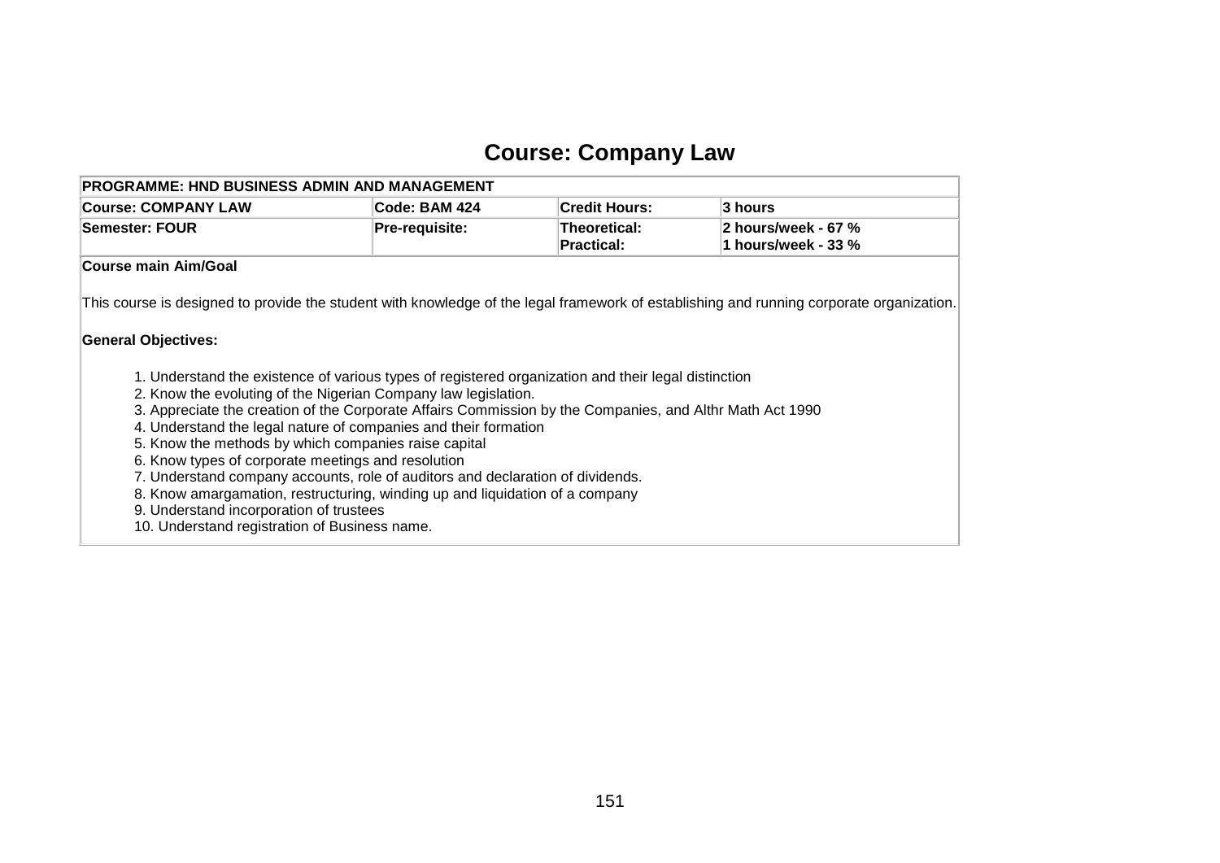# Course: Company Law

| PROGRAMME: HND BUSINESS ADMIN AND MANAGEMENT | | | |
|---|---|---|---|
| **Course: COMPANY LAW** | **Code: BAM 424** | **Credit Hours:** | **3 hours** |
| **Semester: FOUR** | **Pre-requisite:** | **Theoretical:**<br>**Practical:** | **2 hours/week - 67 %**<br>**1 hours/week - 33 %** |

**Course main Aim/Goal**

This course is designed to provide the student with knowledge of the legal framework of establishing and running corporate organization.

**General Objectives:**

1. Understand the existence of various types of registered organization and their legal distinction
2. Know the evoluting of the Nigerian Company law legislation.
3. Appreciate the creation of the Corporate Affairs Commission by the Companies, and Althr Math Act 1990
4. Understand the legal nature of companies and their formation
5. Know the methods by which companies raise capital
6. Know types of corporate meetings and resolution
7. Understand company accounts, role of auditors and declaration of dividends.
8. Know amargamation, restructuring, winding up and liquidation of a company
9. Understand incorporation of trustees
10. Understand registration of Business name.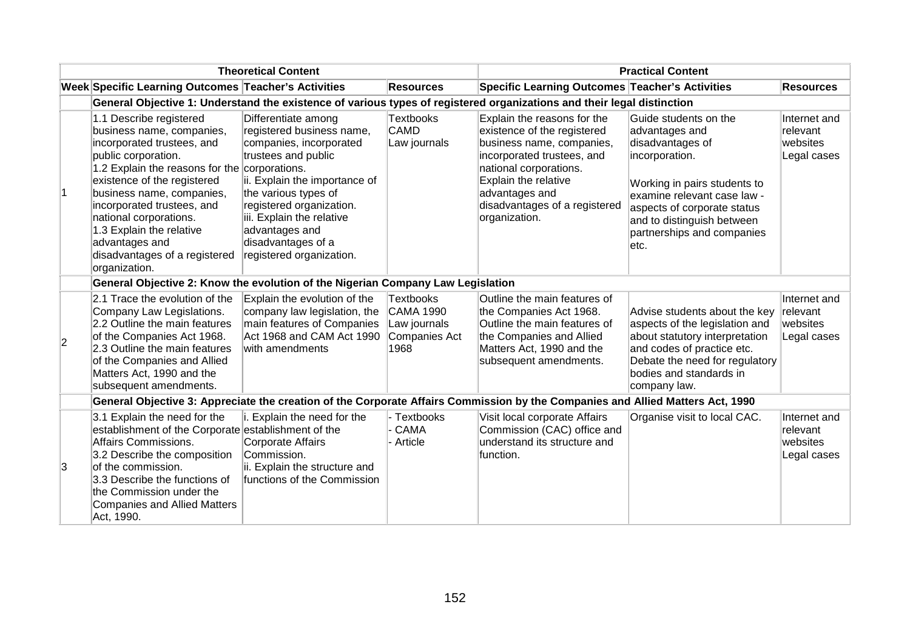| | Theoretical Content | | | Practical Content | | |
|---|---|---|---|---|---|---|
| Week | Specific Learning Outcomes | Teacher's Activities | Resources | Specific Learning Outcomes | Teacher's Activities | Resources |
| | **General Objective 1: Understand the existence of various types of registered organizations and their legal distinction** | | | | | |
| 1 | 1.1 Describe registered business name, companies, incorporated trustees, and public corporation.<br>1.2 Explain the reasons for the existence of the registered business name, companies, incorporated trustees, and national corporations.<br>1.3 Explain the relative advantages and disadvantages of a registered organization. | Differentiate among registered business name, companies, incorporated trustees and public corporations.<br>ii. Explain the importance of the various types of registered organization.<br>iii. Explain the relative advantages and disadvantages of a registered organization. | Textbooks<br>CAMD<br>Law journals | Explain the reasons for the existence of the registered business name, companies, incorporated trustees, and national corporations.<br>Explain the relative advantages and disadvantages of a registered organization. | Guide students on the advantages and disadvantages of incorporation.<br><br>Working in pairs students to examine relevant case law - aspects of corporate status and to distinguish between partnerships and companies etc. | Internet and relevant websites<br>Legal cases |
| | **General Objective 2: Know the evolution of the Nigerian Company Law Legislation** | | | | | |
| 2 | 2.1 Trace the evolution of the Company Law Legislations.<br>2.2 Outline the main features of the Companies Act 1968.<br>2.3 Outline the main features of the Companies and Allied Matters Act, 1990 and the subsequent amendments. | Explain the evolution of the company law legislation, the main features of Companies Act 1968 and CAM Act 1990 with amendments | Textbooks<br>CAMA 1990<br>Law journals<br>Companies Act 1968 | Outline the main features of the Companies Act 1968.<br>Outline the main features of the Companies and Allied Matters Act, 1990 and the subsequent amendments. | Advise students about the key aspects of the legislation and about statutory interpretation and codes of practice etc.<br>Debate the need for regulatory bodies and standards in company law. | Internet and relevant websites<br>Legal cases |
| | **General Objective 3: Appreciate the creation of the Corporate Affairs Commission by the Companies and Allied Matters Act, 1990** | | | | | |
| 3 | 3.1 Explain the need for the establishment of the Corporate Affairs Commissions.<br>3.2 Describe the composition of the commission.<br>3.3 Describe the functions of the Commission under the Companies and Allied Matters Act, 1990. | i. Explain the need for the establishment of the Corporate Affairs Commission.<br>ii. Explain the structure and functions of the Commission | - Textbooks<br>- CAMA<br>- Article | Visit local corporate Affairs Commission (CAC) office and understand its structure and function. | Organise visit to local CAC. | Internet and relevant websites<br>Legal cases |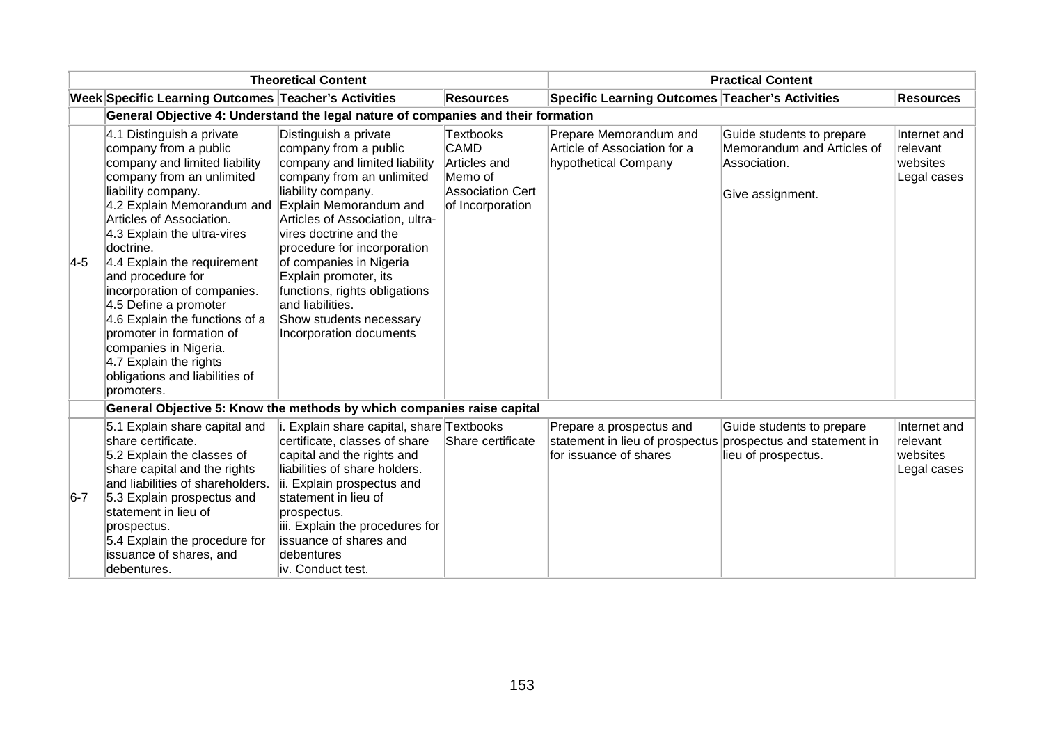| | Theoretical Content | | | Practical Content | | |
|---|---|---|---|---|---|---|
| Week | Specific Learning Outcomes | Teacher's Activities | Resources | Specific Learning Outcomes | Teacher's Activities | Resources |
| | **General Objective 4: Understand the legal nature of companies and their formation** | | | | | |
| 4-5 | 4.1 Distinguish a private company from a public company and limited liability company from an unlimited liability company.<br>4.2 Explain Memorandum and Articles of Association.<br>4.3 Explain the ultra-vires doctrine.<br>4.4 Explain the requirement and procedure for incorporation of companies.<br>4.5 Define a promoter<br>4.6 Explain the functions of a promoter in formation of companies in Nigeria.<br>4.7 Explain the rights obligations and liabilities of promoters. | Distinguish a private company from a public company and limited liability company from an unlimited liability company.<br>Explain Memorandum and Articles of Association, ultra-vires doctrine and the procedure for incorporation of companies in Nigeria<br>Explain promoter, its functions, rights obligations and liabilities.<br>Show students necessary Incorporation documents | Textbooks<br>CAMD<br>Articles and Memo of Association Cert of Incorporation | Prepare Memorandum and Article of Association for a hypothetical Company | Guide students to prepare Memorandum and Articles of Association.<br><br>Give assignment. | Internet and relevant websites<br>Legal cases |
| | **General Objective 5: Know the methods by which companies raise capital** | | | | | |
| 6-7 | 5.1 Explain share capital and share certificate.<br>5.2 Explain the classes of share capital and the rights and liabilities of shareholders.<br>5.3 Explain prospectus and statement in lieu of prospectus.<br>5.4 Explain the procedure for issuance of shares, and debentures. | i. Explain share capital, share certificate, classes of share capital and the rights and liabilities of share holders.<br>ii. Explain prospectus and statement in lieu of prospectus.<br>iii. Explain the procedures for issuance of shares and debentures<br>iv. Conduct test. | Textbooks<br>Share certificate | Prepare a prospectus and statement in lieu of prospectus for issuance of shares | Guide students to prepare prospectus and statement in lieu of prospectus. | Internet and relevant websites<br>Legal cases |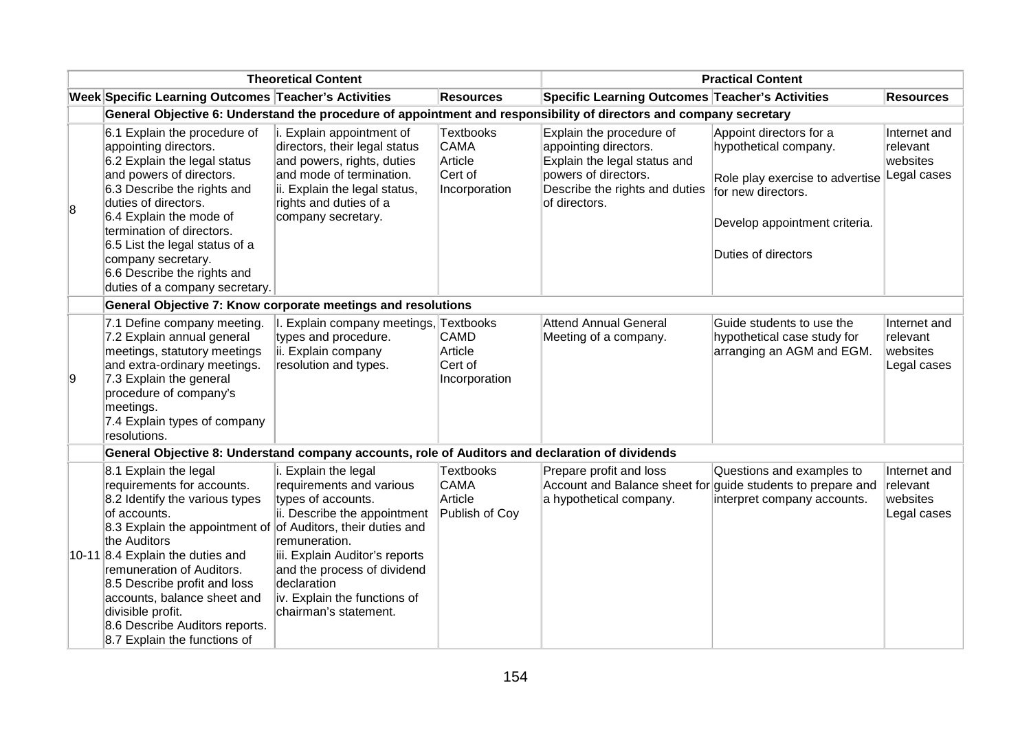| | Theoretical Content | | | Practical Content | | |
|---|---|---|---|---|---|---|
| **Week** | **Specific Learning Outcomes** | **Teacher's Activities** | **Resources** | **Specific Learning Outcomes** | **Teacher's Activities** | **Resources** |
| | **General Objective 6: Understand the procedure of appointment and responsibility of directors and company secretary** | | | | | |
| 8 | 6.1 Explain the procedure of appointing directors.<br>6.2 Explain the legal status and powers of directors.<br>6.3 Describe the rights and duties of directors.<br>6.4 Explain the mode of termination of directors.<br>6.5 List the legal status of a company secretary.<br>6.6 Describe the rights and duties of a company secretary. | i. Explain appointment of directors, their legal status and powers, rights, duties and mode of termination.<br>ii. Explain the legal status, rights and duties of a company secretary. | Textbooks<br>CAMA<br>Article<br>Cert of Incorporation | Explain the procedure of appointing directors.<br>Explain the legal status and powers of directors.<br>Describe the rights and duties of directors. | Appoint directors for a hypothetical company.<br><br>Role play exercise to advertise for new directors.<br><br>Develop appointment criteria.<br><br>Duties of directors | Internet and relevant websites<br>Legal cases |
| | **General Objective 7: Know corporate meetings and resolutions** | | | | | |
| 9 | 7.1 Define company meeting.<br>7.2 Explain annual general meetings, statutory meetings and extra-ordinary meetings.<br>7.3 Explain the general procedure of company's meetings.<br>7.4 Explain types of company resolutions. | I. Explain company meetings, types and procedure.<br>ii. Explain company resolution and types. | Textbooks<br>CAMD<br>Article<br>Cert of Incorporation | Attend Annual General Meeting of a company. | Guide students to use the hypothetical case study for arranging an AGM and EGM. | Internet and relevant websites<br>Legal cases |
| | **General Objective 8: Understand company accounts, role of Auditors and declaration of dividends** | | | | | |
| 10-11 | 8.1 Explain the legal requirements for accounts.<br>8.2 Identify the various types of accounts.<br>8.3 Explain the appointment of the Auditors<br>8.4 Explain the duties and remuneration of Auditors.<br>8.5 Describe profit and loss accounts, balance sheet and divisible profit.<br>8.6 Describe Auditors reports.<br>8.7 Explain the functions of | i. Explain the legal requirements and various types of accounts.<br>ii. Describe the appointment of Auditors, their duties and remuneration.<br>iii. Explain Auditor's reports and the process of dividend declaration<br>iv. Explain the functions of chairman's statement. | Textbooks<br>CAMA<br>Article<br>Publish of Coy | Prepare profit and loss Account and Balance sheet for a hypothetical company. | Questions and examples to guide students to prepare and interpret company accounts. | Internet and relevant websites<br>Legal cases |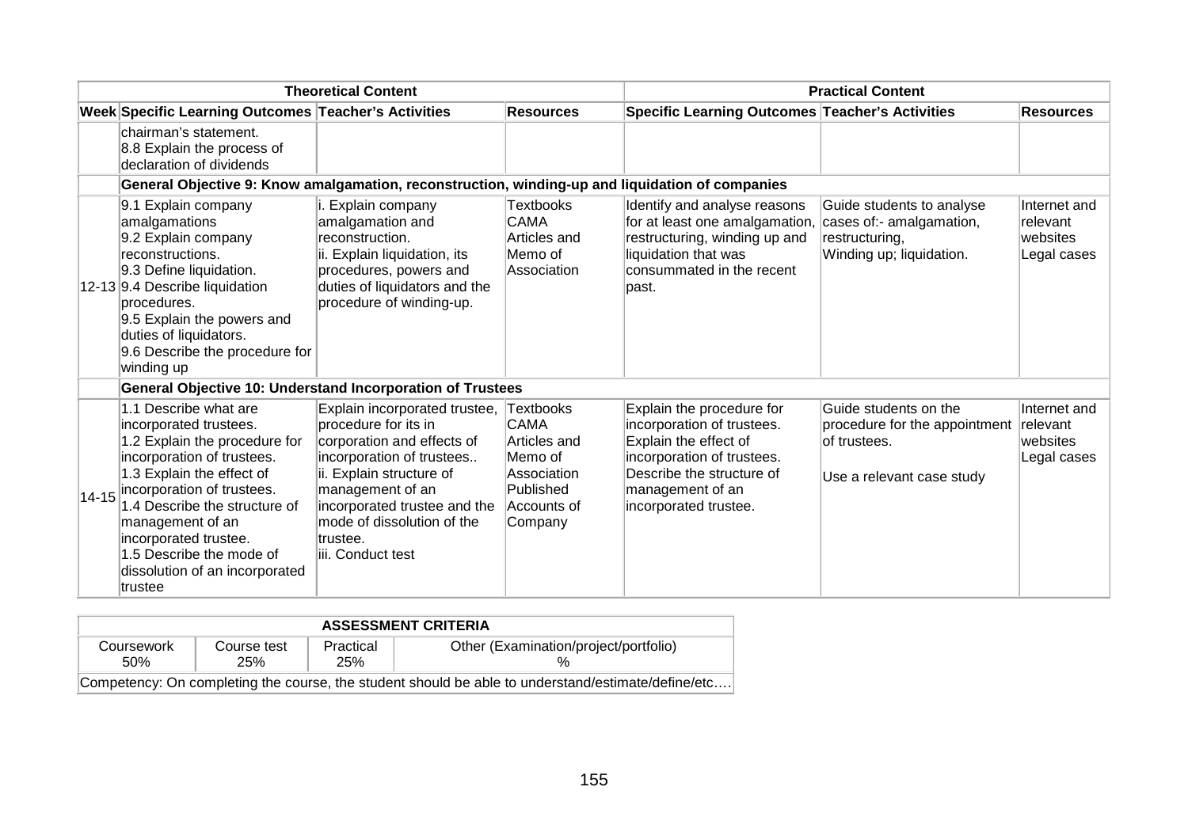| Theoretical Content | | | | Practical Content | | |
|---|---|---|---|---|---|---|
| **Week** | **Specific Learning Outcomes** | **Teacher's Activities** | **Resources** | **Specific Learning Outcomes** | **Teacher's Activities** | **Resources** |
| | chairman's statement.<br>8.8 Explain the process of declaration of dividends | | | | | |
| | **General Objective 9: Know amalgamation, reconstruction, winding-up and liquidation of companies** | | | | | |
| 12-13 | 9.1 Explain company amalgamations<br>9.2 Explain company reconstructions.<br>9.3 Define liquidation.<br>9.4 Describe liquidation procedures.<br>9.5 Explain the powers and duties of liquidators.<br>9.6 Describe the procedure for winding up | i. Explain company amalgamation and reconstruction.<br>ii. Explain liquidation, its procedures, powers and duties of liquidators and the procedure of winding-up. | Textbooks<br>CAMA<br>Articles and Memo of Association | Identify and analyse reasons for at least one amalgamation, restructuring, winding up and liquidation that was consummated in the recent past. | Guide students to analyse cases of:- amalgamation, restructuring,<br>Winding up; liquidation. | Internet and relevant websites<br>Legal cases |
| | **General Objective 10: Understand Incorporation of Trustees** | | | | | |
| 14-15 | 1.1 Describe what are incorporated trustees.<br>1.2 Explain the procedure for incorporation of trustees.<br>1.3 Explain the effect of incorporation of trustees.<br>1.4 Describe the structure of management of an incorporated trustee.<br>1.5 Describe the mode of dissolution of an incorporated trustee | Explain incorporated trustee, procedure for its in corporation and effects of incorporation of trustees..<br>ii. Explain structure of management of an incorporated trustee and the mode of dissolution of the trustee.<br>iii. Conduct test | Textbooks<br>CAMA<br>Articles and Memo of Association<br>Published Accounts of Company | Explain the procedure for incorporation of trustees.<br>Explain the effect of incorporation of trustees.<br>Describe the structure of management of an incorporated trustee. | Guide students on the procedure for the appointment of trustees.<br><br>Use a relevant case study | Internet and relevant websites<br>Legal cases |

| ASSESSMENT CRITERIA | | | |
|---|---|---|---|
| Coursework<br>50% | Course test<br>25% | Practical<br>25% | Other (Examination/project/portfolio)<br>% |
| Competency: On completing the course, the student should be able to understand/estimate/define/etc…. | | | |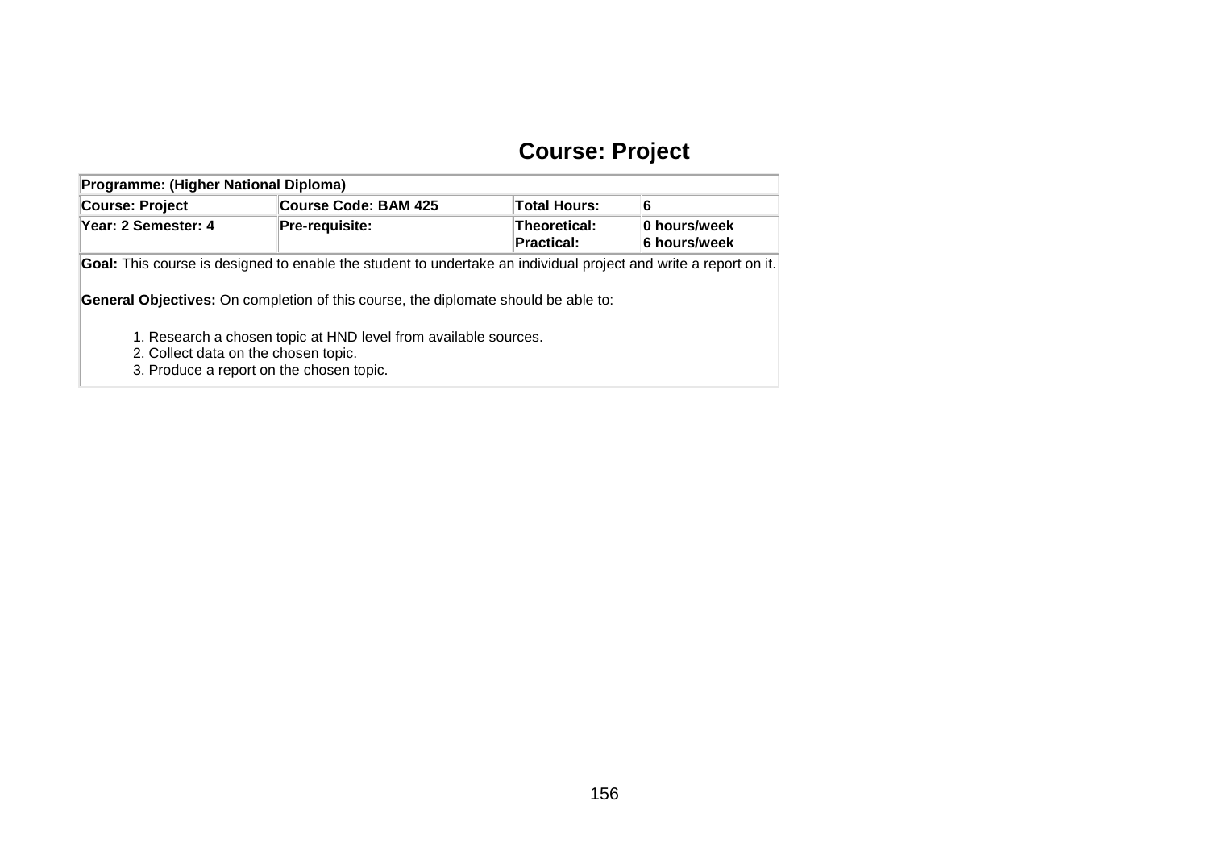# Course: Project

| Programme: (Higher National Diploma) | | | |
|---|---|---|---|
| **Course: Project** | **Course Code: BAM 425** | **Total Hours:** | **6** |
| **Year: 2 Semester: 4** | **Pre-requisite:** | **Theoretical:**<br>**Practical:** | **0 hours/week**<br>**6 hours/week** |

**Goal:** This course is designed to enable the student to undertake an individual project and write a report on it.

**General Objectives:** On completion of this course, the diplomate should be able to:

1. Research a chosen topic at HND level from available sources.
2. Collect data on the chosen topic.
3. Produce a report on the chosen topic.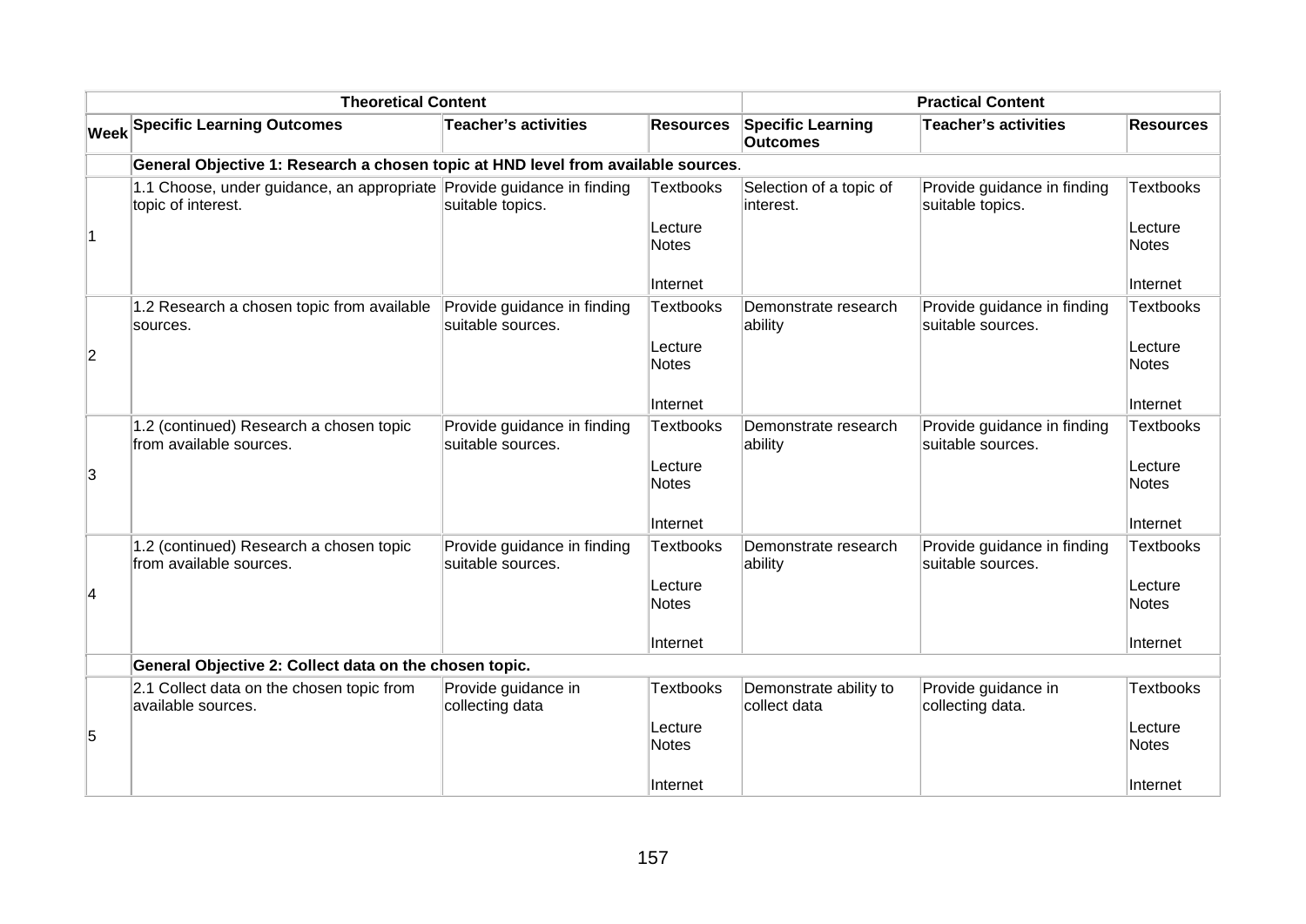| Theoretical Content | | | | Practical Content | | |
|---|---|---|---|---|---|---|
| **Week** | **Specific Learning Outcomes** | **Teacher's activities** | **Resources** | **Specific Learning Outcomes** | **Teacher's activities** | **Resources** |
| | **General Objective 1: Research a chosen topic at HND level from available sources**. | | | | | |
| 1 | 1.1 Choose, under guidance, an appropriate topic of interest. | Provide guidance in finding suitable topics. | Textbooks<br><br>Lecture Notes<br><br>Internet | Selection of a topic of interest. | Provide guidance in finding suitable topics. | Textbooks<br><br>Lecture Notes<br><br>Internet |
| 2 | 1.2 Research a chosen topic from available sources. | Provide guidance in finding suitable sources. | Textbooks<br><br>Lecture Notes<br><br>Internet | Demonstrate research ability | Provide guidance in finding suitable sources. | Textbooks<br><br>Lecture Notes<br><br>Internet |
| 3 | 1.2 (continued) Research a chosen topic from available sources. | Provide guidance in finding suitable sources. | Textbooks<br><br>Lecture Notes<br><br>Internet | Demonstrate research ability | Provide guidance in finding suitable sources. | Textbooks<br><br>Lecture Notes<br><br>Internet |
| 4 | 1.2 (continued) Research a chosen topic from available sources. | Provide guidance in finding suitable sources. | Textbooks<br><br>Lecture Notes<br><br>Internet | Demonstrate research ability | Provide guidance in finding suitable sources. | Textbooks<br><br>Lecture Notes<br><br>Internet |
| | **General Objective 2: Collect data on the chosen topic.** | | | | | |
| 5 | 2.1 Collect data on the chosen topic from available sources. | Provide guidance in collecting data | Textbooks<br><br>Lecture Notes<br><br>Internet | Demonstrate ability to collect data | Provide guidance in collecting data. | Textbooks<br><br>Lecture Notes<br><br>Internet |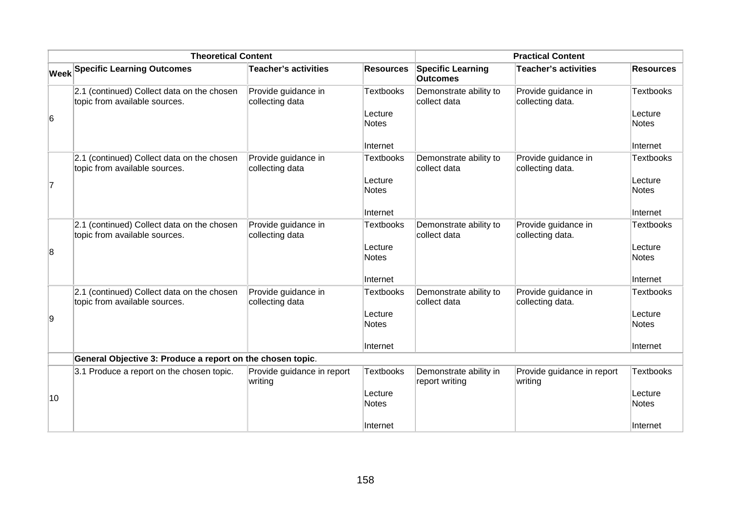| Theoretical Content | | | | Practical Content | | |
|---|---|---|---|---|---|---|
| **Week** | **Specific Learning Outcomes** | **Teacher's activities** | **Resources** | **Specific Learning Outcomes** | **Teacher's activities** | **Resources** |
| 6 | 2.1 (continued) Collect data on the chosen topic from available sources. | Provide guidance in collecting data | Textbooks<br><br>Lecture Notes<br><br>Internet | Demonstrate ability to collect data | Provide guidance in collecting data. | Textbooks<br><br>Lecture Notes<br><br>Internet |
| 7 | 2.1 (continued) Collect data on the chosen topic from available sources. | Provide guidance in collecting data | Textbooks<br><br>Lecture Notes<br><br>Internet | Demonstrate ability to collect data | Provide guidance in collecting data. | Textbooks<br><br>Lecture Notes<br><br>Internet |
| 8 | 2.1 (continued) Collect data on the chosen topic from available sources. | Provide guidance in collecting data | Textbooks<br><br>Lecture Notes<br><br>Internet | Demonstrate ability to collect data | Provide guidance in collecting data. | Textbooks<br><br>Lecture Notes<br><br>Internet |
| 9 | 2.1 (continued) Collect data on the chosen topic from available sources. | Provide guidance in collecting data | Textbooks<br><br>Lecture Notes<br><br>Internet | Demonstrate ability to collect data | Provide guidance in collecting data. | Textbooks<br><br>Lecture Notes<br><br>Internet |
| | **General Objective 3: Produce a report on the chosen topic**. | | | | | |
| 10 | 3.1 Produce a report on the chosen topic. | Provide guidance in report writing | Textbooks<br><br>Lecture Notes<br><br>Internet | Demonstrate ability in report writing | Provide guidance in report writing | Textbooks<br><br>Lecture Notes<br><br>Internet |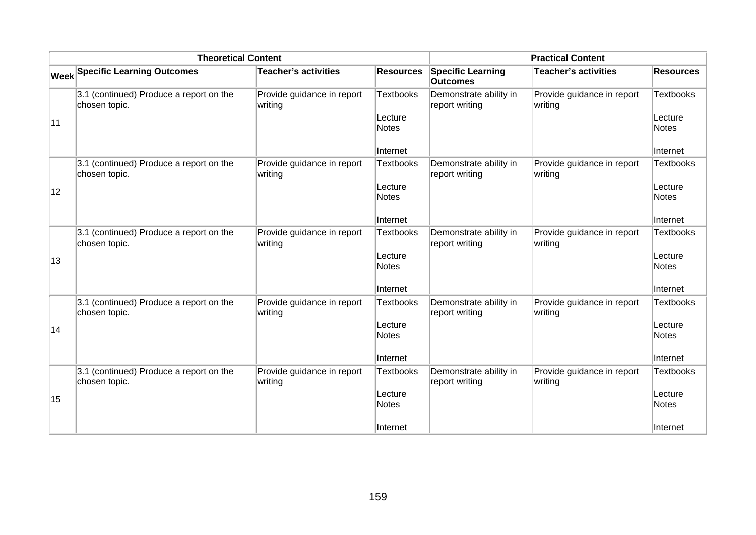| Theoretical Content | | | | Practical Content | | |
|---|---|---|---|---|---|---|
| Week | Specific Learning Outcomes | Teacher's activities | Resources | Specific Learning Outcomes | Teacher's activities | Resources |
| 11 | 3.1 (continued) Produce a report on the chosen topic. | Provide guidance in report writing | Textbooks<br><br>Lecture Notes<br><br>Internet | Demonstrate ability in report writing | Provide guidance in report writing | Textbooks<br><br>Lecture Notes<br><br>Internet |
| 12 | 3.1 (continued) Produce a report on the chosen topic. | Provide guidance in report writing | Textbooks<br><br>Lecture Notes<br><br>Internet | Demonstrate ability in report writing | Provide guidance in report writing | Textbooks<br><br>Lecture Notes<br><br>Internet |
| 13 | 3.1 (continued) Produce a report on the chosen topic. | Provide guidance in report writing | Textbooks<br><br>Lecture Notes<br><br>Internet | Demonstrate ability in report writing | Provide guidance in report writing | Textbooks<br><br>Lecture Notes<br><br>Internet |
| 14 | 3.1 (continued) Produce a report on the chosen topic. | Provide guidance in report writing | Textbooks<br><br>Lecture Notes<br><br>Internet | Demonstrate ability in report writing | Provide guidance in report writing | Textbooks<br><br>Lecture Notes<br><br>Internet |
| 15 | 3.1 (continued) Produce a report on the chosen topic. | Provide guidance in report writing | Textbooks<br><br>Lecture Notes<br><br>Internet | Demonstrate ability in report writing | Provide guidance in report writing | Textbooks<br><br>Lecture Notes<br><br>Internet |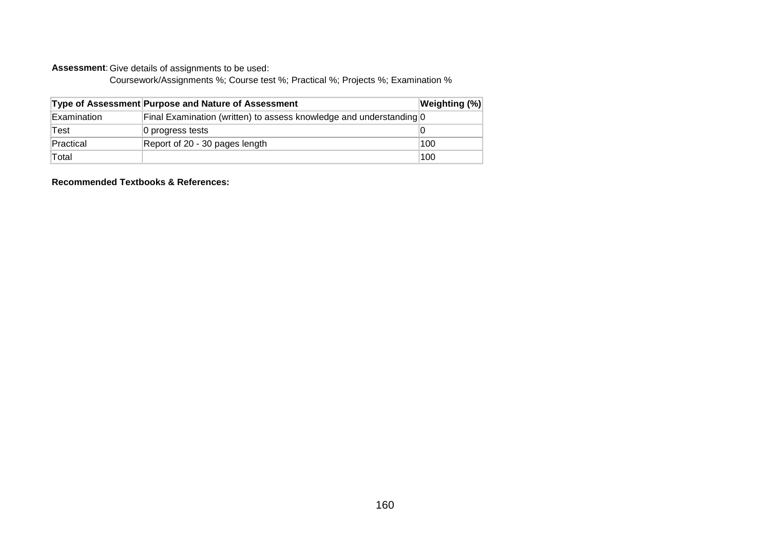**Assessment**: Give details of assignments to be used:
Coursework/Assignments %; Course test %; Practical %; Projects %; Examination %

| Type of Assessment | Purpose and Nature of Assessment | Weighting (%) |
|---|---|---|
| Examination | Final Examination (written) to assess knowledge and understanding | 0 |
| Test | 0 progress tests | 0 |
| Practical | Report of 20 - 30 pages length | 100 |
| Total | | 100 |

**Recommended Textbooks & References:**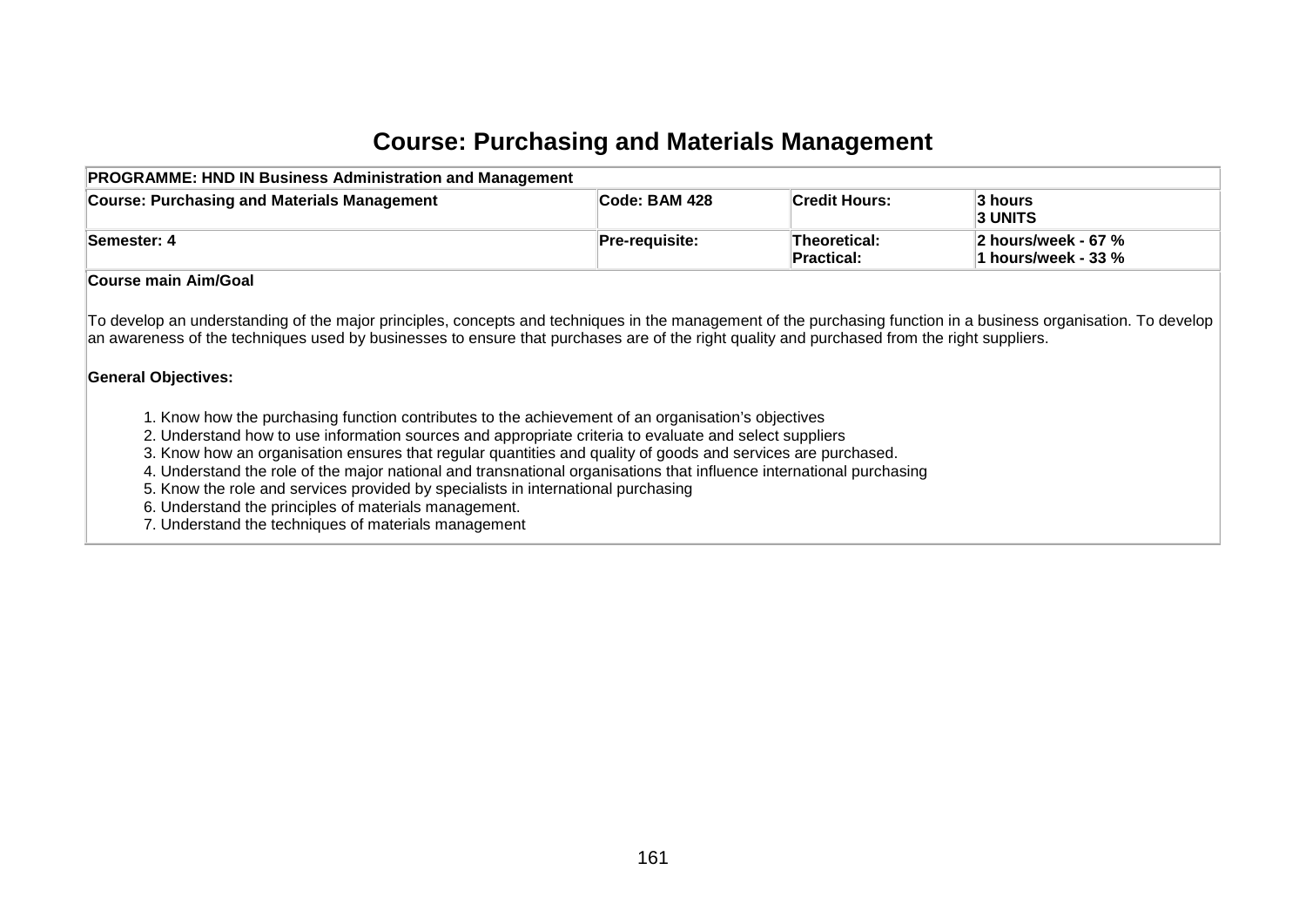# Course: Purchasing and Materials Management

| **PROGRAMME: HND IN Business Administration and Management** | | | |
|---|---|---|---|
| **Course: Purchasing and Materials Management** | **Code: BAM 428** | **Credit Hours:** | **3 hours**<br>**3 UNITS** |
| **Semester: 4** | **Pre-requisite:** | **Theoretical:**<br>**Practical:** | **2 hours/week - 67 %**<br>**1 hours/week - 33 %** |

**Course main Aim/Goal**

To develop an understanding of the major principles, concepts and techniques in the management of the purchasing function in a business organisation. To develop an awareness of the techniques used by businesses to ensure that purchases are of the right quality and purchased from the right suppliers.

**General Objectives:**

1. Know how the purchasing function contributes to the achievement of an organisation's objectives
2. Understand how to use information sources and appropriate criteria to evaluate and select suppliers
3. Know how an organisation ensures that regular quantities and quality of goods and services are purchased.
4. Understand the role of the major national and transnational organisations that influence international purchasing
5. Know the role and services provided by specialists in international purchasing
6. Understand the principles of materials management.
7. Understand the techniques of materials management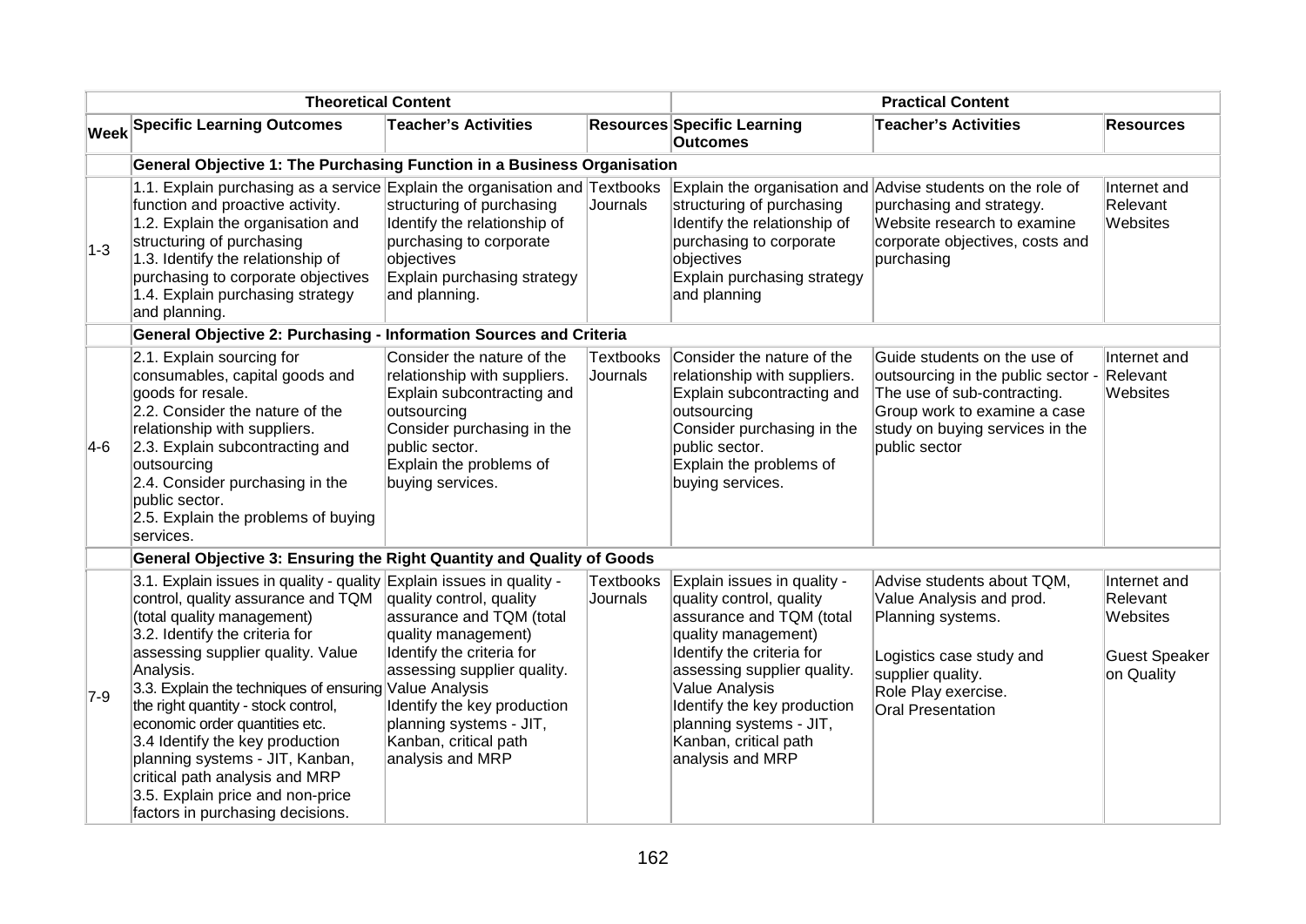| Theoretical Content | | | | Practical Content | | |
|---|---|---|---|---|---|---|
| **Week** | **Specific Learning Outcomes** | **Teacher's Activities** | **Resources** | **Specific Learning Outcomes** | **Teacher's Activities** | **Resources** |
| | **General Objective 1: The Purchasing Function in a Business Organisation** | | | | | |
| 1-3 | 1.1. Explain purchasing as a service function and proactive activity.<br>1.2. Explain the organisation and structuring of purchasing<br>1.3. Identify the relationship of purchasing to corporate objectives<br>1.4. Explain purchasing strategy and planning. | Explain the organisation and structuring of purchasing<br>Identify the relationship of purchasing to corporate objectives<br>Explain purchasing strategy and planning. | Textbooks<br>Journals | Explain the organisation and structuring of purchasing<br>Identify the relationship of purchasing to corporate objectives<br>Explain purchasing strategy and planning | Advise students on the role of purchasing and strategy.<br>Website research to examine corporate objectives, costs and purchasing | Internet and Relevant Websites |
| | **General Objective 2: Purchasing - Information Sources and Criteria** | | | | | |
| 4-6 | 2.1. Explain sourcing for consumables, capital goods and goods for resale.<br>2.2. Consider the nature of the relationship with suppliers.<br>2.3. Explain subcontracting and outsourcing<br>2.4. Consider purchasing in the public sector.<br>2.5. Explain the problems of buying services. | Consider the nature of the relationship with suppliers.<br>Explain subcontracting and outsourcing<br>Consider purchasing in the public sector.<br>Explain the problems of buying services. | Textbooks<br>Journals | Consider the nature of the relationship with suppliers.<br>Explain subcontracting and outsourcing<br>Consider purchasing in the public sector.<br>Explain the problems of buying services. | Guide students on the use of outsourcing in the public sector - The use of sub-contracting.<br>Group work to examine a case study on buying services in the public sector | Internet and Relevant Websites |
| | **General Objective 3: Ensuring the Right Quantity and Quality of Goods** | | | | | |
| 7-9 | 3.1. Explain issues in quality - quality control, quality assurance and TQM (total quality management)<br>3.2. Identify the criteria for assessing supplier quality. Value Analysis.<br>3.3. Explain the techniques of ensuring the right quantity - stock control, economic order quantities etc.<br>3.4 Identify the key production planning systems - JIT, Kanban, critical path analysis and MRP<br>3.5. Explain price and non-price factors in purchasing decisions. | Explain issues in quality - quality control, quality assurance and TQM (total quality management)<br>Identify the criteria for assessing supplier quality.<br>Value Analysis<br>Identify the key production planning systems - JIT, Kanban, critical path analysis and MRP | Textbooks<br>Journals | Explain issues in quality - quality control, quality assurance and TQM (total quality management)<br>Identify the criteria for assessing supplier quality.<br>Value Analysis<br>Identify the key production planning systems - JIT, Kanban, critical path analysis and MRP | Advise students about TQM, Value Analysis and prod. Planning systems.<br><br>Logistics case study and supplier quality.<br>Role Play exercise.<br>Oral Presentation | Internet and Relevant Websites<br><br>Guest Speaker on Quality |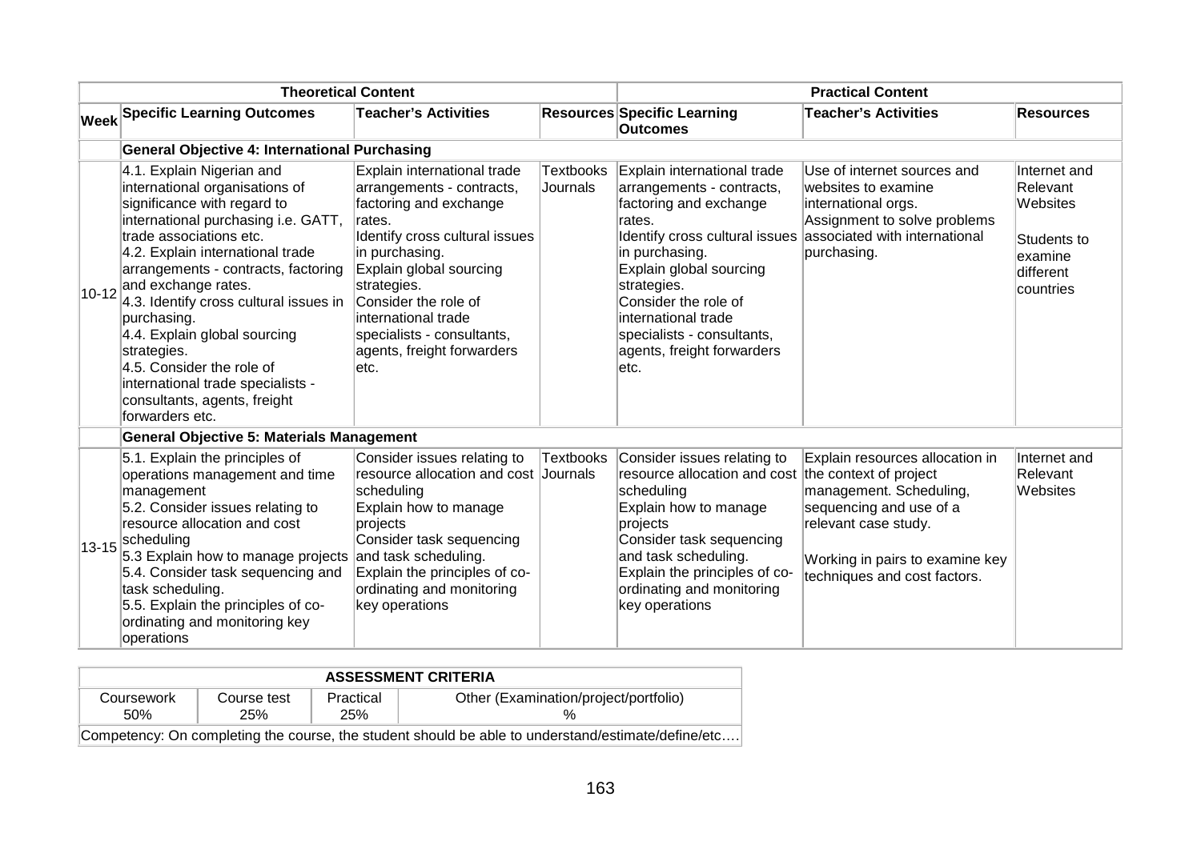| Theoretical Content | | | | Practical Content | | |
|---|---|---|---|---|---|---|
| Week | Specific Learning Outcomes | Teacher's Activities | Resources | Specific Learning Outcomes | Teacher's Activities | Resources |
| | **General Objective 4: International Purchasing** | | | | | |
| 10-12 | 4.1. Explain Nigerian and international organisations of significance with regard to international purchasing i.e. GATT, trade associations etc.<br>4.2. Explain international trade arrangements - contracts, factoring and exchange rates.<br>4.3. Identify cross cultural issues in purchasing.<br>4.4. Explain global sourcing strategies.<br>4.5. Consider the role of international trade specialists - consultants, agents, freight forwarders etc. | Explain international trade arrangements - contracts, factoring and exchange rates.<br>Identify cross cultural issues in purchasing.<br>Explain global sourcing strategies.<br>Consider the role of international trade specialists - consultants, agents, freight forwarders etc. | Textbooks Journals | Explain international trade arrangements - contracts, factoring and exchange rates.<br>Identify cross cultural issues in purchasing.<br>Explain global sourcing strategies.<br>Consider the role of international trade specialists - consultants, agents, freight forwarders etc. | Use of internet sources and websites to examine international orgs.<br>Assignment to solve problems associated with international purchasing. | Internet and Relevant Websites<br><br>Students to examine different countries |
| | **General Objective 5: Materials Management** | | | | | |
| 13-15 | 5.1. Explain the principles of operations management and time management<br>5.2. Consider issues relating to resource allocation and cost scheduling<br>5.3 Explain how to manage projects<br>5.4. Consider task sequencing and task scheduling.<br>5.5. Explain the principles of co-ordinating and monitoring key operations | Consider issues relating to resource allocation and cost scheduling<br>Explain how to manage projects<br>Consider task sequencing and task scheduling.<br>Explain the principles of co-ordinating and monitoring key operations | Textbooks Journals | Consider issues relating to resource allocation and cost scheduling<br>Explain how to manage projects<br>Consider task sequencing and task scheduling.<br>Explain the principles of co-ordinating and monitoring key operations | Explain resources allocation in the context of project management. Scheduling, sequencing and use of a relevant case study.<br><br>Working in pairs to examine key techniques and cost factors. | Internet and Relevant Websites |

| ASSESSMENT CRITERIA | | | |
|---|---|---|---|
| Coursework 50% | Course test 25% | Practical 25% | Other (Examination/project/portfolio) % |
| Competency: On completing the course, the student should be able to understand/estimate/define/etc…. | | | |